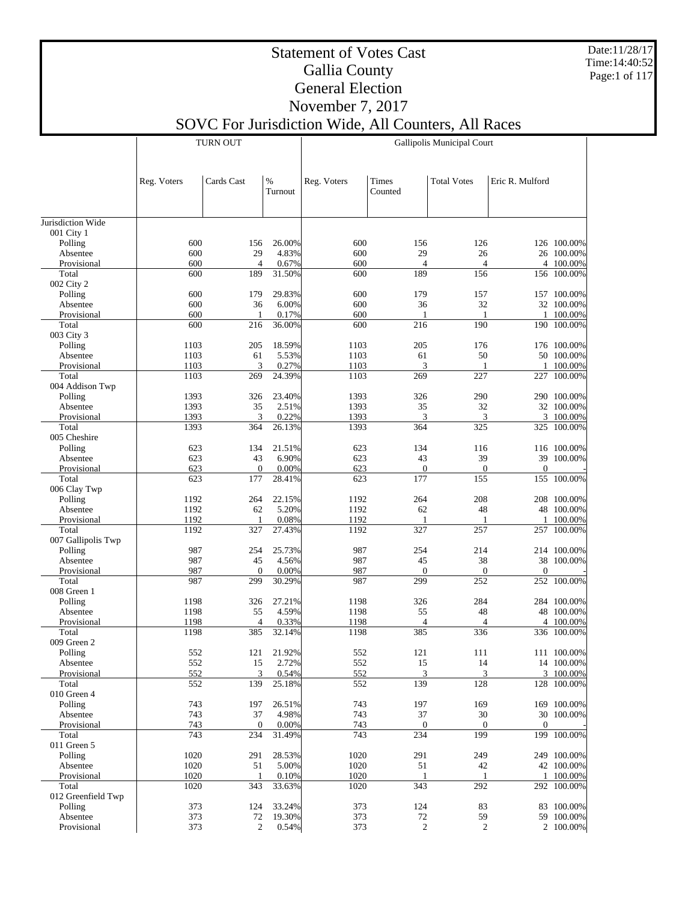# Statement of Votes Cast
## Gallia County
## General Election
## November 7, 2017
## SOVC For Jurisdiction Wide, All Counters, All Races

Date:11/28/17
Time:14:40:52

| | TURN OUT | | | Gallipolis Municipal Court | | | | |
|---|---|---|---|---|---|---|---|---|
| | Reg. Voters | Cards Cast | % Turnout | Reg. Voters | Times Counted | Total Votes | Eric R. Mulford | |
| Jurisdiction Wide | | | | | | | | |
| 001 City 1 | | | | | | | | |
| Polling | 600 | 156 | 26.00% | 600 | 156 | 126 | 126 | 100.00% |
| Absentee | 600 | 29 | 4.83% | 600 | 29 | 26 | 26 | 100.00% |
| Provisional | 600 | 4 | 0.67% | 600 | 4 | 4 | 4 | 100.00% |
| Total | 600 | 189 | 31.50% | 600 | 189 | 156 | 156 | 100.00% |
| 002 City 2 | | | | | | | | |
| Polling | 600 | 179 | 29.83% | 600 | 179 | 157 | 157 | 100.00% |
| Absentee | 600 | 36 | 6.00% | 600 | 36 | 32 | 32 | 100.00% |
| Provisional | 600 | 1 | 0.17% | 600 | 1 | 1 | 1 | 100.00% |
| Total | 600 | 216 | 36.00% | 600 | 216 | 190 | 190 | 100.00% |
| 003 City 3 | | | | | | | | |
| Polling | 1103 | 205 | 18.59% | 1103 | 205 | 176 | 176 | 100.00% |
| Absentee | 1103 | 61 | 5.53% | 1103 | 61 | 50 | 50 | 100.00% |
| Provisional | 1103 | 3 | 0.27% | 1103 | 3 | 1 | 1 | 100.00% |
| Total | 1103 | 269 | 24.39% | 1103 | 269 | 227 | 227 | 100.00% |
| 004 Addison Twp | | | | | | | | |
| Polling | 1393 | 326 | 23.40% | 1393 | 326 | 290 | 290 | 100.00% |
| Absentee | 1393 | 35 | 2.51% | 1393 | 35 | 32 | 32 | 100.00% |
| Provisional | 1393 | 3 | 0.22% | 1393 | 3 | 3 | 3 | 100.00% |
| Total | 1393 | 364 | 26.13% | 1393 | 364 | 325 | 325 | 100.00% |
| 005 Cheshire | | | | | | | | |
| Polling | 623 | 134 | 21.51% | 623 | 134 | 116 | 116 | 100.00% |
| Absentee | 623 | 43 | 6.90% | 623 | 43 | 39 | 39 | 100.00% |
| Provisional | 623 | 0 | 0.00% | 623 | 0 | 0 | 0 | - |
| Total | 623 | 177 | 28.41% | 623 | 177 | 155 | 155 | 100.00% |
| 006 Clay Twp | | | | | | | | |
| Polling | 1192 | 264 | 22.15% | 1192 | 264 | 208 | 208 | 100.00% |
| Absentee | 1192 | 62 | 5.20% | 1192 | 62 | 48 | 48 | 100.00% |
| Provisional | 1192 | 1 | 0.08% | 1192 | 1 | 1 | 1 | 100.00% |
| Total | 1192 | 327 | 27.43% | 1192 | 327 | 257 | 257 | 100.00% |
| 007 Gallipolis Twp | | | | | | | | |
| Polling | 987 | 254 | 25.73% | 987 | 254 | 214 | 214 | 100.00% |
| Absentee | 987 | 45 | 4.56% | 987 | 45 | 38 | 38 | 100.00% |
| Provisional | 987 | 0 | 0.00% | 987 | 0 | 0 | 0 | - |
| Total | 987 | 299 | 30.29% | 987 | 299 | 252 | 252 | 100.00% |
| 008 Green 1 | | | | | | | | |
| Polling | 1198 | 326 | 27.21% | 1198 | 326 | 284 | 284 | 100.00% |
| Absentee | 1198 | 55 | 4.59% | 1198 | 55 | 48 | 48 | 100.00% |
| Provisional | 1198 | 4 | 0.33% | 1198 | 4 | 4 | 4 | 100.00% |
| Total | 1198 | 385 | 32.14% | 1198 | 385 | 336 | 336 | 100.00% |
| 009 Green 2 | | | | | | | | |
| Polling | 552 | 121 | 21.92% | 552 | 121 | 111 | 111 | 100.00% |
| Absentee | 552 | 15 | 2.72% | 552 | 15 | 14 | 14 | 100.00% |
| Provisional | 552 | 3 | 0.54% | 552 | 3 | 3 | 3 | 100.00% |
| Total | 552 | 139 | 25.18% | 552 | 139 | 128 | 128 | 100.00% |
| 010 Green 4 | | | | | | | | |
| Polling | 743 | 197 | 26.51% | 743 | 197 | 169 | 169 | 100.00% |
| Absentee | 743 | 37 | 4.98% | 743 | 37 | 30 | 30 | 100.00% |
| Provisional | 743 | 0 | 0.00% | 743 | 0 | 0 | 0 | - |
| Total | 743 | 234 | 31.49% | 743 | 234 | 199 | 199 | 100.00% |
| 011 Green 5 | | | | | | | | |
| Polling | 1020 | 291 | 28.53% | 1020 | 291 | 249 | 249 | 100.00% |
| Absentee | 1020 | 51 | 5.00% | 1020 | 51 | 42 | 42 | 100.00% |
| Provisional | 1020 | 1 | 0.10% | 1020 | 1 | 1 | 1 | 100.00% |
| Total | 1020 | 343 | 33.63% | 1020 | 343 | 292 | 292 | 100.00% |
| 012 Greenfield Twp | | | | | | | | |
| Polling | 373 | 124 | 33.24% | 373 | 124 | 83 | 83 | 100.00% |
| Absentee | 373 | 72 | 19.30% | 373 | 72 | 59 | 59 | 100.00% |
| Provisional | 373 | 2 | 0.54% | 373 | 2 | 2 | 2 | 100.00% |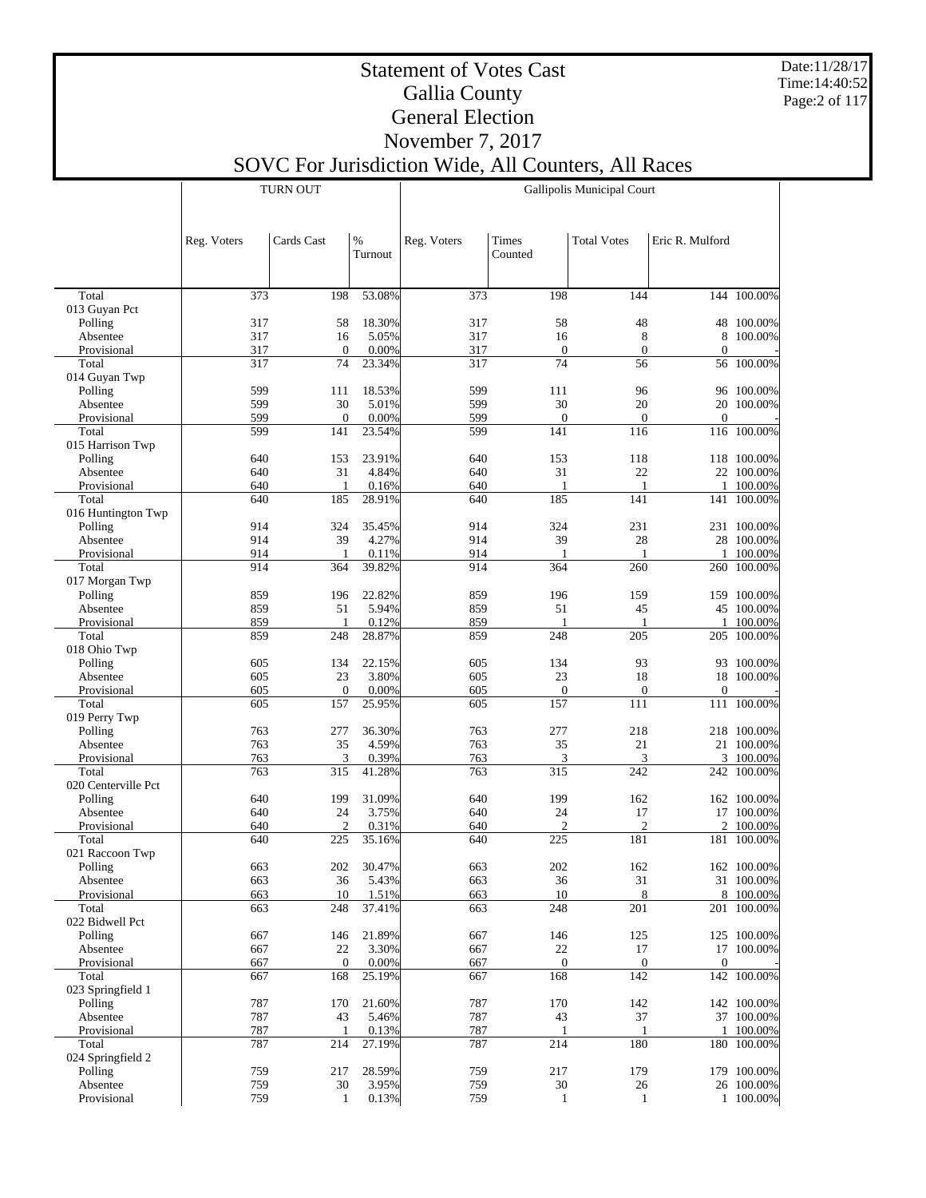# Statement of Votes Cast
# Gallia County
# General Election
# November 7, 2017
# SOVC For Jurisdiction Wide, All Counters, All Races

| | TURN OUT | | | Gallipolis Municipal Court | | | | |
|---|---|---|---|---|---|---|---|---|
| | Reg. Voters | Cards Cast | % Turnout | Reg. Voters | Times Counted | Total Votes | Eric R. Mulford | |
| Total | 373 | 198 | 53.08% | 373 | 198 | 144 | 144 | 100.00% |
| 013 Guyan Pct | | | | | | | | |
| Polling | 317 | 58 | 18.30% | 317 | 58 | 48 | 48 | 100.00% |
| Absentee | 317 | 16 | 5.05% | 317 | 16 | 8 | 8 | 100.00% |
| Provisional | 317 | 0 | 0.00% | 317 | 0 | 0 | 0 | - |
| Total | 317 | 74 | 23.34% | 317 | 74 | 56 | 56 | 100.00% |
| 014 Guyan Twp | | | | | | | | |
| Polling | 599 | 111 | 18.53% | 599 | 111 | 96 | 96 | 100.00% |
| Absentee | 599 | 30 | 5.01% | 599 | 30 | 20 | 20 | 100.00% |
| Provisional | 599 | 0 | 0.00% | 599 | 0 | 0 | 0 | - |
| Total | 599 | 141 | 23.54% | 599 | 141 | 116 | 116 | 100.00% |
| 015 Harrison Twp | | | | | | | | |
| Polling | 640 | 153 | 23.91% | 640 | 153 | 118 | 118 | 100.00% |
| Absentee | 640 | 31 | 4.84% | 640 | 31 | 22 | 22 | 100.00% |
| Provisional | 640 | 1 | 0.16% | 640 | 1 | 1 | 1 | 100.00% |
| Total | 640 | 185 | 28.91% | 640 | 185 | 141 | 141 | 100.00% |
| 016 Huntington Twp | | | | | | | | |
| Polling | 914 | 324 | 35.45% | 914 | 324 | 231 | 231 | 100.00% |
| Absentee | 914 | 39 | 4.27% | 914 | 39 | 28 | 28 | 100.00% |
| Provisional | 914 | 1 | 0.11% | 914 | 1 | 1 | 1 | 100.00% |
| Total | 914 | 364 | 39.82% | 914 | 364 | 260 | 260 | 100.00% |
| 017 Morgan Twp | | | | | | | | |
| Polling | 859 | 196 | 22.82% | 859 | 196 | 159 | 159 | 100.00% |
| Absentee | 859 | 51 | 5.94% | 859 | 51 | 45 | 45 | 100.00% |
| Provisional | 859 | 1 | 0.12% | 859 | 1 | 1 | 1 | 100.00% |
| Total | 859 | 248 | 28.87% | 859 | 248 | 205 | 205 | 100.00% |
| 018 Ohio Twp | | | | | | | | |
| Polling | 605 | 134 | 22.15% | 605 | 134 | 93 | 93 | 100.00% |
| Absentee | 605 | 23 | 3.80% | 605 | 23 | 18 | 18 | 100.00% |
| Provisional | 605 | 0 | 0.00% | 605 | 0 | 0 | 0 | - |
| Total | 605 | 157 | 25.95% | 605 | 157 | 111 | 111 | 100.00% |
| 019 Perry Twp | | | | | | | | |
| Polling | 763 | 277 | 36.30% | 763 | 277 | 218 | 218 | 100.00% |
| Absentee | 763 | 35 | 4.59% | 763 | 35 | 21 | 21 | 100.00% |
| Provisional | 763 | 3 | 0.39% | 763 | 3 | 3 | 3 | 100.00% |
| Total | 763 | 315 | 41.28% | 763 | 315 | 242 | 242 | 100.00% |
| 020 Centerville Pct | | | | | | | | |
| Polling | 640 | 199 | 31.09% | 640 | 199 | 162 | 162 | 100.00% |
| Absentee | 640 | 24 | 3.75% | 640 | 24 | 17 | 17 | 100.00% |
| Provisional | 640 | 2 | 0.31% | 640 | 2 | 2 | 2 | 100.00% |
| Total | 640 | 225 | 35.16% | 640 | 225 | 181 | 181 | 100.00% |
| 021 Raccoon Twp | | | | | | | | |
| Polling | 663 | 202 | 30.47% | 663 | 202 | 162 | 162 | 100.00% |
| Absentee | 663 | 36 | 5.43% | 663 | 36 | 31 | 31 | 100.00% |
| Provisional | 663 | 10 | 1.51% | 663 | 10 | 8 | 8 | 100.00% |
| Total | 663 | 248 | 37.41% | 663 | 248 | 201 | 201 | 100.00% |
| 022 Bidwell Pct | | | | | | | | |
| Polling | 667 | 146 | 21.89% | 667 | 146 | 125 | 125 | 100.00% |
| Absentee | 667 | 22 | 3.30% | 667 | 22 | 17 | 17 | 100.00% |
| Provisional | 667 | 0 | 0.00% | 667 | 0 | 0 | 0 | - |
| Total | 667 | 168 | 25.19% | 667 | 168 | 142 | 142 | 100.00% |
| 023 Springfield 1 | | | | | | | | |
| Polling | 787 | 170 | 21.60% | 787 | 170 | 142 | 142 | 100.00% |
| Absentee | 787 | 43 | 5.46% | 787 | 43 | 37 | 37 | 100.00% |
| Provisional | 787 | 1 | 0.13% | 787 | 1 | 1 | 1 | 100.00% |
| Total | 787 | 214 | 27.19% | 787 | 214 | 180 | 180 | 100.00% |
| 024 Springfield 2 | | | | | | | | |
| Polling | 759 | 217 | 28.59% | 759 | 217 | 179 | 179 | 100.00% |
| Absentee | 759 | 30 | 3.95% | 759 | 30 | 26 | 26 | 100.00% |
| Provisional | 759 | 1 | 0.13% | 759 | 1 | 1 | 1 | 100.00% |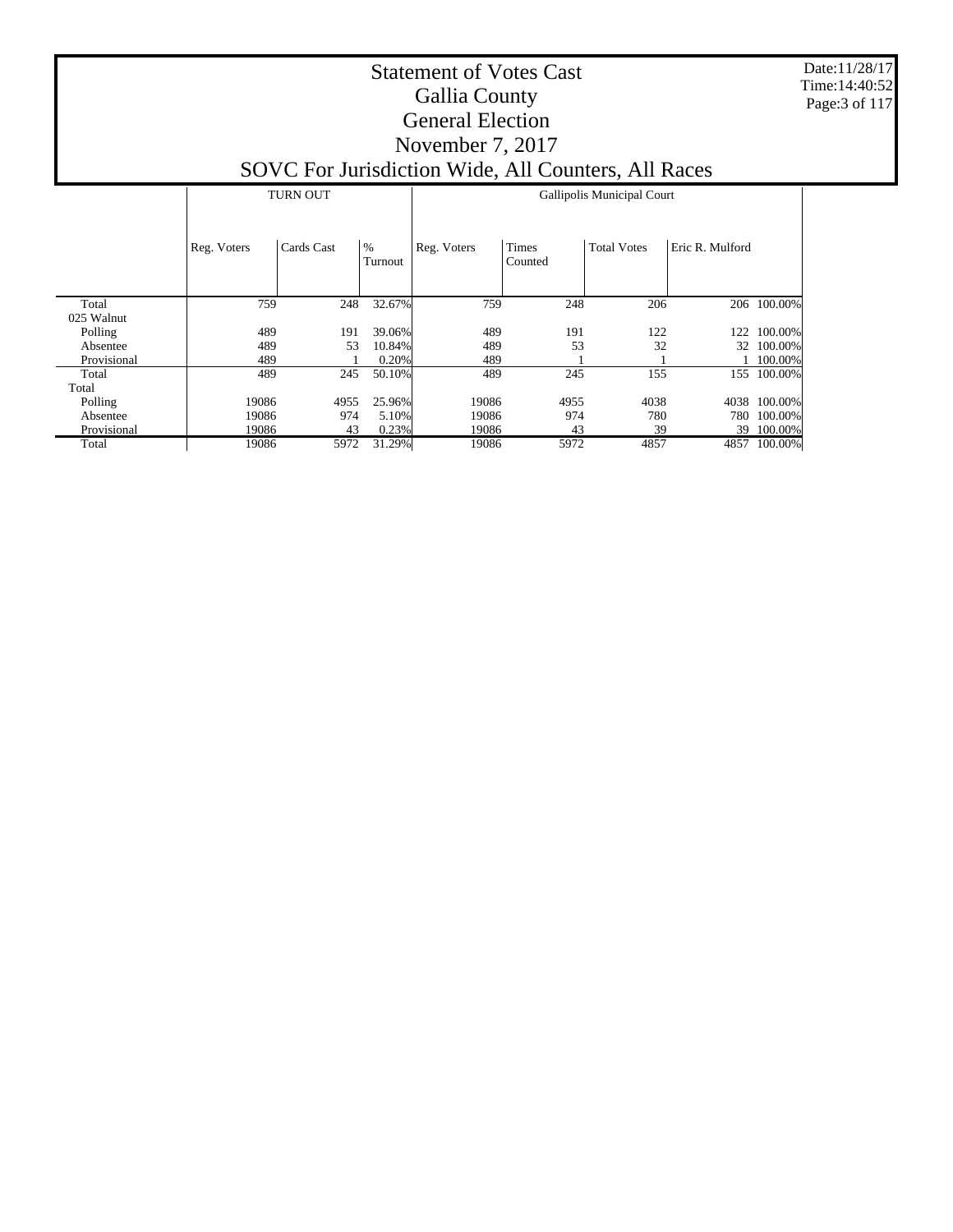# Statement of Votes Cast
# Gallia County
# General Election
# November 7, 2017
# SOVC For Jurisdiction Wide, All Counters, All Races

Date:11/28/17
Time:14:40:52

| | TURN OUT | | | Gallipolis Municipal Court | | | | |
|---|---|---|---|---|---|---|---|---|
| | Reg. Voters | Cards Cast | % Turnout | Reg. Voters | Times Counted | Total Votes | Eric R. Mulford | |
| Total | 759 | 248 | 32.67% | 759 | 248 | 206 | 206 | 100.00% |
| 025 Walnut | | | | | | | | |
| Polling | 489 | 191 | 39.06% | 489 | 191 | 122 | 122 | 100.00% |
| Absentee | 489 | 53 | 10.84% | 489 | 53 | 32 | 32 | 100.00% |
| Provisional | 489 | 1 | 0.20% | 489 | 1 | 1 | 1 | 100.00% |
| Total | 489 | 245 | 50.10% | 489 | 245 | 155 | 155 | 100.00% |
| Total | | | | | | | | |
| Polling | 19086 | 4955 | 25.96% | 19086 | 4955 | 4038 | 4038 | 100.00% |
| Absentee | 19086 | 974 | 5.10% | 19086 | 974 | 780 | 780 | 100.00% |
| Provisional | 19086 | 43 | 0.23% | 19086 | 43 | 39 | 39 | 100.00% |
| Total | 19086 | 5972 | 31.29% | 19086 | 5972 | 4857 | 4857 | 100.00% |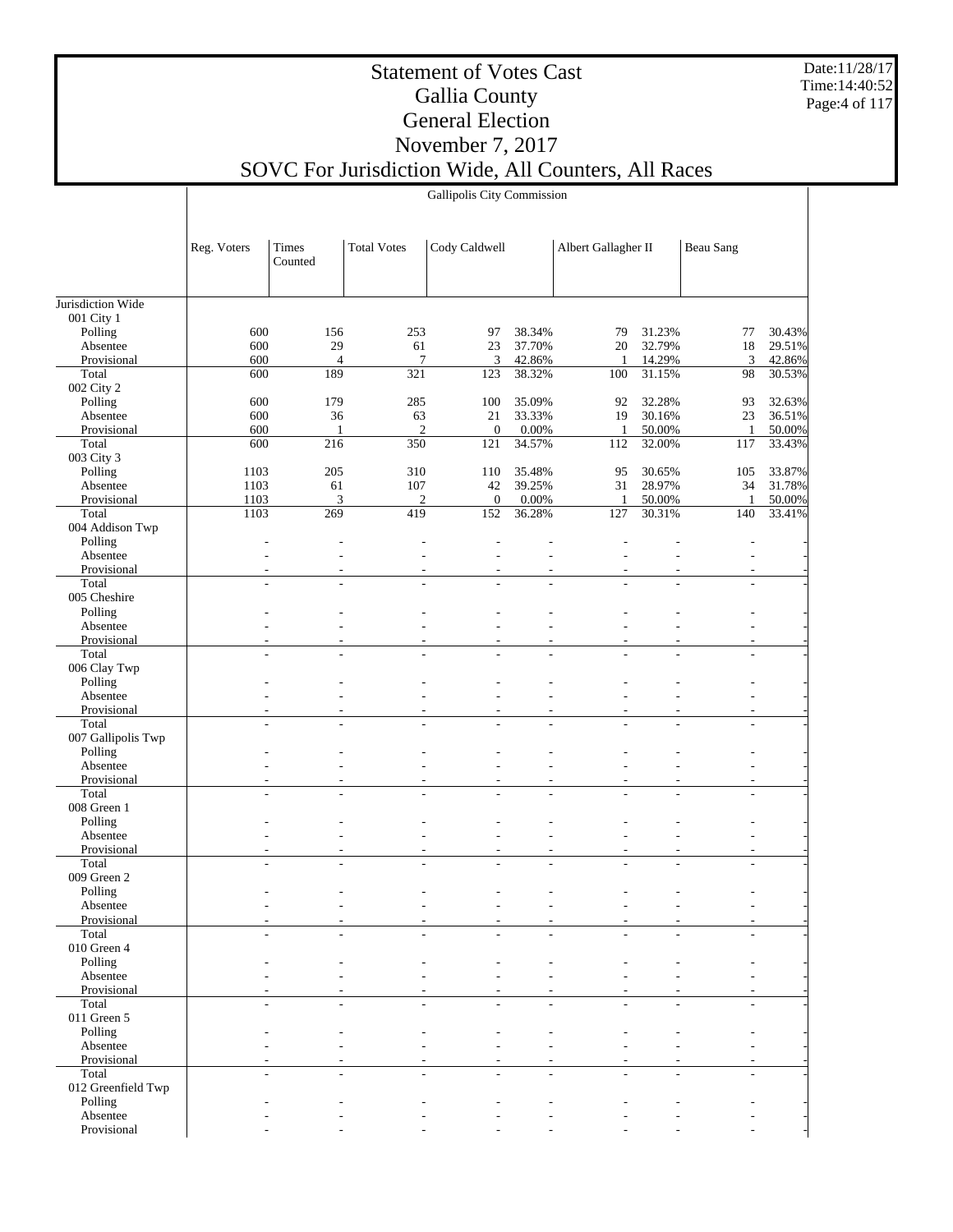# Statement of Votes Cast
# Gallia County
# General Election
# November 7, 2017
# SOVC For Jurisdiction Wide, All Counters, All Races

Date:11/28/17
Time:14:40:52

**Gallipolis City Commission**

| | Reg. Voters | Times Counted | Total Votes | Cody Caldwell | | Albert Gallagher II | | Beau Sang | |
|---|---|---|---|---|---|---|---|---|---|
| Jurisdiction Wide | | | | | | | | | |
| 001 City 1 | | | | | | | | | |
| Polling | 600 | 156 | 253 | 97 | 38.34% | 79 | 31.23% | 77 | 30.43% |
| Absentee | 600 | 29 | 61 | 23 | 37.70% | 20 | 32.79% | 18 | 29.51% |
| Provisional | 600 | 4 | 7 | 3 | 42.86% | 1 | 14.29% | 3 | 42.86% |
| Total | 600 | 189 | 321 | 123 | 38.32% | 100 | 31.15% | 98 | 30.53% |
| 002 City 2 | | | | | | | | | |
| Polling | 600 | 179 | 285 | 100 | 35.09% | 92 | 32.28% | 93 | 32.63% |
| Absentee | 600 | 36 | 63 | 21 | 33.33% | 19 | 30.16% | 23 | 36.51% |
| Provisional | 600 | 1 | 2 | 0 | 0.00% | 1 | 50.00% | 1 | 50.00% |
| Total | 600 | 216 | 350 | 121 | 34.57% | 112 | 32.00% | 117 | 33.43% |
| 003 City 3 | | | | | | | | | |
| Polling | 1103 | 205 | 310 | 110 | 35.48% | 95 | 30.65% | 105 | 33.87% |
| Absentee | 1103 | 61 | 107 | 42 | 39.25% | 31 | 28.97% | 34 | 31.78% |
| Provisional | 1103 | 3 | 2 | 0 | 0.00% | 1 | 50.00% | 1 | 50.00% |
| Total | 1103 | 269 | 419 | 152 | 36.28% | 127 | 30.31% | 140 | 33.41% |
| 004 Addison Twp | | | | | | | | | |
| Polling | - | - | - | - | - | - | - | - | - |
| Absentee | - | - | - | - | - | - | - | - | - |
| Provisional | - | - | - | - | - | - | - | - | - |
| Total | - | - | - | - | - | - | - | - | - |
| 005 Cheshire | | | | | | | | | |
| Polling | - | - | - | - | - | - | - | - | - |
| Absentee | - | - | - | - | - | - | - | - | - |
| Provisional | - | - | - | - | - | - | - | - | - |
| Total | - | - | - | - | - | - | - | - | - |
| 006 Clay Twp | | | | | | | | | |
| Polling | - | - | - | - | - | - | - | - | - |
| Absentee | - | - | - | - | - | - | - | - | - |
| Provisional | - | - | - | - | - | - | - | - | - |
| Total | - | - | - | - | - | - | - | - | - |
| 007 Gallipolis Twp | | | | | | | | | |
| Polling | - | - | - | - | - | - | - | - | - |
| Absentee | - | - | - | - | - | - | - | - | - |
| Provisional | - | - | - | - | - | - | - | - | - |
| Total | - | - | - | - | - | - | - | - | - |
| 008 Green 1 | | | | | | | | | |
| Polling | - | - | - | - | - | - | - | - | - |
| Absentee | - | - | - | - | - | - | - | - | - |
| Provisional | - | - | - | - | - | - | - | - | - |
| Total | - | - | - | - | - | - | - | - | - |
| 009 Green 2 | | | | | | | | | |
| Polling | - | - | - | - | - | - | - | - | - |
| Absentee | - | - | - | - | - | - | - | - | - |
| Provisional | - | - | - | - | - | - | - | - | - |
| Total | - | - | - | - | - | - | - | - | - |
| 010 Green 4 | | | | | | | | | |
| Polling | - | - | - | - | - | - | - | - | - |
| Absentee | - | - | - | - | - | - | - | - | - |
| Provisional | - | - | - | - | - | - | - | - | - |
| Total | - | - | - | - | - | - | - | - | - |
| 011 Green 5 | | | | | | | | | |
| Polling | - | - | - | - | - | - | - | - | - |
| Absentee | - | - | - | - | - | - | - | - | - |
| Provisional | - | - | - | - | - | - | - | - | - |
| Total | - | - | - | - | - | - | - | - | - |
| 012 Greenfield Twp | | | | | | | | | |
| Polling | - | - | - | - | - | - | - | - | - |
| Absentee | - | - | - | - | - | - | - | - | - |
| Provisional | - | - | - | - | - | - | - | - | - |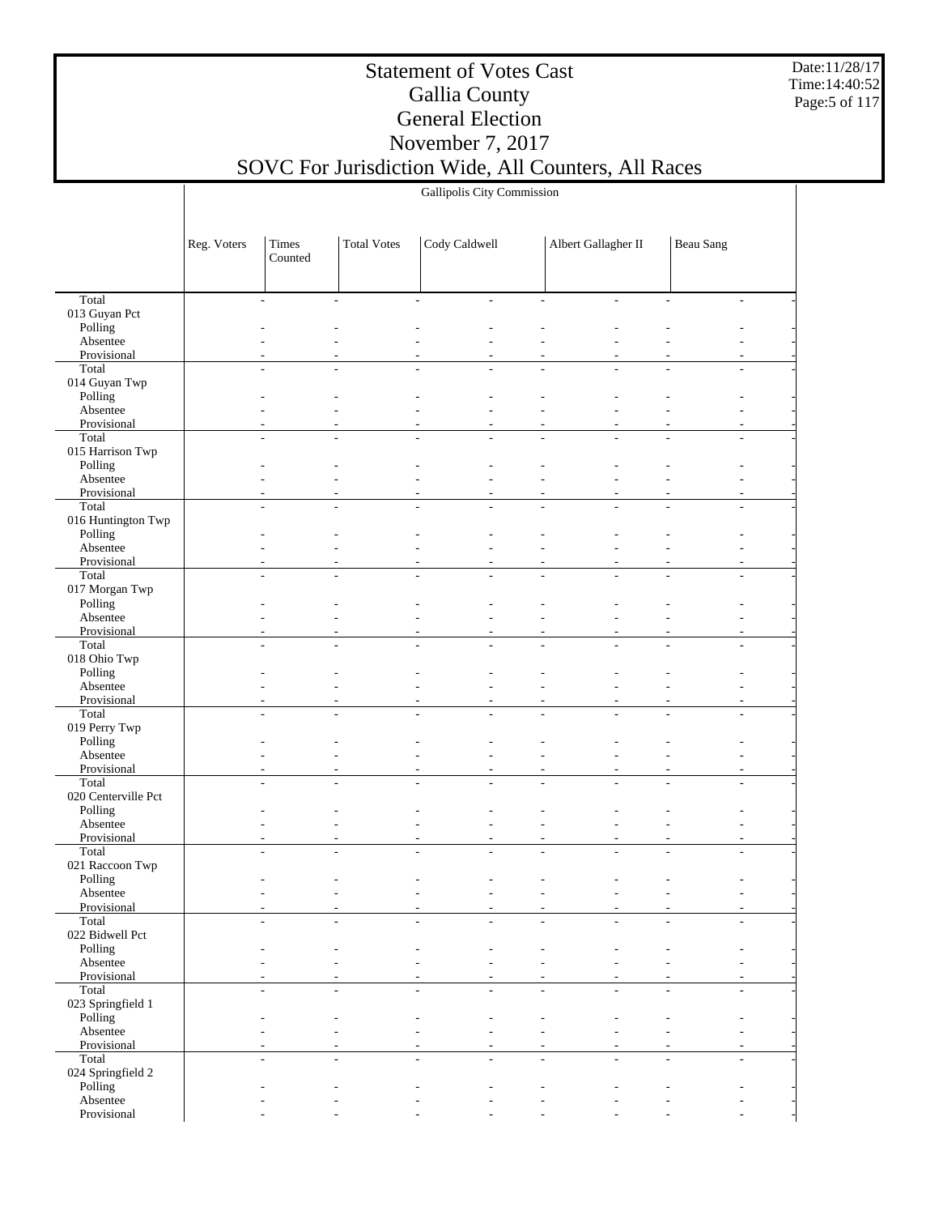# Statement of Votes Cast
# Gallia County
# General Election
# November 7, 2017
# SOVC For Jurisdiction Wide, All Counters, All Races

Date:11/28/17
Time:14:40:52

| | Gallipolis City Commission | | | | | |
|---|---|---|---|---|---|---|
| | Reg. Voters | Times Counted | Total Votes | Cody Caldwell | Albert Gallagher II | Beau Sang |
| Total | - | - | - | - | - | - |
| **013 Guyan Pct** | | | | | | |
| Polling | - | - | - | - | - | - |
| Absentee | - | - | - | - | - | - |
| Provisional | - | - | - | - | - | - |
| Total | - | - | - | - | - | - |
| **014 Guyan Twp** | | | | | | |
| Polling | - | - | - | - | - | - |
| Absentee | - | - | - | - | - | - |
| Provisional | - | - | - | - | - | - |
| Total | - | - | - | - | - | - |
| **015 Harrison Twp** | | | | | | |
| Polling | - | - | - | - | - | - |
| Absentee | - | - | - | - | - | - |
| Provisional | - | - | - | - | - | - |
| Total | - | - | - | - | - | - |
| **016 Huntington Twp** | | | | | | |
| Polling | - | - | - | - | - | - |
| Absentee | - | - | - | - | - | - |
| Provisional | - | - | - | - | - | - |
| Total | - | - | - | - | - | - |
| **017 Morgan Twp** | | | | | | |
| Polling | - | - | - | - | - | - |
| Absentee | - | - | - | - | - | - |
| Provisional | - | - | - | - | - | - |
| Total | - | - | - | - | - | - |
| **018 Ohio Twp** | | | | | | |
| Polling | - | - | - | - | - | - |
| Absentee | - | - | - | - | - | - |
| Provisional | - | - | - | - | - | - |
| Total | - | - | - | - | - | - |
| **019 Perry Twp** | | | | | | |
| Polling | - | - | - | - | - | - |
| Absentee | - | - | - | - | - | - |
| Provisional | - | - | - | - | - | - |
| Total | - | - | - | - | - | - |
| **020 Centerville Pct** | | | | | | |
| Polling | - | - | - | - | - | - |
| Absentee | - | - | - | - | - | - |
| Provisional | - | - | - | - | - | - |
| Total | - | - | - | - | - | - |
| **021 Raccoon Twp** | | | | | | |
| Polling | - | - | - | - | - | - |
| Absentee | - | - | - | - | - | - |
| Provisional | - | - | - | - | - | - |
| Total | - | - | - | - | - | - |
| **022 Bidwell Pct** | | | | | | |
| Polling | - | - | - | - | - | - |
| Absentee | - | - | - | - | - | - |
| Provisional | - | - | - | - | - | - |
| Total | - | - | - | - | - | - |
| **023 Springfield 1** | | | | | | |
| Polling | - | - | - | - | - | - |
| Absentee | - | - | - | - | - | - |
| Provisional | - | - | - | - | - | - |
| Total | - | - | - | - | - | - |
| **024 Springfield 2** | | | | | | |
| Polling | - | - | - | - | - | - |
| Absentee | - | - | - | - | - | - |
| Provisional | - | - | - | - | - | - |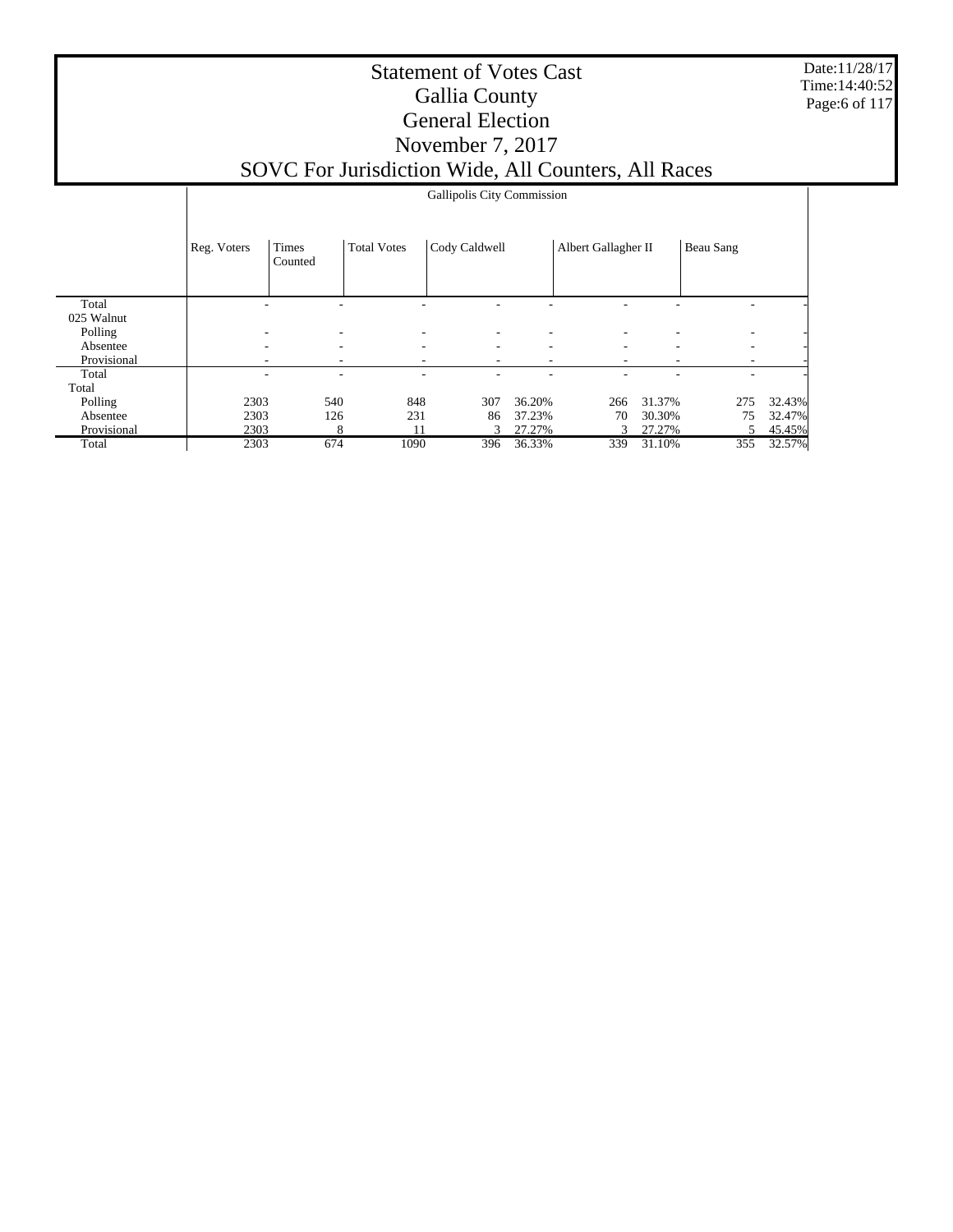# Statement of Votes Cast
# Gallia County
# General Election
# November 7, 2017
# SOVC For Jurisdiction Wide, All Counters, All Races

Date:11/28/17
Time:14:40:52

| | Gallipolis City Commission | | | | | | | | |
|---|---|---|---|---|---|---|---|---|---|
| | Reg. Voters | Times Counted | Total Votes | Cody Caldwell | | Albert Gallagher II | | Beau Sang | |
| Total | - | - | - | - | - | - | - | - | - |
| 025 Walnut | | | | | | | | | |
| Polling | - | - | - | - | - | - | - | - | - |
| Absentee | - | - | - | - | - | - | - | - | - |
| Provisional | - | - | - | - | - | - | - | - | - |
| Total | - | - | - | - | - | - | - | - | - |
| Total | | | | | | | | | |
| Polling | 2303 | 540 | 848 | 307 | 36.20% | 266 | 31.37% | 275 | 32.43% |
| Absentee | 2303 | 126 | 231 | 86 | 37.23% | 70 | 30.30% | 75 | 32.47% |
| Provisional | 2303 | 8 | 11 | 3 | 27.27% | 3 | 27.27% | 5 | 45.45% |
| Total | 2303 | 674 | 1090 | 396 | 36.33% | 339 | 31.10% | 355 | 32.57% |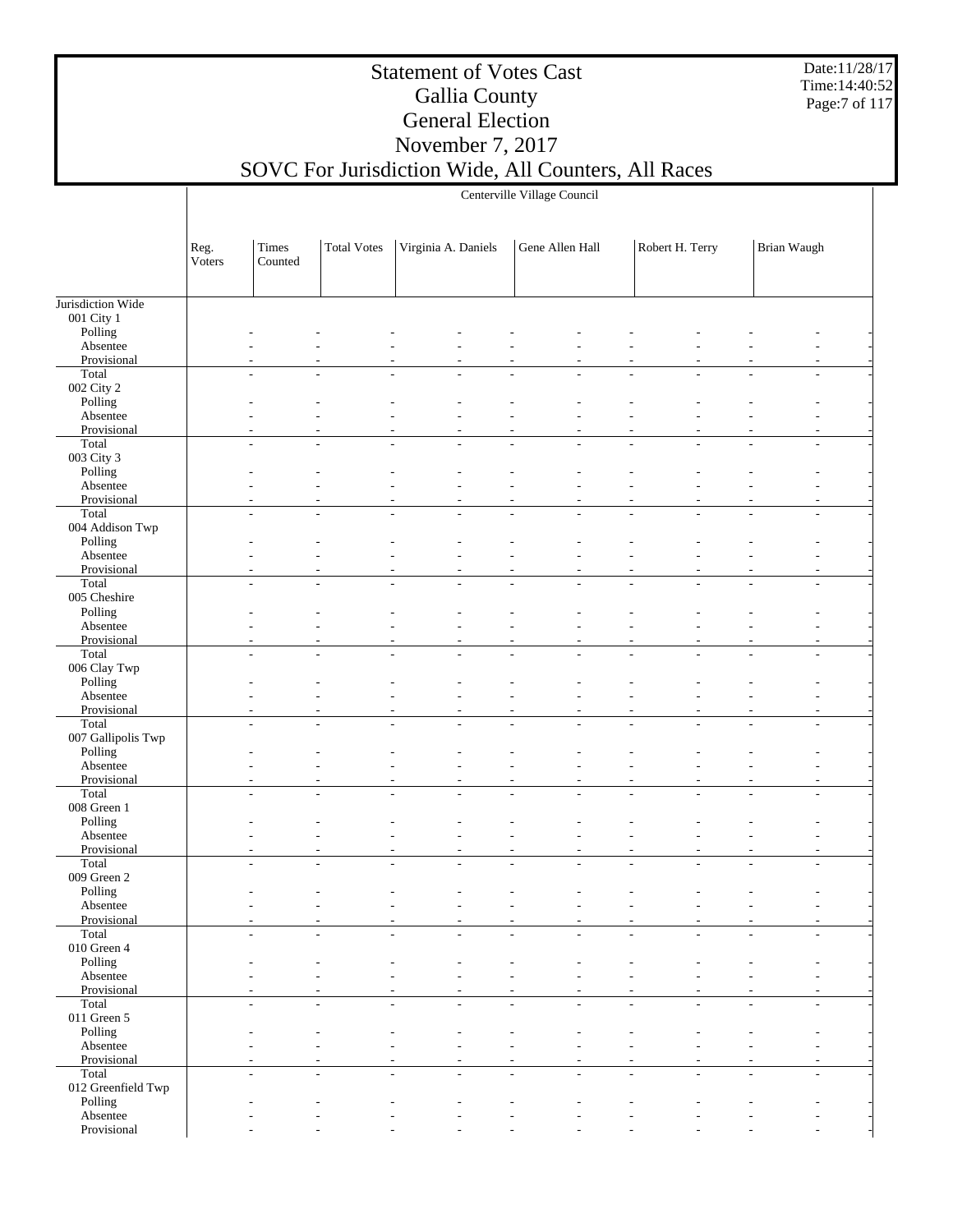# Statement of Votes Cast
## Gallia County
## General Election
## November 7, 2017
## SOVC For Jurisdiction Wide, All Counters, All Races

Date:11/28/17
Time:14:40:52

| | Centerville Village Council | | | | | | |
|---|---|---|---|---|---|---|---|
| | Reg. Voters | Times Counted | Total Votes | Virginia A. Daniels | Gene Allen Hall | Robert H. Terry | Brian Waugh |
| Jurisdiction Wide | | | | | | | |
| 001 City 1 | | | | | | | |
| Polling | - | - | - | - | - | - | - |
| Absentee | - | - | - | - | - | - | - |
| Provisional | - | - | - | - | - | - | - |
| Total | - | - | - | - | - | - | - |
| 002 City 2 | | | | | | | |
| Polling | - | - | - | - | - | - | - |
| Absentee | - | - | - | - | - | - | - |
| Provisional | - | - | - | - | - | - | - |
| Total | - | - | - | - | - | - | - |
| 003 City 3 | | | | | | | |
| Polling | - | - | - | - | - | - | - |
| Absentee | - | - | - | - | - | - | - |
| Provisional | - | - | - | - | - | - | - |
| Total | - | - | - | - | - | - | - |
| 004 Addison Twp | | | | | | | |
| Polling | - | - | - | - | - | - | - |
| Absentee | - | - | - | - | - | - | - |
| Provisional | - | - | - | - | - | - | - |
| Total | - | - | - | - | - | - | - |
| 005 Cheshire | | | | | | | |
| Polling | - | - | - | - | - | - | - |
| Absentee | - | - | - | - | - | - | - |
| Provisional | - | - | - | - | - | - | - |
| Total | - | - | - | - | - | - | - |
| 006 Clay Twp | | | | | | | |
| Polling | - | - | - | - | - | - | - |
| Absentee | - | - | - | - | - | - | - |
| Provisional | - | - | - | - | - | - | - |
| Total | - | - | - | - | - | - | - |
| 007 Gallipolis Twp | | | | | | | |
| Polling | - | - | - | - | - | - | - |
| Absentee | - | - | - | - | - | - | - |
| Provisional | - | - | - | - | - | - | - |
| Total | - | - | - | - | - | - | - |
| 008 Green 1 | | | | | | | |
| Polling | - | - | - | - | - | - | - |
| Absentee | - | - | - | - | - | - | - |
| Provisional | - | - | - | - | - | - | - |
| Total | - | - | - | - | - | - | - |
| 009 Green 2 | | | | | | | |
| Polling | - | - | - | - | - | - | - |
| Absentee | - | - | - | - | - | - | - |
| Provisional | - | - | - | - | - | - | - |
| Total | - | - | - | - | - | - | - |
| 010 Green 4 | | | | | | | |
| Polling | - | - | - | - | - | - | - |
| Absentee | - | - | - | - | - | - | - |
| Provisional | - | - | - | - | - | - | - |
| Total | - | - | - | - | - | - | - |
| 011 Green 5 | | | | | | | |
| Polling | - | - | - | - | - | - | - |
| Absentee | - | - | - | - | - | - | - |
| Provisional | - | - | - | - | - | - | - |
| Total | - | - | - | - | - | - | - |
| 012 Greenfield Twp | | | | | | | |
| Polling | - | - | - | - | - | - | - |
| Absentee | - | - | - | - | - | - | - |
| Provisional | - | - | - | - | - | - | - |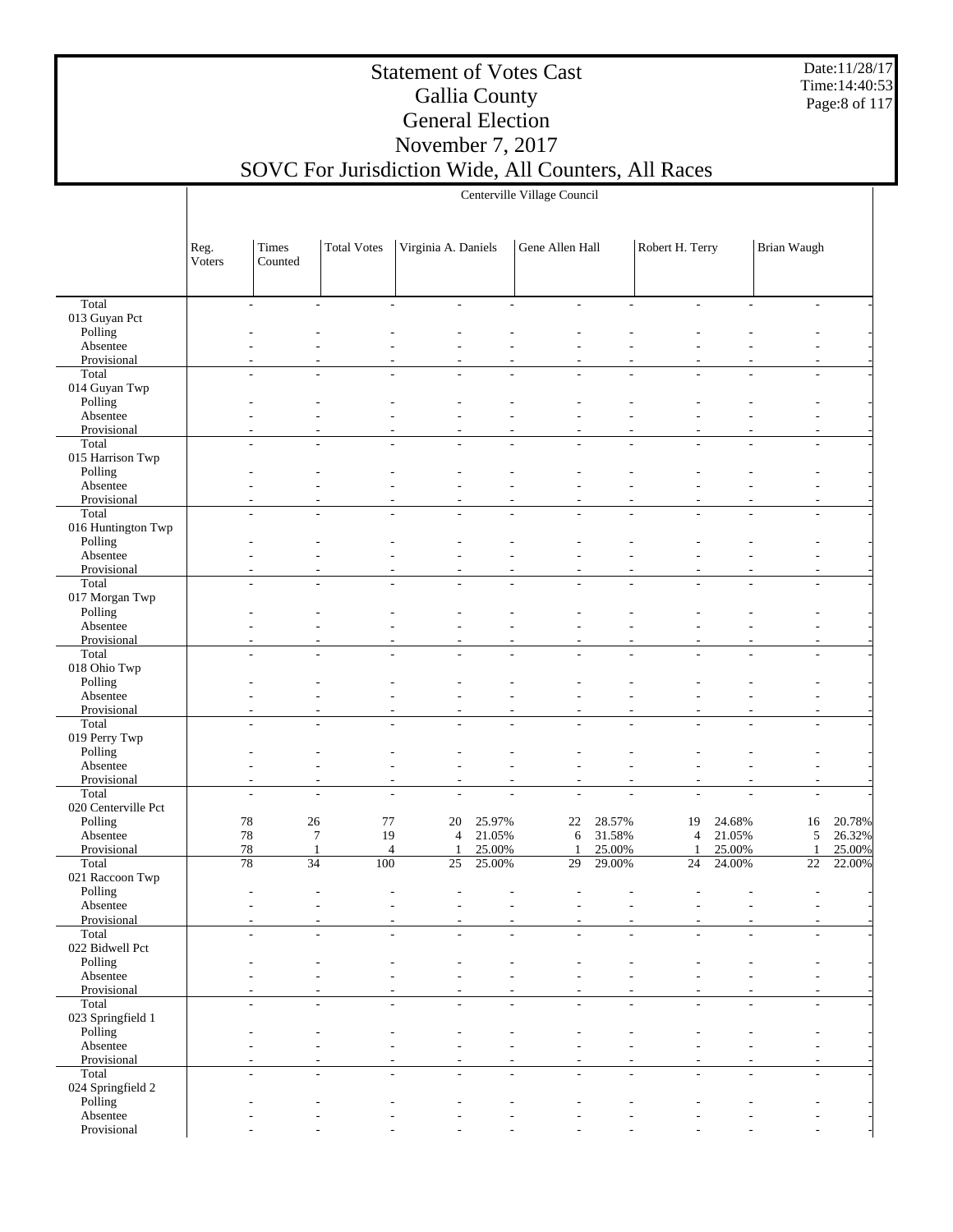# Statement of Votes Cast
## Gallia County
## General Election
## November 7, 2017
## SOVC For Jurisdiction Wide, All Counters, All Races

Centerville Village Council

| | Reg. Voters | Times Counted | Total Votes | Virginia A. Daniels | | Gene Allen Hall | | Robert H. Terry | | Brian Waugh | |
|---|---|---|---|---|---|---|---|---|---|---|---|
| Total | - | - | - | - | - | - | - | - | - | - | - |
| 013 Guyan Pct | | | | | | | | | | | |
| Polling | - | - | - | - | - | - | - | - | - | - | - |
| Absentee | - | - | - | - | - | - | - | - | - | - | - |
| Provisional | - | - | - | - | - | - | - | - | - | - | - |
| Total | - | - | - | - | - | - | - | - | - | - | - |
| 014 Guyan Twp | | | | | | | | | | | |
| Polling | - | - | - | - | - | - | - | - | - | - | - |
| Absentee | - | - | - | - | - | - | - | - | - | - | - |
| Provisional | - | - | - | - | - | - | - | - | - | - | - |
| Total | - | - | - | - | - | - | - | - | - | - | - |
| 015 Harrison Twp | | | | | | | | | | | |
| Polling | - | - | - | - | - | - | - | - | - | - | - |
| Absentee | - | - | - | - | - | - | - | - | - | - | - |
| Provisional | - | - | - | - | - | - | - | - | - | - | - |
| Total | - | - | - | - | - | - | - | - | - | - | - |
| 016 Huntington Twp | | | | | | | | | | | |
| Polling | - | - | - | - | - | - | - | - | - | - | - |
| Absentee | - | - | - | - | - | - | - | - | - | - | - |
| Provisional | - | - | - | - | - | - | - | - | - | - | - |
| Total | - | - | - | - | - | - | - | - | - | - | - |
| 017 Morgan Twp | | | | | | | | | | | |
| Polling | - | - | - | - | - | - | - | - | - | - | - |
| Absentee | - | - | - | - | - | - | - | - | - | - | - |
| Provisional | - | - | - | - | - | - | - | - | - | - | - |
| Total | - | - | - | - | - | - | - | - | - | - | - |
| 018 Ohio Twp | | | | | | | | | | | |
| Polling | - | - | - | - | - | - | - | - | - | - | - |
| Absentee | - | - | - | - | - | - | - | - | - | - | - |
| Provisional | - | - | - | - | - | - | - | - | - | - | - |
| Total | - | - | - | - | - | - | - | - | - | - | - |
| 019 Perry Twp | | | | | | | | | | | |
| Polling | - | - | - | - | - | - | - | - | - | - | - |
| Absentee | - | - | - | - | - | - | - | - | - | - | - |
| Provisional | - | - | - | - | - | - | - | - | - | - | - |
| Total | - | - | - | - | - | - | - | - | - | - | - |
| 020 Centerville Pct | | | | | | | | | | | |
| Polling | 78 | 26 | 77 | 20 | 25.97% | 22 | 28.57% | 19 | 24.68% | 16 | 20.78% |
| Absentee | 78 | 7 | 19 | 4 | 21.05% | 6 | 31.58% | 4 | 21.05% | 5 | 26.32% |
| Provisional | 78 | 1 | 4 | 1 | 25.00% | 1 | 25.00% | 1 | 25.00% | 1 | 25.00% |
| Total | 78 | 34 | 100 | 25 | 25.00% | 29 | 29.00% | 24 | 24.00% | 22 | 22.00% |
| 021 Raccoon Twp | | | | | | | | | | | |
| Polling | - | - | - | - | - | - | - | - | - | - | - |
| Absentee | - | - | - | - | - | - | - | - | - | - | - |
| Provisional | - | - | - | - | - | - | - | - | - | - | - |
| Total | - | - | - | - | - | - | - | - | - | - | - |
| 022 Bidwell Pct | | | | | | | | | | | |
| Polling | - | - | - | - | - | - | - | - | - | - | - |
| Absentee | - | - | - | - | - | - | - | - | - | - | - |
| Provisional | - | - | - | - | - | - | - | - | - | - | - |
| Total | - | - | - | - | - | - | - | - | - | - | - |
| 023 Springfield 1 | | | | | | | | | | | |
| Polling | - | - | - | - | - | - | - | - | - | - | - |
| Absentee | - | - | - | - | - | - | - | - | - | - | - |
| Provisional | - | - | - | - | - | - | - | - | - | - | - |
| Total | - | - | - | - | - | - | - | - | - | - | - |
| 024 Springfield 2 | | | | | | | | | | | |
| Polling | - | - | - | - | - | - | - | - | - | - | - |
| Absentee | - | - | - | - | - | - | - | - | - | - | - |
| Provisional | - | - | - | - | - | - | - | - | - | - | - |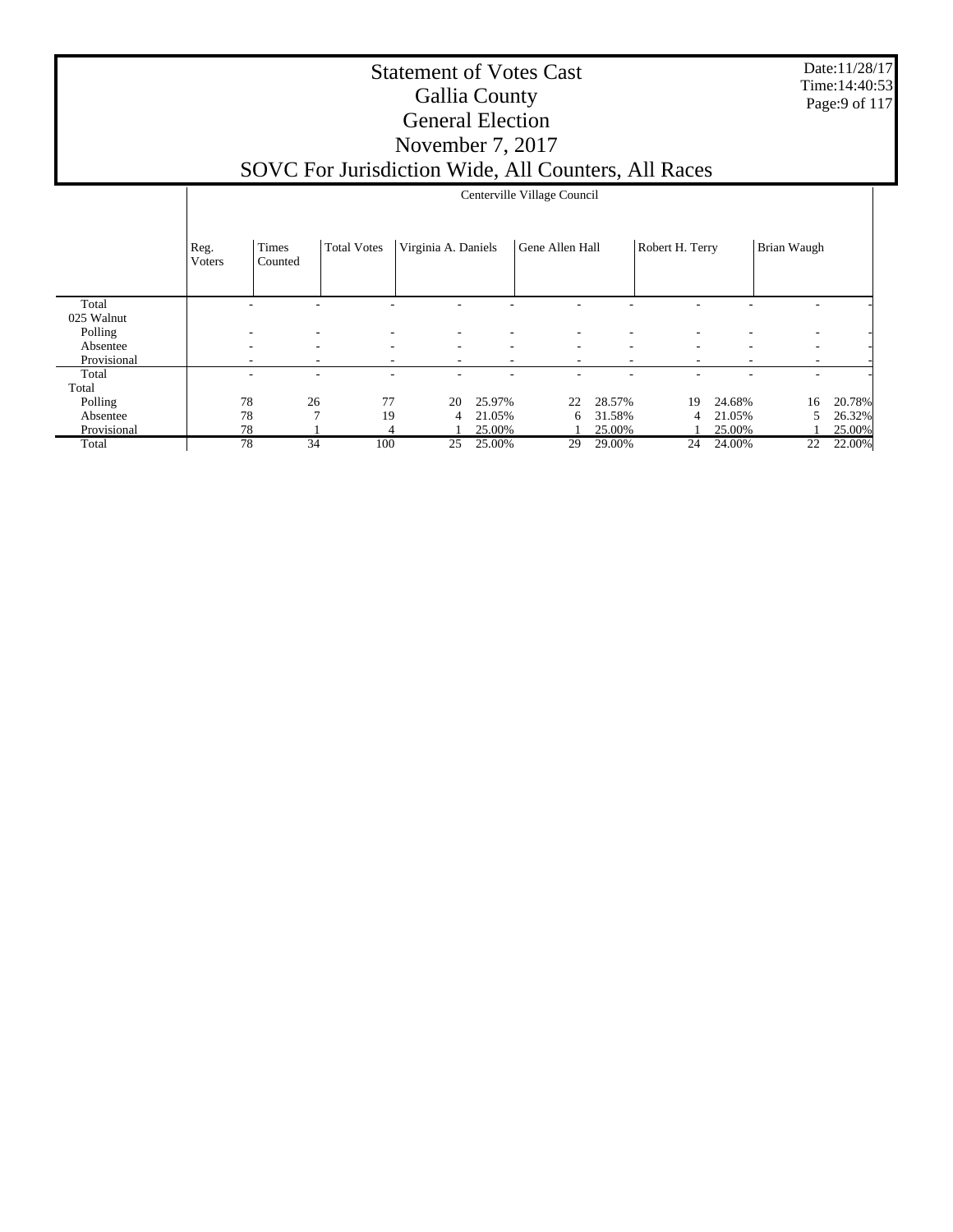# Statement of Votes Cast
## Gallia County
## General Election
## November 7, 2017
## SOVC For Jurisdiction Wide, All Counters, All Races

Date:11/28/17
Time:14:40:53

| | Centerville Village Council | | | | | | | | | | | |
|---|---|---|---|---|---|---|---|---|---|---|---|---|
| | Reg. Voters | Times Counted | Total Votes | Virginia A. Daniels | | Gene Allen Hall | | Robert H. Terry | | Brian Waugh | | |
| Total | - | - | - | - | - | - | - | - | - | - | - |
| 025 Walnut | | | | | | | | | | | |
| Polling | - | - | - | - | - | - | - | - | - | - | - |
| Absentee | - | - | - | - | - | - | - | - | - | - | - |
| Provisional | - | - | - | - | - | - | - | - | - | - | - |
| Total | - | - | - | - | - | - | - | - | - | - | - |
| Total | | | | | | | | | | | |
| Polling | 78 | 26 | 77 | 20 | 25.97% | 22 | 28.57% | 19 | 24.68% | 16 | 20.78% |
| Absentee | 78 | 7 | 19 | 4 | 21.05% | 6 | 31.58% | 4 | 21.05% | 5 | 26.32% |
| Provisional | 78 | 1 | 4 | 1 | 25.00% | 1 | 25.00% | 1 | 25.00% | 1 | 25.00% |
| Total | 78 | 34 | 100 | 25 | 25.00% | 29 | 29.00% | 24 | 24.00% | 22 | 22.00% |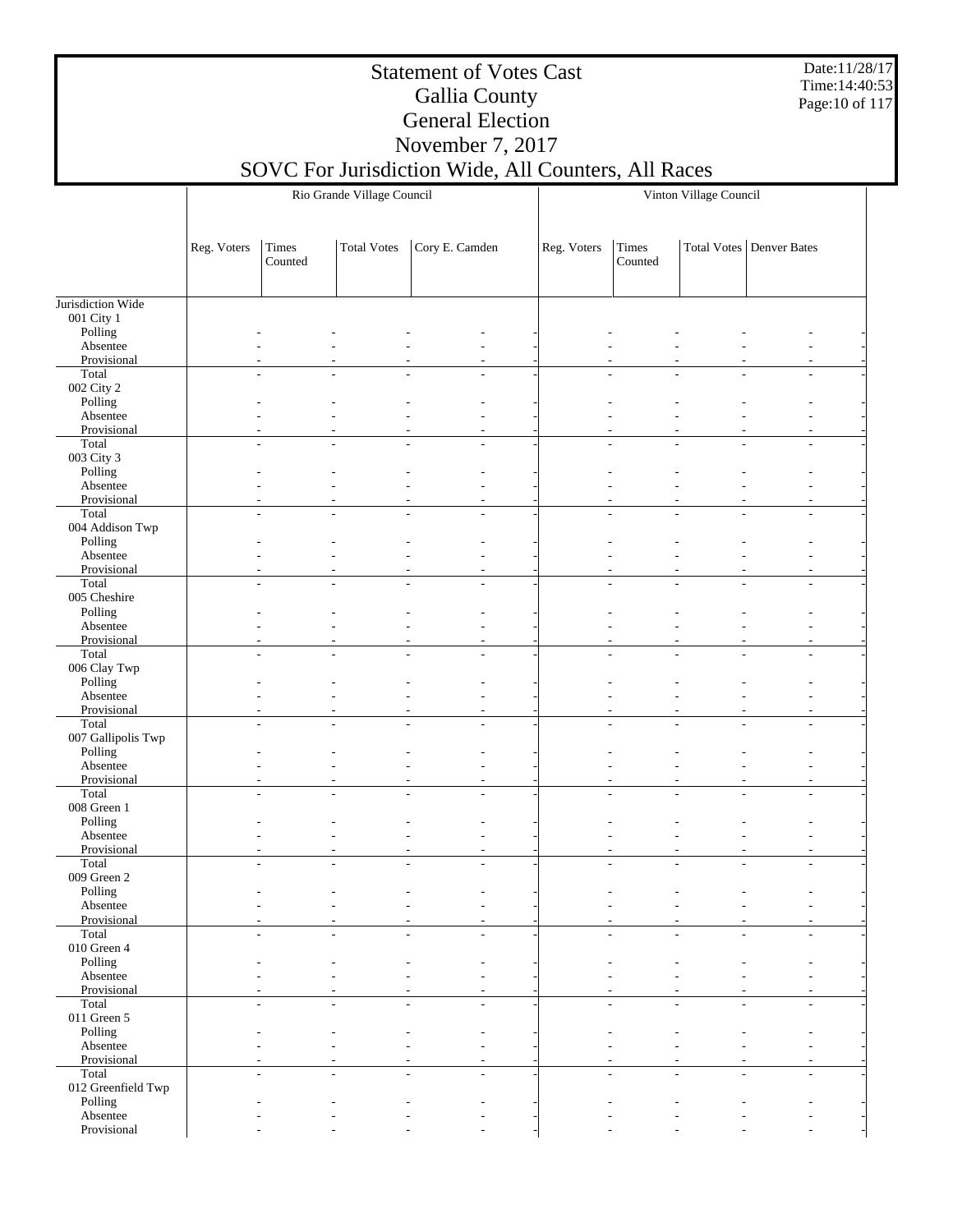# Statement of Votes Cast
## Gallia County
## General Election
## November 7, 2017
## SOVC For Jurisdiction Wide, All Counters, All Races

| | Rio Grande Village Council | | | | | Vinton Village Council | | | | |
|---|---|---|---|---|---|---|---|---|---|---|
| | Reg. Voters | Times Counted | Total Votes | Cory E. Camden | | Reg. Voters | Times Counted | Total Votes | Denver Bates | |
| Jurisdiction Wide | | | | | | | | | | |
| 001 City 1 | | | | | | | | | | |
| Polling | - | - | - | - | - | - | - | - | - | - |
| Absentee | - | - | - | - | - | - | - | - | - | - |
| Provisional | - | - | - | - | - | - | - | - | - | - |
| Total | - | - | - | - | - | - | - | - | - | - |
| 002 City 2 | | | | | | | | | | |
| Polling | - | - | - | - | - | - | - | - | - | - |
| Absentee | - | - | - | - | - | - | - | - | - | - |
| Provisional | - | - | - | - | - | - | - | - | - | - |
| Total | - | - | - | - | - | - | - | - | - | - |
| 003 City 3 | | | | | | | | | | |
| Polling | - | - | - | - | - | - | - | - | - | - |
| Absentee | - | - | - | - | - | - | - | - | - | - |
| Provisional | - | - | - | - | - | - | - | - | - | - |
| Total | - | - | - | - | - | - | - | - | - | - |
| 004 Addison Twp | | | | | | | | | | |
| Polling | - | - | - | - | - | - | - | - | - | - |
| Absentee | - | - | - | - | - | - | - | - | - | - |
| Provisional | - | - | - | - | - | - | - | - | - | - |
| Total | - | - | - | - | - | - | - | - | - | - |
| 005 Cheshire | | | | | | | | | | |
| Polling | - | - | - | - | - | - | - | - | - | - |
| Absentee | - | - | - | - | - | - | - | - | - | - |
| Provisional | - | - | - | - | - | - | - | - | - | - |
| Total | - | - | - | - | - | - | - | - | - | - |
| 006 Clay Twp | | | | | | | | | | |
| Polling | - | - | - | - | - | - | - | - | - | - |
| Absentee | - | - | - | - | - | - | - | - | - | - |
| Provisional | - | - | - | - | - | - | - | - | - | - |
| Total | - | - | - | - | - | - | - | - | - | - |
| 007 Gallipolis Twp | | | | | | | | | | |
| Polling | - | - | - | - | - | - | - | - | - | - |
| Absentee | - | - | - | - | - | - | - | - | - | - |
| Provisional | - | - | - | - | - | - | - | - | - | - |
| Total | - | - | - | - | - | - | - | - | - | - |
| 008 Green 1 | | | | | | | | | | |
| Polling | - | - | - | - | - | - | - | - | - | - |
| Absentee | - | - | - | - | - | - | - | - | - | - |
| Provisional | - | - | - | - | - | - | - | - | - | - |
| Total | - | - | - | - | - | - | - | - | - | - |
| 009 Green 2 | | | | | | | | | | |
| Polling | - | - | - | - | - | - | - | - | - | - |
| Absentee | - | - | - | - | - | - | - | - | - | - |
| Provisional | - | - | - | - | - | - | - | - | - | - |
| Total | - | - | - | - | - | - | - | - | - | - |
| 010 Green 4 | | | | | | | | | | |
| Polling | - | - | - | - | - | - | - | - | - | - |
| Absentee | - | - | - | - | - | - | - | - | - | - |
| Provisional | - | - | - | - | - | - | - | - | - | - |
| Total | - | - | - | - | - | - | - | - | - | - |
| 011 Green 5 | | | | | | | | | | |
| Polling | - | - | - | - | - | - | - | - | - | - |
| Absentee | - | - | - | - | - | - | - | - | - | - |
| Provisional | - | - | - | - | - | - | - | - | - | - |
| Total | - | - | - | - | - | - | - | - | - | - |
| 012 Greenfield Twp | | | | | | | | | | |
| Polling | - | - | - | - | - | - | - | - | - | - |
| Absentee | - | - | - | - | - | - | - | - | - | - |
| Provisional | - | - | - | - | - | - | - | - | - | - |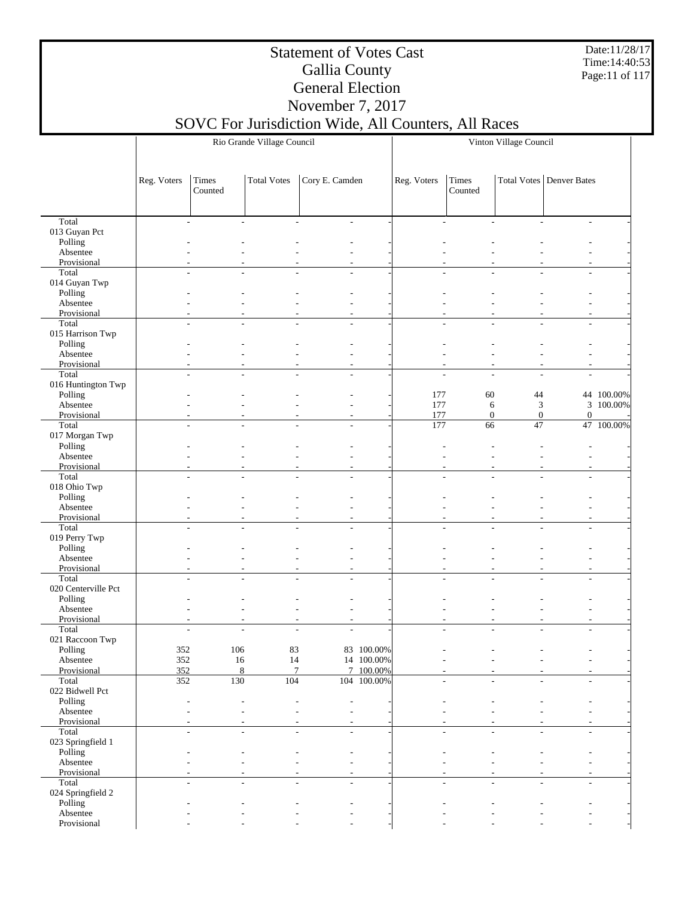# Statement of Votes Cast
# Gallia County
# General Election
# November 7, 2017
# SOVC For Jurisdiction Wide, All Counters, All Races

Date:11/28/17
Time:14:40:53

| | Rio Grande Village Council | | | | | Vinton Village Council | | | | |
|---|---|---|---|---|---|---|---|---|---|---|
| | Reg. Voters | Times Counted | Total Votes | Cory E. Camden | | Reg. Voters | Times Counted | Total Votes | Denver Bates | |
| Total | - | - | - | - | - | - | - | - | - | - |
| 013 Guyan Pct | | | | | | | | | | |
| Polling | - | - | - | - | - | - | - | - | - | - |
| Absentee | - | - | - | - | - | - | - | - | - | - |
| Provisional | - | - | - | - | - | - | - | - | - | - |
| Total | - | - | - | - | - | - | - | - | - | - |
| 014 Guyan Twp | | | | | | | | | | |
| Polling | - | - | - | - | - | - | - | - | - | - |
| Absentee | - | - | - | - | - | - | - | - | - | - |
| Provisional | - | - | - | - | - | - | - | - | - | - |
| Total | - | - | - | - | - | - | - | - | - | - |
| 015 Harrison Twp | | | | | | | | | | |
| Polling | - | - | - | - | - | - | - | - | - | - |
| Absentee | - | - | - | - | - | - | - | - | - | - |
| Provisional | - | - | - | - | - | - | - | - | - | - |
| Total | - | - | - | - | - | - | - | - | - | - |
| 016 Huntington Twp | | | | | | | | | | |
| Polling | - | - | - | - | - | 177 | 60 | 44 | 44 | 100.00% |
| Absentee | - | - | - | - | - | 177 | 6 | 3 | 3 | 100.00% |
| Provisional | - | - | - | - | - | 177 | 0 | 0 | 0 | - |
| Total | - | - | - | - | - | 177 | 66 | 47 | 47 | 100.00% |
| 017 Morgan Twp | | | | | | | | | | |
| Polling | - | - | - | - | - | - | - | - | - | - |
| Absentee | - | - | - | - | - | - | - | - | - | - |
| Provisional | - | - | - | - | - | - | - | - | - | - |
| Total | - | - | - | - | - | - | - | - | - | - |
| 018 Ohio Twp | | | | | | | | | | |
| Polling | - | - | - | - | - | - | - | - | - | - |
| Absentee | - | - | - | - | - | - | - | - | - | - |
| Provisional | - | - | - | - | - | - | - | - | - | - |
| Total | - | - | - | - | - | - | - | - | - | - |
| 019 Perry Twp | | | | | | | | | | |
| Polling | - | - | - | - | - | - | - | - | - | - |
| Absentee | - | - | - | - | - | - | - | - | - | - |
| Provisional | - | - | - | - | - | - | - | - | - | - |
| Total | - | - | - | - | - | - | - | - | - | - |
| 020 Centerville Pct | | | | | | | | | | |
| Polling | - | - | - | - | - | - | - | - | - | - |
| Absentee | - | - | - | - | - | - | - | - | - | - |
| Provisional | - | - | - | - | - | - | - | - | - | - |
| Total | - | - | - | - | - | - | - | - | - | - |
| 021 Raccoon Twp | | | | | | | | | | |
| Polling | 352 | 106 | 83 | 83 | 100.00% | - | - | - | - | - |
| Absentee | 352 | 16 | 14 | 14 | 100.00% | - | - | - | - | - |
| Provisional | 352 | 8 | 7 | 7 | 100.00% | - | - | - | - | - |
| Total | 352 | 130 | 104 | 104 | 100.00% | - | - | - | - | - |
| 022 Bidwell Pct | | | | | | | | | | |
| Polling | - | - | - | - | - | - | - | - | - | - |
| Absentee | - | - | - | - | - | - | - | - | - | - |
| Provisional | - | - | - | - | - | - | - | - | - | - |
| Total | - | - | - | - | - | - | - | - | - | - |
| 023 Springfield 1 | | | | | | | | | | |
| Polling | - | - | - | - | - | - | - | - | - | - |
| Absentee | - | - | - | - | - | - | - | - | - | - |
| Provisional | - | - | - | - | - | - | - | - | - | - |
| Total | - | - | - | - | - | - | - | - | - | - |
| 024 Springfield 2 | | | | | | | | | | |
| Polling | - | - | - | - | - | - | - | - | - | - |
| Absentee | - | - | - | - | - | - | - | - | - | - |
| Provisional | - | - | - | - | - | - | - | - | - | - |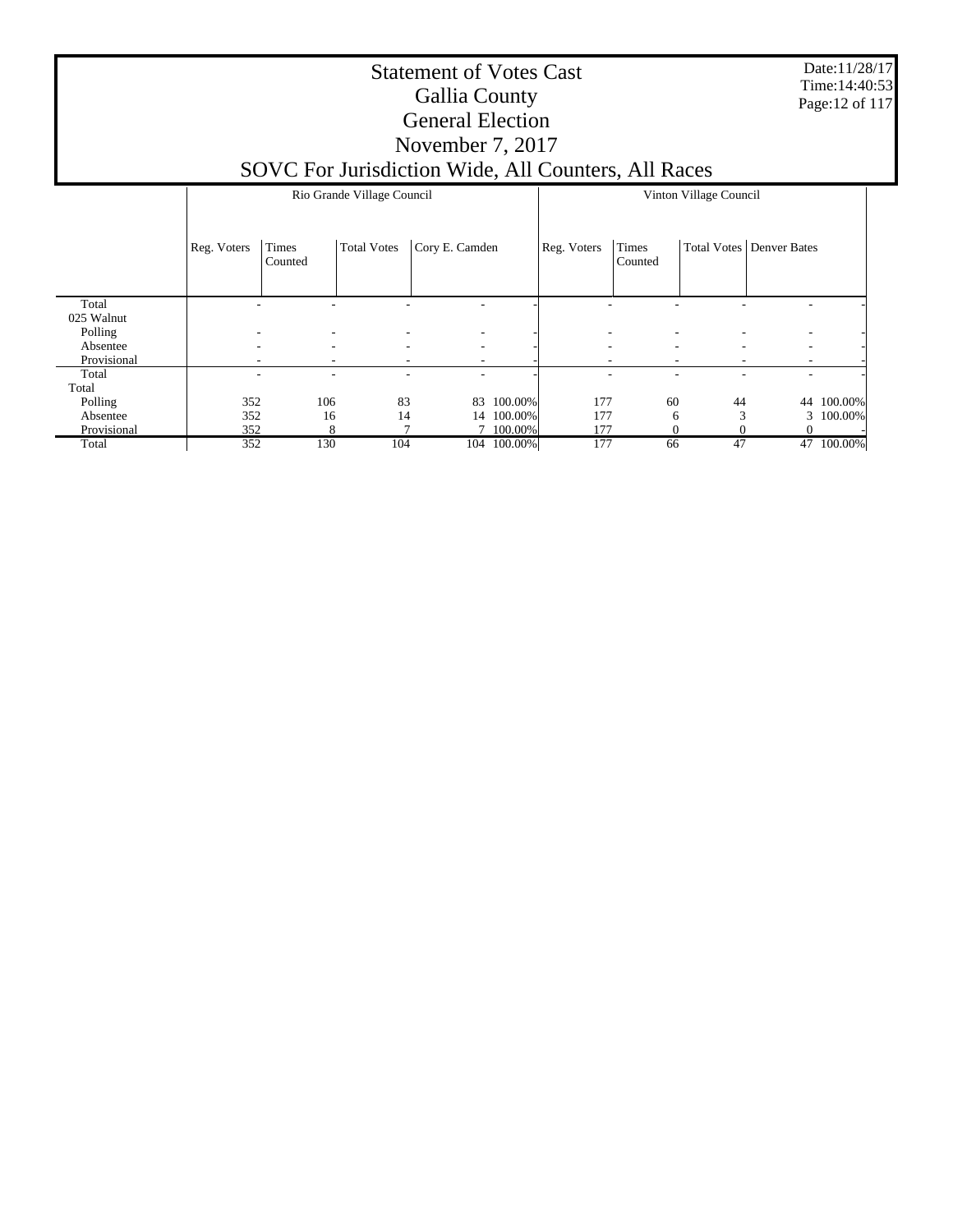# Statement of Votes Cast
## Gallia County
## General Election
## November 7, 2017
## SOVC For Jurisdiction Wide, All Counters, All Races

Date:11/28/17
Time:14:40:53

| | Rio Grande Village Council | | | | | Vinton Village Council | | | | |
|---|---|---|---|---|---|---|---|---|---|---|
| | Reg. Voters | Times Counted | Total Votes | Cory E. Camden | | Reg. Voters | Times Counted | Total Votes | Denver Bates | |
| Total | - | - | - | - | - | - | - | - | - | - |
| 025 Walnut | | | | | | | | | | |
| Polling | - | - | - | - | - | - | - | - | - | - |
| Absentee | - | - | - | - | - | - | - | - | - | - |
| Provisional | - | - | - | - | - | - | - | - | - | - |
| Total | - | - | - | - | - | - | - | - | - | - |
| Total | | | | | | | | | | |
| Polling | 352 | 106 | 83 | 83 | 100.00% | 177 | 60 | 44 | 44 | 100.00% |
| Absentee | 352 | 16 | 14 | 14 | 100.00% | 177 | 6 | 3 | 3 | 100.00% |
| Provisional | 352 | 8 | 7 | 7 | 100.00% | 177 | 0 | 0 | 0 | - |
| Total | 352 | 130 | 104 | 104 | 100.00% | 177 | 66 | 47 | 47 | 100.00% |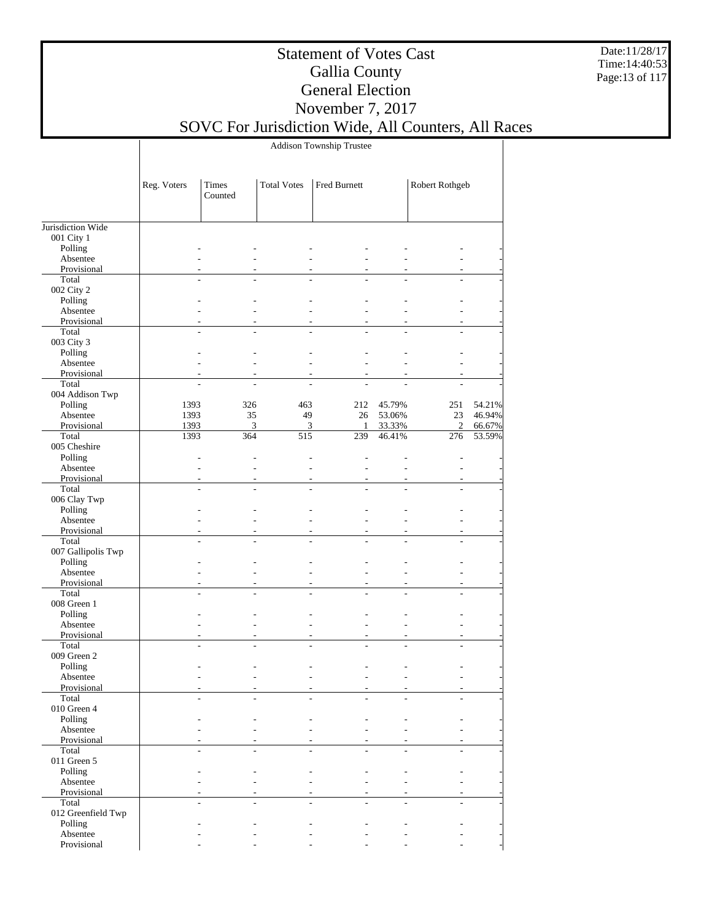# Statement of Votes Cast
## Gallia County
## General Election
## November 7, 2017
## SOVC For Jurisdiction Wide, All Counters, All Races

| | Addison Township Trustee | | | | | | |
|---|---|---|---|---|---|---|---|
| | Reg. Voters | Times Counted | Total Votes | Fred Burnett | | Robert Rothgeb | |
| Jurisdiction Wide | | | | | | | |
| 001 City 1 | | | | | | | |
| Polling | - | - | - | - | - | - | - |
| Absentee | - | - | - | - | - | - | - |
| Provisional | - | - | - | - | - | - | - |
| Total | - | - | - | - | - | - | - |
| 002 City 2 | | | | | | | |
| Polling | - | - | - | - | - | - | - |
| Absentee | - | - | - | - | - | - | - |
| Provisional | - | - | - | - | - | - | - |
| Total | - | - | - | - | - | - | - |
| 003 City 3 | | | | | | | |
| Polling | - | - | - | - | - | - | - |
| Absentee | - | - | - | - | - | - | - |
| Provisional | - | - | - | - | - | - | - |
| Total | - | - | - | - | - | - | - |
| 004 Addison Twp | | | | | | | |
| Polling | 1393 | 326 | 463 | 212 | 45.79% | 251 | 54.21% |
| Absentee | 1393 | 35 | 49 | 26 | 53.06% | 23 | 46.94% |
| Provisional | 1393 | 3 | 3 | 1 | 33.33% | 2 | 66.67% |
| Total | 1393 | 364 | 515 | 239 | 46.41% | 276 | 53.59% |
| 005 Cheshire | | | | | | | |
| Polling | - | - | - | - | - | - | - |
| Absentee | - | - | - | - | - | - | - |
| Provisional | - | - | - | - | - | - | - |
| Total | - | - | - | - | - | - | - |
| 006 Clay Twp | | | | | | | |
| Polling | - | - | - | - | - | - | - |
| Absentee | - | - | - | - | - | - | - |
| Provisional | - | - | - | - | - | - | - |
| Total | - | - | - | - | - | - | - |
| 007 Gallipolis Twp | | | | | | | |
| Polling | - | - | - | - | - | - | - |
| Absentee | - | - | - | - | - | - | - |
| Provisional | - | - | - | - | - | - | - |
| Total | - | - | - | - | - | - | - |
| 008 Green 1 | | | | | | | |
| Polling | - | - | - | - | - | - | - |
| Absentee | - | - | - | - | - | - | - |
| Provisional | - | - | - | - | - | - | - |
| Total | - | - | - | - | - | - | - |
| 009 Green 2 | | | | | | | |
| Polling | - | - | - | - | - | - | - |
| Absentee | - | - | - | - | - | - | - |
| Provisional | - | - | - | - | - | - | - |
| Total | - | - | - | - | - | - | - |
| 010 Green 4 | | | | | | | |
| Polling | - | - | - | - | - | - | - |
| Absentee | - | - | - | - | - | - | - |
| Provisional | - | - | - | - | - | - | - |
| Total | - | - | - | - | - | - | - |
| 011 Green 5 | | | | | | | |
| Polling | - | - | - | - | - | - | - |
| Absentee | - | - | - | - | - | - | - |
| Provisional | - | - | - | - | - | - | - |
| Total | - | - | - | - | - | - | - |
| 012 Greenfield Twp | | | | | | | |
| Polling | - | - | - | - | - | - | - |
| Absentee | - | - | - | - | - | - | - |
| Provisional | - | - | - | - | - | - | - |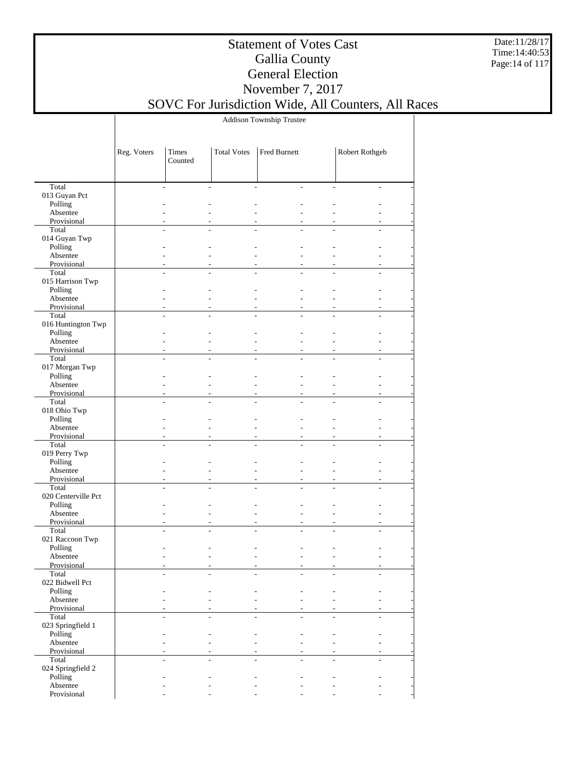# Statement of Votes Cast
# Gallia County
# General Election
# November 7, 2017
# SOVC For Jurisdiction Wide, All Counters, All Races

Date:11/28/17
Time:14:40:53

| | Addison Township Trustee | | | | | | |
|---|---|---|---|---|---|---|---|
| | Reg. Voters | Times Counted | Total Votes | Fred Burnett | | Robert Rothgeb | |
| Total | - | - | - | - | - | - | - |
| 013 Guyan Pct | | | | | | | |
| Polling | - | - | - | - | - | - | - |
| Absentee | - | - | - | - | - | - | - |
| Provisional | - | - | - | - | - | - | - |
| Total | - | - | - | - | - | - | - |
| 014 Guyan Twp | | | | | | | |
| Polling | - | - | - | - | - | - | - |
| Absentee | - | - | - | - | - | - | - |
| Provisional | - | - | - | - | - | - | - |
| Total | - | - | - | - | - | - | - |
| 015 Harrison Twp | | | | | | | |
| Polling | - | - | - | - | - | - | - |
| Absentee | - | - | - | - | - | - | - |
| Provisional | - | - | - | - | - | - | - |
| Total | - | - | - | - | - | - | - |
| 016 Huntington Twp | | | | | | | |
| Polling | - | - | - | - | - | - | - |
| Absentee | - | - | - | - | - | - | - |
| Provisional | - | - | - | - | - | - | - |
| Total | - | - | - | - | - | - | - |
| 017 Morgan Twp | | | | | | | |
| Polling | - | - | - | - | - | - | - |
| Absentee | - | - | - | - | - | - | - |
| Provisional | - | - | - | - | - | - | - |
| Total | - | - | - | - | - | - | - |
| 018 Ohio Twp | | | | | | | |
| Polling | - | - | - | - | - | - | - |
| Absentee | - | - | - | - | - | - | - |
| Provisional | - | - | - | - | - | - | - |
| Total | - | - | - | - | - | - | - |
| 019 Perry Twp | | | | | | | |
| Polling | - | - | - | - | - | - | - |
| Absentee | - | - | - | - | - | - | - |
| Provisional | - | - | - | - | - | - | - |
| Total | - | - | - | - | - | - | - |
| 020 Centerville Pct | | | | | | | |
| Polling | - | - | - | - | - | - | - |
| Absentee | - | - | - | - | - | - | - |
| Provisional | - | - | - | - | - | - | - |
| Total | - | - | - | - | - | - | - |
| 021 Raccoon Twp | | | | | | | |
| Polling | - | - | - | - | - | - | - |
| Absentee | - | - | - | - | - | - | - |
| Provisional | - | - | - | - | - | - | - |
| Total | - | - | - | - | - | - | - |
| 022 Bidwell Pct | | | | | | | |
| Polling | - | - | - | - | - | - | - |
| Absentee | - | - | - | - | - | - | - |
| Provisional | - | - | - | - | - | - | - |
| Total | - | - | - | - | - | - | - |
| 023 Springfield 1 | | | | | | | |
| Polling | - | - | - | - | - | - | - |
| Absentee | - | - | - | - | - | - | - |
| Provisional | - | - | - | - | - | - | - |
| Total | - | - | - | - | - | - | - |
| 024 Springfield 2 | | | | | | | |
| Polling | - | - | - | - | - | - | - |
| Absentee | - | - | - | - | - | - | - |
| Provisional | - | - | - | - | - | - | - |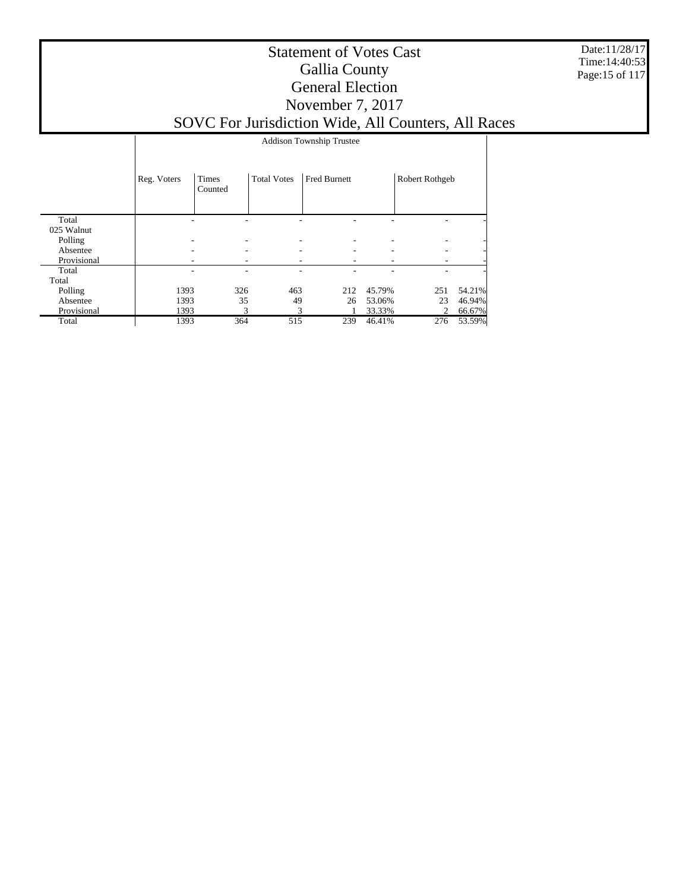# Statement of Votes Cast
## Gallia County
## General Election
## November 7, 2017
## SOVC For Jurisdiction Wide, All Counters, All Races

| | Addison Township Trustee | | | | | | |
|---|---|---|---|---|---|---|---|
| | Reg. Voters | Times Counted | Total Votes | Fred Burnett | | Robert Rothgeb | |
| Total | - | - | - | - | - | - | - |
| 025 Walnut | | | | | | | |
| Polling | - | - | - | - | - | - | - |
| Absentee | - | - | - | - | - | - | - |
| Provisional | - | - | - | - | - | - | - |
| Total | - | - | - | - | - | - | - |
| Total | | | | | | | |
| Polling | 1393 | 326 | 463 | 212 | 45.79% | 251 | 54.21% |
| Absentee | 1393 | 35 | 49 | 26 | 53.06% | 23 | 46.94% |
| Provisional | 1393 | 3 | 3 | 1 | 33.33% | 2 | 66.67% |
| Total | 1393 | 364 | 515 | 239 | 46.41% | 276 | 53.59% |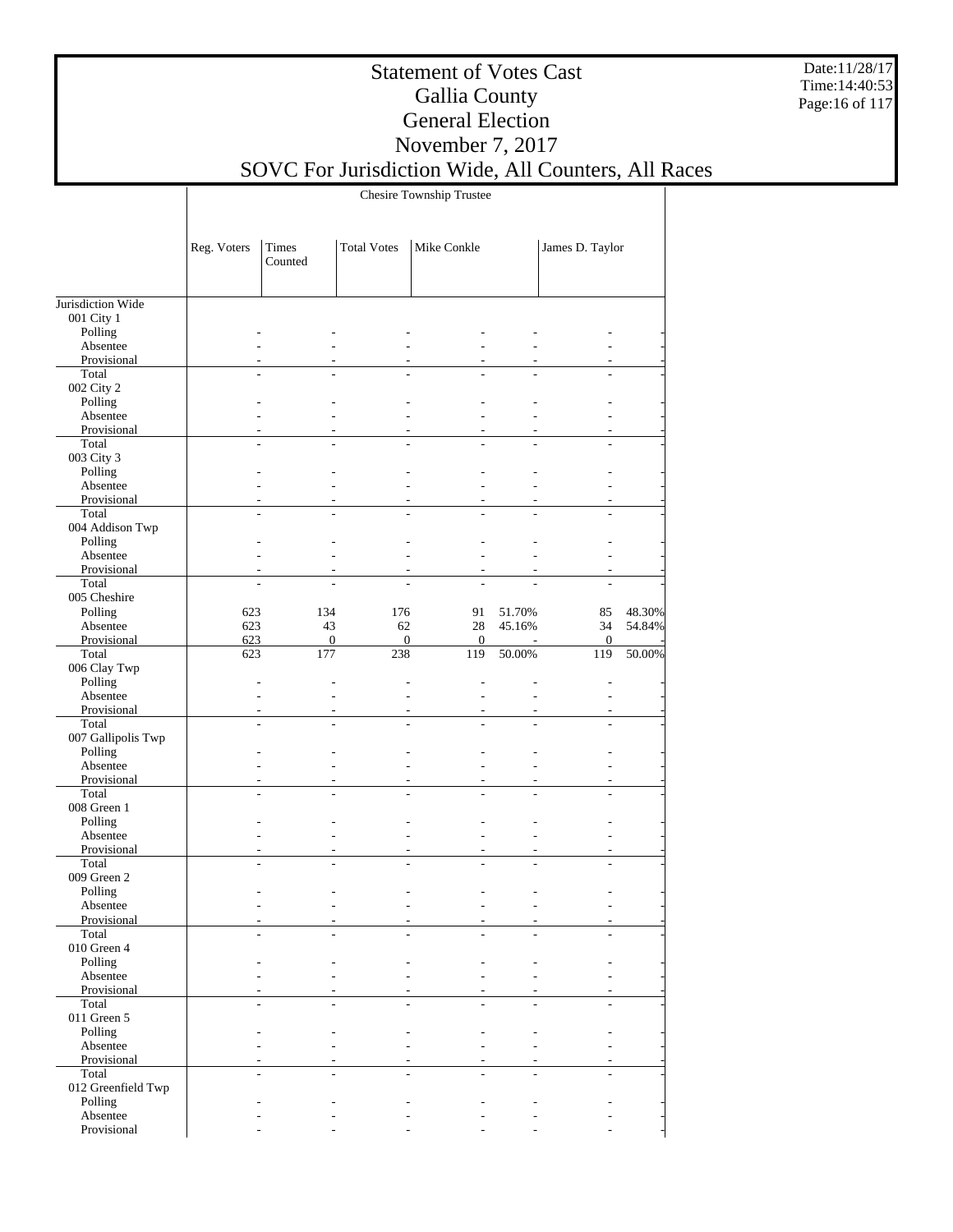# Statement of Votes Cast
# Gallia County
# General Election
# November 7, 2017
# SOVC For Jurisdiction Wide, All Counters, All Races

Date:11/28/17
Time:14:40:53

| | Chesire Township Trustee | | | | | | |
|---|---|---|---|---|---|---|---|
| | Reg. Voters | Times Counted | Total Votes | Mike Conkle | | James D. Taylor | |
| Jurisdiction Wide | | | | | | | |
| 001 City 1 | | | | | | | |
| Polling | - | - | - | - | - | - | - |
| Absentee | - | - | - | - | - | - | - |
| Provisional | - | - | - | - | - | - | - |
| Total | - | - | - | - | - | - | - |
| 002 City 2 | | | | | | | |
| Polling | - | - | - | - | - | - | - |
| Absentee | - | - | - | - | - | - | - |
| Provisional | - | - | - | - | - | - | - |
| Total | - | - | - | - | - | - | - |
| 003 City 3 | | | | | | | |
| Polling | - | - | - | - | - | - | - |
| Absentee | - | - | - | - | - | - | - |
| Provisional | - | - | - | - | - | - | - |
| Total | - | - | - | - | - | - | - |
| 004 Addison Twp | | | | | | | |
| Polling | - | - | - | - | - | - | - |
| Absentee | - | - | - | - | - | - | - |
| Provisional | - | - | - | - | - | - | - |
| Total | - | - | - | - | - | - | - |
| 005 Cheshire | | | | | | | |
| Polling | 623 | 134 | 176 | 91 | 51.70% | 85 | 48.30% |
| Absentee | 623 | 43 | 62 | 28 | 45.16% | 34 | 54.84% |
| Provisional | 623 | 0 | 0 | 0 | - | 0 | - |
| Total | 623 | 177 | 238 | 119 | 50.00% | 119 | 50.00% |
| 006 Clay Twp | | | | | | | |
| Polling | - | - | - | - | - | - | - |
| Absentee | - | - | - | - | - | - | - |
| Provisional | - | - | - | - | - | - | - |
| Total | - | - | - | - | - | - | - |
| 007 Gallipolis Twp | | | | | | | |
| Polling | - | - | - | - | - | - | - |
| Absentee | - | - | - | - | - | - | - |
| Provisional | - | - | - | - | - | - | - |
| Total | - | - | - | - | - | - | - |
| 008 Green 1 | | | | | | | |
| Polling | - | - | - | - | - | - | - |
| Absentee | - | - | - | - | - | - | - |
| Provisional | - | - | - | - | - | - | - |
| Total | - | - | - | - | - | - | - |
| 009 Green 2 | | | | | | | |
| Polling | - | - | - | - | - | - | - |
| Absentee | - | - | - | - | - | - | - |
| Provisional | - | - | - | - | - | - | - |
| Total | - | - | - | - | - | - | - |
| 010 Green 4 | | | | | | | |
| Polling | - | - | - | - | - | - | - |
| Absentee | - | - | - | - | - | - | - |
| Provisional | - | - | - | - | - | - | - |
| Total | - | - | - | - | - | - | - |
| 011 Green 5 | | | | | | | |
| Polling | - | - | - | - | - | - | - |
| Absentee | - | - | - | - | - | - | - |
| Provisional | - | - | - | - | - | - | - |
| Total | - | - | - | - | - | - | - |
| 012 Greenfield Twp | | | | | | | |
| Polling | - | - | - | - | - | - | - |
| Absentee | - | - | - | - | - | - | - |
| Provisional | - | - | - | - | - | - | - |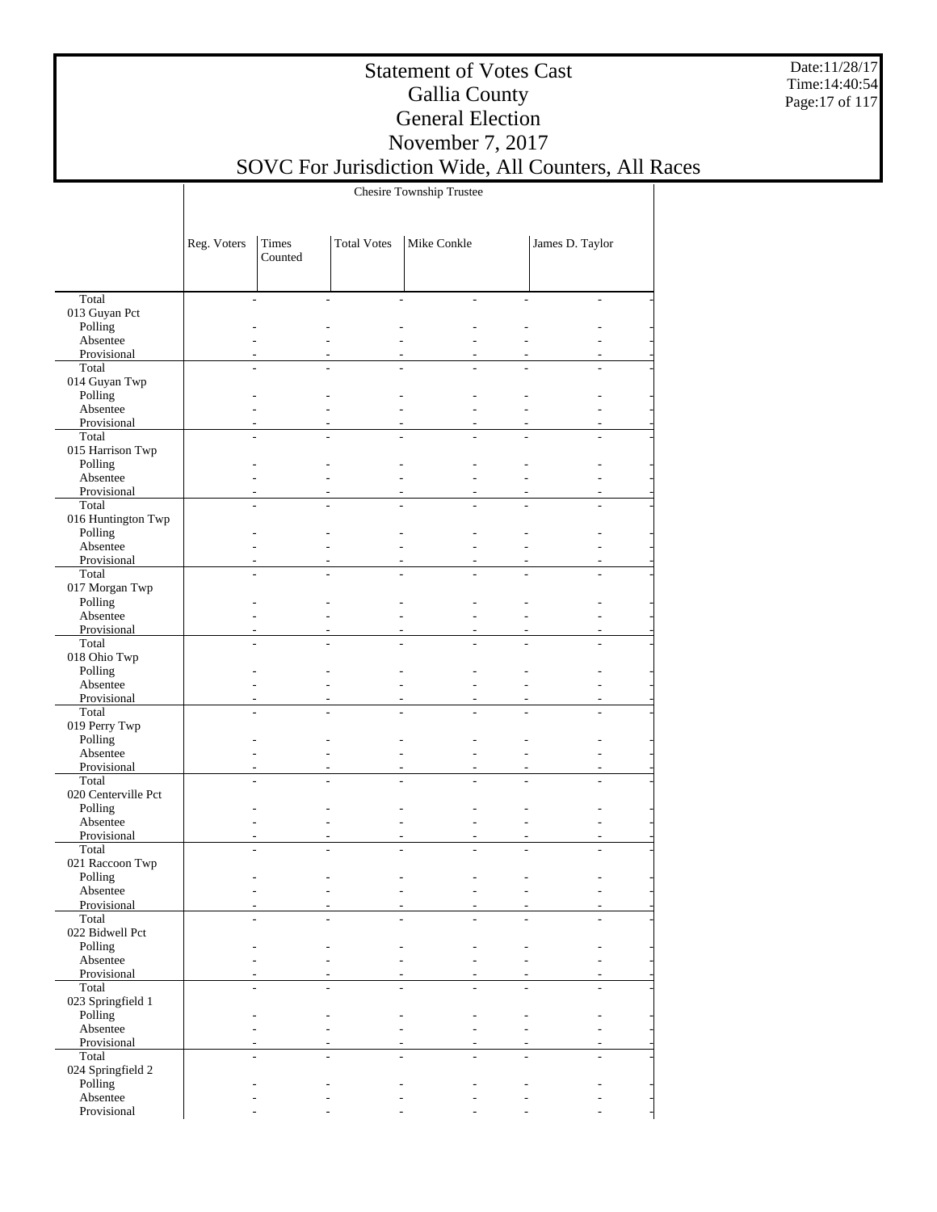# Statement of Votes Cast
# Gallia County
# General Election
# November 7, 2017
# SOVC For Jurisdiction Wide, All Counters, All Races

Date:11/28/17
Time:14:40:54

| | Chesire Township Trustee | | | | | | |
|---|---|---|---|---|---|---|---|
| | Reg. Voters | Times Counted | Total Votes | Mike Conkle | | James D. Taylor | |
| Total | - | - | - | - | - | - | - |
| 013 Guyan Pct | | | | | | | |
| Polling | - | - | - | - | - | - | - |
| Absentee | - | - | - | - | - | - | - |
| Provisional | - | - | - | - | - | - | - |
| Total | - | - | - | - | - | - | - |
| 014 Guyan Twp | | | | | | | |
| Polling | - | - | - | - | - | - | - |
| Absentee | - | - | - | - | - | - | - |
| Provisional | - | - | - | - | - | - | - |
| Total | - | - | - | - | - | - | - |
| 015 Harrison Twp | | | | | | | |
| Polling | - | - | - | - | - | - | - |
| Absentee | - | - | - | - | - | - | - |
| Provisional | - | - | - | - | - | - | - |
| Total | - | - | - | - | - | - | - |
| 016 Huntington Twp | | | | | | | |
| Polling | - | - | - | - | - | - | - |
| Absentee | - | - | - | - | - | - | - |
| Provisional | - | - | - | - | - | - | - |
| Total | - | - | - | - | - | - | - |
| 017 Morgan Twp | | | | | | | |
| Polling | - | - | - | - | - | - | - |
| Absentee | - | - | - | - | - | - | - |
| Provisional | - | - | - | - | - | - | - |
| Total | - | - | - | - | - | - | - |
| 018 Ohio Twp | | | | | | | |
| Polling | - | - | - | - | - | - | - |
| Absentee | - | - | - | - | - | - | - |
| Provisional | - | - | - | - | - | - | - |
| Total | - | - | - | - | - | - | - |
| 019 Perry Twp | | | | | | | |
| Polling | - | - | - | - | - | - | - |
| Absentee | - | - | - | - | - | - | - |
| Provisional | - | - | - | - | - | - | - |
| Total | - | - | - | - | - | - | - |
| 020 Centerville Pct | | | | | | | |
| Polling | - | - | - | - | - | - | - |
| Absentee | - | - | - | - | - | - | - |
| Provisional | - | - | - | - | - | - | - |
| Total | - | - | - | - | - | - | - |
| 021 Raccoon Twp | | | | | | | |
| Polling | - | - | - | - | - | - | - |
| Absentee | - | - | - | - | - | - | - |
| Provisional | - | - | - | - | - | - | - |
| Total | - | - | - | - | - | - | - |
| 022 Bidwell Pct | | | | | | | |
| Polling | - | - | - | - | - | - | - |
| Absentee | - | - | - | - | - | - | - |
| Provisional | - | - | - | - | - | - | - |
| Total | - | - | - | - | - | - | - |
| 023 Springfield 1 | | | | | | | |
| Polling | - | - | - | - | - | - | - |
| Absentee | - | - | - | - | - | - | - |
| Provisional | - | - | - | - | - | - | - |
| Total | - | - | - | - | - | - | - |
| 024 Springfield 2 | | | | | | | |
| Polling | - | - | - | - | - | - | - |
| Absentee | - | - | - | - | - | - | - |
| Provisional | - | - | - | - | - | - | - |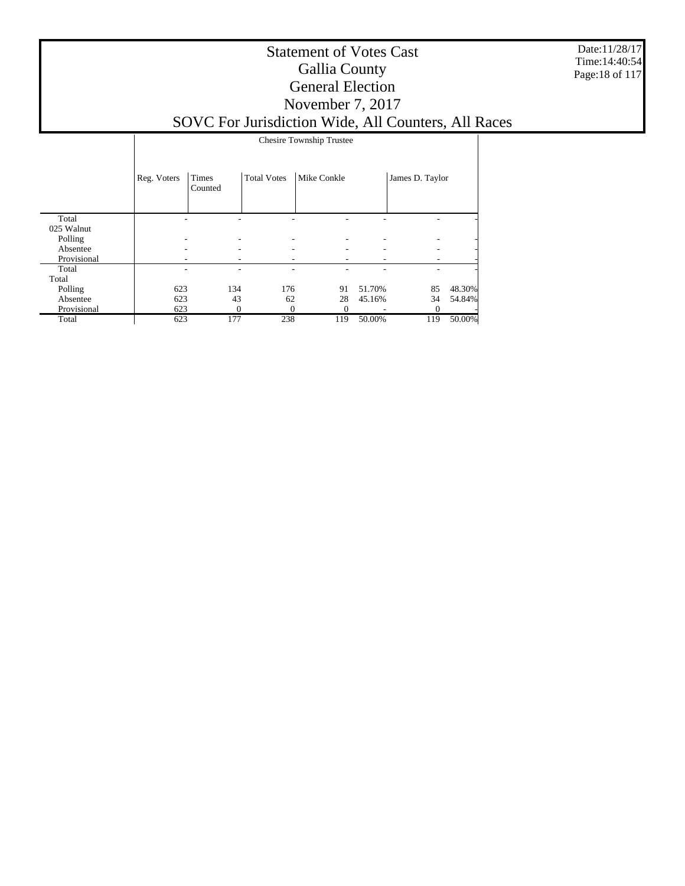# Statement of Votes Cast
## Gallia County
## General Election
## November 7, 2017
## SOVC For Jurisdiction Wide, All Counters, All Races

Date:11/28/17
Time:14:40:54

| | Chesire Township Trustee | | | | | | |
|---|---|---|---|---|---|---|---|
| | Reg. Voters | Times Counted | Total Votes | Mike Conkle | | James D. Taylor | |
| Total | - | - | - | - | - | - | - |
| 025 Walnut | | | | | | | |
| Polling | - | - | - | - | - | - | - |
| Absentee | - | - | - | - | - | - | - |
| Provisional | - | - | - | - | - | - | - |
| Total | - | - | - | - | - | - | - |
| Total | | | | | | | |
| Polling | 623 | 134 | 176 | 91 | 51.70% | 85 | 48.30% |
| Absentee | 623 | 43 | 62 | 28 | 45.16% | 34 | 54.84% |
| Provisional | 623 | 0 | 0 | 0 | - | 0 | - |
| Total | 623 | 177 | 238 | 119 | 50.00% | 119 | 50.00% |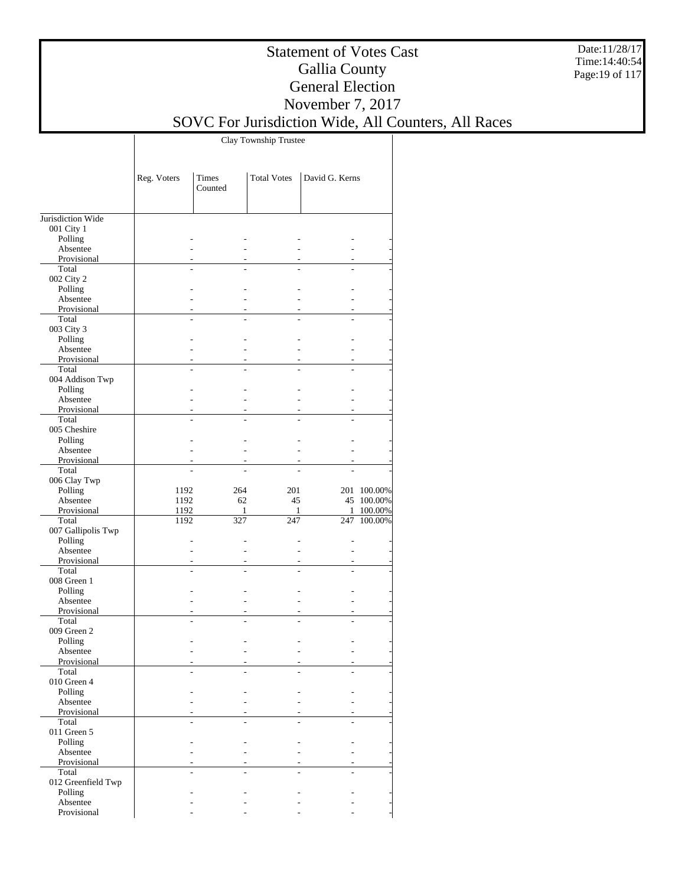# Statement of Votes Cast
## Gallia County
## General Election
## November 7, 2017
## SOVC For Jurisdiction Wide, All Counters, All Races

Date:11/28/17
Time:14:40:54

| | Clay Township Trustee | | | | |
|---|---|---|---|---|---|
| | Reg. Voters | Times Counted | Total Votes | David G. Kerns | |
| Jurisdiction Wide | | | | | |
| 001 City 1 | | | | | |
| Polling | - | - | - | - | - |
| Absentee | - | - | - | - | - |
| Provisional | - | - | - | - | - |
| Total | - | - | - | - | - |
| 002 City 2 | | | | | |
| Polling | - | - | - | - | - |
| Absentee | - | - | - | - | - |
| Provisional | - | - | - | - | - |
| Total | - | - | - | - | - |
| 003 City 3 | | | | | |
| Polling | - | - | - | - | - |
| Absentee | - | - | - | - | - |
| Provisional | - | - | - | - | - |
| Total | - | - | - | - | - |
| 004 Addison Twp | | | | | |
| Polling | - | - | - | - | - |
| Absentee | - | - | - | - | - |
| Provisional | - | - | - | - | - |
| Total | - | - | - | - | - |
| 005 Cheshire | | | | | |
| Polling | - | - | - | - | - |
| Absentee | - | - | - | - | - |
| Provisional | - | - | - | - | - |
| Total | - | - | - | - | - |
| 006 Clay Twp | | | | | |
| Polling | 1192 | 264 | 201 | 201 | 100.00% |
| Absentee | 1192 | 62 | 45 | 45 | 100.00% |
| Provisional | 1192 | 1 | 1 | 1 | 100.00% |
| Total | 1192 | 327 | 247 | 247 | 100.00% |
| 007 Gallipolis Twp | | | | | |
| Polling | - | - | - | - | - |
| Absentee | - | - | - | - | - |
| Provisional | - | - | - | - | - |
| Total | - | - | - | - | - |
| 008 Green 1 | | | | | |
| Polling | - | - | - | - | - |
| Absentee | - | - | - | - | - |
| Provisional | - | - | - | - | - |
| Total | - | - | - | - | - |
| 009 Green 2 | | | | | |
| Polling | - | - | - | - | - |
| Absentee | - | - | - | - | - |
| Provisional | - | - | - | - | - |
| Total | - | - | - | - | - |
| 010 Green 4 | | | | | |
| Polling | - | - | - | - | - |
| Absentee | - | - | - | - | - |
| Provisional | - | - | - | - | - |
| Total | - | - | - | - | - |
| 011 Green 5 | | | | | |
| Polling | - | - | - | - | - |
| Absentee | - | - | - | - | - |
| Provisional | - | - | - | - | - |
| Total | - | - | - | - | - |
| 012 Greenfield Twp | | | | | |
| Polling | - | - | - | - | - |
| Absentee | - | - | - | - | - |
| Provisional | - | - | - | - | - |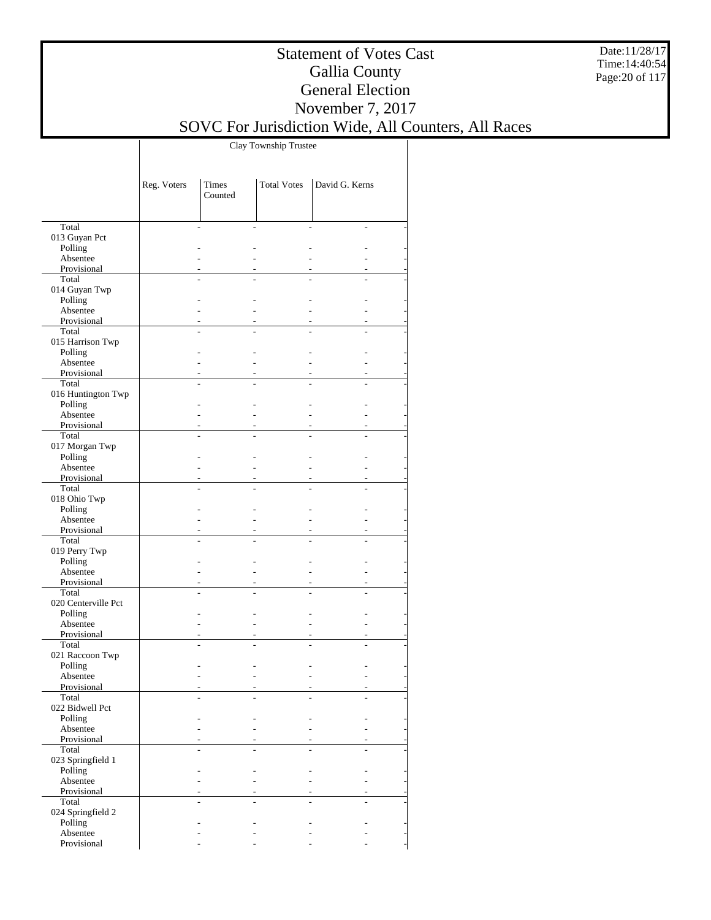# Statement of Votes Cast
# Gallia County
# General Election
# November 7, 2017
# SOVC For Jurisdiction Wide, All Counters, All Races

Date:11/28/17
Time:14:40:54

| | Clay Township Trustee | | | |
|---|---|---|---|---|
| | Reg. Voters | Times Counted | Total Votes | David G. Kerns |
| Total | - | - | - | - |
| 013 Guyan Pct | | | | |
| Polling | - | - | - | - |
| Absentee | - | - | - | - |
| Provisional | - | - | - | - |
| Total | - | - | - | - |
| 014 Guyan Twp | | | | |
| Polling | - | - | - | - |
| Absentee | - | - | - | - |
| Provisional | - | - | - | - |
| Total | - | - | - | - |
| 015 Harrison Twp | | | | |
| Polling | - | - | - | - |
| Absentee | - | - | - | - |
| Provisional | - | - | - | - |
| Total | - | - | - | - |
| 016 Huntington Twp | | | | |
| Polling | - | - | - | - |
| Absentee | - | - | - | - |
| Provisional | - | - | - | - |
| Total | - | - | - | - |
| 017 Morgan Twp | | | | |
| Polling | - | - | - | - |
| Absentee | - | - | - | - |
| Provisional | - | - | - | - |
| Total | - | - | - | - |
| 018 Ohio Twp | | | | |
| Polling | - | - | - | - |
| Absentee | - | - | - | - |
| Provisional | - | - | - | - |
| Total | - | - | - | - |
| 019 Perry Twp | | | | |
| Polling | - | - | - | - |
| Absentee | - | - | - | - |
| Provisional | - | - | - | - |
| Total | - | - | - | - |
| 020 Centerville Pct | | | | |
| Polling | - | - | - | - |
| Absentee | - | - | - | - |
| Provisional | - | - | - | - |
| Total | - | - | - | - |
| 021 Raccoon Twp | | | | |
| Polling | - | - | - | - |
| Absentee | - | - | - | - |
| Provisional | - | - | - | - |
| Total | - | - | - | - |
| 022 Bidwell Pct | | | | |
| Polling | - | - | - | - |
| Absentee | - | - | - | - |
| Provisional | - | - | - | - |
| Total | - | - | - | - |
| 023 Springfield 1 | | | | |
| Polling | - | - | - | - |
| Absentee | - | - | - | - |
| Provisional | - | - | - | - |
| Total | - | - | - | - |
| 024 Springfield 2 | | | | |
| Polling | - | - | - | - |
| Absentee | - | - | - | - |
| Provisional | - | - | - | - |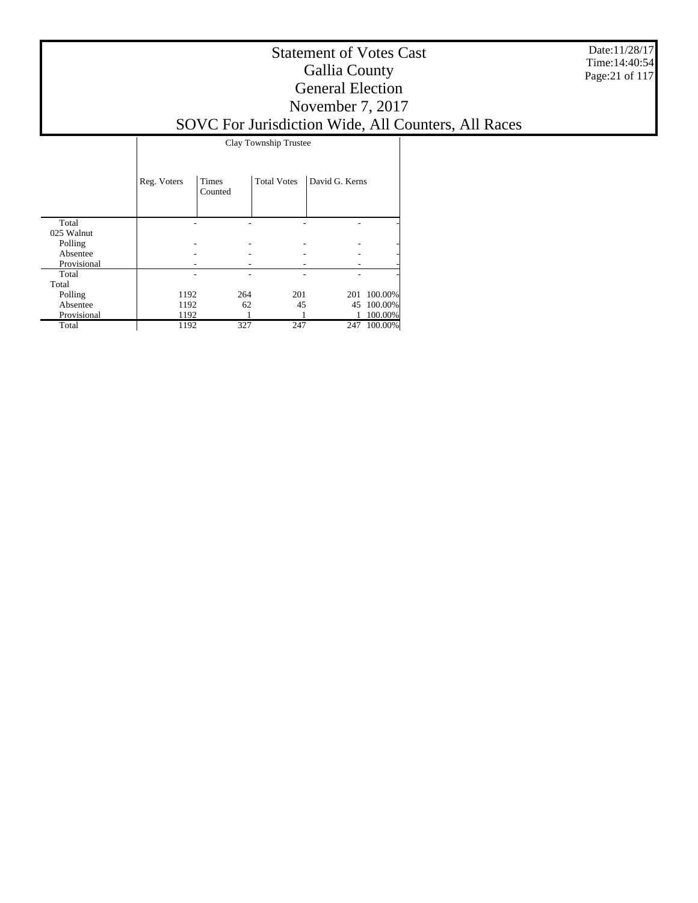# Statement of Votes Cast
## Gallia County
## General Election
## November 7, 2017
## SOVC For Jurisdiction Wide, All Counters, All Races

Date:11/28/17
Time:14:40:54

| | Clay Township Trustee | | | | |
|---|---|---|---|---|---|
| | Reg. Voters | Times Counted | Total Votes | David G. Kerns | |
| Total | - | - | - | - | - |
| 025 Walnut | | | | | |
| Polling | - | - | - | - | - |
| Absentee | - | - | - | - | - |
| Provisional | - | - | - | - | - |
| Total | - | - | - | - | - |
| Total | | | | | |
| Polling | 1192 | 264 | 201 | 201 | 100.00% |
| Absentee | 1192 | 62 | 45 | 45 | 100.00% |
| Provisional | 1192 | 1 | 1 | 1 | 100.00% |
| Total | 1192 | 327 | 247 | 247 | 100.00% |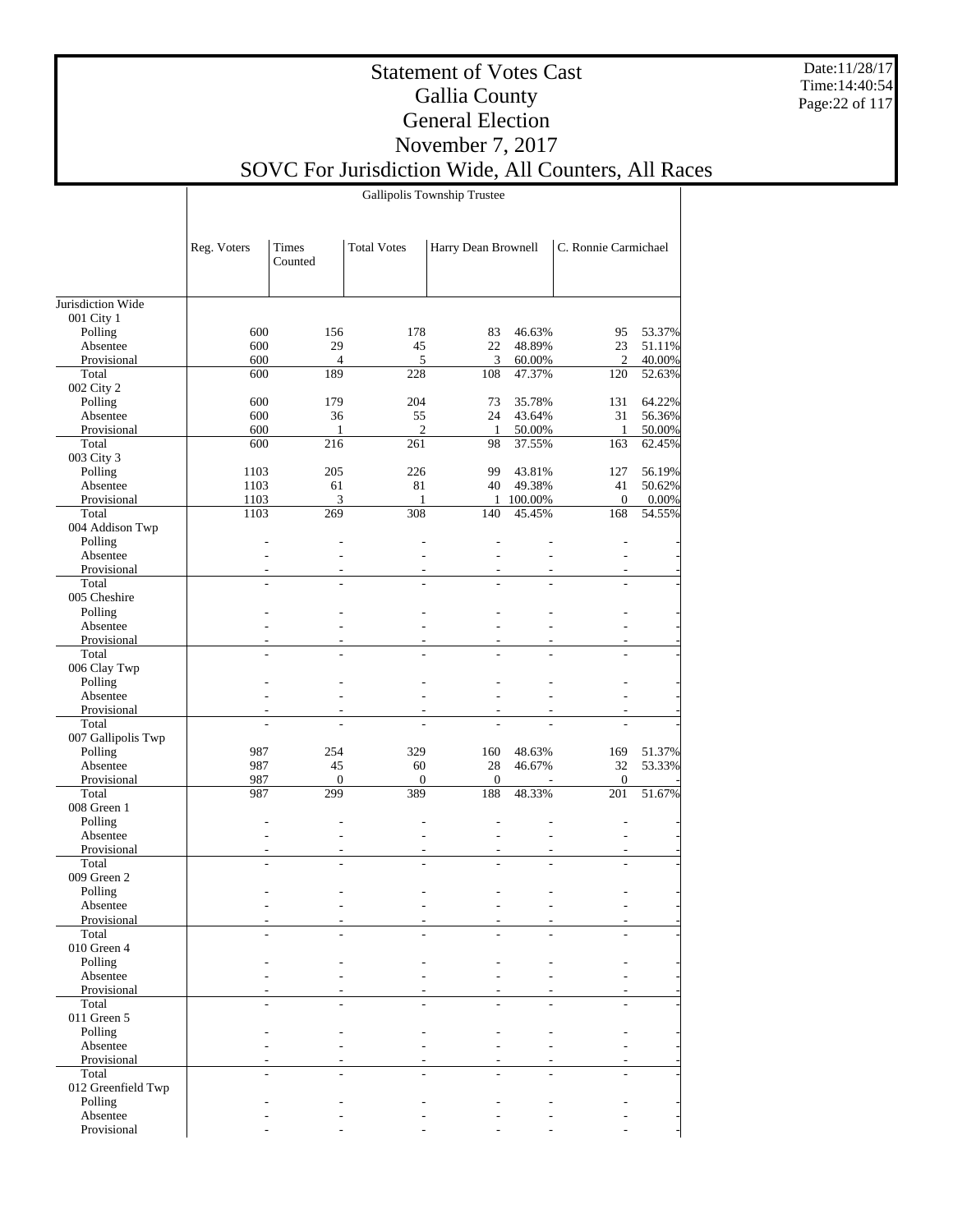# Statement of Votes Cast
# Gallia County
# General Election
# November 7, 2017
# SOVC For Jurisdiction Wide, All Counters, All Races

| | Gallipolis Township Trustee | | | | | | |
|---|---|---|---|---|---|---|---|
| | Reg. Voters | Times Counted | Total Votes | Harry Dean Brownell | | C. Ronnie Carmichael | |
| Jurisdiction Wide | | | | | | | |
| 001 City 1 | | | | | | | |
| Polling | 600 | 156 | 178 | 83 | 46.63% | 95 | 53.37% |
| Absentee | 600 | 29 | 45 | 22 | 48.89% | 23 | 51.11% |
| Provisional | 600 | 4 | 5 | 3 | 60.00% | 2 | 40.00% |
| Total | 600 | 189 | 228 | 108 | 47.37% | 120 | 52.63% |
| 002 City 2 | | | | | | | |
| Polling | 600 | 179 | 204 | 73 | 35.78% | 131 | 64.22% |
| Absentee | 600 | 36 | 55 | 24 | 43.64% | 31 | 56.36% |
| Provisional | 600 | 1 | 2 | 1 | 50.00% | 1 | 50.00% |
| Total | 600 | 216 | 261 | 98 | 37.55% | 163 | 62.45% |
| 003 City 3 | | | | | | | |
| Polling | 1103 | 205 | 226 | 99 | 43.81% | 127 | 56.19% |
| Absentee | 1103 | 61 | 81 | 40 | 49.38% | 41 | 50.62% |
| Provisional | 1103 | 3 | 1 | 1 | 100.00% | 0 | 0.00% |
| Total | 1103 | 269 | 308 | 140 | 45.45% | 168 | 54.55% |
| 004 Addison Twp | | | | | | | |
| Polling | - | - | - | - | - | - | - |
| Absentee | - | - | - | - | - | - | - |
| Provisional | - | - | - | - | - | - | - |
| Total | - | - | - | - | - | - | - |
| 005 Cheshire | | | | | | | |
| Polling | - | - | - | - | - | - | - |
| Absentee | - | - | - | - | - | - | - |
| Provisional | - | - | - | - | - | - | - |
| Total | - | - | - | - | - | - | - |
| 006 Clay Twp | | | | | | | |
| Polling | - | - | - | - | - | - | - |
| Absentee | - | - | - | - | - | - | - |
| Provisional | - | - | - | - | - | - | - |
| Total | - | - | - | - | - | - | - |
| 007 Gallipolis Twp | | | | | | | |
| Polling | 987 | 254 | 329 | 160 | 48.63% | 169 | 51.37% |
| Absentee | 987 | 45 | 60 | 28 | 46.67% | 32 | 53.33% |
| Provisional | 987 | 0 | 0 | 0 | - | 0 | - |
| Total | 987 | 299 | 389 | 188 | 48.33% | 201 | 51.67% |
| 008 Green 1 | | | | | | | |
| Polling | - | - | - | - | - | - | - |
| Absentee | - | - | - | - | - | - | - |
| Provisional | - | - | - | - | - | - | - |
| Total | - | - | - | - | - | - | - |
| 009 Green 2 | | | | | | | |
| Polling | - | - | - | - | - | - | - |
| Absentee | - | - | - | - | - | - | - |
| Provisional | - | - | - | - | - | - | - |
| Total | - | - | - | - | - | - | - |
| 010 Green 4 | | | | | | | |
| Polling | - | - | - | - | - | - | - |
| Absentee | - | - | - | - | - | - | - |
| Provisional | - | - | - | - | - | - | - |
| Total | - | - | - | - | - | - | - |
| 011 Green 5 | | | | | | | |
| Polling | - | - | - | - | - | - | - |
| Absentee | - | - | - | - | - | - | - |
| Provisional | - | - | - | - | - | - | - |
| Total | - | - | - | - | - | - | - |
| 012 Greenfield Twp | | | | | | | |
| Polling | - | - | - | - | - | - | - |
| Absentee | - | - | - | - | - | - | - |
| Provisional | - | - | - | - | - | - | - |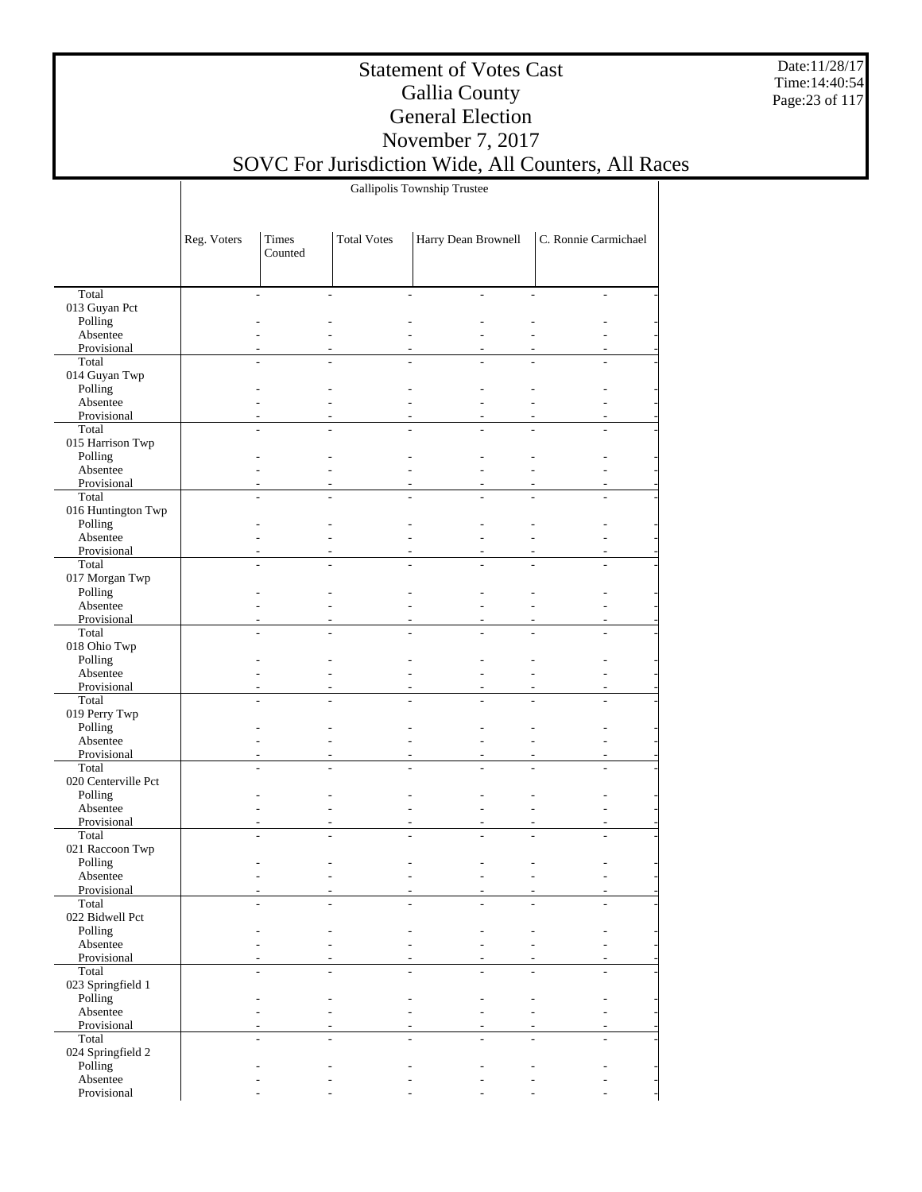# Statement of Votes Cast
## Gallia County
## General Election
## November 7, 2017
## SOVC For Jurisdiction Wide, All Counters, All Races

Date:11/28/17
Time:14:40:54

| | Gallipolis Township Trustee | | | | |
|---|---|---|---|---|---|
| | Reg. Voters | Times Counted | Total Votes | Harry Dean Brownell | C. Ronnie Carmichael |
| Total | - | - | - | - | - |
| 013 Guyan Pct | | | | | |
| Polling | - | - | - | - | - |
| Absentee | - | - | - | - | - |
| Provisional | - | - | - | - | - |
| Total | - | - | - | - | - |
| 014 Guyan Twp | | | | | |
| Polling | - | - | - | - | - |
| Absentee | - | - | - | - | - |
| Provisional | - | - | - | - | - |
| Total | - | - | - | - | - |
| 015 Harrison Twp | | | | | |
| Polling | - | - | - | - | - |
| Absentee | - | - | - | - | - |
| Provisional | - | - | - | - | - |
| Total | - | - | - | - | - |
| 016 Huntington Twp | | | | | |
| Polling | - | - | - | - | - |
| Absentee | - | - | - | - | - |
| Provisional | - | - | - | - | - |
| Total | - | - | - | - | - |
| 017 Morgan Twp | | | | | |
| Polling | - | - | - | - | - |
| Absentee | - | - | - | - | - |
| Provisional | - | - | - | - | - |
| Total | - | - | - | - | - |
| 018 Ohio Twp | | | | | |
| Polling | - | - | - | - | - |
| Absentee | - | - | - | - | - |
| Provisional | - | - | - | - | - |
| Total | - | - | - | - | - |
| 019 Perry Twp | | | | | |
| Polling | - | - | - | - | - |
| Absentee | - | - | - | - | - |
| Provisional | - | - | - | - | - |
| Total | - | - | - | - | - |
| 020 Centerville Pct | | | | | |
| Polling | - | - | - | - | - |
| Absentee | - | - | - | - | - |
| Provisional | - | - | - | - | - |
| Total | - | - | - | - | - |
| 021 Raccoon Twp | | | | | |
| Polling | - | - | - | - | - |
| Absentee | - | - | - | - | - |
| Provisional | - | - | - | - | - |
| Total | - | - | - | - | - |
| 022 Bidwell Pct | | | | | |
| Polling | - | - | - | - | - |
| Absentee | - | - | - | - | - |
| Provisional | - | - | - | - | - |
| Total | - | - | - | - | - |
| 023 Springfield 1 | | | | | |
| Polling | - | - | - | - | - |
| Absentee | - | - | - | - | - |
| Provisional | - | - | - | - | - |
| Total | - | - | - | - | - |
| 024 Springfield 2 | | | | | |
| Polling | - | - | - | - | - |
| Absentee | - | - | - | - | - |
| Provisional | - | - | - | - | - |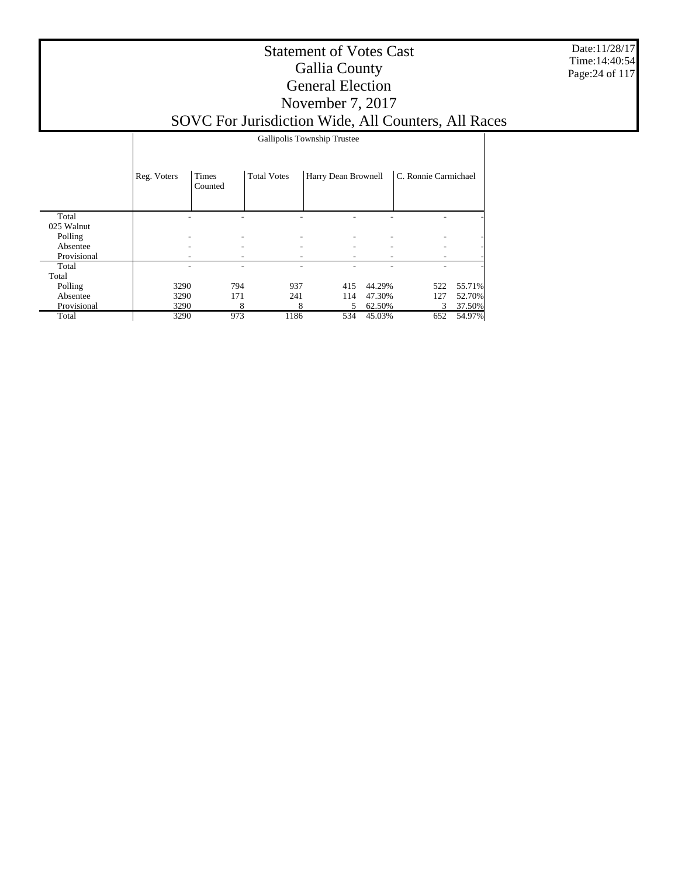# Statement of Votes Cast
## Gallia County
## General Election
## November 7, 2017
## SOVC For Jurisdiction Wide, All Counters, All Races

| | Gallipolis Township Trustee | | | | | | |
|---|---|---|---|---|---|---|---|
| | Reg. Voters | Times Counted | Total Votes | Harry Dean Brownell | | C. Ronnie Carmichael | |
| Total | - | - | - | - | - | - | - |
| 025 Walnut | | | | | | | |
| Polling | - | - | - | - | - | - | - |
| Absentee | - | - | - | - | - | - | - |
| Provisional | - | - | - | - | - | - | - |
| Total | - | - | - | - | - | - | - |
| Total | | | | | | | |
| Polling | 3290 | 794 | 937 | 415 | 44.29% | 522 | 55.71% |
| Absentee | 3290 | 171 | 241 | 114 | 47.30% | 127 | 52.70% |
| Provisional | 3290 | 8 | 8 | 5 | 62.50% | 3 | 37.50% |
| Total | 3290 | 973 | 1186 | 534 | 45.03% | 652 | 54.97% |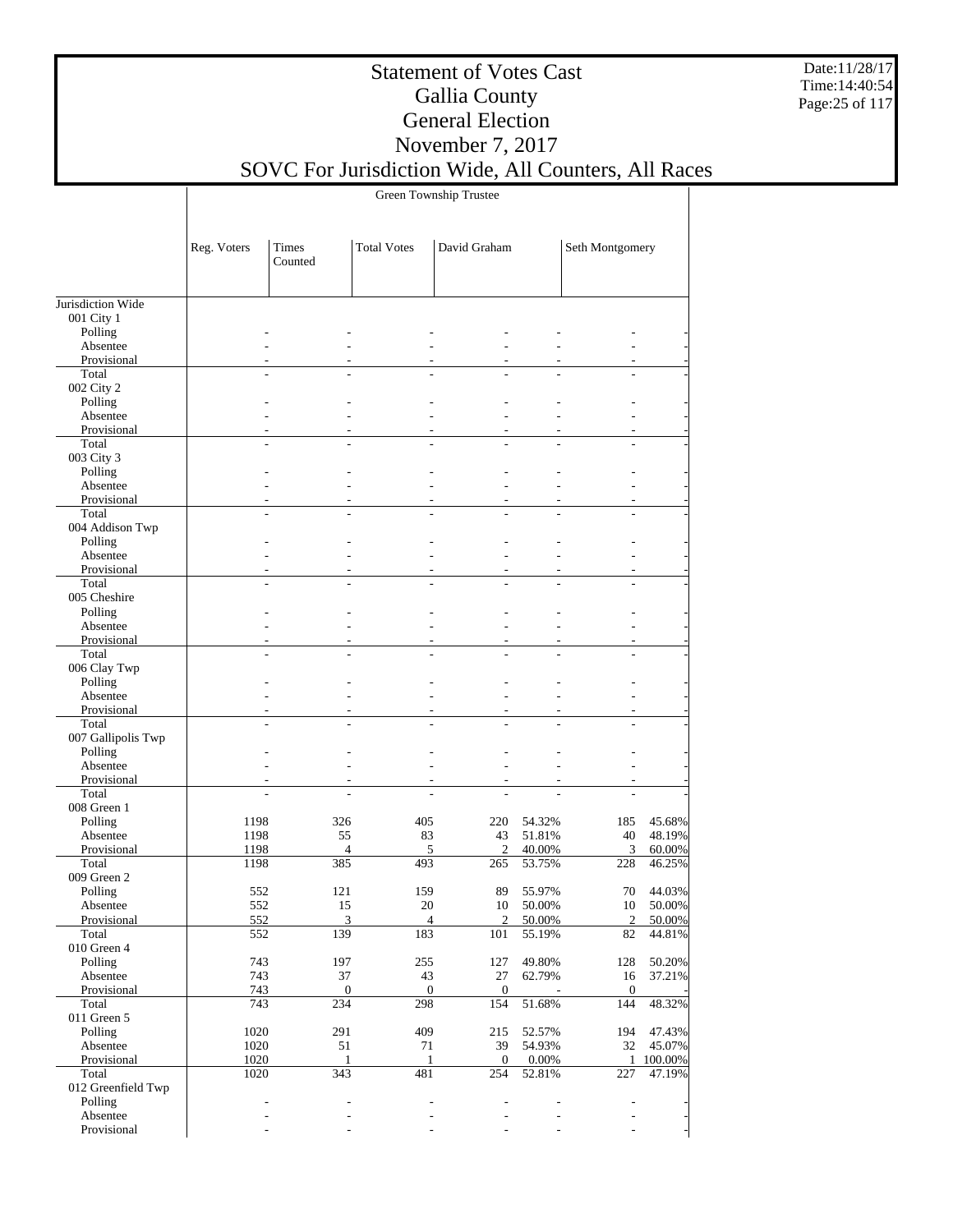# Statement of Votes Cast
# Gallia County
# General Election
# November 7, 2017
# SOVC For Jurisdiction Wide, All Counters, All Races

Date:11/28/17
Time:14:40:54

| | Green Township Trustee | | | | | | |
|---|---|---|---|---|---|---|---|
| | Reg. Voters | Times Counted | Total Votes | David Graham | | Seth Montgomery | |
| Jurisdiction Wide | | | | | | | |
| 001 City 1 | | | | | | | |
| Polling | - | - | - | - | - | - | - |
| Absentee | - | - | - | - | - | - | - |
| Provisional | - | - | - | - | - | - | - |
| Total | - | - | - | - | - | - | - |
| 002 City 2 | | | | | | | |
| Polling | - | - | - | - | - | - | - |
| Absentee | - | - | - | - | - | - | - |
| Provisional | - | - | - | - | - | - | - |
| Total | - | - | - | - | - | - | - |
| 003 City 3 | | | | | | | |
| Polling | - | - | - | - | - | - | - |
| Absentee | - | - | - | - | - | - | - |
| Provisional | - | - | - | - | - | - | - |
| Total | - | - | - | - | - | - | - |
| 004 Addison Twp | | | | | | | |
| Polling | - | - | - | - | - | - | - |
| Absentee | - | - | - | - | - | - | - |
| Provisional | - | - | - | - | - | - | - |
| Total | - | - | - | - | - | - | - |
| 005 Cheshire | | | | | | | |
| Polling | - | - | - | - | - | - | - |
| Absentee | - | - | - | - | - | - | - |
| Provisional | - | - | - | - | - | - | - |
| Total | - | - | - | - | - | - | - |
| 006 Clay Twp | | | | | | | |
| Polling | - | - | - | - | - | - | - |
| Absentee | - | - | - | - | - | - | - |
| Provisional | - | - | - | - | - | - | - |
| Total | - | - | - | - | - | - | - |
| 007 Gallipolis Twp | | | | | | | |
| Polling | - | - | - | - | - | - | - |
| Absentee | - | - | - | - | - | - | - |
| Provisional | - | - | - | - | - | - | - |
| Total | - | - | - | - | - | - | - |
| 008 Green 1 | | | | | | | |
| Polling | 1198 | 326 | 405 | 220 | 54.32% | 185 | 45.68% |
| Absentee | 1198 | 55 | 83 | 43 | 51.81% | 40 | 48.19% |
| Provisional | 1198 | 4 | 5 | 2 | 40.00% | 3 | 60.00% |
| Total | 1198 | 385 | 493 | 265 | 53.75% | 228 | 46.25% |
| 009 Green 2 | | | | | | | |
| Polling | 552 | 121 | 159 | 89 | 55.97% | 70 | 44.03% |
| Absentee | 552 | 15 | 20 | 10 | 50.00% | 10 | 50.00% |
| Provisional | 552 | 3 | 4 | 2 | 50.00% | 2 | 50.00% |
| Total | 552 | 139 | 183 | 101 | 55.19% | 82 | 44.81% |
| 010 Green 4 | | | | | | | |
| Polling | 743 | 197 | 255 | 127 | 49.80% | 128 | 50.20% |
| Absentee | 743 | 37 | 43 | 27 | 62.79% | 16 | 37.21% |
| Provisional | 743 | 0 | 0 | 0 | - | 0 | - |
| Total | 743 | 234 | 298 | 154 | 51.68% | 144 | 48.32% |
| 011 Green 5 | | | | | | | |
| Polling | 1020 | 291 | 409 | 215 | 52.57% | 194 | 47.43% |
| Absentee | 1020 | 51 | 71 | 39 | 54.93% | 32 | 45.07% |
| Provisional | 1020 | 1 | 1 | 0 | 0.00% | 1 | 100.00% |
| Total | 1020 | 343 | 481 | 254 | 52.81% | 227 | 47.19% |
| 012 Greenfield Twp | | | | | | | |
| Polling | - | - | - | - | - | - | - |
| Absentee | - | - | - | - | - | - | - |
| Provisional | - | - | - | - | - | - | - |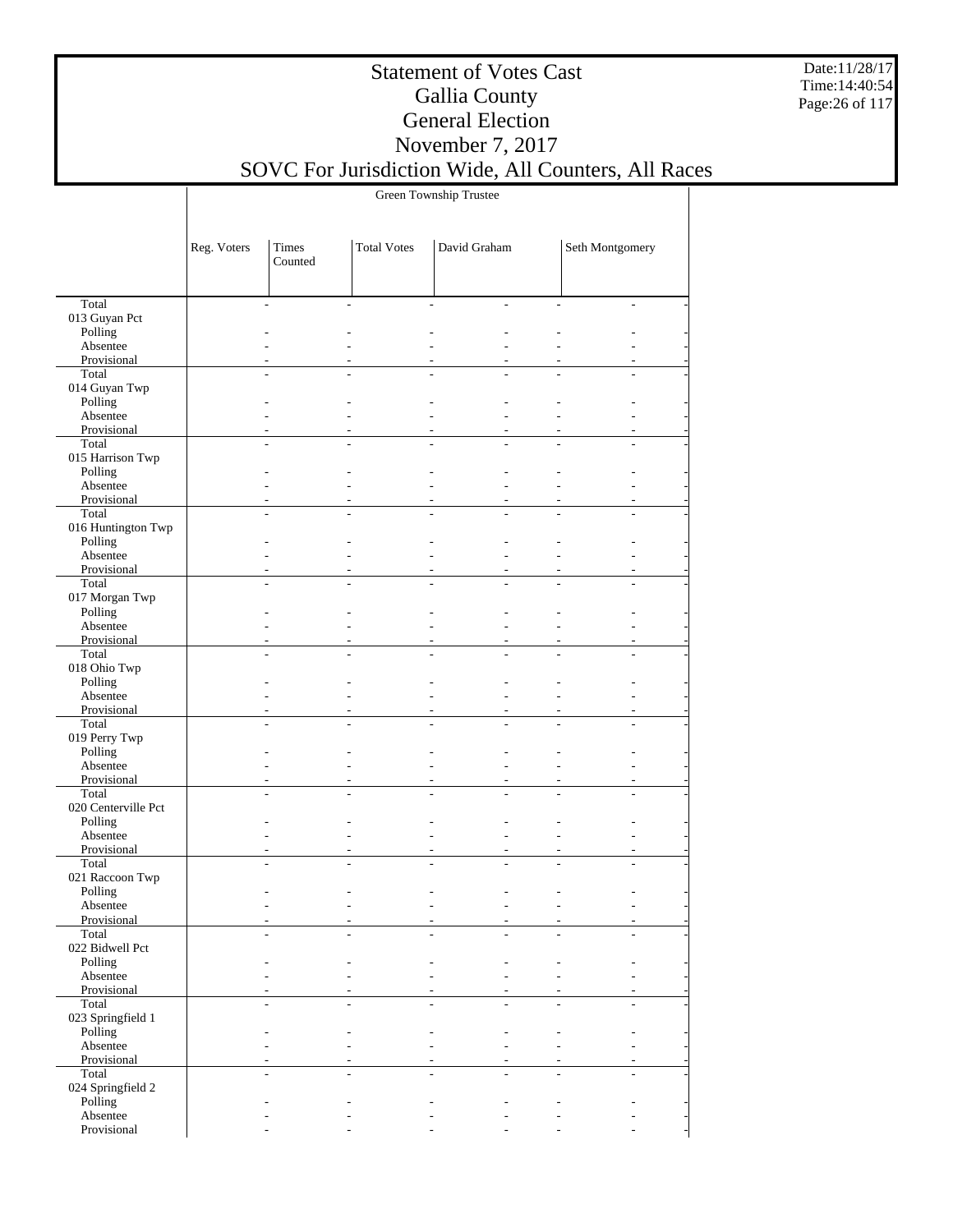# Statement of Votes Cast
## Gallia County
## General Election
## November 7, 2017
## SOVC For Jurisdiction Wide, All Counters, All Races

Date:11/28/17
Time:14:40:54

| | Green Township Trustee | | | | |
|---|---|---|---|---|---|
| | Reg. Voters | Times Counted | Total Votes | David Graham | Seth Montgomery |
| Total | - | - | - | - | - |
| 013 Guyan Pct | | | | | |
| Polling | - | - | - | - | - |
| Absentee | - | - | - | - | - |
| Provisional | - | - | - | - | - |
| Total | - | - | - | - | - |
| 014 Guyan Twp | | | | | |
| Polling | - | - | - | - | - |
| Absentee | - | - | - | - | - |
| Provisional | - | - | - | - | - |
| Total | - | - | - | - | - |
| 015 Harrison Twp | | | | | |
| Polling | - | - | - | - | - |
| Absentee | - | - | - | - | - |
| Provisional | - | - | - | - | - |
| Total | - | - | - | - | - |
| 016 Huntington Twp | | | | | |
| Polling | - | - | - | - | - |
| Absentee | - | - | - | - | - |
| Provisional | - | - | - | - | - |
| Total | - | - | - | - | - |
| 017 Morgan Twp | | | | | |
| Polling | - | - | - | - | - |
| Absentee | - | - | - | - | - |
| Provisional | - | - | - | - | - |
| Total | - | - | - | - | - |
| 018 Ohio Twp | | | | | |
| Polling | - | - | - | - | - |
| Absentee | - | - | - | - | - |
| Provisional | - | - | - | - | - |
| Total | - | - | - | - | - |
| 019 Perry Twp | | | | | |
| Polling | - | - | - | - | - |
| Absentee | - | - | - | - | - |
| Provisional | - | - | - | - | - |
| Total | - | - | - | - | - |
| 020 Centerville Pct | | | | | |
| Polling | - | - | - | - | - |
| Absentee | - | - | - | - | - |
| Provisional | - | - | - | - | - |
| Total | - | - | - | - | - |
| 021 Raccoon Twp | | | | | |
| Polling | - | - | - | - | - |
| Absentee | - | - | - | - | - |
| Provisional | - | - | - | - | - |
| Total | - | - | - | - | - |
| 022 Bidwell Pct | | | | | |
| Polling | - | - | - | - | - |
| Absentee | - | - | - | - | - |
| Provisional | - | - | - | - | - |
| Total | - | - | - | - | - |
| 023 Springfield 1 | | | | | |
| Polling | - | - | - | - | - |
| Absentee | - | - | - | - | - |
| Provisional | - | - | - | - | - |
| Total | - | - | - | - | - |
| 024 Springfield 2 | | | | | |
| Polling | - | - | - | - | - |
| Absentee | - | - | - | - | - |
| Provisional | - | - | - | - | - |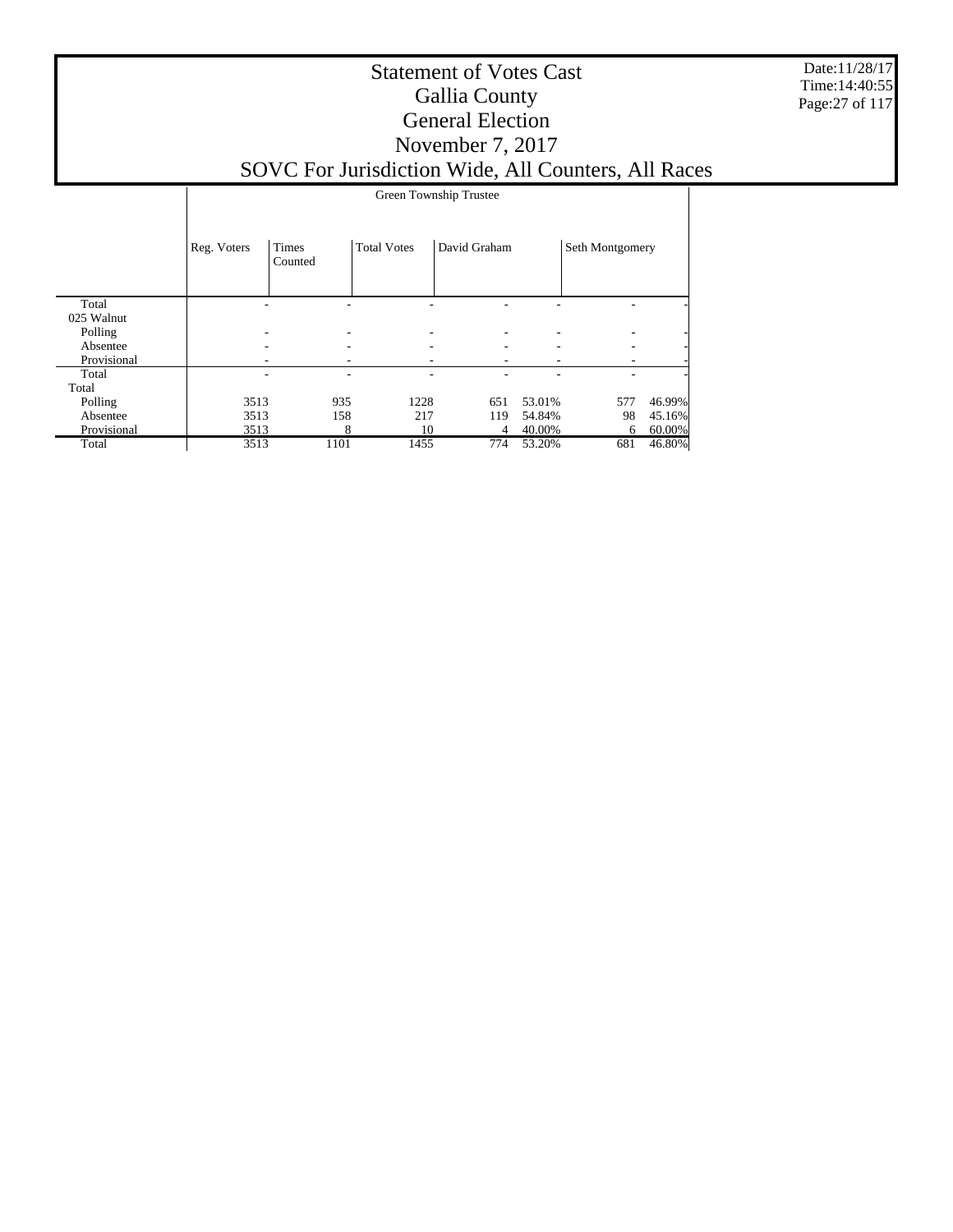# Statement of Votes Cast
## Gallia County
## General Election
## November 7, 2017
## SOVC For Jurisdiction Wide, All Counters, All Races

Date:11/28/17
Time:14:40:55

| | Green Township Trustee | | | | | | |
|---|---|---|---|---|---|---|---|
| | Reg. Voters | Times Counted | Total Votes | David Graham | | Seth Montgomery | |
| Total | - | - | - | - | - | - | - |
| 025 Walnut | | | | | | | |
| Polling | - | - | - | - | - | - | - |
| Absentee | - | - | - | - | - | - | - |
| Provisional | - | - | - | - | - | - | - |
| Total | - | - | - | - | - | - | - |
| Total | | | | | | | |
| Polling | 3513 | 935 | 1228 | 651 | 53.01% | 577 | 46.99% |
| Absentee | 3513 | 158 | 217 | 119 | 54.84% | 98 | 45.16% |
| Provisional | 3513 | 8 | 10 | 4 | 40.00% | 6 | 60.00% |
| Total | 3513 | 1101 | 1455 | 774 | 53.20% | 681 | 46.80% |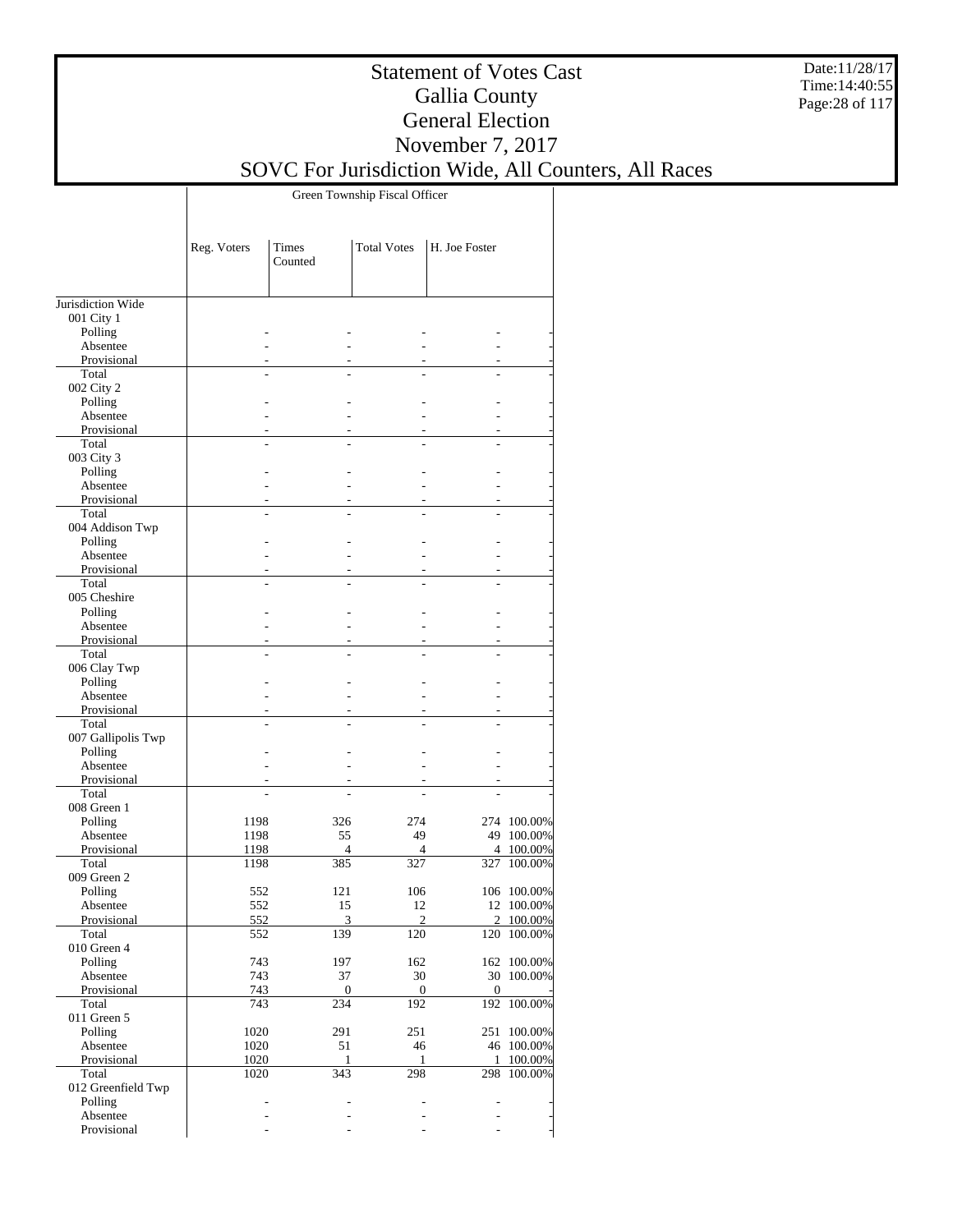# Statement of Votes Cast
## Gallia County
## General Election
## November 7, 2017
## SOVC For Jurisdiction Wide, All Counters, All Races

Date:11/28/17
Time:14:40:55

| | Green Township Fiscal Officer | | | | |
|---|---|---|---|---|---|
| | Reg. Voters | Times Counted | Total Votes | H. Joe Foster | |
| Jurisdiction Wide | | | | | |
| 001 City 1 | | | | | |
| Polling | - | - | - | - | - |
| Absentee | - | - | - | - | - |
| Provisional | - | - | - | - | - |
| Total | - | - | - | - | - |
| 002 City 2 | | | | | |
| Polling | - | - | - | - | - |
| Absentee | - | - | - | - | - |
| Provisional | - | - | - | - | - |
| Total | - | - | - | - | - |
| 003 City 3 | | | | | |
| Polling | - | - | - | - | - |
| Absentee | - | - | - | - | - |
| Provisional | - | - | - | - | - |
| Total | - | - | - | - | - |
| 004 Addison Twp | | | | | |
| Polling | - | - | - | - | - |
| Absentee | - | - | - | - | - |
| Provisional | - | - | - | - | - |
| Total | - | - | - | - | - |
| 005 Cheshire | | | | | |
| Polling | - | - | - | - | - |
| Absentee | - | - | - | - | - |
| Provisional | - | - | - | - | - |
| Total | - | - | - | - | - |
| 006 Clay Twp | | | | | |
| Polling | - | - | - | - | - |
| Absentee | - | - | - | - | - |
| Provisional | - | - | - | - | - |
| Total | - | - | - | - | - |
| 007 Gallipolis Twp | | | | | |
| Polling | - | - | - | - | - |
| Absentee | - | - | - | - | - |
| Provisional | - | - | - | - | - |
| Total | - | - | - | - | - |
| 008 Green 1 | | | | | |
| Polling | 1198 | 326 | 274 | 274 | 100.00% |
| Absentee | 1198 | 55 | 49 | 49 | 100.00% |
| Provisional | 1198 | 4 | 4 | 4 | 100.00% |
| Total | 1198 | 385 | 327 | 327 | 100.00% |
| 009 Green 2 | | | | | |
| Polling | 552 | 121 | 106 | 106 | 100.00% |
| Absentee | 552 | 15 | 12 | 12 | 100.00% |
| Provisional | 552 | 3 | 2 | 2 | 100.00% |
| Total | 552 | 139 | 120 | 120 | 100.00% |
| 010 Green 4 | | | | | |
| Polling | 743 | 197 | 162 | 162 | 100.00% |
| Absentee | 743 | 37 | 30 | 30 | 100.00% |
| Provisional | 743 | 0 | 0 | 0 | - |
| Total | 743 | 234 | 192 | 192 | 100.00% |
| 011 Green 5 | | | | | |
| Polling | 1020 | 291 | 251 | 251 | 100.00% |
| Absentee | 1020 | 51 | 46 | 46 | 100.00% |
| Provisional | 1020 | 1 | 1 | 1 | 100.00% |
| Total | 1020 | 343 | 298 | 298 | 100.00% |
| 012 Greenfield Twp | | | | | |
| Polling | - | - | - | - | - |
| Absentee | - | - | - | - | - |
| Provisional | - | - | - | - | - |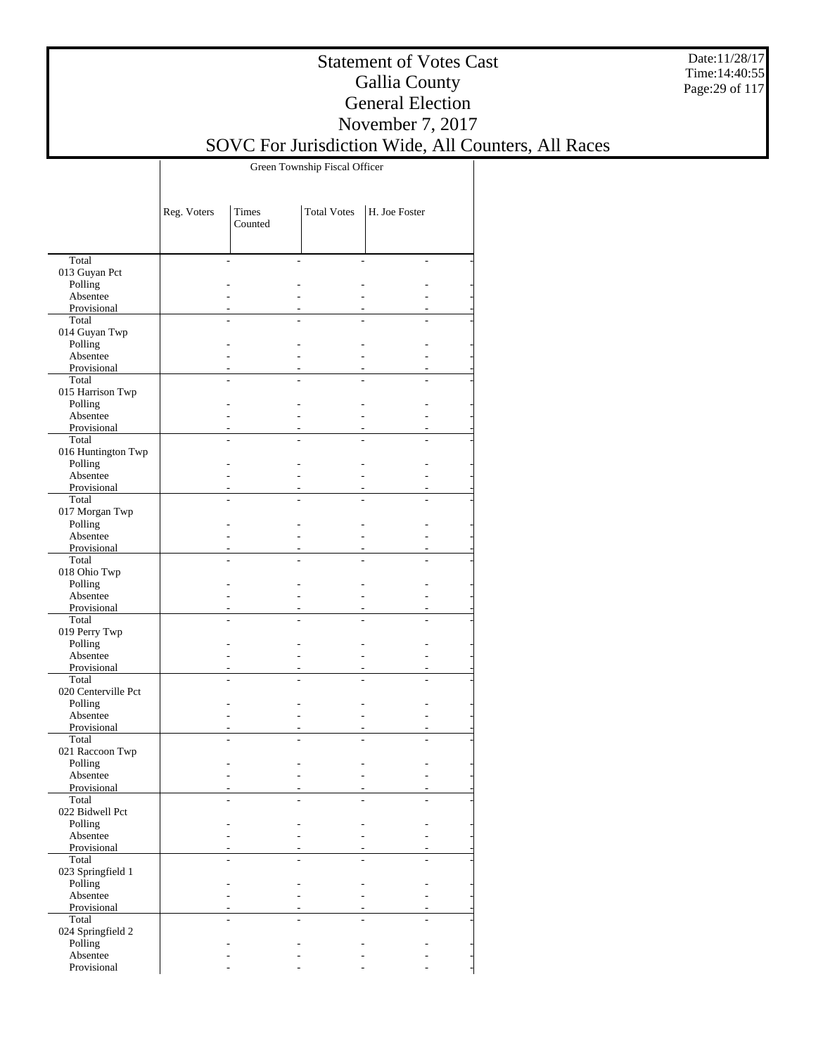# Statement of Votes Cast
# Gallia County
# General Election
# November 7, 2017
# SOVC For Jurisdiction Wide, All Counters, All Races

| | Green Township Fiscal Officer | | | |
|---|---|---|---|---|
| | Reg. Voters | Times Counted | Total Votes | H. Joe Foster |
| Total | - | - | - | - |
| 013 Guyan Pct | | | | |
| Polling | - | - | - | - |
| Absentee | - | - | - | - |
| Provisional | - | - | - | - |
| Total | - | - | - | - |
| 014 Guyan Twp | | | | |
| Polling | - | - | - | - |
| Absentee | - | - | - | - |
| Provisional | - | - | - | - |
| Total | - | - | - | - |
| 015 Harrison Twp | | | | |
| Polling | - | - | - | - |
| Absentee | - | - | - | - |
| Provisional | - | - | - | - |
| Total | - | - | - | - |
| 016 Huntington Twp | | | | |
| Polling | - | - | - | - |
| Absentee | - | - | - | - |
| Provisional | - | - | - | - |
| Total | - | - | - | - |
| 017 Morgan Twp | | | | |
| Polling | - | - | - | - |
| Absentee | - | - | - | - |
| Provisional | - | - | - | - |
| Total | - | - | - | - |
| 018 Ohio Twp | | | | |
| Polling | - | - | - | - |
| Absentee | - | - | - | - |
| Provisional | - | - | - | - |
| Total | - | - | - | - |
| 019 Perry Twp | | | | |
| Polling | - | - | - | - |
| Absentee | - | - | - | - |
| Provisional | - | - | - | - |
| Total | - | - | - | - |
| 020 Centerville Pct | | | | |
| Polling | - | - | - | - |
| Absentee | - | - | - | - |
| Provisional | - | - | - | - |
| Total | - | - | - | - |
| 021 Raccoon Twp | | | | |
| Polling | - | - | - | - |
| Absentee | - | - | - | - |
| Provisional | - | - | - | - |
| Total | - | - | - | - |
| 022 Bidwell Pct | | | | |
| Polling | - | - | - | - |
| Absentee | - | - | - | - |
| Provisional | - | - | - | - |
| Total | - | - | - | - |
| 023 Springfield 1 | | | | |
| Polling | - | - | - | - |
| Absentee | - | - | - | - |
| Provisional | - | - | - | - |
| Total | - | - | - | - |
| 024 Springfield 2 | | | | |
| Polling | - | - | - | - |
| Absentee | - | - | - | - |
| Provisional | - | - | - | - |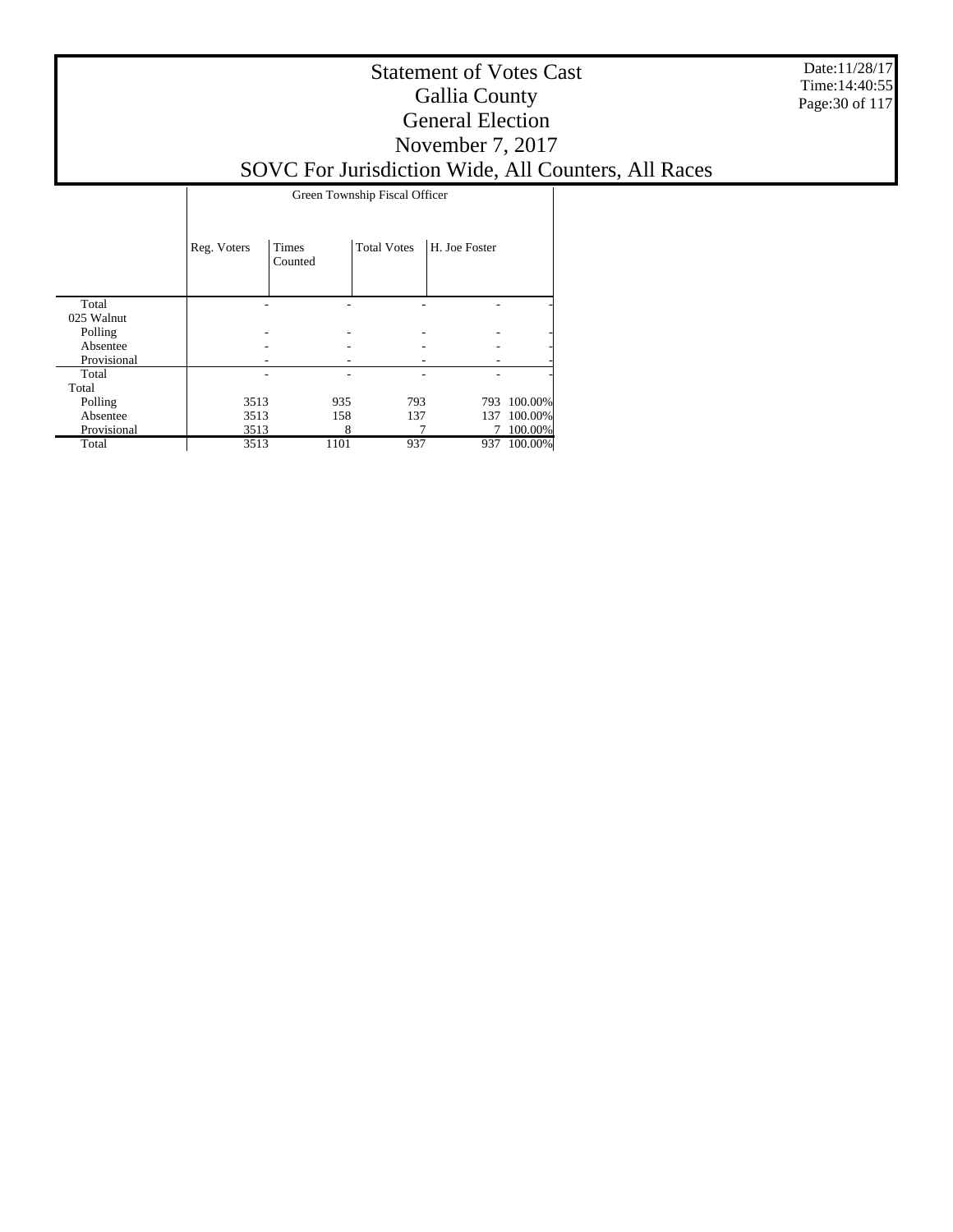# Statement of Votes Cast
## Gallia County
## General Election
## November 7, 2017
## SOVC For Jurisdiction Wide, All Counters, All Races

| | Green Township Fiscal Officer | | | | |
|---|---|---|---|---|---|
| | Reg. Voters | Times Counted | Total Votes | H. Joe Foster | |
| Total | - | - | - | - | - |
| 025 Walnut | | | | | |
| Polling | - | - | - | - | - |
| Absentee | - | - | - | - | - |
| Provisional | - | - | - | - | - |
| Total | - | - | - | - | - |
| Total | | | | | |
| Polling | 3513 | 935 | 793 | 793 | 100.00% |
| Absentee | 3513 | 158 | 137 | 137 | 100.00% |
| Provisional | 3513 | 8 | 7 | 7 | 100.00% |
| Total | 3513 | 1101 | 937 | 937 | 100.00% |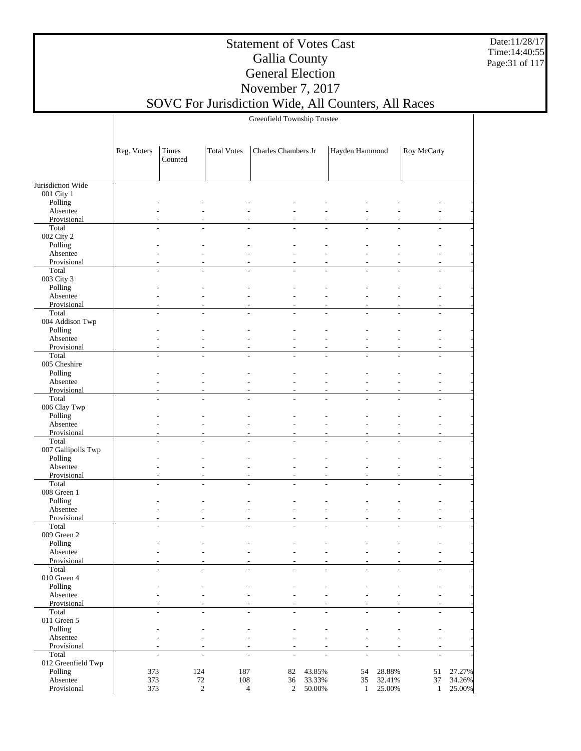# Statement of Votes Cast
## Gallia County
## General Election
## November 7, 2017
## SOVC For Jurisdiction Wide, All Counters, All Races

Date:11/28/17
Time:14:40:55

| | Greenfield Township Trustee | | | | | | | | |
|---|---|---|---|---|---|---|---|---|---|
| | Reg. Voters | Times Counted | Total Votes | Charles Chambers Jr | | Hayden Hammond | | Roy McCarty | |
| Jurisdiction Wide | | | | | | | | | |
| 001 City 1 | | | | | | | | | |
| Polling | - | - | - | - | - | - | - | - | - |
| Absentee | - | - | - | - | - | - | - | - | - |
| Provisional | - | - | - | - | - | - | - | - | - |
| Total | - | - | - | - | - | - | - | - | - |
| 002 City 2 | | | | | | | | | |
| Polling | - | - | - | - | - | - | - | - | - |
| Absentee | - | - | - | - | - | - | - | - | - |
| Provisional | - | - | - | - | - | - | - | - | - |
| Total | - | - | - | - | - | - | - | - | - |
| 003 City 3 | | | | | | | | | |
| Polling | - | - | - | - | - | - | - | - | - |
| Absentee | - | - | - | - | - | - | - | - | - |
| Provisional | - | - | - | - | - | - | - | - | - |
| Total | - | - | - | - | - | - | - | - | - |
| 004 Addison Twp | | | | | | | | | |
| Polling | - | - | - | - | - | - | - | - | - |
| Absentee | - | - | - | - | - | - | - | - | - |
| Provisional | - | - | - | - | - | - | - | - | - |
| Total | - | - | - | - | - | - | - | - | - |
| 005 Cheshire | | | | | | | | | |
| Polling | - | - | - | - | - | - | - | - | - |
| Absentee | - | - | - | - | - | - | - | - | - |
| Provisional | - | - | - | - | - | - | - | - | - |
| Total | - | - | - | - | - | - | - | - | - |
| 006 Clay Twp | | | | | | | | | |
| Polling | - | - | - | - | - | - | - | - | - |
| Absentee | - | - | - | - | - | - | - | - | - |
| Provisional | - | - | - | - | - | - | - | - | - |
| Total | - | - | - | - | - | - | - | - | - |
| 007 Gallipolis Twp | | | | | | | | | |
| Polling | - | - | - | - | - | - | - | - | - |
| Absentee | - | - | - | - | - | - | - | - | - |
| Provisional | - | - | - | - | - | - | - | - | - |
| Total | - | - | - | - | - | - | - | - | - |
| 008 Green 1 | | | | | | | | | |
| Polling | - | - | - | - | - | - | - | - | - |
| Absentee | - | - | - | - | - | - | - | - | - |
| Provisional | - | - | - | - | - | - | - | - | - |
| Total | - | - | - | - | - | - | - | - | - |
| 009 Green 2 | | | | | | | | | |
| Polling | - | - | - | - | - | - | - | - | - |
| Absentee | - | - | - | - | - | - | - | - | - |
| Provisional | - | - | - | - | - | - | - | - | - |
| Total | - | - | - | - | - | - | - | - | - |
| 010 Green 4 | | | | | | | | | |
| Polling | - | - | - | - | - | - | - | - | - |
| Absentee | - | - | - | - | - | - | - | - | - |
| Provisional | - | - | - | - | - | - | - | - | - |
| Total | - | - | - | - | - | - | - | - | - |
| 011 Green 5 | | | | | | | | | |
| Polling | - | - | - | - | - | - | - | - | - |
| Absentee | - | - | - | - | - | - | - | - | - |
| Provisional | - | - | - | - | - | - | - | - | - |
| Total | - | - | - | - | - | - | - | - | - |
| 012 Greenfield Twp | | | | | | | | | |
| Polling | 373 | 124 | 187 | 82 | 43.85% | 54 | 28.88% | 51 | 27.27% |
| Absentee | 373 | 72 | 108 | 36 | 33.33% | 35 | 32.41% | 37 | 34.26% |
| Provisional | 373 | 2 | 4 | 2 | 50.00% | 1 | 25.00% | 1 | 25.00% |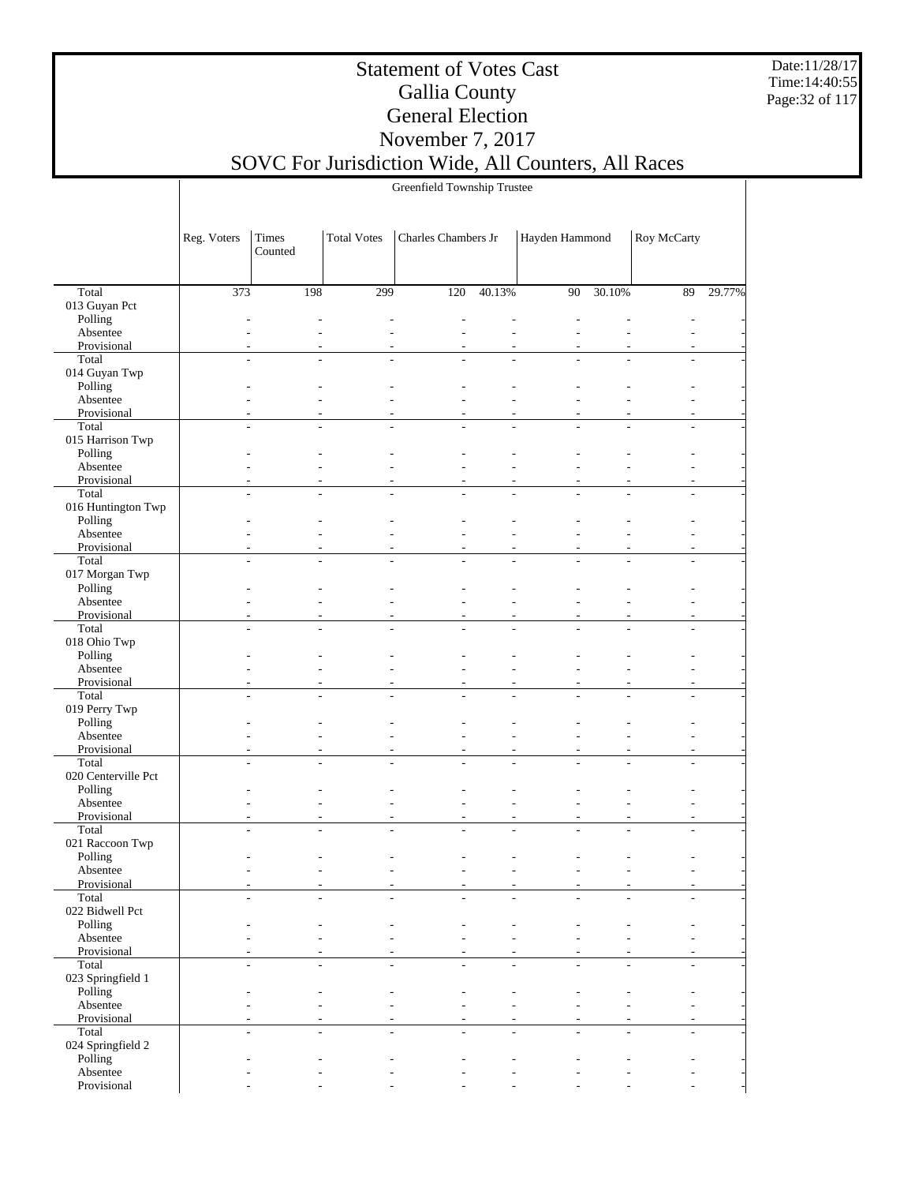# Statement of Votes Cast
## Gallia County
## General Election
## November 7, 2017
## SOVC For Jurisdiction Wide, All Counters, All Races

Date:11/28/17
Time:14:40:55

| | Greenfield Township Trustee | | | | | | | | |
|---|---|---|---|---|---|---|---|---|---|
| | Reg. Voters | Times Counted | Total Votes | Charles Chambers Jr | | Hayden Hammond | | Roy McCarty | |
| Total | 373 | 198 | 299 | 120 | 40.13% | 90 | 30.10% | 89 | 29.77% |
| 013 Guyan Pct | | | | | | | | | |
| Polling | - | - | - | - | - | - | - | - | - |
| Absentee | - | - | - | - | - | - | - | - | - |
| Provisional | - | - | - | - | - | - | - | - | - |
| Total | - | - | - | - | - | - | - | - | - |
| 014 Guyan Twp | | | | | | | | | |
| Polling | - | - | - | - | - | - | - | - | - |
| Absentee | - | - | - | - | - | - | - | - | - |
| Provisional | - | - | - | - | - | - | - | - | - |
| Total | - | - | - | - | - | - | - | - | - |
| 015 Harrison Twp | | | | | | | | | |
| Polling | - | - | - | - | - | - | - | - | - |
| Absentee | - | - | - | - | - | - | - | - | - |
| Provisional | - | - | - | - | - | - | - | - | - |
| Total | - | - | - | - | - | - | - | - | - |
| 016 Huntington Twp | | | | | | | | | |
| Polling | - | - | - | - | - | - | - | - | - |
| Absentee | - | - | - | - | - | - | - | - | - |
| Provisional | - | - | - | - | - | - | - | - | - |
| Total | - | - | - | - | - | - | - | - | - |
| 017 Morgan Twp | | | | | | | | | |
| Polling | - | - | - | - | - | - | - | - | - |
| Absentee | - | - | - | - | - | - | - | - | - |
| Provisional | - | - | - | - | - | - | - | - | - |
| Total | - | - | - | - | - | - | - | - | - |
| 018 Ohio Twp | | | | | | | | | |
| Polling | - | - | - | - | - | - | - | - | - |
| Absentee | - | - | - | - | - | - | - | - | - |
| Provisional | - | - | - | - | - | - | - | - | - |
| Total | - | - | - | - | - | - | - | - | - |
| 019 Perry Twp | | | | | | | | | |
| Polling | - | - | - | - | - | - | - | - | - |
| Absentee | - | - | - | - | - | - | - | - | - |
| Provisional | - | - | - | - | - | - | - | - | - |
| Total | - | - | - | - | - | - | - | - | - |
| 020 Centerville Pct | | | | | | | | | |
| Polling | - | - | - | - | - | - | - | - | - |
| Absentee | - | - | - | - | - | - | - | - | - |
| Provisional | - | - | - | - | - | - | - | - | - |
| Total | - | - | - | - | - | - | - | - | - |
| 021 Raccoon Twp | | | | | | | | | |
| Polling | - | - | - | - | - | - | - | - | - |
| Absentee | - | - | - | - | - | - | - | - | - |
| Provisional | - | - | - | - | - | - | - | - | - |
| Total | - | - | - | - | - | - | - | - | - |
| 022 Bidwell Pct | | | | | | | | | |
| Polling | - | - | - | - | - | - | - | - | - |
| Absentee | - | - | - | - | - | - | - | - | - |
| Provisional | - | - | - | - | - | - | - | - | - |
| Total | - | - | - | - | - | - | - | - | - |
| 023 Springfield 1 | | | | | | | | | |
| Polling | - | - | - | - | - | - | - | - | - |
| Absentee | - | - | - | - | - | - | - | - | - |
| Provisional | - | - | - | - | - | - | - | - | - |
| Total | - | - | - | - | - | - | - | - | - |
| 024 Springfield 2 | | | | | | | | | |
| Polling | - | - | - | - | - | - | - | - | - |
| Absentee | - | - | - | - | - | - | - | - | - |
| Provisional | - | - | - | - | - | - | - | - | - |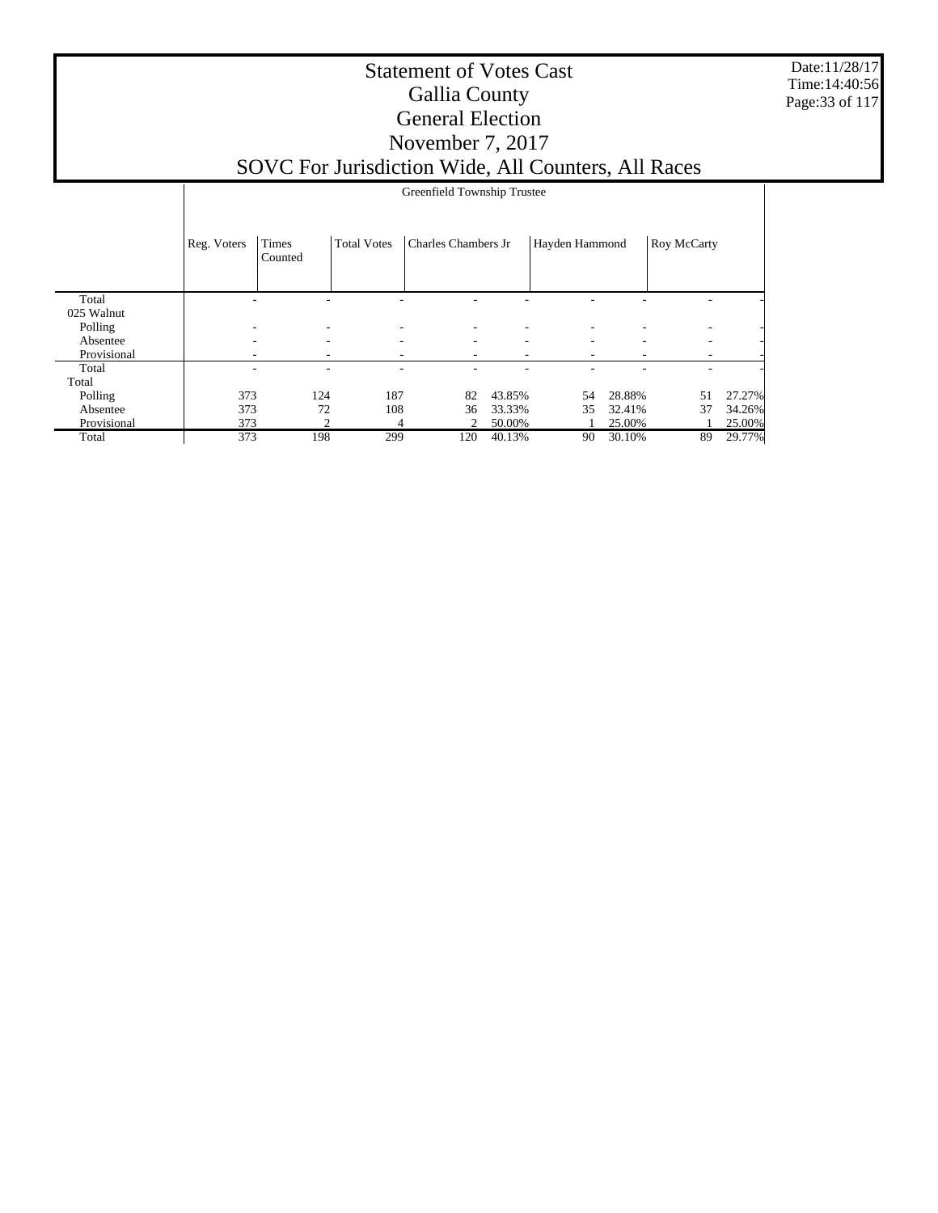# Statement of Votes Cast
# Gallia County
# General Election
# November 7, 2017
# SOVC For Jurisdiction Wide, All Counters, All Races

| | Greenfield Township Trustee | | | | | | | | |
|---|---|---|---|---|---|---|---|---|---|
| | Reg. Voters | Times Counted | Total Votes | Charles Chambers Jr | | Hayden Hammond | | Roy McCarty | |
| Total | - | - | - | - | - | - | - | - | - |
| 025 Walnut | | | | | | | | | |
| Polling | - | - | - | - | - | - | - | - | - |
| Absentee | - | - | - | - | - | - | - | - | - |
| Provisional | - | - | - | - | - | - | - | - | - |
| Total | - | - | - | - | - | - | - | - | - |
| Total | | | | | | | | | |
| Polling | 373 | 124 | 187 | 82 | 43.85% | 54 | 28.88% | 51 | 27.27% |
| Absentee | 373 | 72 | 108 | 36 | 33.33% | 35 | 32.41% | 37 | 34.26% |
| Provisional | 373 | 2 | 4 | 2 | 50.00% | 1 | 25.00% | 1 | 25.00% |
| Total | 373 | 198 | 299 | 120 | 40.13% | 90 | 30.10% | 89 | 29.77% |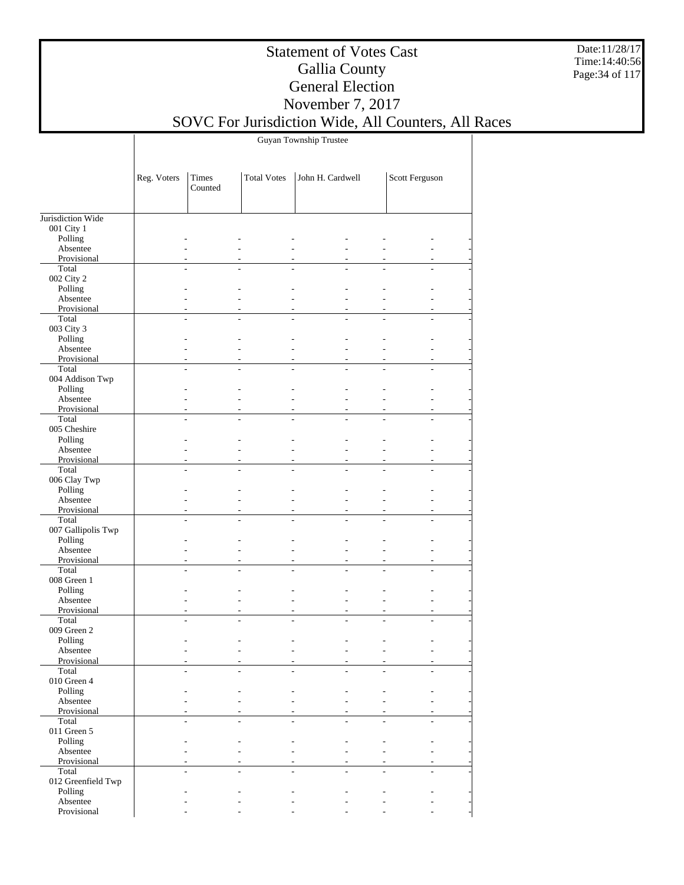# Statement of Votes Cast
## Gallia County
## General Election
## November 7, 2017
## SOVC For Jurisdiction Wide, All Counters, All Races

| | Guyan Township Trustee | | | | | | |
|---|---|---|---|---|---|---|---|
| | Reg. Voters | Times Counted | Total Votes | John H. Cardwell | | Scott Ferguson | |
| Jurisdiction Wide | | | | | | | |
| 001 City 1 | | | | | | | |
| Polling | - | - | - | - | - | - | - |
| Absentee | - | - | - | - | - | - | - |
| Provisional | - | - | - | - | - | - | - |
| Total | - | - | - | - | - | - | - |
| 002 City 2 | | | | | | | |
| Polling | - | - | - | - | - | - | - |
| Absentee | - | - | - | - | - | - | - |
| Provisional | - | - | - | - | - | - | - |
| Total | - | - | - | - | - | - | - |
| 003 City 3 | | | | | | | |
| Polling | - | - | - | - | - | - | - |
| Absentee | - | - | - | - | - | - | - |
| Provisional | - | - | - | - | - | - | - |
| Total | - | - | - | - | - | - | - |
| 004 Addison Twp | | | | | | | |
| Polling | - | - | - | - | - | - | - |
| Absentee | - | - | - | - | - | - | - |
| Provisional | - | - | - | - | - | - | - |
| Total | - | - | - | - | - | - | - |
| 005 Cheshire | | | | | | | |
| Polling | - | - | - | - | - | - | - |
| Absentee | - | - | - | - | - | - | - |
| Provisional | - | - | - | - | - | - | - |
| Total | - | - | - | - | - | - | - |
| 006 Clay Twp | | | | | | | |
| Polling | - | - | - | - | - | - | - |
| Absentee | - | - | - | - | - | - | - |
| Provisional | - | - | - | - | - | - | - |
| Total | - | - | - | - | - | - | - |
| 007 Gallipolis Twp | | | | | | | |
| Polling | - | - | - | - | - | - | - |
| Absentee | - | - | - | - | - | - | - |
| Provisional | - | - | - | - | - | - | - |
| Total | - | - | - | - | - | - | - |
| 008 Green 1 | | | | | | | |
| Polling | - | - | - | - | - | - | - |
| Absentee | - | - | - | - | - | - | - |
| Provisional | - | - | - | - | - | - | - |
| Total | - | - | - | - | - | - | - |
| 009 Green 2 | | | | | | | |
| Polling | - | - | - | - | - | - | - |
| Absentee | - | - | - | - | - | - | - |
| Provisional | - | - | - | - | - | - | - |
| Total | - | - | - | - | - | - | - |
| 010 Green 4 | | | | | | | |
| Polling | - | - | - | - | - | - | - |
| Absentee | - | - | - | - | - | - | - |
| Provisional | - | - | - | - | - | - | - |
| Total | - | - | - | - | - | - | - |
| 011 Green 5 | | | | | | | |
| Polling | - | - | - | - | - | - | - |
| Absentee | - | - | - | - | - | - | - |
| Provisional | - | - | - | - | - | - | - |
| Total | - | - | - | - | - | - | - |
| 012 Greenfield Twp | | | | | | | |
| Polling | - | - | - | - | - | - | - |
| Absentee | - | - | - | - | - | - | - |
| Provisional | - | - | - | - | - | - | - |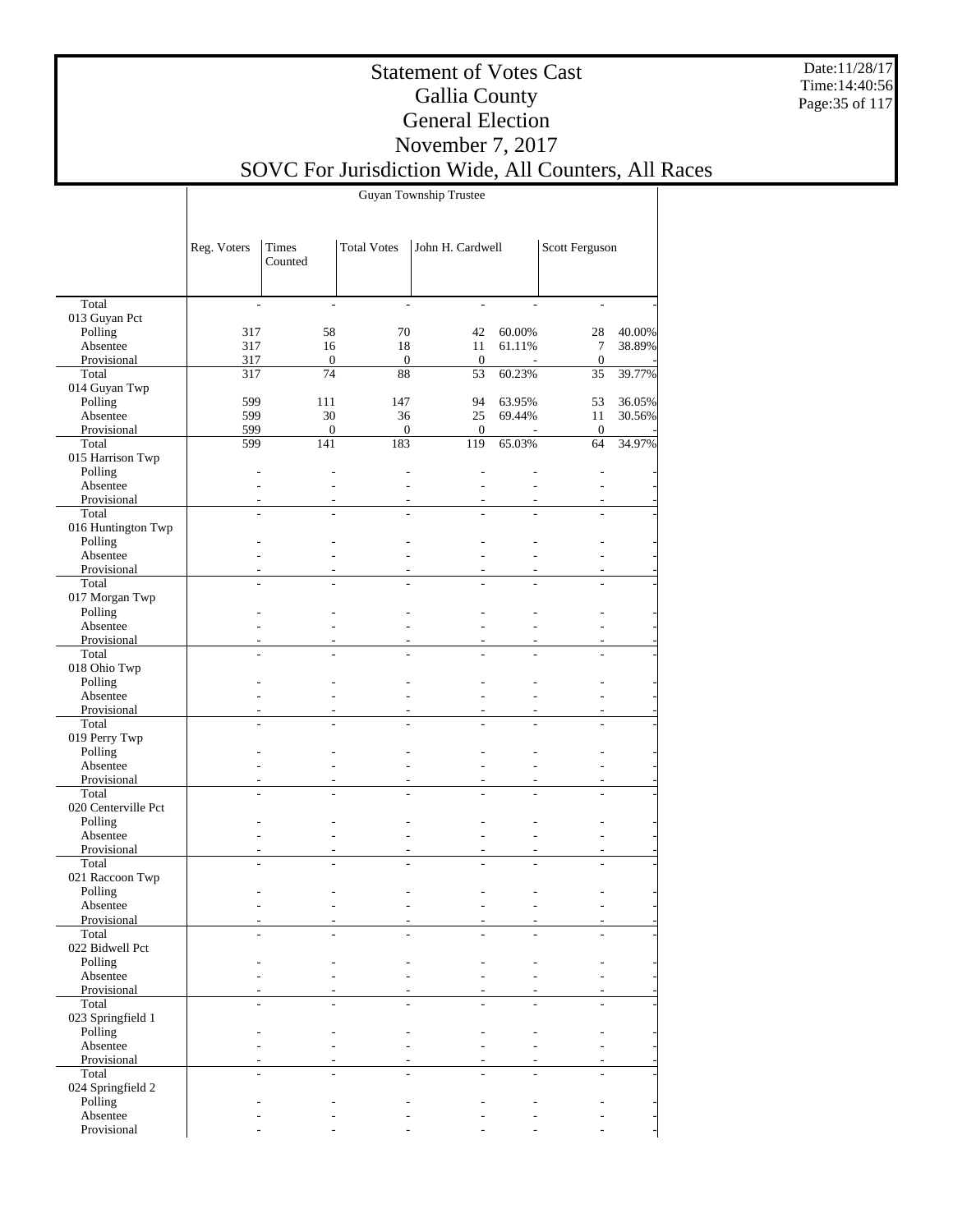# Statement of Votes Cast
## Gallia County
## General Election
## November 7, 2017
## SOVC For Jurisdiction Wide, All Counters, All Races

Date:11/28/17
Time:14:40:56

Guyan Township Trustee

| | Reg. Voters | Times Counted | Total Votes | John H. Cardwell | | Scott Ferguson | |
|---|---|---|---|---|---|---|---|
| Total | - | - | - | - | - | - | - |
| 013 Guyan Pct | | | | | | | |
| Polling | 317 | 58 | 70 | 42 | 60.00% | 28 | 40.00% |
| Absentee | 317 | 16 | 18 | 11 | 61.11% | 7 | 38.89% |
| Provisional | 317 | 0 | 0 | 0 | - | 0 | - |
| Total | 317 | 74 | 88 | 53 | 60.23% | 35 | 39.77% |
| 014 Guyan Twp | | | | | | | |
| Polling | 599 | 111 | 147 | 94 | 63.95% | 53 | 36.05% |
| Absentee | 599 | 30 | 36 | 25 | 69.44% | 11 | 30.56% |
| Provisional | 599 | 0 | 0 | 0 | - | 0 | - |
| Total | 599 | 141 | 183 | 119 | 65.03% | 64 | 34.97% |
| 015 Harrison Twp | | | | | | | |
| Polling | - | - | - | - | - | - | - |
| Absentee | - | - | - | - | - | - | - |
| Provisional | - | - | - | - | - | - | - |
| Total | - | - | - | - | - | - | - |
| 016 Huntington Twp | | | | | | | |
| Polling | - | - | - | - | - | - | - |
| Absentee | - | - | - | - | - | - | - |
| Provisional | - | - | - | - | - | - | - |
| Total | - | - | - | - | - | - | - |
| 017 Morgan Twp | | | | | | | |
| Polling | - | - | - | - | - | - | - |
| Absentee | - | - | - | - | - | - | - |
| Provisional | - | - | - | - | - | - | - |
| Total | - | - | - | - | - | - | - |
| 018 Ohio Twp | | | | | | | |
| Polling | - | - | - | - | - | - | - |
| Absentee | - | - | - | - | - | - | - |
| Provisional | - | - | - | - | - | - | - |
| Total | - | - | - | - | - | - | - |
| 019 Perry Twp | | | | | | | |
| Polling | - | - | - | - | - | - | - |
| Absentee | - | - | - | - | - | - | - |
| Provisional | - | - | - | - | - | - | - |
| Total | - | - | - | - | - | - | - |
| 020 Centerville Pct | | | | | | | |
| Polling | - | - | - | - | - | - | - |
| Absentee | - | - | - | - | - | - | - |
| Provisional | - | - | - | - | - | - | - |
| Total | - | - | - | - | - | - | - |
| 021 Raccoon Twp | | | | | | | |
| Polling | - | - | - | - | - | - | - |
| Absentee | - | - | - | - | - | - | - |
| Provisional | - | - | - | - | - | - | - |
| Total | - | - | - | - | - | - | - |
| 022 Bidwell Pct | | | | | | | |
| Polling | - | - | - | - | - | - | - |
| Absentee | - | - | - | - | - | - | - |
| Provisional | - | - | - | - | - | - | - |
| Total | - | - | - | - | - | - | - |
| 023 Springfield 1 | | | | | | | |
| Polling | - | - | - | - | - | - | - |
| Absentee | - | - | - | - | - | - | - |
| Provisional | - | - | - | - | - | - | - |
| Total | - | - | - | - | - | - | - |
| 024 Springfield 2 | | | | | | | |
| Polling | - | - | - | - | - | - | - |
| Absentee | - | - | - | - | - | - | - |
| Provisional | - | - | - | - | - | - | - |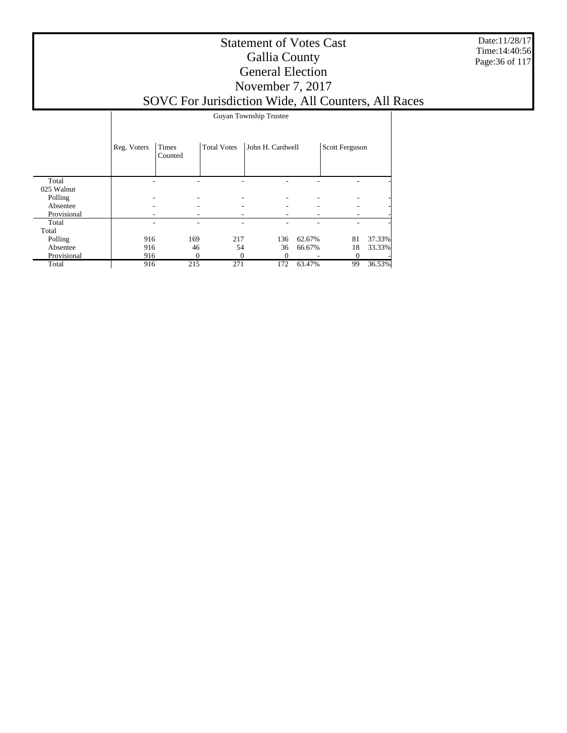# Statement of Votes Cast
## Gallia County
## General Election
## November 7, 2017
## SOVC For Jurisdiction Wide, All Counters, All Races

Date:11/28/17
Time:14:40:56

| | Guyan Township Trustee | | | | | | |
|---|---|---|---|---|---|---|---|
| | Reg. Voters | Times Counted | Total Votes | John H. Cardwell | | Scott Ferguson | |
| Total | - | - | - | - | - | - | - |
| 025 Walnut | | | | | | | |
| Polling | - | - | - | - | - | - | - |
| Absentee | - | - | - | - | - | - | - |
| Provisional | - | - | - | - | - | - | - |
| Total | - | - | - | - | - | - | - |
| Total | | | | | | | |
| Polling | 916 | 169 | 217 | 136 | 62.67% | 81 | 37.33% |
| Absentee | 916 | 46 | 54 | 36 | 66.67% | 18 | 33.33% |
| Provisional | 916 | 0 | 0 | 0 | - | 0 | - |
| Total | 916 | 215 | 271 | 172 | 63.47% | 99 | 36.53% |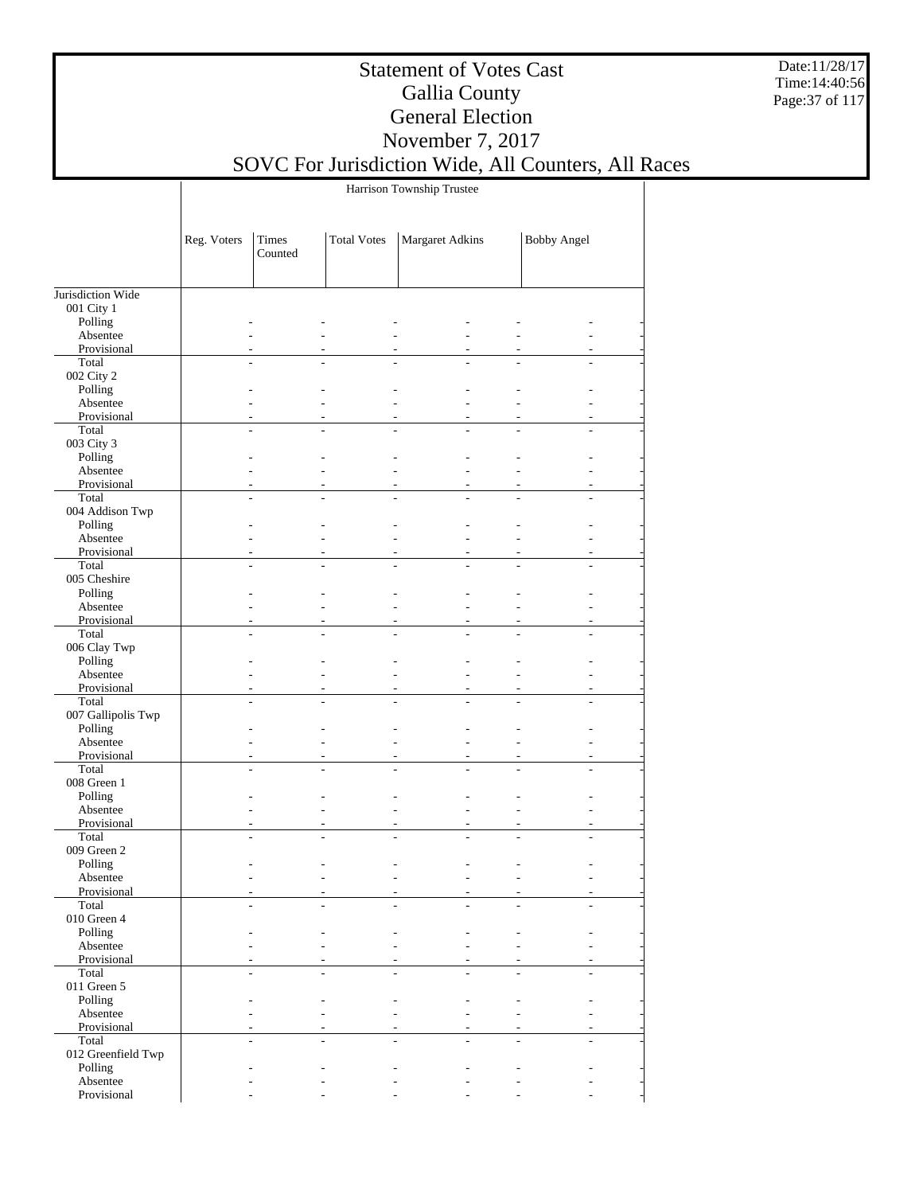# Statement of Votes Cast
## Gallia County
## General Election
## November 7, 2017
## SOVC For Jurisdiction Wide, All Counters, All Races

Harrison Township Trustee

| | Reg. Voters | Times Counted | Total Votes | Margaret Adkins | | Bobby Angel | |
|---|---|---|---|---|---|---|---|
| Jurisdiction Wide | | | | | | | |
| 001 City 1 | | | | | | | |
| Polling | - | - | - | - | - | - | - |
| Absentee | - | - | - | - | - | - | - |
| Provisional | - | - | - | - | - | - | - |
| Total | - | - | - | - | - | - | - |
| 002 City 2 | | | | | | | |
| Polling | - | - | - | - | - | - | - |
| Absentee | - | - | - | - | - | - | - |
| Provisional | - | - | - | - | - | - | - |
| Total | - | - | - | - | - | - | - |
| 003 City 3 | | | | | | | |
| Polling | - | - | - | - | - | - | - |
| Absentee | - | - | - | - | - | - | - |
| Provisional | - | - | - | - | - | - | - |
| Total | - | - | - | - | - | - | - |
| 004 Addison Twp | | | | | | | |
| Polling | - | - | - | - | - | - | - |
| Absentee | - | - | - | - | - | - | - |
| Provisional | - | - | - | - | - | - | - |
| Total | - | - | - | - | - | - | - |
| 005 Cheshire | | | | | | | |
| Polling | - | - | - | - | - | - | - |
| Absentee | - | - | - | - | - | - | - |
| Provisional | - | - | - | - | - | - | - |
| Total | - | - | - | - | - | - | - |
| 006 Clay Twp | | | | | | | |
| Polling | - | - | - | - | - | - | - |
| Absentee | - | - | - | - | - | - | - |
| Provisional | - | - | - | - | - | - | - |
| Total | - | - | - | - | - | - | - |
| 007 Gallipolis Twp | | | | | | | |
| Polling | - | - | - | - | - | - | - |
| Absentee | - | - | - | - | - | - | - |
| Provisional | - | - | - | - | - | - | - |
| Total | - | - | - | - | - | - | - |
| 008 Green 1 | | | | | | | |
| Polling | - | - | - | - | - | - | - |
| Absentee | - | - | - | - | - | - | - |
| Provisional | - | - | - | - | - | - | - |
| Total | - | - | - | - | - | - | - |
| 009 Green 2 | | | | | | | |
| Polling | - | - | - | - | - | - | - |
| Absentee | - | - | - | - | - | - | - |
| Provisional | - | - | - | - | - | - | - |
| Total | - | - | - | - | - | - | - |
| 010 Green 4 | | | | | | | |
| Polling | - | - | - | - | - | - | - |
| Absentee | - | - | - | - | - | - | - |
| Provisional | - | - | - | - | - | - | - |
| Total | - | - | - | - | - | - | - |
| 011 Green 5 | | | | | | | |
| Polling | - | - | - | - | - | - | - |
| Absentee | - | - | - | - | - | - | - |
| Provisional | - | - | - | - | - | - | - |
| Total | - | - | - | - | - | - | - |
| 012 Greenfield Twp | | | | | | | |
| Polling | - | - | - | - | - | - | - |
| Absentee | - | - | - | - | - | - | - |
| Provisional | - | - | - | - | - | - | - |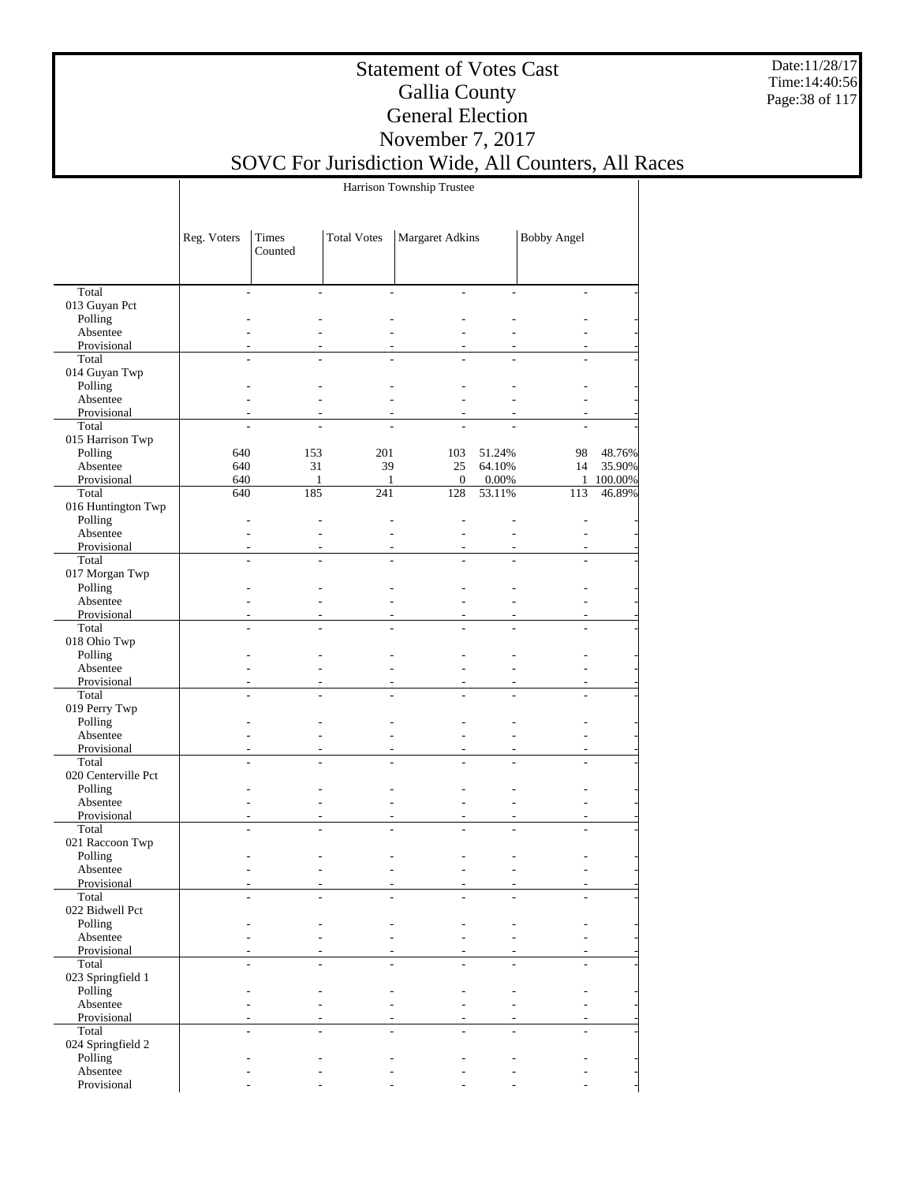# Statement of Votes Cast
## Gallia County
## General Election
## November 7, 2017
## SOVC For Jurisdiction Wide, All Counters, All Races

Harrison Township Trustee

| | Reg. Voters | Times Counted | Total Votes | Margaret Adkins | | Bobby Angel | |
|---|---|---|---|---|---|---|---|
| Total | - | - | - | - | - | - | - |
| 013 Guyan Pct | | | | | | | |
| Polling | - | - | - | - | - | - | - |
| Absentee | - | - | - | - | - | - | - |
| Provisional | - | - | - | - | - | - | - |
| Total | - | - | - | - | - | - | - |
| 014 Guyan Twp | | | | | | | |
| Polling | - | - | - | - | - | - | - |
| Absentee | - | - | - | - | - | - | - |
| Provisional | - | - | - | - | - | - | - |
| Total | - | - | - | - | - | - | - |
| 015 Harrison Twp | | | | | | | |
| Polling | 640 | 153 | 201 | 103 | 51.24% | 98 | 48.76% |
| Absentee | 640 | 31 | 39 | 25 | 64.10% | 14 | 35.90% |
| Provisional | 640 | 1 | 1 | 0 | 0.00% | 1 | 100.00% |
| Total | 640 | 185 | 241 | 128 | 53.11% | 113 | 46.89% |
| 016 Huntington Twp | | | | | | | |
| Polling | - | - | - | - | - | - | - |
| Absentee | - | - | - | - | - | - | - |
| Provisional | - | - | - | - | - | - | - |
| Total | - | - | - | - | - | - | - |
| 017 Morgan Twp | | | | | | | |
| Polling | - | - | - | - | - | - | - |
| Absentee | - | - | - | - | - | - | - |
| Provisional | - | - | - | - | - | - | - |
| Total | - | - | - | - | - | - | - |
| 018 Ohio Twp | | | | | | | |
| Polling | - | - | - | - | - | - | - |
| Absentee | - | - | - | - | - | - | - |
| Provisional | - | - | - | - | - | - | - |
| Total | - | - | - | - | - | - | - |
| 019 Perry Twp | | | | | | | |
| Polling | - | - | - | - | - | - | - |
| Absentee | - | - | - | - | - | - | - |
| Provisional | - | - | - | - | - | - | - |
| Total | - | - | - | - | - | - | - |
| 020 Centerville Pct | | | | | | | |
| Polling | - | - | - | - | - | - | - |
| Absentee | - | - | - | - | - | - | - |
| Provisional | - | - | - | - | - | - | - |
| Total | - | - | - | - | - | - | - |
| 021 Raccoon Twp | | | | | | | |
| Polling | - | - | - | - | - | - | - |
| Absentee | - | - | - | - | - | - | - |
| Provisional | - | - | - | - | - | - | - |
| Total | - | - | - | - | - | - | - |
| 022 Bidwell Pct | | | | | | | |
| Polling | - | - | - | - | - | - | - |
| Absentee | - | - | - | - | - | - | - |
| Provisional | - | - | - | - | - | - | - |
| Total | - | - | - | - | - | - | - |
| 023 Springfield 1 | | | | | | | |
| Polling | - | - | - | - | - | - | - |
| Absentee | - | - | - | - | - | - | - |
| Provisional | - | - | - | - | - | - | - |
| Total | - | - | - | - | - | - | - |
| 024 Springfield 2 | | | | | | | |
| Polling | - | - | - | - | - | - | - |
| Absentee | - | - | - | - | - | - | - |
| Provisional | - | - | - | - | - | - | - |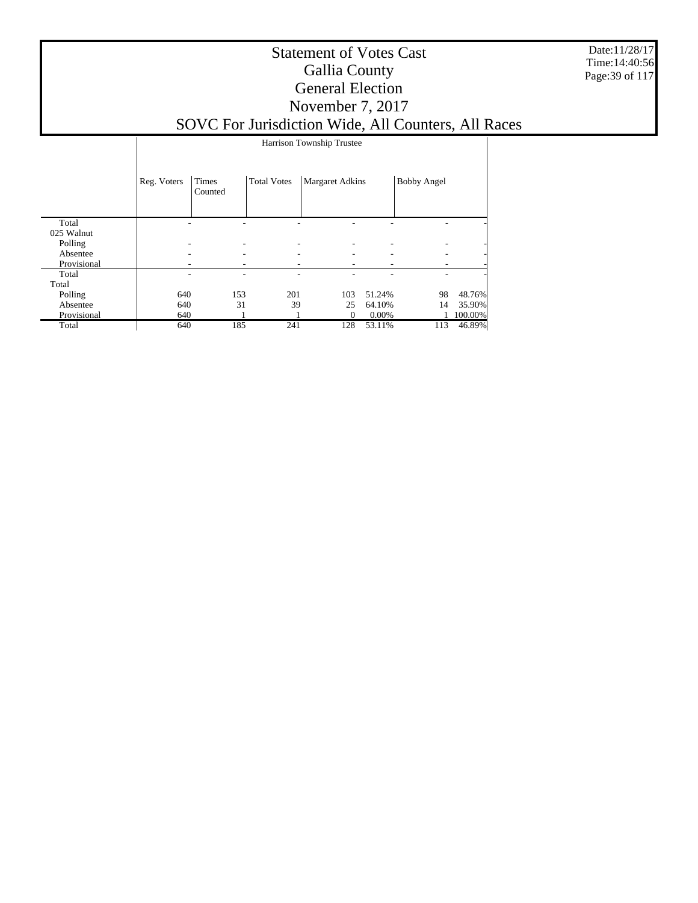# Statement of Votes Cast
## Gallia County
## General Election
## November 7, 2017
## SOVC For Jurisdiction Wide, All Counters, All Races

Date:11/28/17
Time:14:40:56

| | Harrison Township Trustee | | | | | | |
|---|---|---|---|---|---|---|---|
| | Reg. Voters | Times Counted | Total Votes | Margaret Adkins | | Bobby Angel | |
| Total | - | - | - | - | - | - | - |
| 025 Walnut | | | | | | | |
| Polling | - | - | - | - | - | - | - |
| Absentee | - | - | - | - | - | - | - |
| Provisional | - | - | - | - | - | - | - |
| Total | - | - | - | - | - | - | - |
| Total | | | | | | | |
| Polling | 640 | 153 | 201 | 103 | 51.24% | 98 | 48.76% |
| Absentee | 640 | 31 | 39 | 25 | 64.10% | 14 | 35.90% |
| Provisional | 640 | 1 | 1 | 0 | 0.00% | 1 | 100.00% |
| Total | 640 | 185 | 241 | 128 | 53.11% | 113 | 46.89% |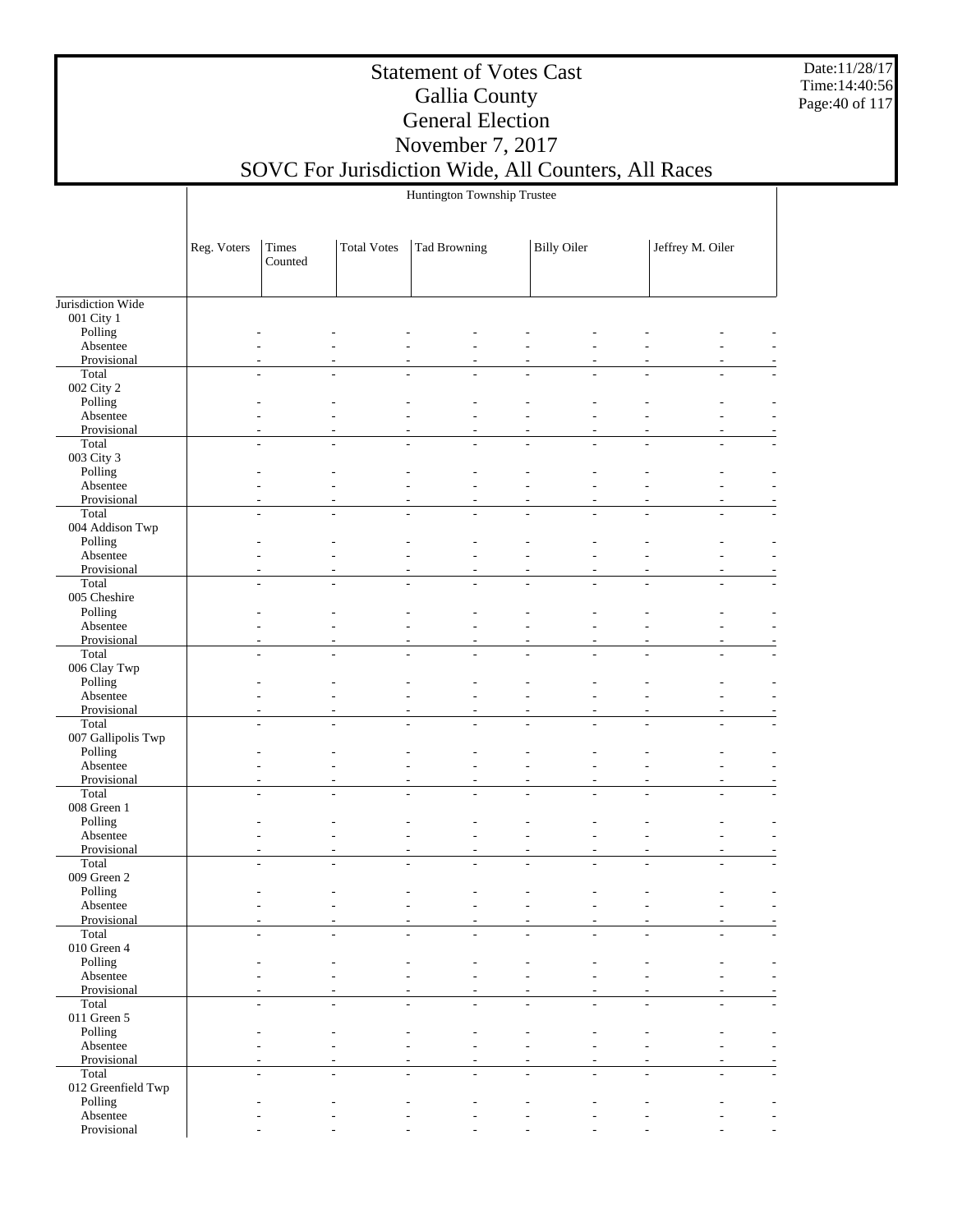# Statement of Votes Cast
## Gallia County
## General Election
## November 7, 2017
## SOVC For Jurisdiction Wide, All Counters, All Races

| | Huntington Township Trustee | | | | | | | | |
|---|---|---|---|---|---|---|---|---|---|
| | Reg. Voters | Times Counted | Total Votes | Tad Browning | | Billy Oiler | | Jeffrey M. Oiler | |
| Jurisdiction Wide | | | | | | | | | |
| 001 City 1 | | | | | | | | | |
| Polling | - | - | - | - | - | - | - | - | - |
| Absentee | - | - | - | - | - | - | - | - | - |
| Provisional | - | - | - | - | - | - | - | - | - |
| Total | - | - | - | - | - | - | - | - | - |
| 002 City 2 | | | | | | | | | |
| Polling | - | - | - | - | - | - | - | - | - |
| Absentee | - | - | - | - | - | - | - | - | - |
| Provisional | - | - | - | - | - | - | - | - | - |
| Total | - | - | - | - | - | - | - | - | - |
| 003 City 3 | | | | | | | | | |
| Polling | - | - | - | - | - | - | - | - | - |
| Absentee | - | - | - | - | - | - | - | - | - |
| Provisional | - | - | - | - | - | - | - | - | - |
| Total | - | - | - | - | - | - | - | - | - |
| 004 Addison Twp | | | | | | | | | |
| Polling | - | - | - | - | - | - | - | - | - |
| Absentee | - | - | - | - | - | - | - | - | - |
| Provisional | - | - | - | - | - | - | - | - | - |
| Total | - | - | - | - | - | - | - | - | - |
| 005 Cheshire | | | | | | | | | |
| Polling | - | - | - | - | - | - | - | - | - |
| Absentee | - | - | - | - | - | - | - | - | - |
| Provisional | - | - | - | - | - | - | - | - | - |
| Total | - | - | - | - | - | - | - | - | - |
| 006 Clay Twp | | | | | | | | | |
| Polling | - | - | - | - | - | - | - | - | - |
| Absentee | - | - | - | - | - | - | - | - | - |
| Provisional | - | - | - | - | - | - | - | - | - |
| Total | - | - | - | - | - | - | - | - | - |
| 007 Gallipolis Twp | | | | | | | | | |
| Polling | - | - | - | - | - | - | - | - | - |
| Absentee | - | - | - | - | - | - | - | - | - |
| Provisional | - | - | - | - | - | - | - | - | - |
| Total | - | - | - | - | - | - | - | - | - |
| 008 Green 1 | | | | | | | | | |
| Polling | - | - | - | - | - | - | - | - | - |
| Absentee | - | - | - | - | - | - | - | - | - |
| Provisional | - | - | - | - | - | - | - | - | - |
| Total | - | - | - | - | - | - | - | - | - |
| 009 Green 2 | | | | | | | | | |
| Polling | - | - | - | - | - | - | - | - | - |
| Absentee | - | - | - | - | - | - | - | - | - |
| Provisional | - | - | - | - | - | - | - | - | - |
| Total | - | - | - | - | - | - | - | - | - |
| 010 Green 4 | | | | | | | | | |
| Polling | - | - | - | - | - | - | - | - | - |
| Absentee | - | - | - | - | - | - | - | - | - |
| Provisional | - | - | - | - | - | - | - | - | - |
| Total | - | - | - | - | - | - | - | - | - |
| 011 Green 5 | | | | | | | | | |
| Polling | - | - | - | - | - | - | - | - | - |
| Absentee | - | - | - | - | - | - | - | - | - |
| Provisional | - | - | - | - | - | - | - | - | - |
| Total | - | - | - | - | - | - | - | - | - |
| 012 Greenfield Twp | | | | | | | | | |
| Polling | - | - | - | - | - | - | - | - | - |
| Absentee | - | - | - | - | - | - | - | - | - |
| Provisional | - | - | - | - | - | - | - | - | - |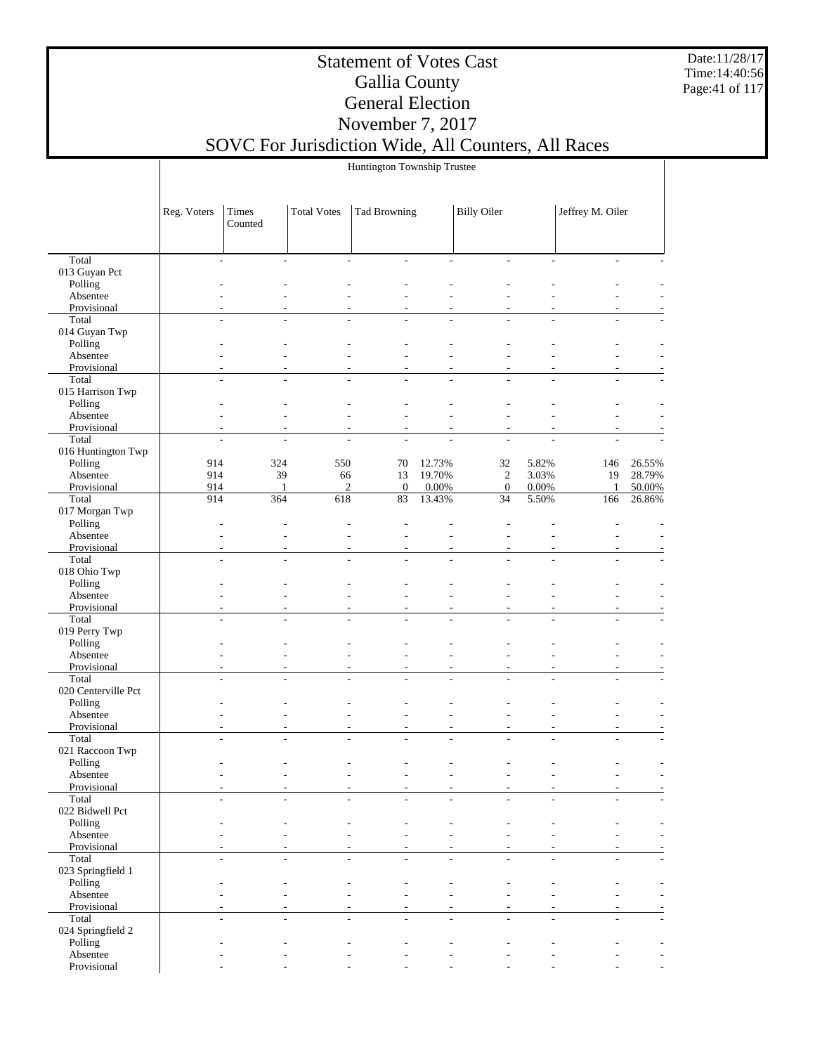# Statement of Votes Cast
# Gallia County
# General Election
# November 7, 2017
# SOVC For Jurisdiction Wide, All Counters, All Races

| | Huntington Township Trustee | | | | | | | | |
|---|---|---|---|---|---|---|---|---|---|
| | Reg. Voters | Times Counted | Total Votes | Tad Browning | | Billy Oiler | | Jeffrey M. Oiler | |
| Total | - | - | - | - | - | - | - | - | - |
| 013 Guyan Pct | | | | | | | | | |
| Polling | - | - | - | - | - | - | - | - | - |
| Absentee | - | - | - | - | - | - | - | - | - |
| Provisional | - | - | - | - | - | - | - | - | - |
| Total | - | - | - | - | - | - | - | - | - |
| 014 Guyan Twp | | | | | | | | | |
| Polling | - | - | - | - | - | - | - | - | - |
| Absentee | - | - | - | - | - | - | - | - | - |
| Provisional | - | - | - | - | - | - | - | - | - |
| Total | - | - | - | - | - | - | - | - | - |
| 015 Harrison Twp | | | | | | | | | |
| Polling | - | - | - | - | - | - | - | - | - |
| Absentee | - | - | - | - | - | - | - | - | - |
| Provisional | - | - | - | - | - | - | - | - | - |
| Total | - | - | - | - | - | - | - | - | - |
| 016 Huntington Twp | | | | | | | | | |
| Polling | 914 | 324 | 550 | 70 | 12.73% | 32 | 5.82% | 146 | 26.55% |
| Absentee | 914 | 39 | 66 | 13 | 19.70% | 2 | 3.03% | 19 | 28.79% |
| Provisional | 914 | 1 | 2 | 0 | 0.00% | 0 | 0.00% | 1 | 50.00% |
| Total | 914 | 364 | 618 | 83 | 13.43% | 34 | 5.50% | 166 | 26.86% |
| 017 Morgan Twp | | | | | | | | | |
| Polling | - | - | - | - | - | - | - | - | - |
| Absentee | - | - | - | - | - | - | - | - | - |
| Provisional | - | - | - | - | - | - | - | - | - |
| Total | - | - | - | - | - | - | - | - | - |
| 018 Ohio Twp | | | | | | | | | |
| Polling | - | - | - | - | - | - | - | - | - |
| Absentee | - | - | - | - | - | - | - | - | - |
| Provisional | - | - | - | - | - | - | - | - | - |
| Total | - | - | - | - | - | - | - | - | - |
| 019 Perry Twp | | | | | | | | | |
| Polling | - | - | - | - | - | - | - | - | - |
| Absentee | - | - | - | - | - | - | - | - | - |
| Provisional | - | - | - | - | - | - | - | - | - |
| Total | - | - | - | - | - | - | - | - | - |
| 020 Centerville Pct | | | | | | | | | |
| Polling | - | - | - | - | - | - | - | - | - |
| Absentee | - | - | - | - | - | - | - | - | - |
| Provisional | - | - | - | - | - | - | - | - | - |
| Total | - | - | - | - | - | - | - | - | - |
| 021 Raccoon Twp | | | | | | | | | |
| Polling | - | - | - | - | - | - | - | - | - |
| Absentee | - | - | - | - | - | - | - | - | - |
| Provisional | - | - | - | - | - | - | - | - | - |
| Total | - | - | - | - | - | - | - | - | - |
| 022 Bidwell Pct | | | | | | | | | |
| Polling | - | - | - | - | - | - | - | - | - |
| Absentee | - | - | - | - | - | - | - | - | - |
| Provisional | - | - | - | - | - | - | - | - | - |
| Total | - | - | - | - | - | - | - | - | - |
| 023 Springfield 1 | | | | | | | | | |
| Polling | - | - | - | - | - | - | - | - | - |
| Absentee | - | - | - | - | - | - | - | - | - |
| Provisional | - | - | - | - | - | - | - | - | - |
| Total | - | - | - | - | - | - | - | - | - |
| 024 Springfield 2 | | | | | | | | | |
| Polling | - | - | - | - | - | - | - | - | - |
| Absentee | - | - | - | - | - | - | - | - | - |
| Provisional | - | - | - | - | - | - | - | - | - |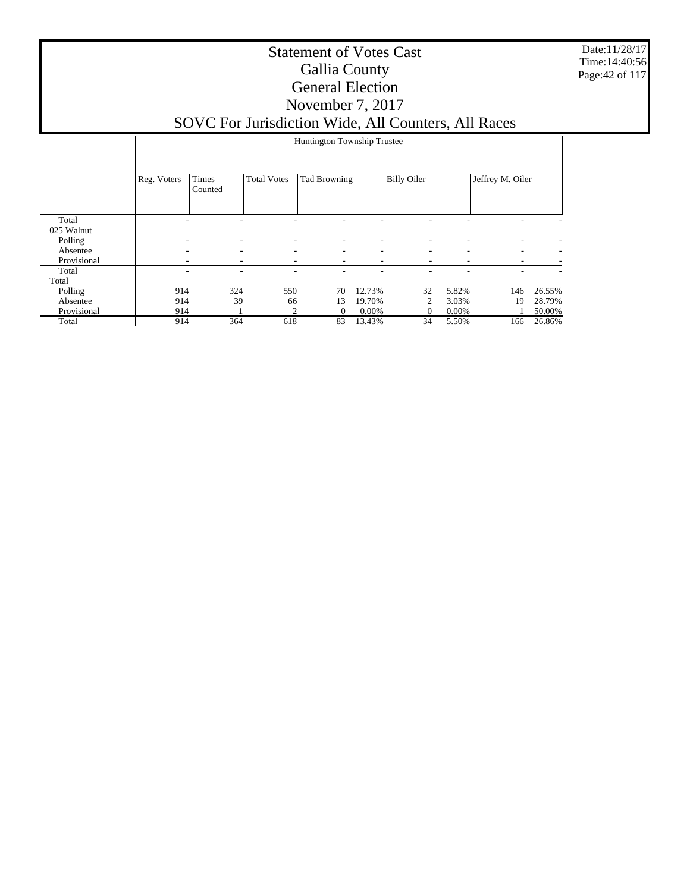# Statement of Votes Cast
## Gallia County
## General Election
## November 7, 2017
## SOVC For Jurisdiction Wide, All Counters, All Races

| | Huntington Township Trustee | | | | | | | | |
|---|---|---|---|---|---|---|---|---|---|
| | Reg. Voters | Times Counted | Total Votes | Tad Browning | | Billy Oiler | | Jeffrey M. Oiler | |
| Total | - | - | - | - | - | - | - | - | - |
| 025 Walnut | | | | | | | | | |
| Polling | - | - | - | - | - | - | - | - | - |
| Absentee | - | - | - | - | - | - | - | - | - |
| Provisional | - | - | - | - | - | - | - | - | - |
| Total | - | - | - | - | - | - | - | - | - |
| Total | | | | | | | | | |
| Polling | 914 | 324 | 550 | 70 | 12.73% | 32 | 5.82% | 146 | 26.55% |
| Absentee | 914 | 39 | 66 | 13 | 19.70% | 2 | 3.03% | 19 | 28.79% |
| Provisional | 914 | 1 | 2 | 0 | 0.00% | 0 | 0.00% | 1 | 50.00% |
| Total | 914 | 364 | 618 | 83 | 13.43% | 34 | 5.50% | 166 | 26.86% |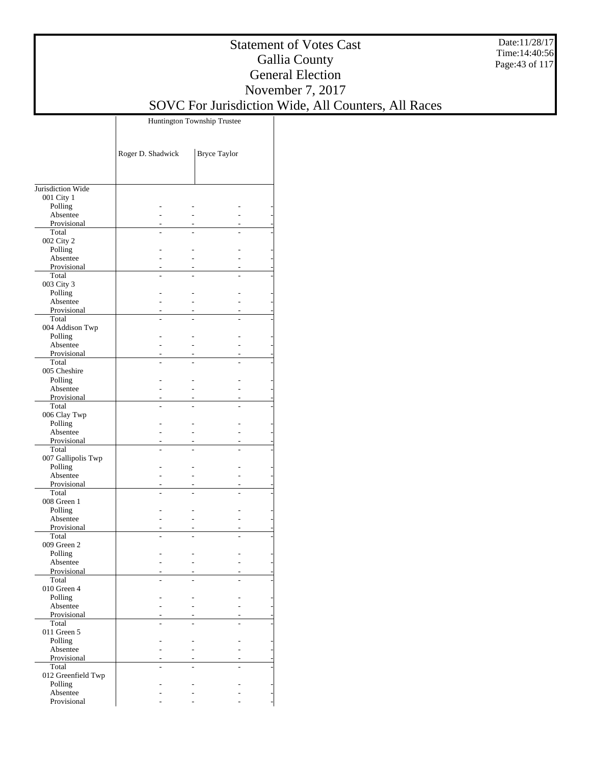# Statement of Votes Cast
# Gallia County
# General Election
# November 7, 2017
# SOVC For Jurisdiction Wide, All Counters, All Races

| | Huntington Township Trustee | | | |
|---|---|---|---|---|
| | Roger D. Shadwick | | Bryce Taylor | |
| Jurisdiction Wide | | | | |
| 001 City 1 | | | | |
| Polling | - | - | - | - |
| Absentee | - | - | - | - |
| Provisional | - | - | - | - |
| Total | - | - | - | - |
| 002 City 2 | | | | |
| Polling | - | - | - | - |
| Absentee | - | - | - | - |
| Provisional | - | - | - | - |
| Total | - | - | - | - |
| 003 City 3 | | | | |
| Polling | - | - | - | - |
| Absentee | - | - | - | - |
| Provisional | - | - | - | - |
| Total | - | - | - | - |
| 004 Addison Twp | | | | |
| Polling | - | - | - | - |
| Absentee | - | - | - | - |
| Provisional | - | - | - | - |
| Total | - | - | - | - |
| 005 Cheshire | | | | |
| Polling | - | - | - | - |
| Absentee | - | - | - | - |
| Provisional | - | - | - | - |
| Total | - | - | - | - |
| 006 Clay Twp | | | | |
| Polling | - | - | - | - |
| Absentee | - | - | - | - |
| Provisional | - | - | - | - |
| Total | - | - | - | - |
| 007 Gallipolis Twp | | | | |
| Polling | - | - | - | - |
| Absentee | - | - | - | - |
| Provisional | - | - | - | - |
| Total | - | - | - | - |
| 008 Green 1 | | | | |
| Polling | - | - | - | - |
| Absentee | - | - | - | - |
| Provisional | - | - | - | - |
| Total | - | - | - | - |
| 009 Green 2 | | | | |
| Polling | - | - | - | - |
| Absentee | - | - | - | - |
| Provisional | - | - | - | - |
| Total | - | - | - | - |
| 010 Green 4 | | | | |
| Polling | - | - | - | - |
| Absentee | - | - | - | - |
| Provisional | - | - | - | - |
| Total | - | - | - | - |
| 011 Green 5 | | | | |
| Polling | - | - | - | - |
| Absentee | - | - | - | - |
| Provisional | - | - | - | - |
| Total | - | - | - | - |
| 012 Greenfield Twp | | | | |
| Polling | - | - | - | - |
| Absentee | - | - | - | - |
| Provisional | - | - | - | - |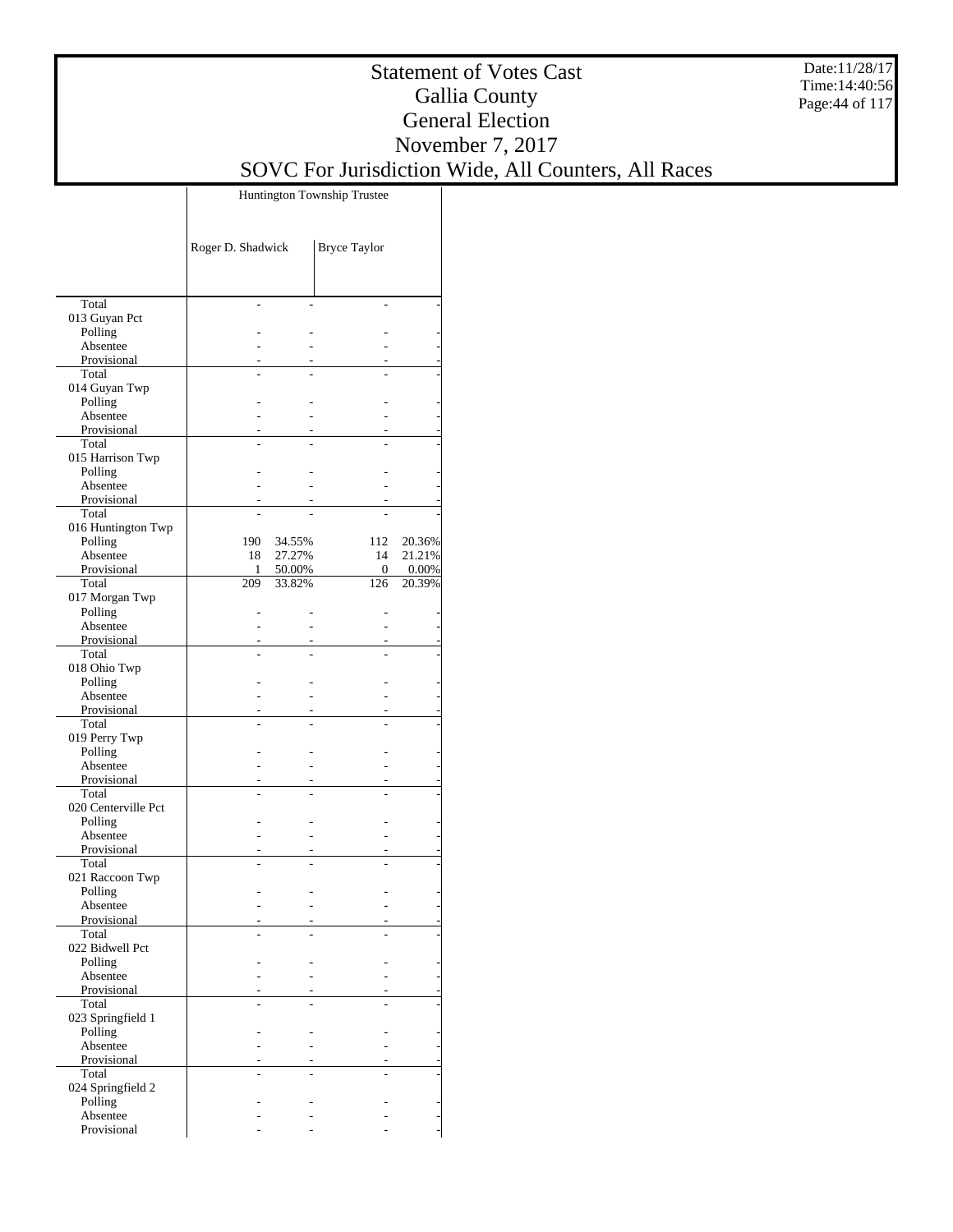# Statement of Votes Cast
## Gallia County
## General Election
## November 7, 2017
## SOVC For Jurisdiction Wide, All Counters, All Races

Date:11/28/17
Time:14:40:56

| | Huntington Township Trustee | | | |
|---|---|---|---|---|
| | Roger D. Shadwick | | Bryce Taylor | |
| Total | - | - | - | - |
| 013 Guyan Pct | | | | |
| Polling | - | - | - | - |
| Absentee | - | - | - | - |
| Provisional | - | - | - | - |
| Total | - | - | - | - |
| 014 Guyan Twp | | | | |
| Polling | - | - | - | - |
| Absentee | - | - | - | - |
| Provisional | - | - | - | - |
| Total | - | - | - | - |
| 015 Harrison Twp | | | | |
| Polling | - | - | - | - |
| Absentee | - | - | - | - |
| Provisional | - | - | - | - |
| Total | - | - | - | - |
| 016 Huntington Twp | | | | |
| Polling | 190 | 34.55% | 112 | 20.36% |
| Absentee | 18 | 27.27% | 14 | 21.21% |
| Provisional | 1 | 50.00% | 0 | 0.00% |
| Total | 209 | 33.82% | 126 | 20.39% |
| 017 Morgan Twp | | | | |
| Polling | - | - | - | - |
| Absentee | - | - | - | - |
| Provisional | - | - | - | - |
| Total | - | - | - | - |
| 018 Ohio Twp | | | | |
| Polling | - | - | - | - |
| Absentee | - | - | - | - |
| Provisional | - | - | - | - |
| Total | - | - | - | - |
| 019 Perry Twp | | | | |
| Polling | - | - | - | - |
| Absentee | - | - | - | - |
| Provisional | - | - | - | - |
| Total | - | - | - | - |
| 020 Centerville Pct | | | | |
| Polling | - | - | - | - |
| Absentee | - | - | - | - |
| Provisional | - | - | - | - |
| Total | - | - | - | - |
| 021 Raccoon Twp | | | | |
| Polling | - | - | - | - |
| Absentee | - | - | - | - |
| Provisional | - | - | - | - |
| Total | - | - | - | - |
| 022 Bidwell Pct | | | | |
| Polling | - | - | - | - |
| Absentee | - | - | - | - |
| Provisional | - | - | - | - |
| Total | - | - | - | - |
| 023 Springfield 1 | | | | |
| Polling | - | - | - | - |
| Absentee | - | - | - | - |
| Provisional | - | - | - | - |
| Total | - | - | - | - |
| 024 Springfield 2 | | | | |
| Polling | - | - | - | - |
| Absentee | - | - | - | - |
| Provisional | - | - | - | - |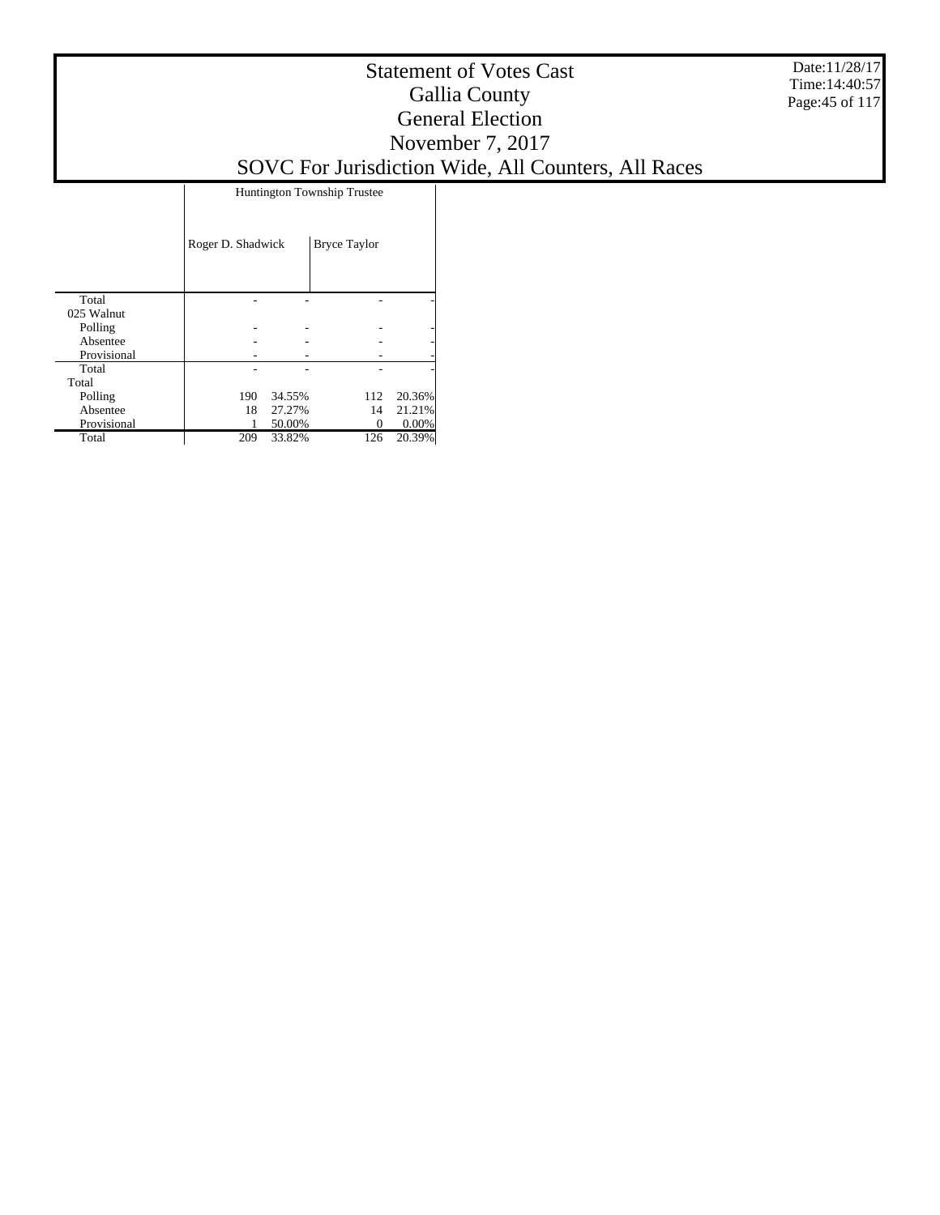# Statement of Votes Cast
## Gallia County
## General Election
## November 7, 2017
## SOVC For Jurisdiction Wide, All Counters, All Races

| | Huntington Township Trustee | | | |
|---|---|---|---|---|
| | Roger D. Shadwick | | Bryce Taylor | |
| Total | - | - | - | - |
| 025 Walnut | | | | |
| Polling | - | - | - | - |
| Absentee | - | - | - | - |
| Provisional | - | - | - | - |
| Total | - | - | - | - |
| Total | | | | |
| Polling | 190 | 34.55% | 112 | 20.36% |
| Absentee | 18 | 27.27% | 14 | 21.21% |
| Provisional | 1 | 50.00% | 0 | 0.00% |
| Total | 209 | 33.82% | 126 | 20.39% |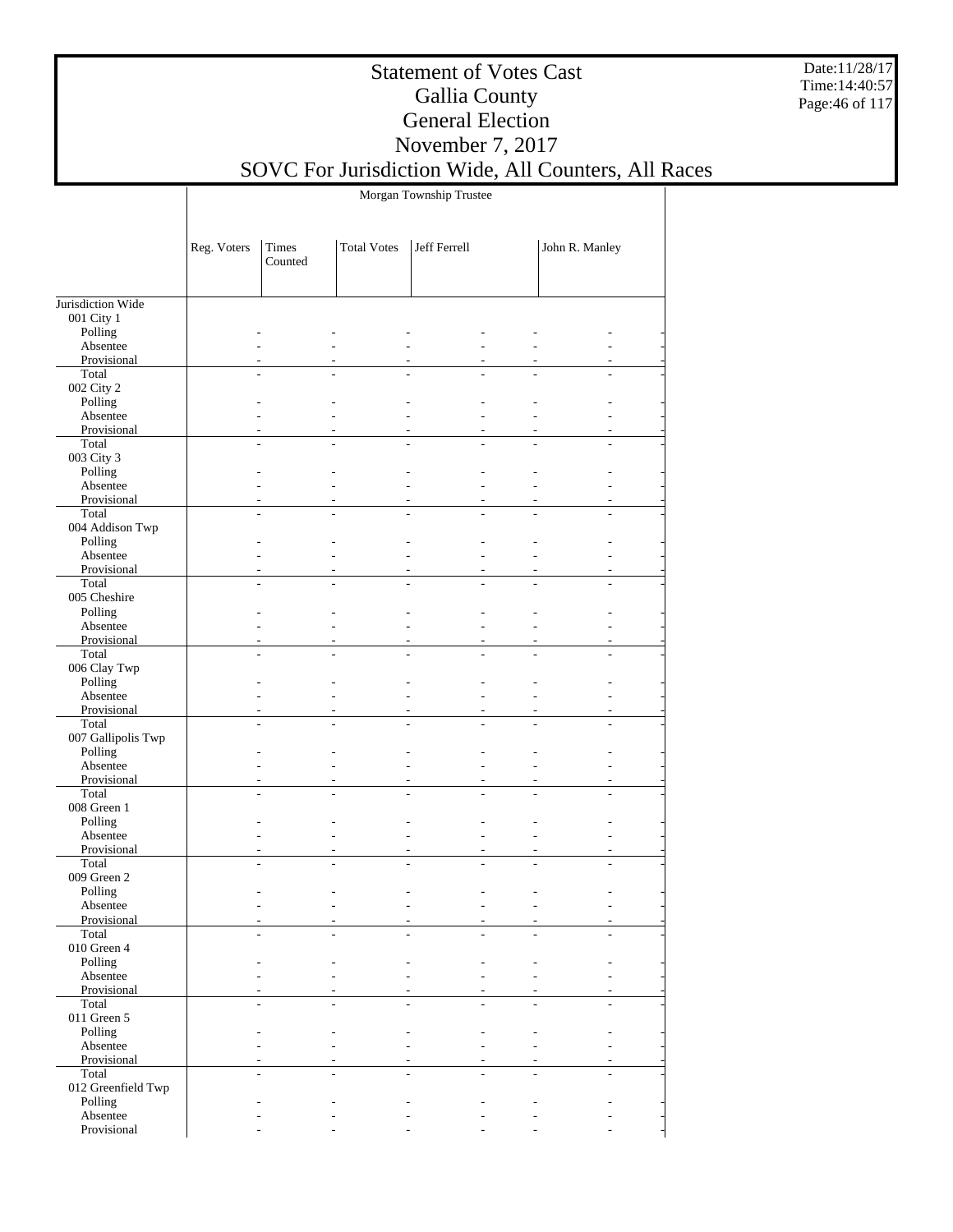# Statement of Votes Cast
## Gallia County
## General Election
## November 7, 2017
## SOVC For Jurisdiction Wide, All Counters, All Races

| | Morgan Township Trustee | | | | | | |
|---|---|---|---|---|---|---|---|
| | Reg. Voters | Times Counted | Total Votes | Jeff Ferrell | | John R. Manley | |
| Jurisdiction Wide | | | | | | | |
| 001 City 1 | | | | | | | |
| Polling | - | - | - | - | - | - | - |
| Absentee | - | - | - | - | - | - | - |
| Provisional | - | - | - | - | - | - | - |
| Total | - | - | - | - | - | - | - |
| 002 City 2 | | | | | | | |
| Polling | - | - | - | - | - | - | - |
| Absentee | - | - | - | - | - | - | - |
| Provisional | - | - | - | - | - | - | - |
| Total | - | - | - | - | - | - | - |
| 003 City 3 | | | | | | | |
| Polling | - | - | - | - | - | - | - |
| Absentee | - | - | - | - | - | - | - |
| Provisional | - | - | - | - | - | - | - |
| Total | - | - | - | - | - | - | - |
| 004 Addison Twp | | | | | | | |
| Polling | - | - | - | - | - | - | - |
| Absentee | - | - | - | - | - | - | - |
| Provisional | - | - | - | - | - | - | - |
| Total | - | - | - | - | - | - | - |
| 005 Cheshire | | | | | | | |
| Polling | - | - | - | - | - | - | - |
| Absentee | - | - | - | - | - | - | - |
| Provisional | - | - | - | - | - | - | - |
| Total | - | - | - | - | - | - | - |
| 006 Clay Twp | | | | | | | |
| Polling | - | - | - | - | - | - | - |
| Absentee | - | - | - | - | - | - | - |
| Provisional | - | - | - | - | - | - | - |
| Total | - | - | - | - | - | - | - |
| 007 Gallipolis Twp | | | | | | | |
| Polling | - | - | - | - | - | - | - |
| Absentee | - | - | - | - | - | - | - |
| Provisional | - | - | - | - | - | - | - |
| Total | - | - | - | - | - | - | - |
| 008 Green 1 | | | | | | | |
| Polling | - | - | - | - | - | - | - |
| Absentee | - | - | - | - | - | - | - |
| Provisional | - | - | - | - | - | - | - |
| Total | - | - | - | - | - | - | - |
| 009 Green 2 | | | | | | | |
| Polling | - | - | - | - | - | - | - |
| Absentee | - | - | - | - | - | - | - |
| Provisional | - | - | - | - | - | - | - |
| Total | - | - | - | - | - | - | - |
| 010 Green 4 | | | | | | | |
| Polling | - | - | - | - | - | - | - |
| Absentee | - | - | - | - | - | - | - |
| Provisional | - | - | - | - | - | - | - |
| Total | - | - | - | - | - | - | - |
| 011 Green 5 | | | | | | | |
| Polling | - | - | - | - | - | - | - |
| Absentee | - | - | - | - | - | - | - |
| Provisional | - | - | - | - | - | - | - |
| Total | - | - | - | - | - | - | - |
| 012 Greenfield Twp | | | | | | | |
| Polling | - | - | - | - | - | - | - |
| Absentee | - | - | - | - | - | - | - |
| Provisional | - | - | - | - | - | - | - |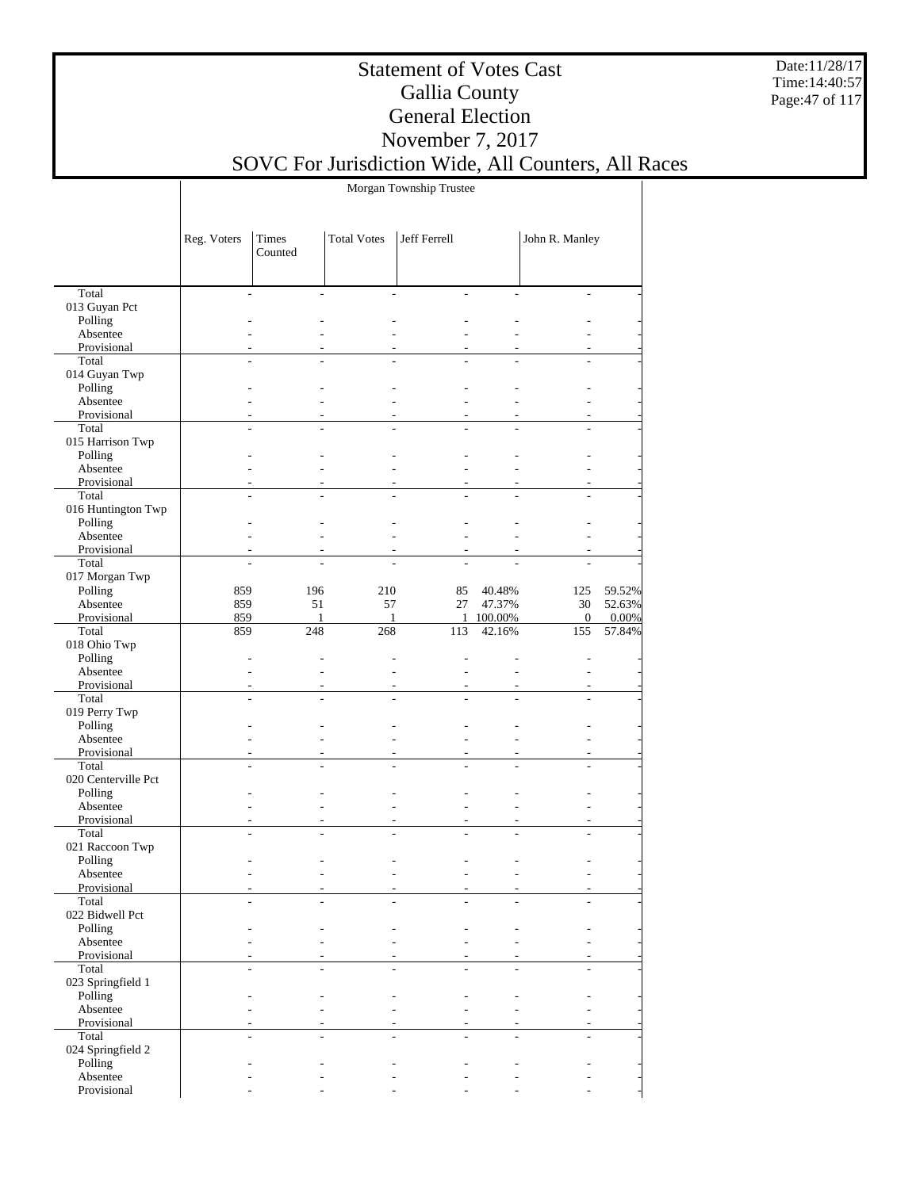# Statement of Votes Cast
# Gallia County
# General Election
# November 7, 2017
# SOVC For Jurisdiction Wide, All Counters, All Races

Morgan Township Trustee

| | Reg. Voters | Times Counted | Total Votes | Jeff Ferrell | | John R. Manley | |
|---|---|---|---|---|---|---|---|
| Total | - | - | - | - | - | - | - |
| 013 Guyan Pct | | | | | | | |
| Polling | - | - | - | - | - | - | - |
| Absentee | - | - | - | - | - | - | - |
| Provisional | - | - | - | - | - | - | - |
| Total | - | - | - | - | - | - | - |
| 014 Guyan Twp | | | | | | | |
| Polling | - | - | - | - | - | - | - |
| Absentee | - | - | - | - | - | - | - |
| Provisional | - | - | - | - | - | - | - |
| Total | - | - | - | - | - | - | - |
| 015 Harrison Twp | | | | | | | |
| Polling | - | - | - | - | - | - | - |
| Absentee | - | - | - | - | - | - | - |
| Provisional | - | - | - | - | - | - | - |
| Total | - | - | - | - | - | - | - |
| 016 Huntington Twp | | | | | | | |
| Polling | - | - | - | - | - | - | - |
| Absentee | - | - | - | - | - | - | - |
| Provisional | - | - | - | - | - | - | - |
| Total | - | - | - | - | - | - | - |
| 017 Morgan Twp | | | | | | | |
| Polling | 859 | 196 | 210 | 85 | 40.48% | 125 | 59.52% |
| Absentee | 859 | 51 | 57 | 27 | 47.37% | 30 | 52.63% |
| Provisional | 859 | 1 | 1 | 1 | 100.00% | 0 | 0.00% |
| Total | 859 | 248 | 268 | 113 | 42.16% | 155 | 57.84% |
| 018 Ohio Twp | | | | | | | |
| Polling | - | - | - | - | - | - | - |
| Absentee | - | - | - | - | - | - | - |
| Provisional | - | - | - | - | - | - | - |
| Total | - | - | - | - | - | - | - |
| 019 Perry Twp | | | | | | | |
| Polling | - | - | - | - | - | - | - |
| Absentee | - | - | - | - | - | - | - |
| Provisional | - | - | - | - | - | - | - |
| Total | - | - | - | - | - | - | - |
| 020 Centerville Pct | | | | | | | |
| Polling | - | - | - | - | - | - | - |
| Absentee | - | - | - | - | - | - | - |
| Provisional | - | - | - | - | - | - | - |
| Total | - | - | - | - | - | - | - |
| 021 Raccoon Twp | | | | | | | |
| Polling | - | - | - | - | - | - | - |
| Absentee | - | - | - | - | - | - | - |
| Provisional | - | - | - | - | - | - | - |
| Total | - | - | - | - | - | - | - |
| 022 Bidwell Pct | | | | | | | |
| Polling | - | - | - | - | - | - | - |
| Absentee | - | - | - | - | - | - | - |
| Provisional | - | - | - | - | - | - | - |
| Total | - | - | - | - | - | - | - |
| 023 Springfield 1 | | | | | | | |
| Polling | - | - | - | - | - | - | - |
| Absentee | - | - | - | - | - | - | - |
| Provisional | - | - | - | - | - | - | - |
| Total | - | - | - | - | - | - | - |
| 024 Springfield 2 | | | | | | | |
| Polling | - | - | - | - | - | - | - |
| Absentee | - | - | - | - | - | - | - |
| Provisional | - | - | - | - | - | - | - |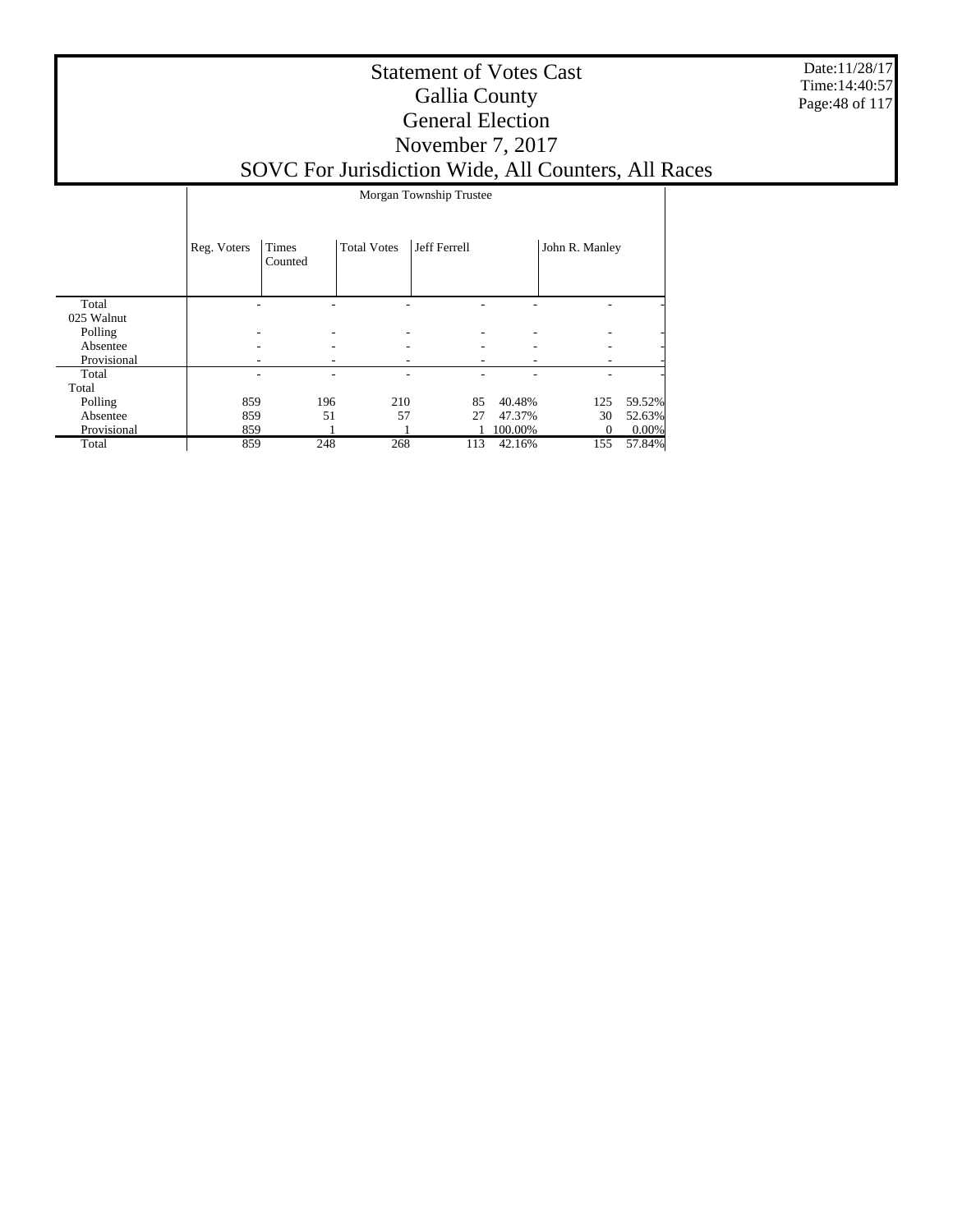# Statement of Votes Cast
## Gallia County
## General Election
## November 7, 2017
## SOVC For Jurisdiction Wide, All Counters, All Races

| | Morgan Township Trustee | | | | | | |
|---|---|---|---|---|---|---|---|
| | Reg. Voters | Times Counted | Total Votes | Jeff Ferrell | | John R. Manley | |
| Total | - | - | - | - | - | - | - |
| 025 Walnut | | | | | | | |
| Polling | - | - | - | - | - | - | - |
| Absentee | - | - | - | - | - | - | - |
| Provisional | - | - | - | - | - | - | - |
| Total | - | - | - | - | - | - | - |
| Total | | | | | | | |
| Polling | 859 | 196 | 210 | 85 | 40.48% | 125 | 59.52% |
| Absentee | 859 | 51 | 57 | 27 | 47.37% | 30 | 52.63% |
| Provisional | 859 | 1 | 1 | 1 | 100.00% | 0 | 0.00% |
| Total | 859 | 248 | 268 | 113 | 42.16% | 155 | 57.84% |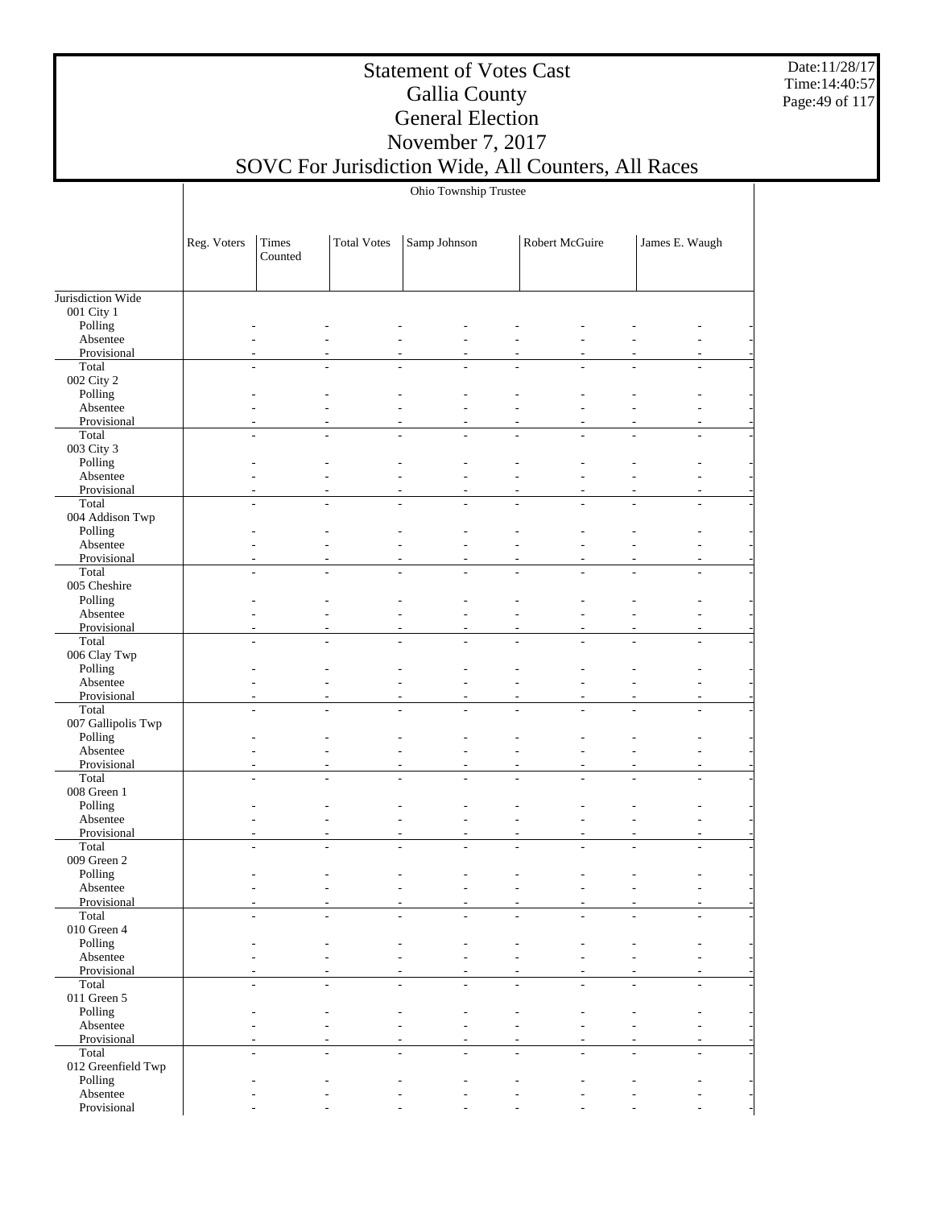# Statement of Votes Cast
## Gallia County
## General Election
## November 7, 2017
## SOVC For Jurisdiction Wide, All Counters, All Races

Date:11/28/17
Time:14:40:57

| | Ohio Township Trustee | | | | | | | | |
|---|---|---|---|---|---|---|---|---|---|
| | Reg. Voters | Times Counted | Total Votes | Samp Johnson | | Robert McGuire | | James E. Waugh | |
| Jurisdiction Wide | | | | | | | | | |
| 001 City 1 | | | | | | | | | |
| Polling | - | - | - | - | - | - | - | - | - |
| Absentee | - | - | - | - | - | - | - | - | - |
| Provisional | - | - | - | - | - | - | - | - | - |
| Total | - | - | - | - | - | - | - | - | - |
| 002 City 2 | | | | | | | | | |
| Polling | - | - | - | - | - | - | - | - | - |
| Absentee | - | - | - | - | - | - | - | - | - |
| Provisional | - | - | - | - | - | - | - | - | - |
| Total | - | - | - | - | - | - | - | - | - |
| 003 City 3 | | | | | | | | | |
| Polling | - | - | - | - | - | - | - | - | - |
| Absentee | - | - | - | - | - | - | - | - | - |
| Provisional | - | - | - | - | - | - | - | - | - |
| Total | - | - | - | - | - | - | - | - | - |
| 004 Addison Twp | | | | | | | | | |
| Polling | - | - | - | - | - | - | - | - | - |
| Absentee | - | - | - | - | - | - | - | - | - |
| Provisional | - | - | - | - | - | - | - | - | - |
| Total | - | - | - | - | - | - | - | - | - |
| 005 Cheshire | | | | | | | | | |
| Polling | - | - | - | - | - | - | - | - | - |
| Absentee | - | - | - | - | - | - | - | - | - |
| Provisional | - | - | - | - | - | - | - | - | - |
| Total | - | - | - | - | - | - | - | - | - |
| 006 Clay Twp | | | | | | | | | |
| Polling | - | - | - | - | - | - | - | - | - |
| Absentee | - | - | - | - | - | - | - | - | - |
| Provisional | - | - | - | - | - | - | - | - | - |
| Total | - | - | - | - | - | - | - | - | - |
| 007 Gallipolis Twp | | | | | | | | | |
| Polling | - | - | - | - | - | - | - | - | - |
| Absentee | - | - | - | - | - | - | - | - | - |
| Provisional | - | - | - | - | - | - | - | - | - |
| Total | - | - | - | - | - | - | - | - | - |
| 008 Green 1 | | | | | | | | | |
| Polling | - | - | - | - | - | - | - | - | - |
| Absentee | - | - | - | - | - | - | - | - | - |
| Provisional | - | - | - | - | - | - | - | - | - |
| Total | - | - | - | - | - | - | - | - | - |
| 009 Green 2 | | | | | | | | | |
| Polling | - | - | - | - | - | - | - | - | - |
| Absentee | - | - | - | - | - | - | - | - | - |
| Provisional | - | - | - | - | - | - | - | - | - |
| Total | - | - | - | - | - | - | - | - | - |
| 010 Green 4 | | | | | | | | | |
| Polling | - | - | - | - | - | - | - | - | - |
| Absentee | - | - | - | - | - | - | - | - | - |
| Provisional | - | - | - | - | - | - | - | - | - |
| Total | - | - | - | - | - | - | - | - | - |
| 011 Green 5 | | | | | | | | | |
| Polling | - | - | - | - | - | - | - | - | - |
| Absentee | - | - | - | - | - | - | - | - | - |
| Provisional | - | - | - | - | - | - | - | - | - |
| Total | - | - | - | - | - | - | - | - | - |
| 012 Greenfield Twp | | | | | | | | | |
| Polling | - | - | - | - | - | - | - | - | - |
| Absentee | - | - | - | - | - | - | - | - | - |
| Provisional | - | - | - | - | - | - | - | - | - |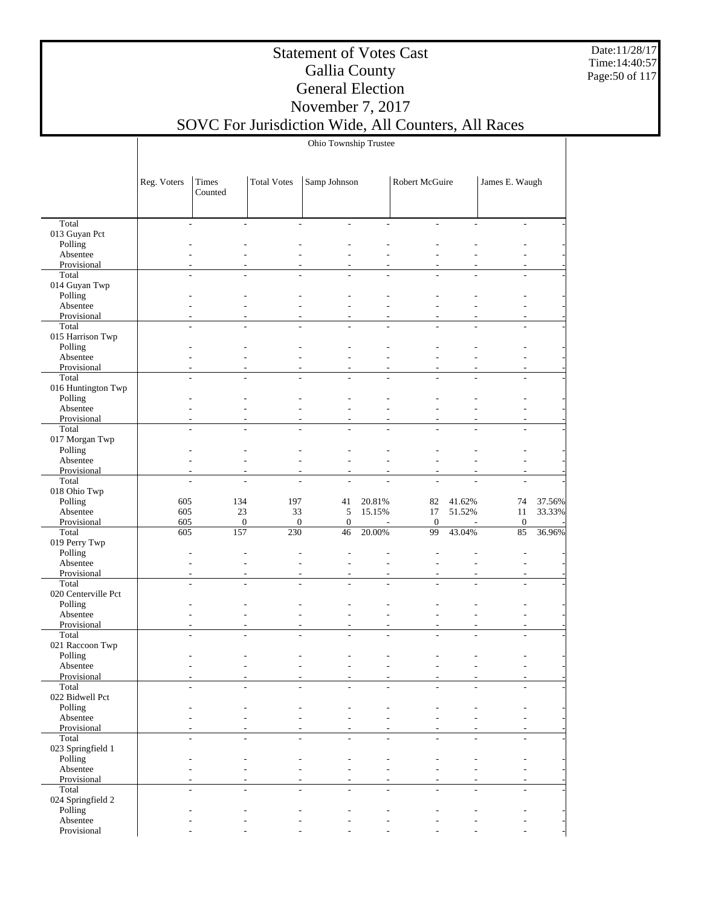# Statement of Votes Cast
# Gallia County
# General Election
# November 7, 2017
# SOVC For Jurisdiction Wide, All Counters, All Races

Ohio Township Trustee

| | Reg. Voters | Times Counted | Total Votes | Samp Johnson | | Robert McGuire | | James E. Waugh | |
|---|---|---|---|---|---|---|---|---|---|
| Total | - | - | - | - | - | - | - | - | - |
| 013 Guyan Pct | | | | | | | | | |
| Polling | - | - | - | - | - | - | - | - | - |
| Absentee | - | - | - | - | - | - | - | - | - |
| Provisional | - | - | - | - | - | - | - | - | - |
| Total | - | - | - | - | - | - | - | - | - |
| 014 Guyan Twp | | | | | | | | | |
| Polling | - | - | - | - | - | - | - | - | - |
| Absentee | - | - | - | - | - | - | - | - | - |
| Provisional | - | - | - | - | - | - | - | - | - |
| Total | - | - | - | - | - | - | - | - | - |
| 015 Harrison Twp | | | | | | | | | |
| Polling | - | - | - | - | - | - | - | - | - |
| Absentee | - | - | - | - | - | - | - | - | - |
| Provisional | - | - | - | - | - | - | - | - | - |
| Total | - | - | - | - | - | - | - | - | - |
| 016 Huntington Twp | | | | | | | | | |
| Polling | - | - | - | - | - | - | - | - | - |
| Absentee | - | - | - | - | - | - | - | - | - |
| Provisional | - | - | - | - | - | - | - | - | - |
| Total | - | - | - | - | - | - | - | - | - |
| 017 Morgan Twp | | | | | | | | | |
| Polling | - | - | - | - | - | - | - | - | - |
| Absentee | - | - | - | - | - | - | - | - | - |
| Provisional | - | - | - | - | - | - | - | - | - |
| Total | - | - | - | - | - | - | - | - | - |
| 018 Ohio Twp | | | | | | | | | |
| Polling | 605 | 134 | 197 | 41 | 20.81% | 82 | 41.62% | 74 | 37.56% |
| Absentee | 605 | 23 | 33 | 5 | 15.15% | 17 | 51.52% | 11 | 33.33% |
| Provisional | 605 | 0 | 0 | 0 | - | 0 | - | 0 | - |
| Total | 605 | 157 | 230 | 46 | 20.00% | 99 | 43.04% | 85 | 36.96% |
| 019 Perry Twp | | | | | | | | | |
| Polling | - | - | - | - | - | - | - | - | - |
| Absentee | - | - | - | - | - | - | - | - | - |
| Provisional | - | - | - | - | - | - | - | - | - |
| Total | - | - | - | - | - | - | - | - | - |
| 020 Centerville Pct | | | | | | | | | |
| Polling | - | - | - | - | - | - | - | - | - |
| Absentee | - | - | - | - | - | - | - | - | - |
| Provisional | - | - | - | - | - | - | - | - | - |
| Total | - | - | - | - | - | - | - | - | - |
| 021 Raccoon Twp | | | | | | | | | |
| Polling | - | - | - | - | - | - | - | - | - |
| Absentee | - | - | - | - | - | - | - | - | - |
| Provisional | - | - | - | - | - | - | - | - | - |
| Total | - | - | - | - | - | - | - | - | - |
| 022 Bidwell Pct | | | | | | | | | |
| Polling | - | - | - | - | - | - | - | - | - |
| Absentee | - | - | - | - | - | - | - | - | - |
| Provisional | - | - | - | - | - | - | - | - | - |
| Total | - | - | - | - | - | - | - | - | - |
| 023 Springfield 1 | | | | | | | | | |
| Polling | - | - | - | - | - | - | - | - | - |
| Absentee | - | - | - | - | - | - | - | - | - |
| Provisional | - | - | - | - | - | - | - | - | - |
| Total | - | - | - | - | - | - | - | - | - |
| 024 Springfield 2 | | | | | | | | | |
| Polling | - | - | - | - | - | - | - | - | - |
| Absentee | - | - | - | - | - | - | - | - | - |
| Provisional | - | - | - | - | - | - | - | - | - |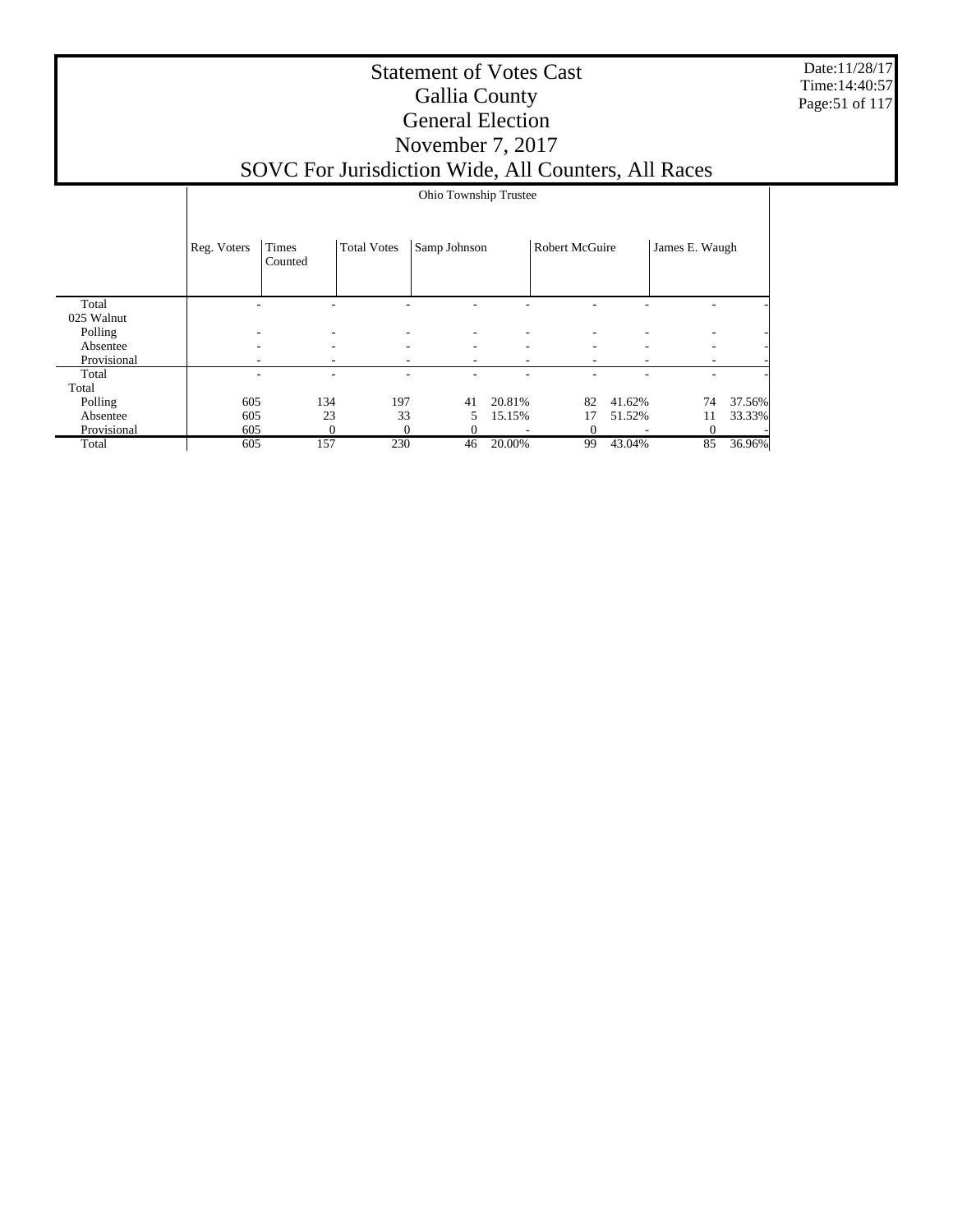# Statement of Votes Cast
# Gallia County
# General Election
# November 7, 2017
# SOVC For Jurisdiction Wide, All Counters, All Races

Date:11/28/17
Time:14:40:57

| | Ohio Township Trustee | | | | | | | | |
|---|---|---|---|---|---|---|---|---|---|
| | Reg. Voters | Times Counted | Total Votes | Samp Johnson | | Robert McGuire | | James E. Waugh | |
| Total | - | - | - | - | - | - | - | - | - |
| 025 Walnut | | | | | | | | | |
| Polling | - | - | - | - | - | - | - | - | - |
| Absentee | - | - | - | - | - | - | - | - | - |
| Provisional | - | - | - | - | - | - | - | - | - |
| Total | - | - | - | - | - | - | - | - | - |
| Total | | | | | | | | | |
| Polling | 605 | 134 | 197 | 41 | 20.81% | 82 | 41.62% | 74 | 37.56% |
| Absentee | 605 | 23 | 33 | 5 | 15.15% | 17 | 51.52% | 11 | 33.33% |
| Provisional | 605 | 0 | 0 | 0 | - | 0 | - | 0 | - |
| Total | 605 | 157 | 230 | 46 | 20.00% | 99 | 43.04% | 85 | 36.96% |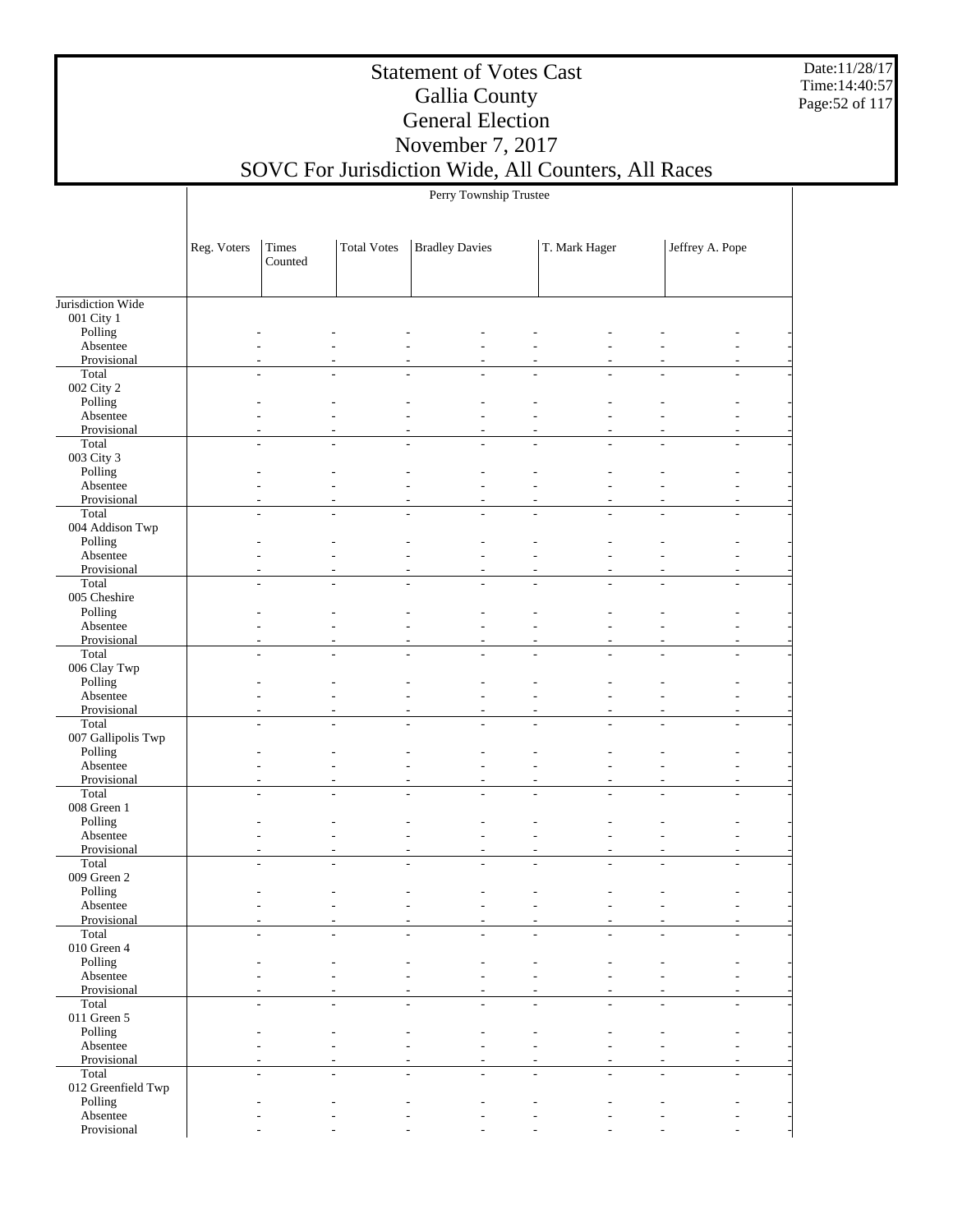# Statement of Votes Cast
## Gallia County
## General Election
## November 7, 2017
## SOVC For Jurisdiction Wide, All Counters, All Races

| | Perry Township Trustee | | | | | | | | |
|---|---|---|---|---|---|---|---|---|---|
| | Reg. Voters | Times Counted | Total Votes | Bradley Davies | | T. Mark Hager | | Jeffrey A. Pope | |
| Jurisdiction Wide | | | | | | | | | |
| 001 City 1 | | | | | | | | | |
| Polling | - | - | - | - | - | - | - | - | - |
| Absentee | - | - | - | - | - | - | - | - | - |
| Provisional | - | - | - | - | - | - | - | - | - |
| Total | - | - | - | - | - | - | - | - | - |
| 002 City 2 | | | | | | | | | |
| Polling | - | - | - | - | - | - | - | - | - |
| Absentee | - | - | - | - | - | - | - | - | - |
| Provisional | - | - | - | - | - | - | - | - | - |
| Total | - | - | - | - | - | - | - | - | - |
| 003 City 3 | | | | | | | | | |
| Polling | - | - | - | - | - | - | - | - | - |
| Absentee | - | - | - | - | - | - | - | - | - |
| Provisional | - | - | - | - | - | - | - | - | - |
| Total | - | - | - | - | - | - | - | - | - |
| 004 Addison Twp | | | | | | | | | |
| Polling | - | - | - | - | - | - | - | - | - |
| Absentee | - | - | - | - | - | - | - | - | - |
| Provisional | - | - | - | - | - | - | - | - | - |
| Total | - | - | - | - | - | - | - | - | - |
| 005 Cheshire | | | | | | | | | |
| Polling | - | - | - | - | - | - | - | - | - |
| Absentee | - | - | - | - | - | - | - | - | - |
| Provisional | - | - | - | - | - | - | - | - | - |
| Total | - | - | - | - | - | - | - | - | - |
| 006 Clay Twp | | | | | | | | | |
| Polling | - | - | - | - | - | - | - | - | - |
| Absentee | - | - | - | - | - | - | - | - | - |
| Provisional | - | - | - | - | - | - | - | - | - |
| Total | - | - | - | - | - | - | - | - | - |
| 007 Gallipolis Twp | | | | | | | | | |
| Polling | - | - | - | - | - | - | - | - | - |
| Absentee | - | - | - | - | - | - | - | - | - |
| Provisional | - | - | - | - | - | - | - | - | - |
| Total | - | - | - | - | - | - | - | - | - |
| 008 Green 1 | | | | | | | | | |
| Polling | - | - | - | - | - | - | - | - | - |
| Absentee | - | - | - | - | - | - | - | - | - |
| Provisional | - | - | - | - | - | - | - | - | - |
| Total | - | - | - | - | - | - | - | - | - |
| 009 Green 2 | | | | | | | | | |
| Polling | - | - | - | - | - | - | - | - | - |
| Absentee | - | - | - | - | - | - | - | - | - |
| Provisional | - | - | - | - | - | - | - | - | - |
| Total | - | - | - | - | - | - | - | - | - |
| 010 Green 4 | | | | | | | | | |
| Polling | - | - | - | - | - | - | - | - | - |
| Absentee | - | - | - | - | - | - | - | - | - |
| Provisional | - | - | - | - | - | - | - | - | - |
| Total | - | - | - | - | - | - | - | - | - |
| 011 Green 5 | | | | | | | | | |
| Polling | - | - | - | - | - | - | - | - | - |
| Absentee | - | - | - | - | - | - | - | - | - |
| Provisional | - | - | - | - | - | - | - | - | - |
| Total | - | - | - | - | - | - | - | - | - |
| 012 Greenfield Twp | | | | | | | | | |
| Polling | - | - | - | - | - | - | - | - | - |
| Absentee | - | - | - | - | - | - | - | - | - |
| Provisional | - | - | - | - | - | - | - | - | - |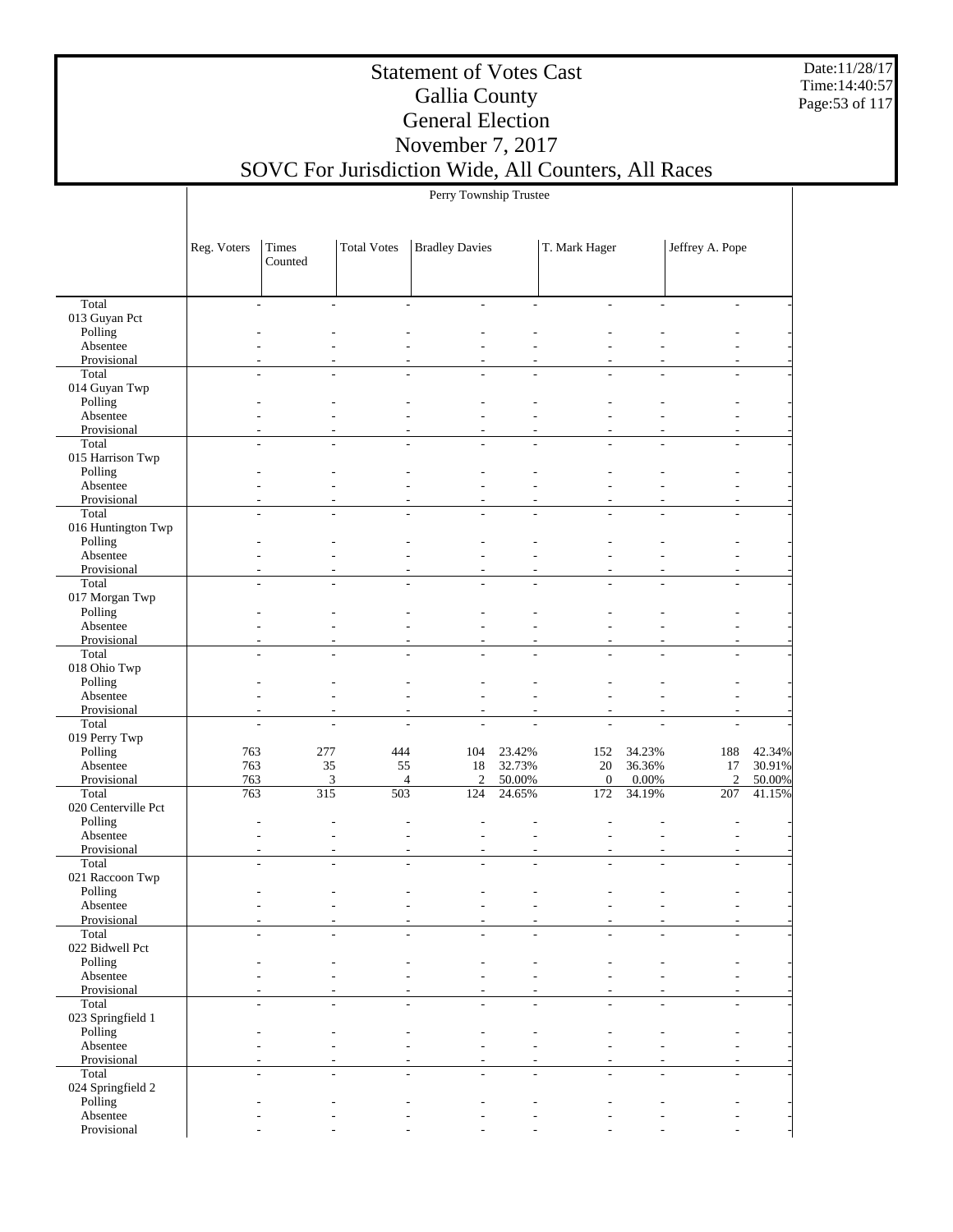# Statement of Votes Cast
# Gallia County
# General Election
# November 7, 2017
# SOVC For Jurisdiction Wide, All Counters, All Races

Date:11/28/17
Time:14:40:57

Perry Township Trustee

| | Reg. Voters | Times Counted | Total Votes | Bradley Davies | | T. Mark Hager | | Jeffrey A. Pope | |
|---|---|---|---|---|---|---|---|---|---|
| Total | - | - | - | - | - | - | - | - | - |
| 013 Guyan Pct | | | | | | | | | |
| Polling | - | - | - | - | - | - | - | - | - |
| Absentee | - | - | - | - | - | - | - | - | - |
| Provisional | - | - | - | - | - | - | - | - | - |
| Total | - | - | - | - | - | - | - | - | - |
| 014 Guyan Twp | | | | | | | | | |
| Polling | - | - | - | - | - | - | - | - | - |
| Absentee | - | - | - | - | - | - | - | - | - |
| Provisional | - | - | - | - | - | - | - | - | - |
| Total | - | - | - | - | - | - | - | - | - |
| 015 Harrison Twp | | | | | | | | | |
| Polling | - | - | - | - | - | - | - | - | - |
| Absentee | - | - | - | - | - | - | - | - | - |
| Provisional | - | - | - | - | - | - | - | - | - |
| Total | - | - | - | - | - | - | - | - | - |
| 016 Huntington Twp | | | | | | | | | |
| Polling | - | - | - | - | - | - | - | - | - |
| Absentee | - | - | - | - | - | - | - | - | - |
| Provisional | - | - | - | - | - | - | - | - | - |
| Total | - | - | - | - | - | - | - | - | - |
| 017 Morgan Twp | | | | | | | | | |
| Polling | - | - | - | - | - | - | - | - | - |
| Absentee | - | - | - | - | - | - | - | - | - |
| Provisional | - | - | - | - | - | - | - | - | - |
| Total | - | - | - | - | - | - | - | - | - |
| 018 Ohio Twp | | | | | | | | | |
| Polling | - | - | - | - | - | - | - | - | - |
| Absentee | - | - | - | - | - | - | - | - | - |
| Provisional | - | - | - | - | - | - | - | - | - |
| Total | - | - | - | - | - | - | - | - | - |
| 019 Perry Twp | | | | | | | | | |
| Polling | 763 | 277 | 444 | 104 | 23.42% | 152 | 34.23% | 188 | 42.34% |
| Absentee | 763 | 35 | 55 | 18 | 32.73% | 20 | 36.36% | 17 | 30.91% |
| Provisional | 763 | 3 | 4 | 2 | 50.00% | 0 | 0.00% | 2 | 50.00% |
| Total | 763 | 315 | 503 | 124 | 24.65% | 172 | 34.19% | 207 | 41.15% |
| 020 Centerville Pct | | | | | | | | | |
| Polling | - | - | - | - | - | - | - | - | - |
| Absentee | - | - | - | - | - | - | - | - | - |
| Provisional | - | - | - | - | - | - | - | - | - |
| Total | - | - | - | - | - | - | - | - | - |
| 021 Raccoon Twp | | | | | | | | | |
| Polling | - | - | - | - | - | - | - | - | - |
| Absentee | - | - | - | - | - | - | - | - | - |
| Provisional | - | - | - | - | - | - | - | - | - |
| Total | - | - | - | - | - | - | - | - | - |
| 022 Bidwell Pct | | | | | | | | | |
| Polling | - | - | - | - | - | - | - | - | - |
| Absentee | - | - | - | - | - | - | - | - | - |
| Provisional | - | - | - | - | - | - | - | - | - |
| Total | - | - | - | - | - | - | - | - | - |
| 023 Springfield 1 | | | | | | | | | |
| Polling | - | - | - | - | - | - | - | - | - |
| Absentee | - | - | - | - | - | - | - | - | - |
| Provisional | - | - | - | - | - | - | - | - | - |
| Total | - | - | - | - | - | - | - | - | - |
| 024 Springfield 2 | | | | | | | | | |
| Polling | - | - | - | - | - | - | - | - | - |
| Absentee | - | - | - | - | - | - | - | - | - |
| Provisional | - | - | - | - | - | - | - | - | - |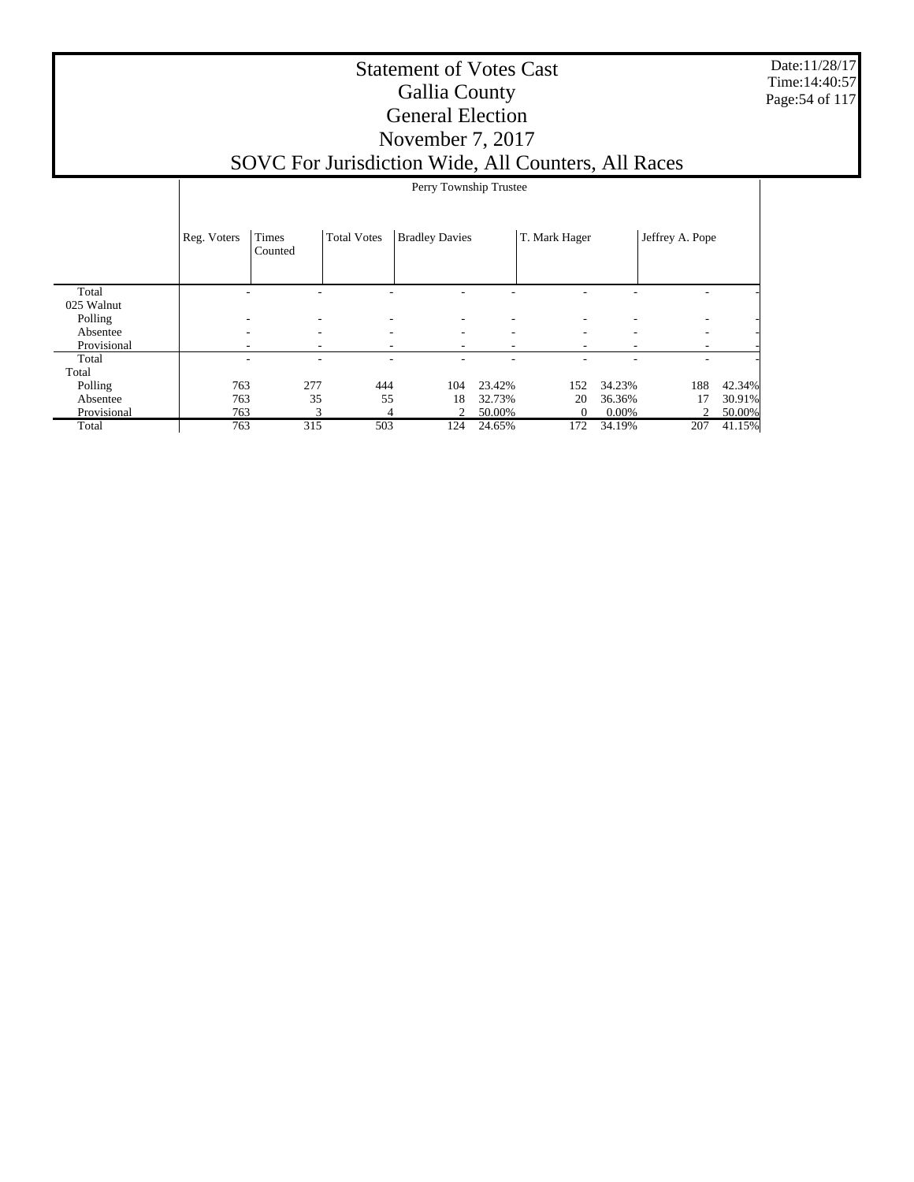# Statement of Votes Cast
## Gallia County
## General Election
## November 7, 2017
## SOVC For Jurisdiction Wide, All Counters, All Races

Perry Township Trustee

| | Reg. Voters | Times Counted | Total Votes | Bradley Davies | | T. Mark Hager | | Jeffrey A. Pope | |
|---|---|---|---|---|---|---|---|---|---|
| Total | - | - | - | - | - | - | - | - | - |
| 025 Walnut | | | | | | | | | |
| Polling | - | - | - | - | - | - | - | - | - |
| Absentee | - | - | - | - | - | - | - | - | - |
| Provisional | - | - | - | - | - | - | - | - | - |
| Total | - | - | - | - | - | - | - | - | - |
| Total | | | | | | | | | |
| Polling | 763 | 277 | 444 | 104 | 23.42% | 152 | 34.23% | 188 | 42.34% |
| Absentee | 763 | 35 | 55 | 18 | 32.73% | 20 | 36.36% | 17 | 30.91% |
| Provisional | 763 | 3 | 4 | 2 | 50.00% | 0 | 0.00% | 2 | 50.00% |
| Total | 763 | 315 | 503 | 124 | 24.65% | 172 | 34.19% | 207 | 41.15% |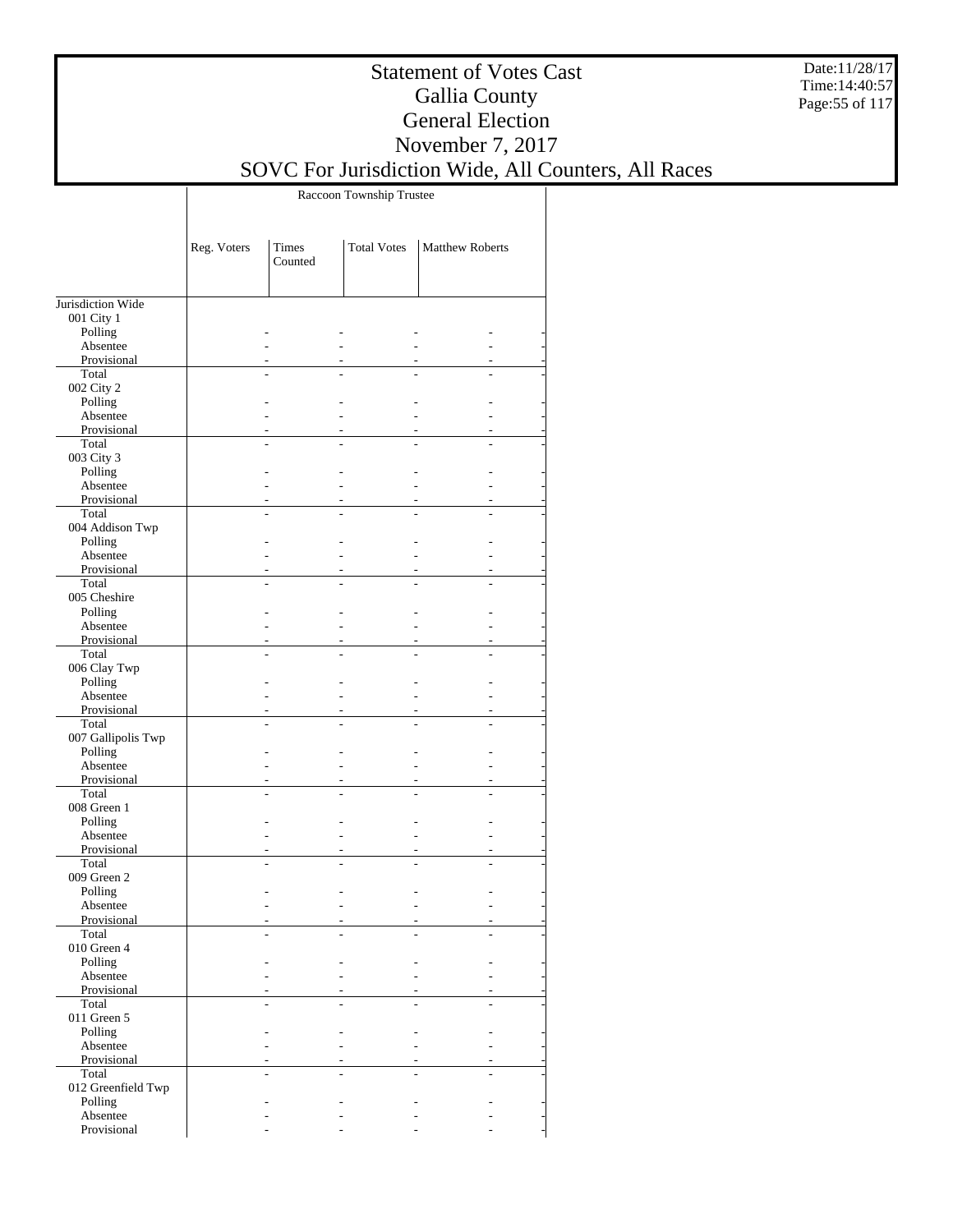# Statement of Votes Cast
## Gallia County
## General Election
## November 7, 2017
## SOVC For Jurisdiction Wide, All Counters, All Races

Date:11/28/17
Time:14:40:57

| | Raccoon Township Trustee | | | |
|---|---|---|---|---|
| | Reg. Voters | Times Counted | Total Votes | Matthew Roberts |
| Jurisdiction Wide | | | | |
| 001 City 1 | | | | |
| Polling | - | - | - | - |
| Absentee | - | - | - | - |
| Provisional | - | - | - | - |
| Total | - | - | - | - |
| 002 City 2 | | | | |
| Polling | - | - | - | - |
| Absentee | - | - | - | - |
| Provisional | - | - | - | - |
| Total | - | - | - | - |
| 003 City 3 | | | | |
| Polling | - | - | - | - |
| Absentee | - | - | - | - |
| Provisional | - | - | - | - |
| Total | - | - | - | - |
| 004 Addison Twp | | | | |
| Polling | - | - | - | - |
| Absentee | - | - | - | - |
| Provisional | - | - | - | - |
| Total | - | - | - | - |
| 005 Cheshire | | | | |
| Polling | - | - | - | - |
| Absentee | - | - | - | - |
| Provisional | - | - | - | - |
| Total | - | - | - | - |
| 006 Clay Twp | | | | |
| Polling | - | - | - | - |
| Absentee | - | - | - | - |
| Provisional | - | - | - | - |
| Total | - | - | - | - |
| 007 Gallipolis Twp | | | | |
| Polling | - | - | - | - |
| Absentee | - | - | - | - |
| Provisional | - | - | - | - |
| Total | - | - | - | - |
| 008 Green 1 | | | | |
| Polling | - | - | - | - |
| Absentee | - | - | - | - |
| Provisional | - | - | - | - |
| Total | - | - | - | - |
| 009 Green 2 | | | | |
| Polling | - | - | - | - |
| Absentee | - | - | - | - |
| Provisional | - | - | - | - |
| Total | - | - | - | - |
| 010 Green 4 | | | | |
| Polling | - | - | - | - |
| Absentee | - | - | - | - |
| Provisional | - | - | - | - |
| Total | - | - | - | - |
| 011 Green 5 | | | | |
| Polling | - | - | - | - |
| Absentee | - | - | - | - |
| Provisional | - | - | - | - |
| Total | - | - | - | - |
| 012 Greenfield Twp | | | | |
| Polling | - | - | - | - |
| Absentee | - | - | - | - |
| Provisional | - | - | - | - |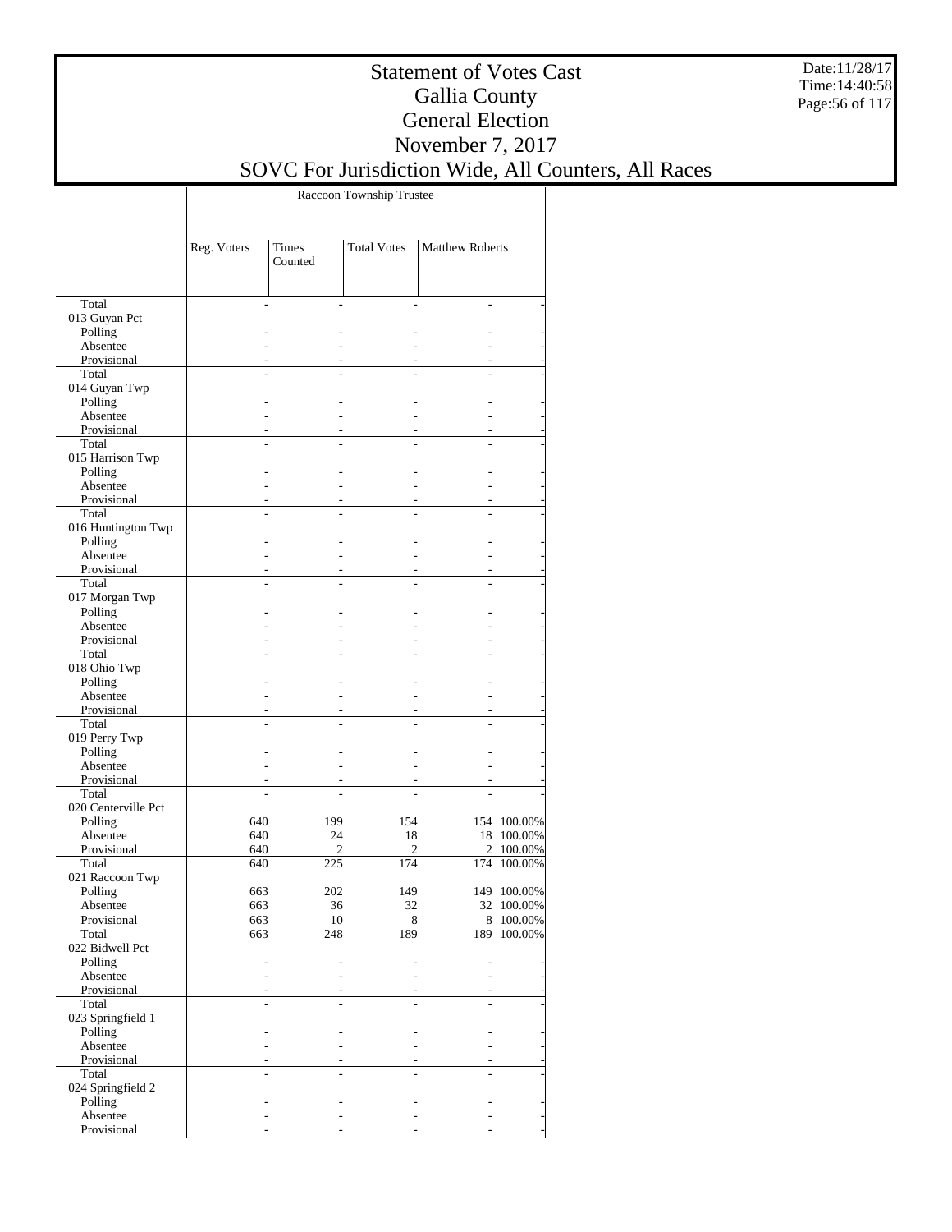# Statement of Votes Cast
## Gallia County
## General Election
## November 7, 2017
## SOVC For Jurisdiction Wide, All Counters, All Races

Date:11/28/17
Time:14:40:58

| | Raccoon Township Trustee | | | | |
|---|---|---|---|---|---|
| | Reg. Voters | Times Counted | Total Votes | Matthew Roberts | |
| Total | - | - | - | - | - |
| 013 Guyan Pct | | | | | |
| Polling | - | - | - | - | - |
| Absentee | - | - | - | - | - |
| Provisional | - | - | - | - | - |
| Total | - | - | - | - | - |
| 014 Guyan Twp | | | | | |
| Polling | - | - | - | - | - |
| Absentee | - | - | - | - | - |
| Provisional | - | - | - | - | - |
| Total | - | - | - | - | - |
| 015 Harrison Twp | | | | | |
| Polling | - | - | - | - | - |
| Absentee | - | - | - | - | - |
| Provisional | - | - | - | - | - |
| Total | - | - | - | - | - |
| 016 Huntington Twp | | | | | |
| Polling | - | - | - | - | - |
| Absentee | - | - | - | - | - |
| Provisional | - | - | - | - | - |
| Total | - | - | - | - | - |
| 017 Morgan Twp | | | | | |
| Polling | - | - | - | - | - |
| Absentee | - | - | - | - | - |
| Provisional | - | - | - | - | - |
| Total | - | - | - | - | - |
| 018 Ohio Twp | | | | | |
| Polling | - | - | - | - | - |
| Absentee | - | - | - | - | - |
| Provisional | - | - | - | - | - |
| Total | - | - | - | - | - |
| 019 Perry Twp | | | | | |
| Polling | - | - | - | - | - |
| Absentee | - | - | - | - | - |
| Provisional | - | - | - | - | - |
| Total | - | - | - | - | - |
| 020 Centerville Pct | | | | | |
| Polling | 640 | 199 | 154 | 154 | 100.00% |
| Absentee | 640 | 24 | 18 | 18 | 100.00% |
| Provisional | 640 | 2 | 2 | 2 | 100.00% |
| Total | 640 | 225 | 174 | 174 | 100.00% |
| 021 Raccoon Twp | | | | | |
| Polling | 663 | 202 | 149 | 149 | 100.00% |
| Absentee | 663 | 36 | 32 | 32 | 100.00% |
| Provisional | 663 | 10 | 8 | 8 | 100.00% |
| Total | 663 | 248 | 189 | 189 | 100.00% |
| 022 Bidwell Pct | | | | | |
| Polling | - | - | - | - | - |
| Absentee | - | - | - | - | - |
| Provisional | - | - | - | - | - |
| Total | - | - | - | - | - |
| 023 Springfield 1 | | | | | |
| Polling | - | - | - | - | - |
| Absentee | - | - | - | - | - |
| Provisional | - | - | - | - | - |
| Total | - | - | - | - | - |
| 024 Springfield 2 | | | | | |
| Polling | - | - | - | - | - |
| Absentee | - | - | - | - | - |
| Provisional | - | - | - | - | - |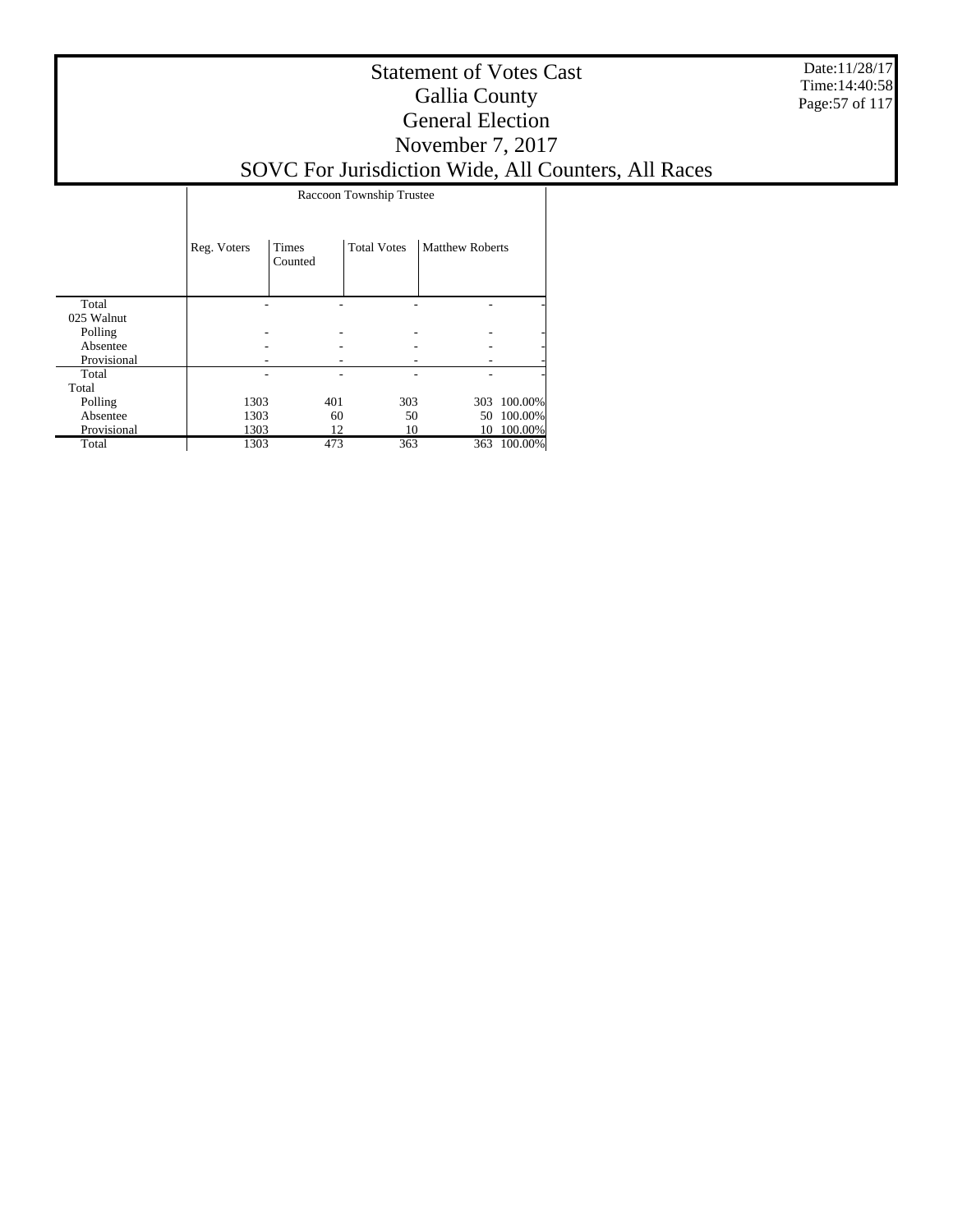# Statement of Votes Cast
## Gallia County
## General Election
## November 7, 2017
## SOVC For Jurisdiction Wide, All Counters, All Races

| | Raccoon Township Trustee | | | | |
|---|---|---|---|---|---|
| | Reg. Voters | Times Counted | Total Votes | Matthew Roberts | |
| Total | - | - | - | - | - |
| 025 Walnut | | | | | |
| Polling | - | - | - | - | - |
| Absentee | - | - | - | - | - |
| Provisional | - | - | - | - | - |
| Total | - | - | - | - | - |
| Total | | | | | |
| Polling | 1303 | 401 | 303 | 303 | 100.00% |
| Absentee | 1303 | 60 | 50 | 50 | 100.00% |
| Provisional | 1303 | 12 | 10 | 10 | 100.00% |
| Total | 1303 | 473 | 363 | 363 | 100.00% |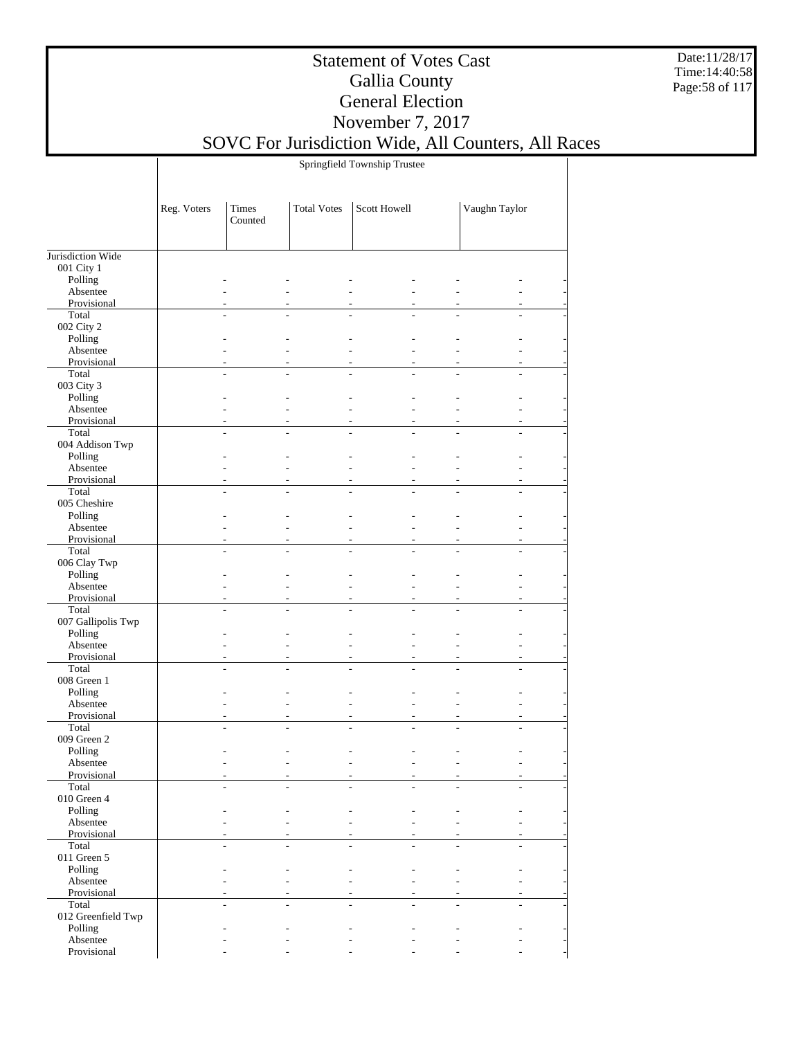# Statement of Votes Cast
## Gallia County
## General Election
## November 7, 2017
## SOVC For Jurisdiction Wide, All Counters, All Races

Date:11/28/17
Time:14:40:58

| | Springfield Township Trustee | | | | | | |
|---|---|---|---|---|---|---|---|
| | Reg. Voters | Times Counted | Total Votes | Scott Howell | | Vaughn Taylor | |
| Jurisdiction Wide | | | | | | | |
| 001 City 1 | | | | | | | |
| Polling | - | - | - | - | - | - | - |
| Absentee | - | - | - | - | - | - | - |
| Provisional | - | - | - | - | - | - | - |
| Total | - | - | - | - | - | - | - |
| 002 City 2 | | | | | | | |
| Polling | - | - | - | - | - | - | - |
| Absentee | - | - | - | - | - | - | - |
| Provisional | - | - | - | - | - | - | - |
| Total | - | - | - | - | - | - | - |
| 003 City 3 | | | | | | | |
| Polling | - | - | - | - | - | - | - |
| Absentee | - | - | - | - | - | - | - |
| Provisional | - | - | - | - | - | - | - |
| Total | - | - | - | - | - | - | - |
| 004 Addison Twp | | | | | | | |
| Polling | - | - | - | - | - | - | - |
| Absentee | - | - | - | - | - | - | - |
| Provisional | - | - | - | - | - | - | - |
| Total | - | - | - | - | - | - | - |
| 005 Cheshire | | | | | | | |
| Polling | - | - | - | - | - | - | - |
| Absentee | - | - | - | - | - | - | - |
| Provisional | - | - | - | - | - | - | - |
| Total | - | - | - | - | - | - | - |
| 006 Clay Twp | | | | | | | |
| Polling | - | - | - | - | - | - | - |
| Absentee | - | - | - | - | - | - | - |
| Provisional | - | - | - | - | - | - | - |
| Total | - | - | - | - | - | - | - |
| 007 Gallipolis Twp | | | | | | | |
| Polling | - | - | - | - | - | - | - |
| Absentee | - | - | - | - | - | - | - |
| Provisional | - | - | - | - | - | - | - |
| Total | - | - | - | - | - | - | - |
| 008 Green 1 | | | | | | | |
| Polling | - | - | - | - | - | - | - |
| Absentee | - | - | - | - | - | - | - |
| Provisional | - | - | - | - | - | - | - |
| Total | - | - | - | - | - | - | - |
| 009 Green 2 | | | | | | | |
| Polling | - | - | - | - | - | - | - |
| Absentee | - | - | - | - | - | - | - |
| Provisional | - | - | - | - | - | - | - |
| Total | - | - | - | - | - | - | - |
| 010 Green 4 | | | | | | | |
| Polling | - | - | - | - | - | - | - |
| Absentee | - | - | - | - | - | - | - |
| Provisional | - | - | - | - | - | - | - |
| Total | - | - | - | - | - | - | - |
| 011 Green 5 | | | | | | | |
| Polling | - | - | - | - | - | - | - |
| Absentee | - | - | - | - | - | - | - |
| Provisional | - | - | - | - | - | - | - |
| Total | - | - | - | - | - | - | - |
| 012 Greenfield Twp | | | | | | | |
| Polling | - | - | - | - | - | - | - |
| Absentee | - | - | - | - | - | - | - |
| Provisional | - | - | - | - | - | - | - |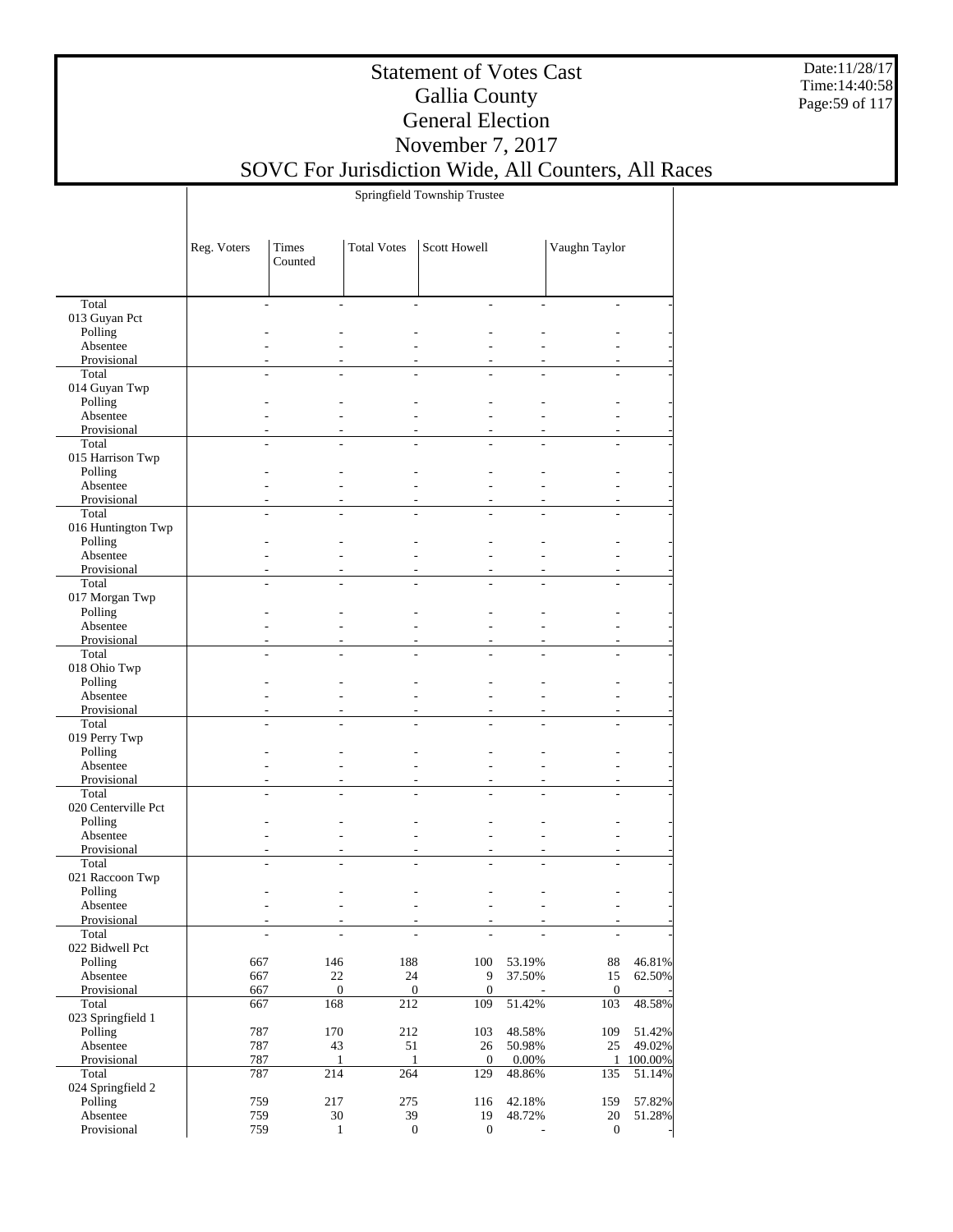# Statement of Votes Cast
# Gallia County
# General Election
# November 7, 2017
# SOVC For Jurisdiction Wide, All Counters, All Races

Date:11/28/17
Time:14:40:58

| | Springfield Township Trustee | | | | | | |
|---|---|---|---|---|---|---|---|
| | Reg. Voters | Times Counted | Total Votes | Scott Howell | | Vaughn Taylor | |
| Total | - | - | - | - | - | - | - |
| 013 Guyan Pct | | | | | | | |
| Polling | - | - | - | - | - | - | - |
| Absentee | - | - | - | - | - | - | - |
| Provisional | - | - | - | - | - | - | - |
| Total | - | - | - | - | - | - | - |
| 014 Guyan Twp | | | | | | | |
| Polling | - | - | - | - | - | - | - |
| Absentee | - | - | - | - | - | - | - |
| Provisional | - | - | - | - | - | - | - |
| Total | - | - | - | - | - | - | - |
| 015 Harrison Twp | | | | | | | |
| Polling | - | - | - | - | - | - | - |
| Absentee | - | - | - | - | - | - | - |
| Provisional | - | - | - | - | - | - | - |
| Total | - | - | - | - | - | - | - |
| 016 Huntington Twp | | | | | | | |
| Polling | - | - | - | - | - | - | - |
| Absentee | - | - | - | - | - | - | - |
| Provisional | - | - | - | - | - | - | - |
| Total | - | - | - | - | - | - | - |
| 017 Morgan Twp | | | | | | | |
| Polling | - | - | - | - | - | - | - |
| Absentee | - | - | - | - | - | - | - |
| Provisional | - | - | - | - | - | - | - |
| Total | - | - | - | - | - | - | - |
| 018 Ohio Twp | | | | | | | |
| Polling | - | - | - | - | - | - | - |
| Absentee | - | - | - | - | - | - | - |
| Provisional | - | - | - | - | - | - | - |
| Total | - | - | - | - | - | - | - |
| 019 Perry Twp | | | | | | | |
| Polling | - | - | - | - | - | - | - |
| Absentee | - | - | - | - | - | - | - |
| Provisional | - | - | - | - | - | - | - |
| Total | - | - | - | - | - | - | - |
| 020 Centerville Pct | | | | | | | |
| Polling | - | - | - | - | - | - | - |
| Absentee | - | - | - | - | - | - | - |
| Provisional | - | - | - | - | - | - | - |
| Total | - | - | - | - | - | - | - |
| 021 Raccoon Twp | | | | | | | |
| Polling | - | - | - | - | - | - | - |
| Absentee | - | - | - | - | - | - | - |
| Provisional | - | - | - | - | - | - | - |
| Total | - | - | - | - | - | - | - |
| 022 Bidwell Pct | | | | | | | |
| Polling | 667 | 146 | 188 | 100 | 53.19% | 88 | 46.81% |
| Absentee | 667 | 22 | 24 | 9 | 37.50% | 15 | 62.50% |
| Provisional | 667 | 0 | 0 | 0 | - | 0 | - |
| Total | 667 | 168 | 212 | 109 | 51.42% | 103 | 48.58% |
| 023 Springfield 1 | | | | | | | |
| Polling | 787 | 170 | 212 | 103 | 48.58% | 109 | 51.42% |
| Absentee | 787 | 43 | 51 | 26 | 50.98% | 25 | 49.02% |
| Provisional | 787 | 1 | 1 | 0 | 0.00% | 1 | 100.00% |
| Total | 787 | 214 | 264 | 129 | 48.86% | 135 | 51.14% |
| 024 Springfield 2 | | | | | | | |
| Polling | 759 | 217 | 275 | 116 | 42.18% | 159 | 57.82% |
| Absentee | 759 | 30 | 39 | 19 | 48.72% | 20 | 51.28% |
| Provisional | 759 | 1 | 0 | 0 | - | 0 | - |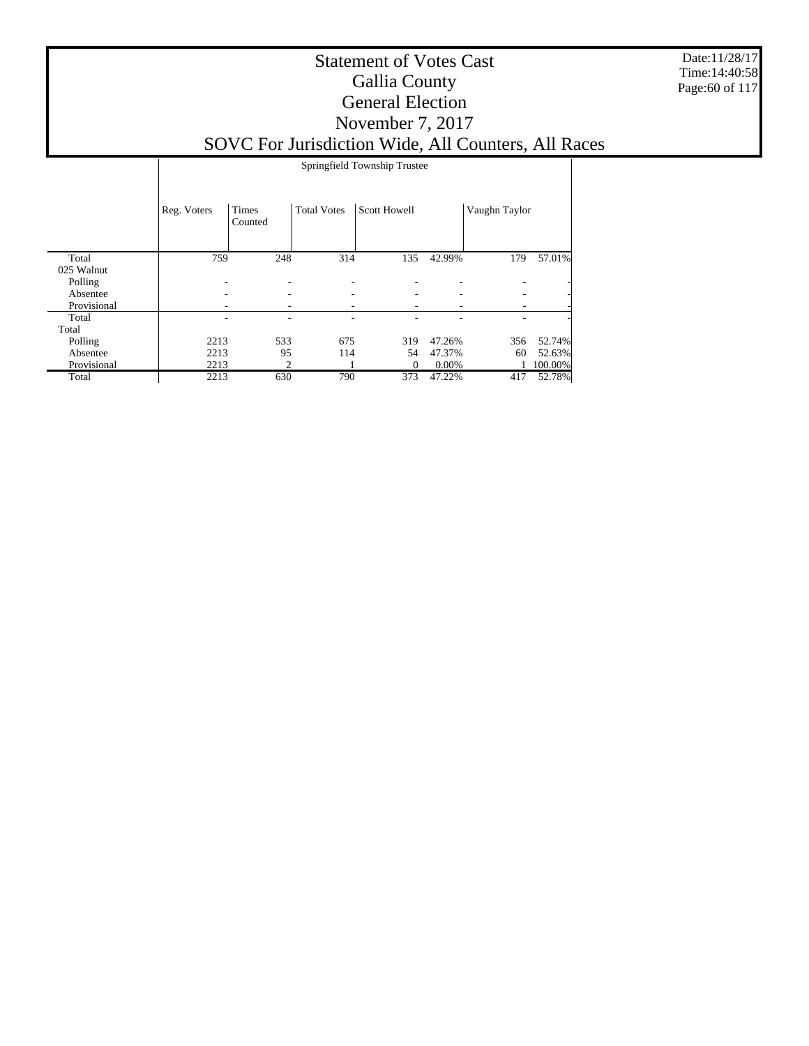# Statement of Votes Cast
## Gallia County
## General Election
## November 7, 2017
## SOVC For Jurisdiction Wide, All Counters, All Races

Date:11/28/17
Time:14:40:58

| | Springfield Township Trustee | | | | | | |
|---|---|---|---|---|---|---|---|
| | Reg. Voters | Times Counted | Total Votes | Scott Howell | | Vaughn Taylor | |
| Total | 759 | 248 | 314 | 135 | 42.99% | 179 | 57.01% |
| 025 Walnut | | | | | | | |
| Polling | - | - | - | - | - | - | - |
| Absentee | - | - | - | - | - | - | - |
| Provisional | - | - | - | - | - | - | - |
| Total | - | - | - | - | - | - | - |
| Total | | | | | | | |
| Polling | 2213 | 533 | 675 | 319 | 47.26% | 356 | 52.74% |
| Absentee | 2213 | 95 | 114 | 54 | 47.37% | 60 | 52.63% |
| Provisional | 2213 | 2 | 1 | 0 | 0.00% | 1 | 100.00% |
| Total | 2213 | 630 | 790 | 373 | 47.22% | 417 | 52.78% |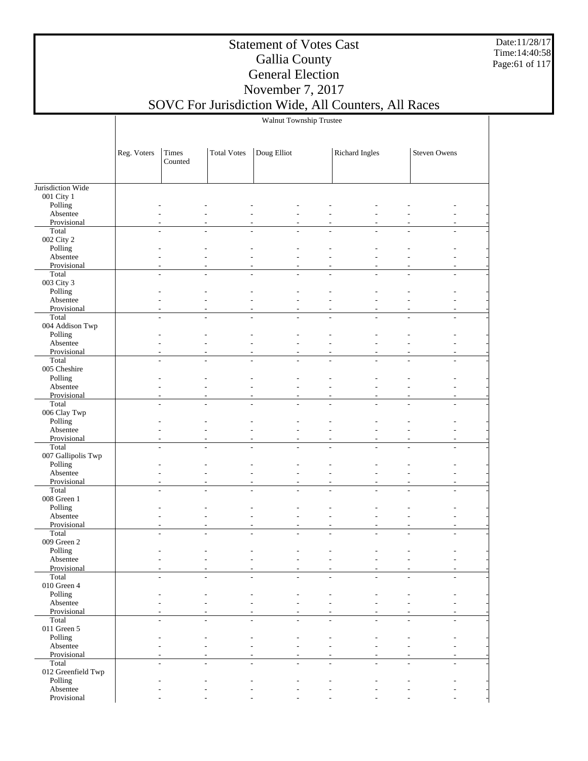# Statement of Votes Cast
## Gallia County
## General Election
## November 7, 2017
## SOVC For Jurisdiction Wide, All Counters, All Races

| | Walnut Township Trustee | | | | | | | | |
|---|---|---|---|---|---|---|---|---|---|
| | Reg. Voters | Times Counted | Total Votes | Doug Elliot | | Richard Ingles | | Steven Owens | |
| Jurisdiction Wide | | | | | | | | | |
| 001 City 1 | | | | | | | | | |
| Polling | - | - | - | - | - | - | - | - | - |
| Absentee | - | - | - | - | - | - | - | - | - |
| Provisional | - | - | - | - | - | - | - | - | - |
| Total | - | - | - | - | - | - | - | - | - |
| 002 City 2 | | | | | | | | | |
| Polling | - | - | - | - | - | - | - | - | - |
| Absentee | - | - | - | - | - | - | - | - | - |
| Provisional | - | - | - | - | - | - | - | - | - |
| Total | - | - | - | - | - | - | - | - | - |
| 003 City 3 | | | | | | | | | |
| Polling | - | - | - | - | - | - | - | - | - |
| Absentee | - | - | - | - | - | - | - | - | - |
| Provisional | - | - | - | - | - | - | - | - | - |
| Total | - | - | - | - | - | - | - | - | - |
| 004 Addison Twp | | | | | | | | | |
| Polling | - | - | - | - | - | - | - | - | - |
| Absentee | - | - | - | - | - | - | - | - | - |
| Provisional | - | - | - | - | - | - | - | - | - |
| Total | - | - | - | - | - | - | - | - | - |
| 005 Cheshire | | | | | | | | | |
| Polling | - | - | - | - | - | - | - | - | - |
| Absentee | - | - | - | - | - | - | - | - | - |
| Provisional | - | - | - | - | - | - | - | - | - |
| Total | - | - | - | - | - | - | - | - | - |
| 006 Clay Twp | | | | | | | | | |
| Polling | - | - | - | - | - | - | - | - | - |
| Absentee | - | - | - | - | - | - | - | - | - |
| Provisional | - | - | - | - | - | - | - | - | - |
| Total | - | - | - | - | - | - | - | - | - |
| 007 Gallipolis Twp | | | | | | | | | |
| Polling | - | - | - | - | - | - | - | - | - |
| Absentee | - | - | - | - | - | - | - | - | - |
| Provisional | - | - | - | - | - | - | - | - | - |
| Total | - | - | - | - | - | - | - | - | - |
| 008 Green 1 | | | | | | | | | |
| Polling | - | - | - | - | - | - | - | - | - |
| Absentee | - | - | - | - | - | - | - | - | - |
| Provisional | - | - | - | - | - | - | - | - | - |
| Total | - | - | - | - | - | - | - | - | - |
| 009 Green 2 | | | | | | | | | |
| Polling | - | - | - | - | - | - | - | - | - |
| Absentee | - | - | - | - | - | - | - | - | - |
| Provisional | - | - | - | - | - | - | - | - | - |
| Total | - | - | - | - | - | - | - | - | - |
| 010 Green 4 | | | | | | | | | |
| Polling | - | - | - | - | - | - | - | - | - |
| Absentee | - | - | - | - | - | - | - | - | - |
| Provisional | - | - | - | - | - | - | - | - | - |
| Total | - | - | - | - | - | - | - | - | - |
| 011 Green 5 | | | | | | | | | |
| Polling | - | - | - | - | - | - | - | - | - |
| Absentee | - | - | - | - | - | - | - | - | - |
| Provisional | - | - | - | - | - | - | - | - | - |
| Total | - | - | - | - | - | - | - | - | - |
| 012 Greenfield Twp | | | | | | | | | |
| Polling | - | - | - | - | - | - | - | - | - |
| Absentee | - | - | - | - | - | - | - | - | - |
| Provisional | - | - | - | - | - | - | - | - | - |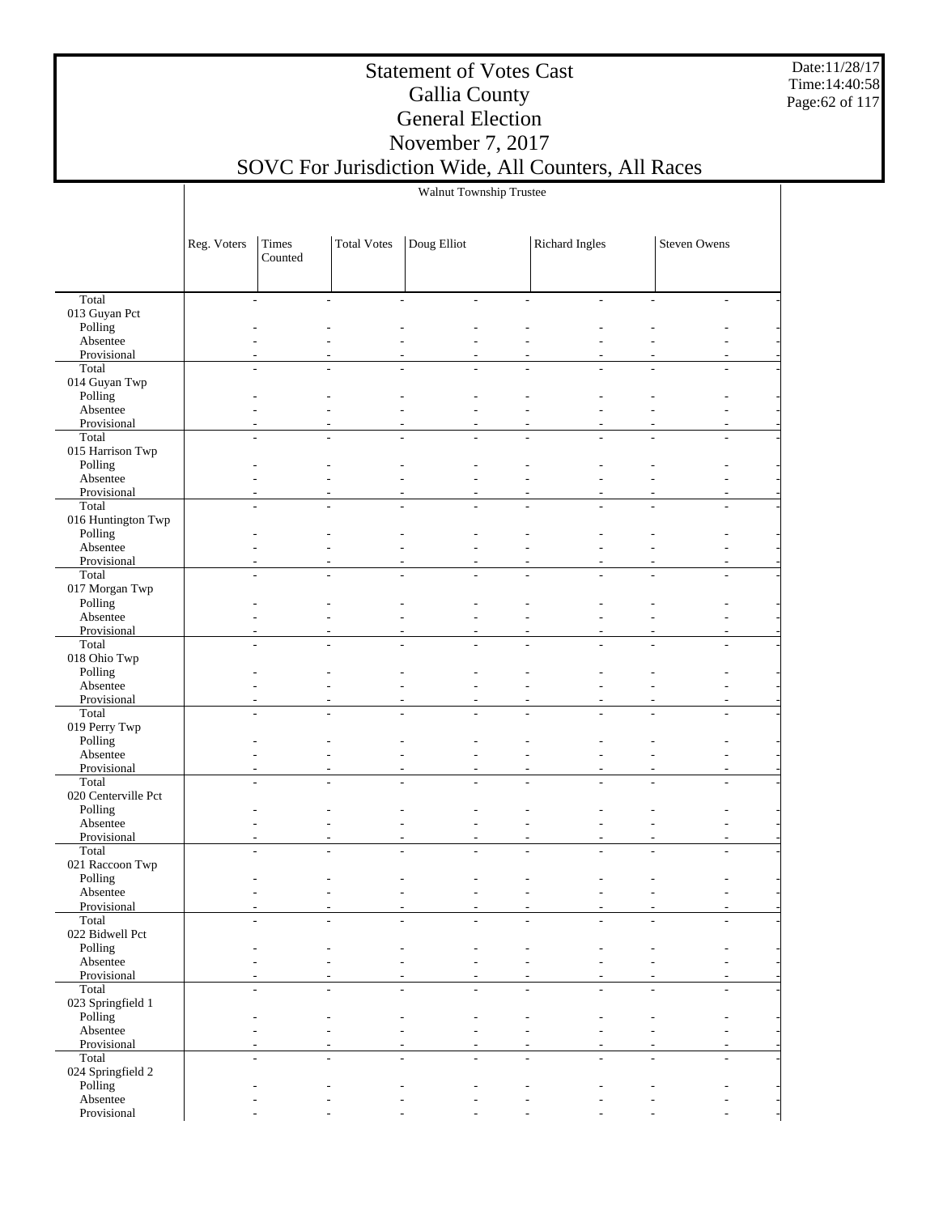# Statement of Votes Cast
# Gallia County
# General Election
# November 7, 2017
# SOVC For Jurisdiction Wide, All Counters, All Races

Date:11/28/17
Time:14:40:58

| | Walnut Township Trustee | | | | | | | | |
|---|---|---|---|---|---|---|---|---|---|
| | Reg. Voters | Times Counted | Total Votes | Doug Elliot | | Richard Ingles | | Steven Owens | |
| Total | - | - | - | - | - | - | - | - | - |
| 013 Guyan Pct | | | | | | | | | |
| Polling | - | - | - | - | - | - | - | - | - |
| Absentee | - | - | - | - | - | - | - | - | - |
| Provisional | - | - | - | - | - | - | - | - | - |
| Total | - | - | - | - | - | - | - | - | - |
| 014 Guyan Twp | | | | | | | | | |
| Polling | - | - | - | - | - | - | - | - | - |
| Absentee | - | - | - | - | - | - | - | - | - |
| Provisional | - | - | - | - | - | - | - | - | - |
| Total | - | - | - | - | - | - | - | - | - |
| 015 Harrison Twp | | | | | | | | | |
| Polling | - | - | - | - | - | - | - | - | - |
| Absentee | - | - | - | - | - | - | - | - | - |
| Provisional | - | - | - | - | - | - | - | - | - |
| Total | - | - | - | - | - | - | - | - | - |
| 016 Huntington Twp | | | | | | | | | |
| Polling | - | - | - | - | - | - | - | - | - |
| Absentee | - | - | - | - | - | - | - | - | - |
| Provisional | - | - | - | - | - | - | - | - | - |
| Total | - | - | - | - | - | - | - | - | - |
| 017 Morgan Twp | | | | | | | | | |
| Polling | - | - | - | - | - | - | - | - | - |
| Absentee | - | - | - | - | - | - | - | - | - |
| Provisional | - | - | - | - | - | - | - | - | - |
| Total | - | - | - | - | - | - | - | - | - |
| 018 Ohio Twp | | | | | | | | | |
| Polling | - | - | - | - | - | - | - | - | - |
| Absentee | - | - | - | - | - | - | - | - | - |
| Provisional | - | - | - | - | - | - | - | - | - |
| Total | - | - | - | - | - | - | - | - | - |
| 019 Perry Twp | | | | | | | | | |
| Polling | - | - | - | - | - | - | - | - | - |
| Absentee | - | - | - | - | - | - | - | - | - |
| Provisional | - | - | - | - | - | - | - | - | - |
| Total | - | - | - | - | - | - | - | - | - |
| 020 Centerville Pct | | | | | | | | | |
| Polling | - | - | - | - | - | - | - | - | - |
| Absentee | - | - | - | - | - | - | - | - | - |
| Provisional | - | - | - | - | - | - | - | - | - |
| Total | - | - | - | - | - | - | - | - | - |
| 021 Raccoon Twp | | | | | | | | | |
| Polling | - | - | - | - | - | - | - | - | - |
| Absentee | - | - | - | - | - | - | - | - | - |
| Provisional | - | - | - | - | - | - | - | - | - |
| Total | - | - | - | - | - | - | - | - | - |
| 022 Bidwell Pct | | | | | | | | | |
| Polling | - | - | - | - | - | - | - | - | - |
| Absentee | - | - | - | - | - | - | - | - | - |
| Provisional | - | - | - | - | - | - | - | - | - |
| Total | - | - | - | - | - | - | - | - | - |
| 023 Springfield 1 | | | | | | | | | |
| Polling | - | - | - | - | - | - | - | - | - |
| Absentee | - | - | - | - | - | - | - | - | - |
| Provisional | - | - | - | - | - | - | - | - | - |
| Total | - | - | - | - | - | - | - | - | - |
| 024 Springfield 2 | | | | | | | | | |
| Polling | - | - | - | - | - | - | - | - | - |
| Absentee | - | - | - | - | - | - | - | - | - |
| Provisional | - | - | - | - | - | - | - | - | - |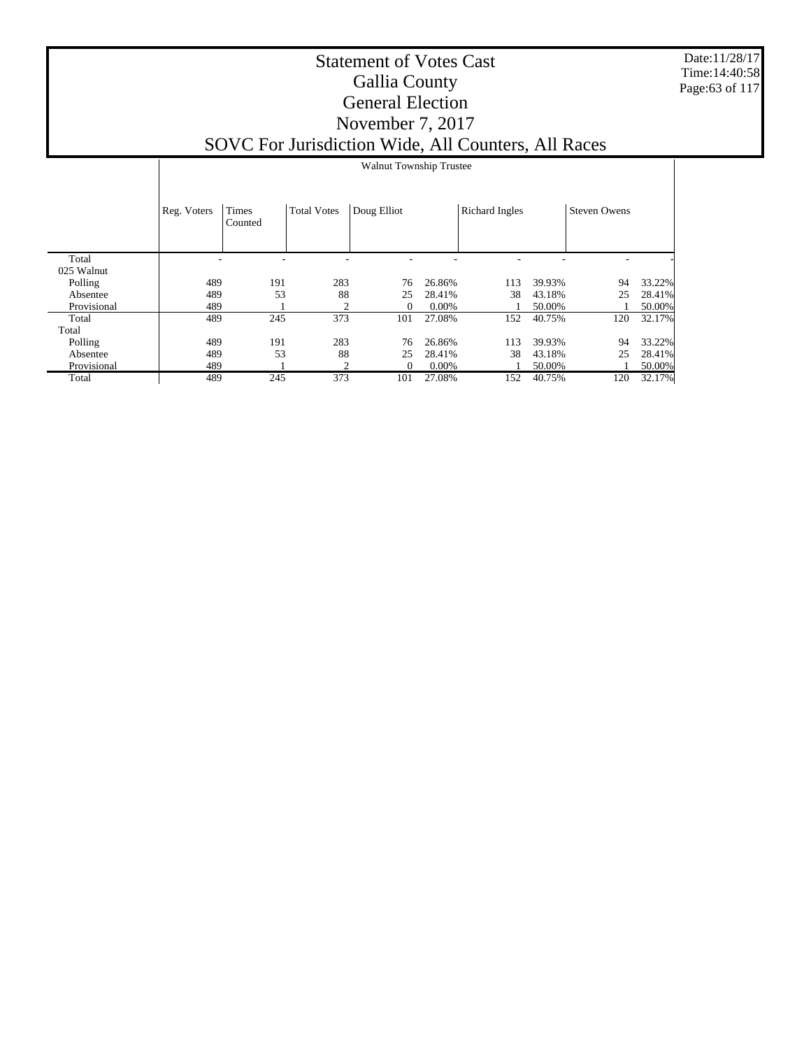# Statement of Votes Cast
## Gallia County
## General Election
## November 7, 2017
## SOVC For Jurisdiction Wide, All Counters, All Races

| | Walnut Township Trustee | | | | | | | | |
|---|---|---|---|---|---|---|---|---|---|
| | Reg. Voters | Times Counted | Total Votes | Doug Elliot | | Richard Ingles | | Steven Owens | |
| Total | - | - | - | - | - | - | - | - | - |
| 025 Walnut | | | | | | | | | |
| Polling | 489 | 191 | 283 | 76 | 26.86% | 113 | 39.93% | 94 | 33.22% |
| Absentee | 489 | 53 | 88 | 25 | 28.41% | 38 | 43.18% | 25 | 28.41% |
| Provisional | 489 | 1 | 2 | 0 | 0.00% | 1 | 50.00% | 1 | 50.00% |
| Total | 489 | 245 | 373 | 101 | 27.08% | 152 | 40.75% | 120 | 32.17% |
| Total | | | | | | | | | |
| Polling | 489 | 191 | 283 | 76 | 26.86% | 113 | 39.93% | 94 | 33.22% |
| Absentee | 489 | 53 | 88 | 25 | 28.41% | 38 | 43.18% | 25 | 28.41% |
| Provisional | 489 | 1 | 2 | 0 | 0.00% | 1 | 50.00% | 1 | 50.00% |
| Total | 489 | 245 | 373 | 101 | 27.08% | 152 | 40.75% | 120 | 32.17% |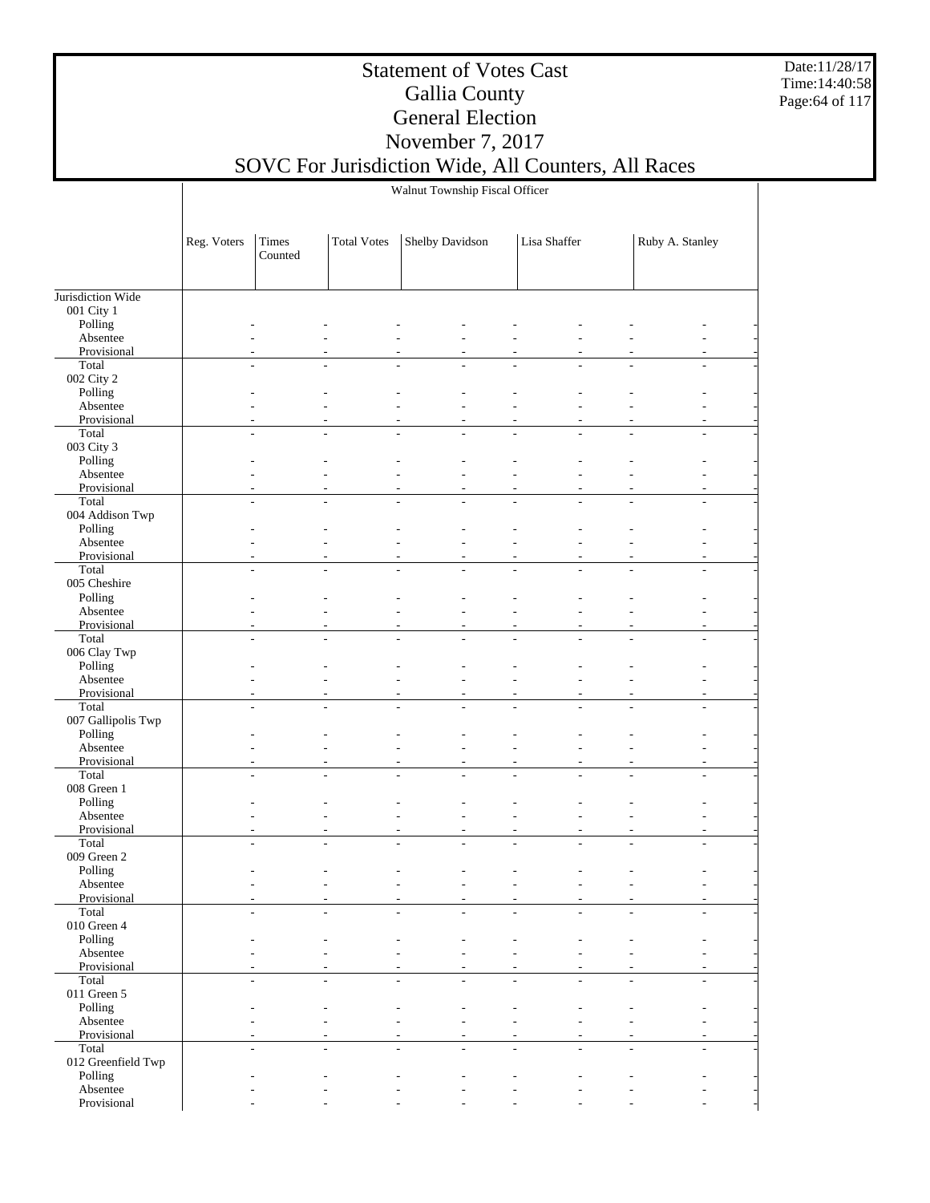# Statement of Votes Cast
## Gallia County
## General Election
## November 7, 2017
## SOVC For Jurisdiction Wide, All Counters, All Races

Walnut Township Fiscal Officer

| | Reg. Voters | Times Counted | Total Votes | Shelby Davidson | | Lisa Shaffer | | Ruby A. Stanley | |
|---|---|---|---|---|---|---|---|---|---|
| Jurisdiction Wide | | | | | | | | | |
| 001 City 1 | | | | | | | | | |
| Polling | - | - | - | - | - | - | - | - | - |
| Absentee | - | - | - | - | - | - | - | - | - |
| Provisional | - | - | - | - | - | - | - | - | - |
| Total | - | - | - | - | - | - | - | - | - |
| 002 City 2 | | | | | | | | | |
| Polling | - | - | - | - | - | - | - | - | - |
| Absentee | - | - | - | - | - | - | - | - | - |
| Provisional | - | - | - | - | - | - | - | - | - |
| Total | - | - | - | - | - | - | - | - | - |
| 003 City 3 | | | | | | | | | |
| Polling | - | - | - | - | - | - | - | - | - |
| Absentee | - | - | - | - | - | - | - | - | - |
| Provisional | - | - | - | - | - | - | - | - | - |
| Total | - | - | - | - | - | - | - | - | - |
| 004 Addison Twp | | | | | | | | | |
| Polling | - | - | - | - | - | - | - | - | - |
| Absentee | - | - | - | - | - | - | - | - | - |
| Provisional | - | - | - | - | - | - | - | - | - |
| Total | - | - | - | - | - | - | - | - | - |
| 005 Cheshire | | | | | | | | | |
| Polling | - | - | - | - | - | - | - | - | - |
| Absentee | - | - | - | - | - | - | - | - | - |
| Provisional | - | - | - | - | - | - | - | - | - |
| Total | - | - | - | - | - | - | - | - | - |
| 006 Clay Twp | | | | | | | | | |
| Polling | - | - | - | - | - | - | - | - | - |
| Absentee | - | - | - | - | - | - | - | - | - |
| Provisional | - | - | - | - | - | - | - | - | - |
| Total | - | - | - | - | - | - | - | - | - |
| 007 Gallipolis Twp | | | | | | | | | |
| Polling | - | - | - | - | - | - | - | - | - |
| Absentee | - | - | - | - | - | - | - | - | - |
| Provisional | - | - | - | - | - | - | - | - | - |
| Total | - | - | - | - | - | - | - | - | - |
| 008 Green 1 | | | | | | | | | |
| Polling | - | - | - | - | - | - | - | - | - |
| Absentee | - | - | - | - | - | - | - | - | - |
| Provisional | - | - | - | - | - | - | - | - | - |
| Total | - | - | - | - | - | - | - | - | - |
| 009 Green 2 | | | | | | | | | |
| Polling | - | - | - | - | - | - | - | - | - |
| Absentee | - | - | - | - | - | - | - | - | - |
| Provisional | - | - | - | - | - | - | - | - | - |
| Total | - | - | - | - | - | - | - | - | - |
| 010 Green 4 | | | | | | | | | |
| Polling | - | - | - | - | - | - | - | - | - |
| Absentee | - | - | - | - | - | - | - | - | - |
| Provisional | - | - | - | - | - | - | - | - | - |
| Total | - | - | - | - | - | - | - | - | - |
| 011 Green 5 | | | | | | | | | |
| Polling | - | - | - | - | - | - | - | - | - |
| Absentee | - | - | - | - | - | - | - | - | - |
| Provisional | - | - | - | - | - | - | - | - | - |
| Total | - | - | - | - | - | - | - | - | - |
| 012 Greenfield Twp | | | | | | | | | |
| Polling | - | - | - | - | - | - | - | - | - |
| Absentee | - | - | - | - | - | - | - | - | - |
| Provisional | - | - | - | - | - | - | - | - | - |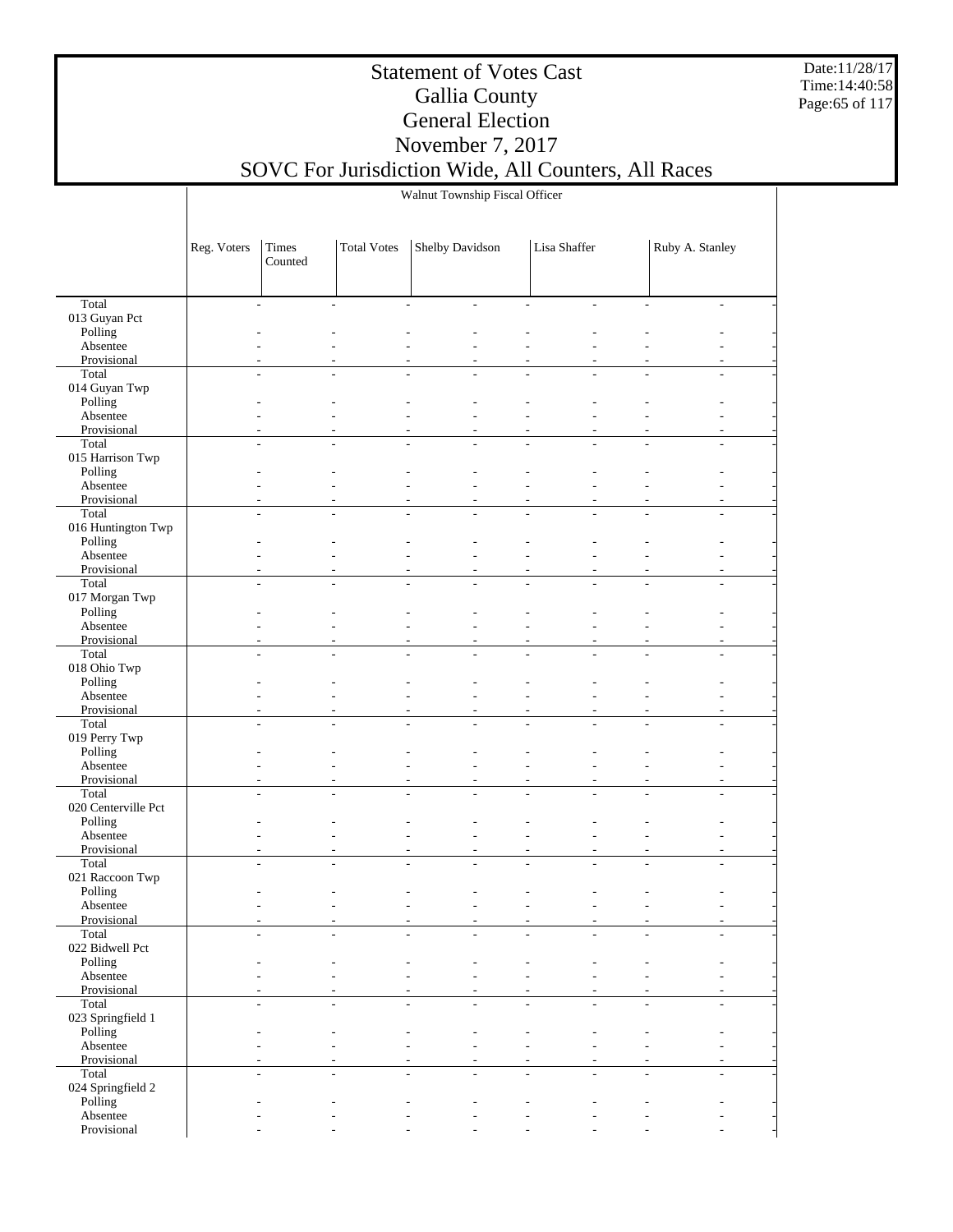# Statement of Votes Cast
# Gallia County
# General Election
# November 7, 2017
# SOVC For Jurisdiction Wide, All Counters, All Races

Date:11/28/17
Time:14:40:58

| | Walnut Township Fiscal Officer | | | | | | |
|---|---|---|---|---|---|---|---|
| | Reg. Voters | Times Counted | Total Votes | Shelby Davidson | | Lisa Shaffer | Ruby A. Stanley |
| Total | - | - | - | - | - | - | - | - |
| 013 Guyan Pct | | | | | | | | |
| Polling | - | - | - | - | - | - | - | - |
| Absentee | - | - | - | - | - | - | - | - |
| Provisional | - | - | - | - | - | - | - | - |
| Total | - | - | - | - | - | - | - | - |
| 014 Guyan Twp | | | | | | | | |
| Polling | - | - | - | - | - | - | - | - |
| Absentee | - | - | - | - | - | - | - | - |
| Provisional | - | - | - | - | - | - | - | - |
| Total | - | - | - | - | - | - | - | - |
| 015 Harrison Twp | | | | | | | | |
| Polling | - | - | - | - | - | - | - | - |
| Absentee | - | - | - | - | - | - | - | - |
| Provisional | - | - | - | - | - | - | - | - |
| Total | - | - | - | - | - | - | - | - |
| 016 Huntington Twp | | | | | | | | |
| Polling | - | - | - | - | - | - | - | - |
| Absentee | - | - | - | - | - | - | - | - |
| Provisional | - | - | - | - | - | - | - | - |
| Total | - | - | - | - | - | - | - | - |
| 017 Morgan Twp | | | | | | | | |
| Polling | - | - | - | - | - | - | - | - |
| Absentee | - | - | - | - | - | - | - | - |
| Provisional | - | - | - | - | - | - | - | - |
| Total | - | - | - | - | - | - | - | - |
| 018 Ohio Twp | | | | | | | | |
| Polling | - | - | - | - | - | - | - | - |
| Absentee | - | - | - | - | - | - | - | - |
| Provisional | - | - | - | - | - | - | - | - |
| Total | - | - | - | - | - | - | - | - |
| 019 Perry Twp | | | | | | | | |
| Polling | - | - | - | - | - | - | - | - |
| Absentee | - | - | - | - | - | - | - | - |
| Provisional | - | - | - | - | - | - | - | - |
| Total | - | - | - | - | - | - | - | - |
| 020 Centerville Pct | | | | | | | | |
| Polling | - | - | - | - | - | - | - | - |
| Absentee | - | - | - | - | - | - | - | - |
| Provisional | - | - | - | - | - | - | - | - |
| Total | - | - | - | - | - | - | - | - |
| 021 Raccoon Twp | | | | | | | | |
| Polling | - | - | - | - | - | - | - | - |
| Absentee | - | - | - | - | - | - | - | - |
| Provisional | - | - | - | - | - | - | - | - |
| Total | - | - | - | - | - | - | - | - |
| 022 Bidwell Pct | | | | | | | | |
| Polling | - | - | - | - | - | - | - | - |
| Absentee | - | - | - | - | - | - | - | - |
| Provisional | - | - | - | - | - | - | - | - |
| Total | - | - | - | - | - | - | - | - |
| 023 Springfield 1 | | | | | | | | |
| Polling | - | - | - | - | - | - | - | - |
| Absentee | - | - | - | - | - | - | - | - |
| Provisional | - | - | - | - | - | - | - | - |
| Total | - | - | - | - | - | - | - | - |
| 024 Springfield 2 | | | | | | | | |
| Polling | - | - | - | - | - | - | - | - |
| Absentee | - | - | - | - | - | - | - | - |
| Provisional | - | - | - | - | - | - | - | - |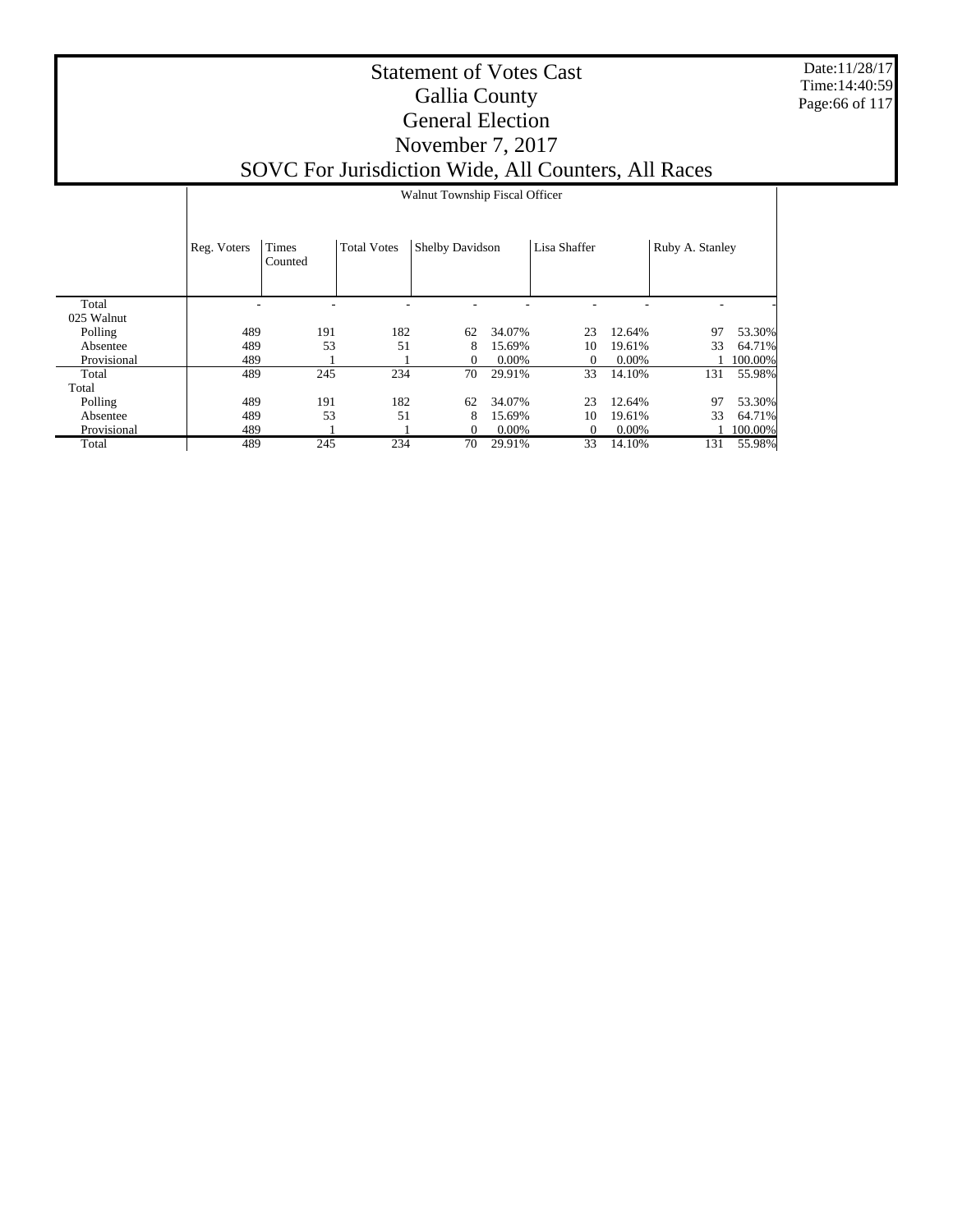# Statement of Votes Cast
# Gallia County
# General Election
# November 7, 2017
# SOVC For Jurisdiction Wide, All Counters, All Races

Date:11/28/17
Time:14:40:59

**Walnut Township Fiscal Officer**

| | Reg. Voters | Times Counted | Total Votes | Shelby Davidson | | Lisa Shaffer | | Ruby A. Stanley | |
|---|---|---|---|---|---|---|---|---|---|
| Total | - | - | - | - | - | - | - | - | - |
| 025 Walnut | | | | | | | | | |
| Polling | 489 | 191 | 182 | 62 | 34.07% | 23 | 12.64% | 97 | 53.30% |
| Absentee | 489 | 53 | 51 | 8 | 15.69% | 10 | 19.61% | 33 | 64.71% |
| Provisional | 489 | 1 | 1 | 0 | 0.00% | 0 | 0.00% | 1 | 100.00% |
| Total | 489 | 245 | 234 | 70 | 29.91% | 33 | 14.10% | 131 | 55.98% |
| Total | | | | | | | | | |
| Polling | 489 | 191 | 182 | 62 | 34.07% | 23 | 12.64% | 97 | 53.30% |
| Absentee | 489 | 53 | 51 | 8 | 15.69% | 10 | 19.61% | 33 | 64.71% |
| Provisional | 489 | 1 | 1 | 0 | 0.00% | 0 | 0.00% | 1 | 100.00% |
| Total | 489 | 245 | 234 | 70 | 29.91% | 33 | 14.10% | 131 | 55.98% |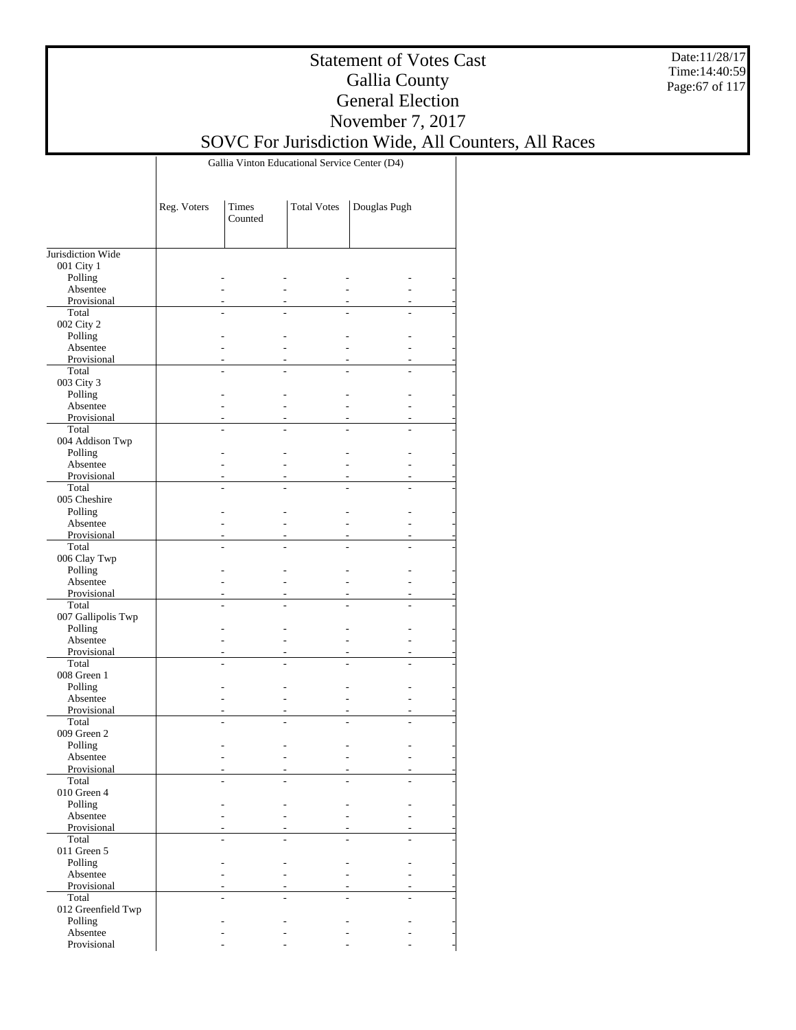# Statement of Votes Cast
## Gallia County
## General Election
## November 7, 2017
## SOVC For Jurisdiction Wide, All Counters, All Races

| | Gallia Vinton Educational Service Center (D4) | | | |
|---|---|---|---|---|
| | Reg. Voters | Times Counted | Total Votes | Douglas Pugh |
| Jurisdiction Wide | | | | |
| 001 City 1 | | | | |
| Polling | - | - | - | - |
| Absentee | - | - | - | - |
| Provisional | - | - | - | - |
| Total | - | - | - | - |
| 002 City 2 | | | | |
| Polling | - | - | - | - |
| Absentee | - | - | - | - |
| Provisional | - | - | - | - |
| Total | - | - | - | - |
| 003 City 3 | | | | |
| Polling | - | - | - | - |
| Absentee | - | - | - | - |
| Provisional | - | - | - | - |
| Total | - | - | - | - |
| 004 Addison Twp | | | | |
| Polling | - | - | - | - |
| Absentee | - | - | - | - |
| Provisional | - | - | - | - |
| Total | - | - | - | - |
| 005 Cheshire | | | | |
| Polling | - | - | - | - |
| Absentee | - | - | - | - |
| Provisional | - | - | - | - |
| Total | - | - | - | - |
| 006 Clay Twp | | | | |
| Polling | - | - | - | - |
| Absentee | - | - | - | - |
| Provisional | - | - | - | - |
| Total | - | - | - | - |
| 007 Gallipolis Twp | | | | |
| Polling | - | - | - | - |
| Absentee | - | - | - | - |
| Provisional | - | - | - | - |
| Total | - | - | - | - |
| 008 Green 1 | | | | |
| Polling | - | - | - | - |
| Absentee | - | - | - | - |
| Provisional | - | - | - | - |
| Total | - | - | - | - |
| 009 Green 2 | | | | |
| Polling | - | - | - | - |
| Absentee | - | - | - | - |
| Provisional | - | - | - | - |
| Total | - | - | - | - |
| 010 Green 4 | | | | |
| Polling | - | - | - | - |
| Absentee | - | - | - | - |
| Provisional | - | - | - | - |
| Total | - | - | - | - |
| 011 Green 5 | | | | |
| Polling | - | - | - | - |
| Absentee | - | - | - | - |
| Provisional | - | - | - | - |
| Total | - | - | - | - |
| 012 Greenfield Twp | | | | |
| Polling | - | - | - | - |
| Absentee | - | - | - | - |
| Provisional | - | - | - | - |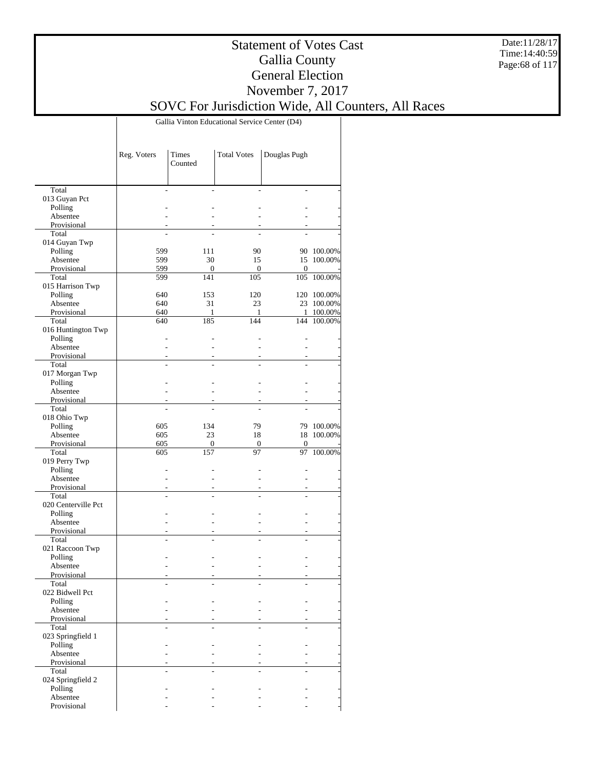# Statement of Votes Cast
# Gallia County
# General Election
# November 7, 2017
# SOVC For Jurisdiction Wide, All Counters, All Races

Date:11/28/17
Time:14:40:59

| | Gallia Vinton Educational Service Center (D4) | | | | |
|---|---|---|---|---|---|
| | Reg. Voters | Times Counted | Total Votes | Douglas Pugh | |
| Total | - | - | - | - | - |
| 013 Guyan Pct | | | | | |
| Polling | - | - | - | - | - |
| Absentee | - | - | - | - | - |
| Provisional | - | - | - | - | - |
| Total | - | - | - | - | - |
| 014 Guyan Twp | | | | | |
| Polling | 599 | 111 | 90 | 90 | 100.00% |
| Absentee | 599 | 30 | 15 | 15 | 100.00% |
| Provisional | 599 | 0 | 0 | 0 | - |
| Total | 599 | 141 | 105 | 105 | 100.00% |
| 015 Harrison Twp | | | | | |
| Polling | 640 | 153 | 120 | 120 | 100.00% |
| Absentee | 640 | 31 | 23 | 23 | 100.00% |
| Provisional | 640 | 1 | 1 | 1 | 100.00% |
| Total | 640 | 185 | 144 | 144 | 100.00% |
| 016 Huntington Twp | | | | | |
| Polling | - | - | - | - | - |
| Absentee | - | - | - | - | - |
| Provisional | - | - | - | - | - |
| Total | - | - | - | - | - |
| 017 Morgan Twp | | | | | |
| Polling | - | - | - | - | - |
| Absentee | - | - | - | - | - |
| Provisional | - | - | - | - | - |
| Total | - | - | - | - | - |
| 018 Ohio Twp | | | | | |
| Polling | 605 | 134 | 79 | 79 | 100.00% |
| Absentee | 605 | 23 | 18 | 18 | 100.00% |
| Provisional | 605 | 0 | 0 | 0 | - |
| Total | 605 | 157 | 97 | 97 | 100.00% |
| 019 Perry Twp | | | | | |
| Polling | - | - | - | - | - |
| Absentee | - | - | - | - | - |
| Provisional | - | - | - | - | - |
| Total | - | - | - | - | - |
| 020 Centerville Pct | | | | | |
| Polling | - | - | - | - | - |
| Absentee | - | - | - | - | - |
| Provisional | - | - | - | - | - |
| Total | - | - | - | - | - |
| 021 Raccoon Twp | | | | | |
| Polling | - | - | - | - | - |
| Absentee | - | - | - | - | - |
| Provisional | - | - | - | - | - |
| Total | - | - | - | - | - |
| 022 Bidwell Pct | | | | | |
| Polling | - | - | - | - | - |
| Absentee | - | - | - | - | - |
| Provisional | - | - | - | - | - |
| Total | - | - | - | - | - |
| 023 Springfield 1 | | | | | |
| Polling | - | - | - | - | - |
| Absentee | - | - | - | - | - |
| Provisional | - | - | - | - | - |
| Total | - | - | - | - | - |
| 024 Springfield 2 | | | | | |
| Polling | - | - | - | - | - |
| Absentee | - | - | - | - | - |
| Provisional | - | - | - | - | - |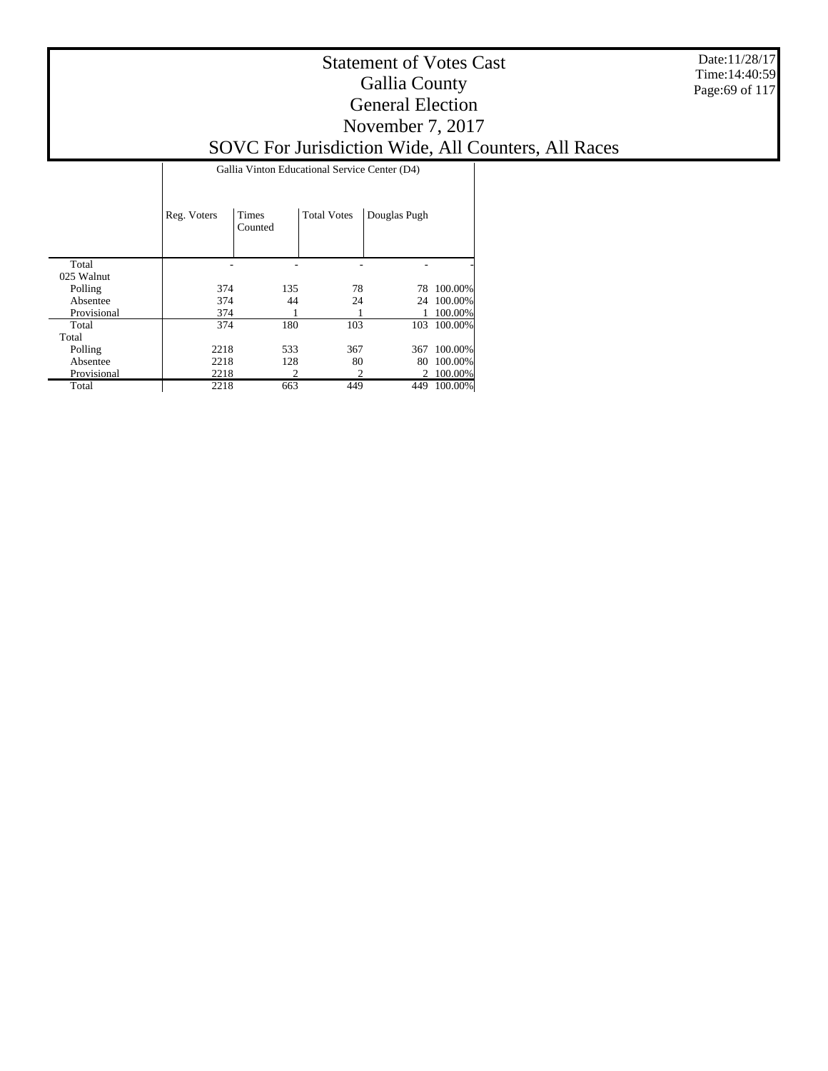# Statement of Votes Cast
## Gallia County
## General Election
## November 7, 2017
## SOVC For Jurisdiction Wide, All Counters, All Races

Date:11/28/17
Time:14:40:59

| | Gallia Vinton Educational Service Center (D4) | | | | |
|---|---|---|---|---|---|
| | Reg. Voters | Times Counted | Total Votes | Douglas Pugh | |
| Total | - | - | - | - | - |
| 025 Walnut | | | | | |
| Polling | 374 | 135 | 78 | 78 | 100.00% |
| Absentee | 374 | 44 | 24 | 24 | 100.00% |
| Provisional | 374 | 1 | 1 | 1 | 100.00% |
| Total | 374 | 180 | 103 | 103 | 100.00% |
| Total | | | | | |
| Polling | 2218 | 533 | 367 | 367 | 100.00% |
| Absentee | 2218 | 128 | 80 | 80 | 100.00% |
| Provisional | 2218 | 2 | 2 | 2 | 100.00% |
| Total | 2218 | 663 | 449 | 449 | 100.00% |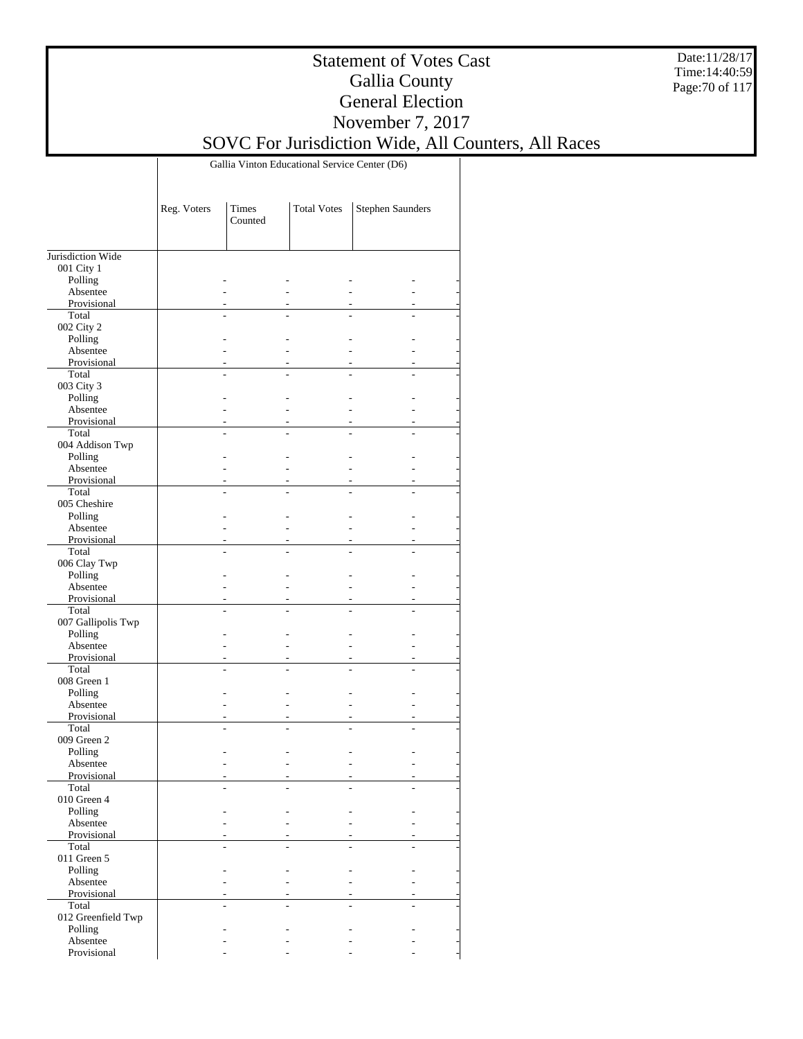# Statement of Votes Cast
# Gallia County
# General Election
# November 7, 2017
# SOVC For Jurisdiction Wide, All Counters, All Races

| | Gallia Vinton Educational Service Center (D6) | | | |
|---|---|---|---|---|
| | Reg. Voters | Times Counted | Total Votes | Stephen Saunders |
| Jurisdiction Wide | | | | |
| 001 City 1 | | | | |
| Polling | - | - | - | - |
| Absentee | - | - | - | - |
| Provisional | - | - | - | - |
| Total | - | - | - | - |
| 002 City 2 | | | | |
| Polling | - | - | - | - |
| Absentee | - | - | - | - |
| Provisional | - | - | - | - |
| Total | - | - | - | - |
| 003 City 3 | | | | |
| Polling | - | - | - | - |
| Absentee | - | - | - | - |
| Provisional | - | - | - | - |
| Total | - | - | - | - |
| 004 Addison Twp | | | | |
| Polling | - | - | - | - |
| Absentee | - | - | - | - |
| Provisional | - | - | - | - |
| Total | - | - | - | - |
| 005 Cheshire | | | | |
| Polling | - | - | - | - |
| Absentee | - | - | - | - |
| Provisional | - | - | - | - |
| Total | - | - | - | - |
| 006 Clay Twp | | | | |
| Polling | - | - | - | - |
| Absentee | - | - | - | - |
| Provisional | - | - | - | - |
| Total | - | - | - | - |
| 007 Gallipolis Twp | | | | |
| Polling | - | - | - | - |
| Absentee | - | - | - | - |
| Provisional | - | - | - | - |
| Total | - | - | - | - |
| 008 Green 1 | | | | |
| Polling | - | - | - | - |
| Absentee | - | - | - | - |
| Provisional | - | - | - | - |
| Total | - | - | - | - |
| 009 Green 2 | | | | |
| Polling | - | - | - | - |
| Absentee | - | - | - | - |
| Provisional | - | - | - | - |
| Total | - | - | - | - |
| 010 Green 4 | | | | |
| Polling | - | - | - | - |
| Absentee | - | - | - | - |
| Provisional | - | - | - | - |
| Total | - | - | - | - |
| 011 Green 5 | | | | |
| Polling | - | - | - | - |
| Absentee | - | - | - | - |
| Provisional | - | - | - | - |
| Total | - | - | - | - |
| 012 Greenfield Twp | | | | |
| Polling | - | - | - | - |
| Absentee | - | - | - | - |
| Provisional | - | - | - | - |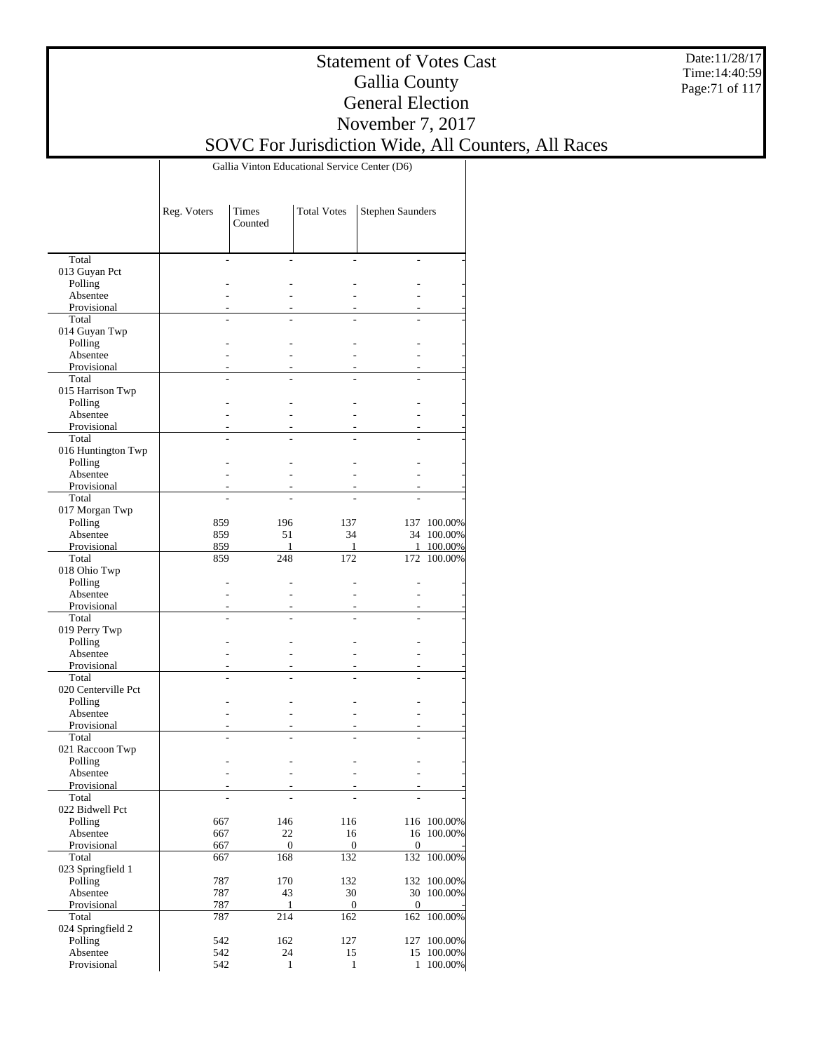# Statement of Votes Cast
## Gallia County
## General Election
## November 7, 2017
## SOVC For Jurisdiction Wide, All Counters, All Races

| | Gallia Vinton Educational Service Center (D6) | | | | |
|---|---|---|---|---|---|
| | Reg. Voters | Times Counted | Total Votes | Stephen Saunders | |
| Total | - | - | - | - | - |
| 013 Guyan Pct | | | | | |
| Polling | - | - | - | - | - |
| Absentee | - | - | - | - | - |
| Provisional | - | - | - | - | - |
| Total | - | - | - | - | - |
| 014 Guyan Twp | | | | | |
| Polling | - | - | - | - | - |
| Absentee | - | - | - | - | - |
| Provisional | - | - | - | - | - |
| Total | - | - | - | - | - |
| 015 Harrison Twp | | | | | |
| Polling | - | - | - | - | - |
| Absentee | - | - | - | - | - |
| Provisional | - | - | - | - | - |
| Total | - | - | - | - | - |
| 016 Huntington Twp | | | | | |
| Polling | - | - | - | - | - |
| Absentee | - | - | - | - | - |
| Provisional | - | - | - | - | - |
| Total | - | - | - | - | - |
| 017 Morgan Twp | | | | | |
| Polling | 859 | 196 | 137 | 137 | 100.00% |
| Absentee | 859 | 51 | 34 | 34 | 100.00% |
| Provisional | 859 | 1 | 1 | 1 | 100.00% |
| Total | 859 | 248 | 172 | 172 | 100.00% |
| 018 Ohio Twp | | | | | |
| Polling | - | - | - | - | - |
| Absentee | - | - | - | - | - |
| Provisional | - | - | - | - | - |
| Total | - | - | - | - | - |
| 019 Perry Twp | | | | | |
| Polling | - | - | - | - | - |
| Absentee | - | - | - | - | - |
| Provisional | - | - | - | - | - |
| Total | - | - | - | - | - |
| 020 Centerville Pct | | | | | |
| Polling | - | - | - | - | - |
| Absentee | - | - | - | - | - |
| Provisional | - | - | - | - | - |
| Total | - | - | - | - | - |
| 021 Raccoon Twp | | | | | |
| Polling | - | - | - | - | - |
| Absentee | - | - | - | - | - |
| Provisional | - | - | - | - | - |
| Total | - | - | - | - | - |
| 022 Bidwell Pct | | | | | |
| Polling | 667 | 146 | 116 | 116 | 100.00% |
| Absentee | 667 | 22 | 16 | 16 | 100.00% |
| Provisional | 667 | 0 | 0 | 0 | - |
| Total | 667 | 168 | 132 | 132 | 100.00% |
| 023 Springfield 1 | | | | | |
| Polling | 787 | 170 | 132 | 132 | 100.00% |
| Absentee | 787 | 43 | 30 | 30 | 100.00% |
| Provisional | 787 | 1 | 0 | 0 | - |
| Total | 787 | 214 | 162 | 162 | 100.00% |
| 024 Springfield 2 | | | | | |
| Polling | 542 | 162 | 127 | 127 | 100.00% |
| Absentee | 542 | 24 | 15 | 15 | 100.00% |
| Provisional | 542 | 1 | 1 | 1 | 100.00% |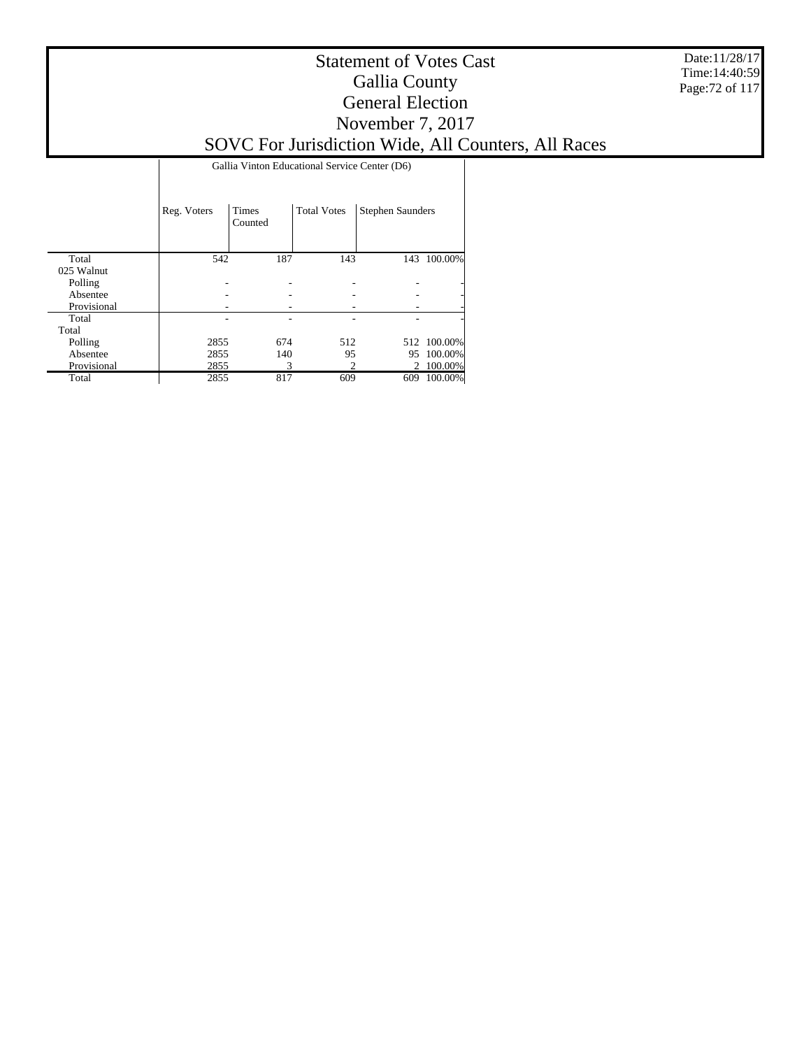# Statement of Votes Cast
## Gallia County
## General Election
## November 7, 2017
## SOVC For Jurisdiction Wide, All Counters, All Races

Date:11/28/17
Time:14:40:59

| | Gallia Vinton Educational Service Center (D6) | | | | |
|---|---|---|---|---|---|
| | Reg. Voters | Times Counted | Total Votes | Stephen Saunders | |
| Total | 542 | 187 | 143 | 143 | 100.00% |
| 025 Walnut | | | | | |
| Polling | - | - | - | - | - |
| Absentee | - | - | - | - | - |
| Provisional | - | - | - | - | - |
| Total | - | - | - | - | - |
| Total | | | | | |
| Polling | 2855 | 674 | 512 | 512 | 100.00% |
| Absentee | 2855 | 140 | 95 | 95 | 100.00% |
| Provisional | 2855 | 3 | 2 | 2 | 100.00% |
| Total | 2855 | 817 | 609 | 609 | 100.00% |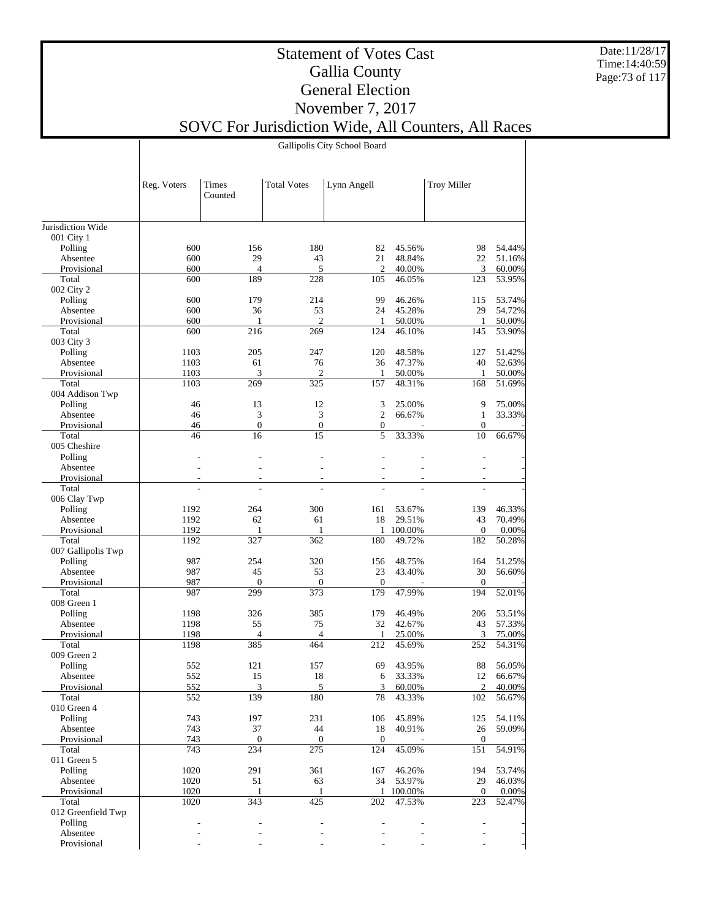# Statement of Votes Cast
## Gallia County
## General Election
## November 7, 2017
## SOVC For Jurisdiction Wide, All Counters, All Races

Date:11/28/17
Time:14:40:59

| | Gallipolis City School Board | | | | | | |
|---|---|---|---|---|---|---|---|
| | Reg. Voters | Times Counted | Total Votes | Lynn Angell | | Troy Miller | |
| Jurisdiction Wide | | | | | | | |
| 001 City 1 | | | | | | | |
| Polling | 600 | 156 | 180 | 82 | 45.56% | 98 | 54.44% |
| Absentee | 600 | 29 | 43 | 21 | 48.84% | 22 | 51.16% |
| Provisional | 600 | 4 | 5 | 2 | 40.00% | 3 | 60.00% |
| Total | 600 | 189 | 228 | 105 | 46.05% | 123 | 53.95% |
| 002 City 2 | | | | | | | |
| Polling | 600 | 179 | 214 | 99 | 46.26% | 115 | 53.74% |
| Absentee | 600 | 36 | 53 | 24 | 45.28% | 29 | 54.72% |
| Provisional | 600 | 1 | 2 | 1 | 50.00% | 1 | 50.00% |
| Total | 600 | 216 | 269 | 124 | 46.10% | 145 | 53.90% |
| 003 City 3 | | | | | | | |
| Polling | 1103 | 205 | 247 | 120 | 48.58% | 127 | 51.42% |
| Absentee | 1103 | 61 | 76 | 36 | 47.37% | 40 | 52.63% |
| Provisional | 1103 | 3 | 2 | 1 | 50.00% | 1 | 50.00% |
| Total | 1103 | 269 | 325 | 157 | 48.31% | 168 | 51.69% |
| 004 Addison Twp | | | | | | | |
| Polling | 46 | 13 | 12 | 3 | 25.00% | 9 | 75.00% |
| Absentee | 46 | 3 | 3 | 2 | 66.67% | 1 | 33.33% |
| Provisional | 46 | 0 | 0 | 0 | - | 0 | - |
| Total | 46 | 16 | 15 | 5 | 33.33% | 10 | 66.67% |
| 005 Cheshire | | | | | | | |
| Polling | - | - | - | - | - | - | - |
| Absentee | - | - | - | - | - | - | - |
| Provisional | - | - | - | - | - | - | - |
| Total | - | - | - | - | - | - | - |
| 006 Clay Twp | | | | | | | |
| Polling | 1192 | 264 | 300 | 161 | 53.67% | 139 | 46.33% |
| Absentee | 1192 | 62 | 61 | 18 | 29.51% | 43 | 70.49% |
| Provisional | 1192 | 1 | 1 | 1 | 100.00% | 0 | 0.00% |
| Total | 1192 | 327 | 362 | 180 | 49.72% | 182 | 50.28% |
| 007 Gallipolis Twp | | | | | | | |
| Polling | 987 | 254 | 320 | 156 | 48.75% | 164 | 51.25% |
| Absentee | 987 | 45 | 53 | 23 | 43.40% | 30 | 56.60% |
| Provisional | 987 | 0 | 0 | 0 | - | 0 | - |
| Total | 987 | 299 | 373 | 179 | 47.99% | 194 | 52.01% |
| 008 Green 1 | | | | | | | |
| Polling | 1198 | 326 | 385 | 179 | 46.49% | 206 | 53.51% |
| Absentee | 1198 | 55 | 75 | 32 | 42.67% | 43 | 57.33% |
| Provisional | 1198 | 4 | 4 | 1 | 25.00% | 3 | 75.00% |
| Total | 1198 | 385 | 464 | 212 | 45.69% | 252 | 54.31% |
| 009 Green 2 | | | | | | | |
| Polling | 552 | 121 | 157 | 69 | 43.95% | 88 | 56.05% |
| Absentee | 552 | 15 | 18 | 6 | 33.33% | 12 | 66.67% |
| Provisional | 552 | 3 | 5 | 3 | 60.00% | 2 | 40.00% |
| Total | 552 | 139 | 180 | 78 | 43.33% | 102 | 56.67% |
| 010 Green 4 | | | | | | | |
| Polling | 743 | 197 | 231 | 106 | 45.89% | 125 | 54.11% |
| Absentee | 743 | 37 | 44 | 18 | 40.91% | 26 | 59.09% |
| Provisional | 743 | 0 | 0 | 0 | - | 0 | - |
| Total | 743 | 234 | 275 | 124 | 45.09% | 151 | 54.91% |
| 011 Green 5 | | | | | | | |
| Polling | 1020 | 291 | 361 | 167 | 46.26% | 194 | 53.74% |
| Absentee | 1020 | 51 | 63 | 34 | 53.97% | 29 | 46.03% |
| Provisional | 1020 | 1 | 1 | 1 | 100.00% | 0 | 0.00% |
| Total | 1020 | 343 | 425 | 202 | 47.53% | 223 | 52.47% |
| 012 Greenfield Twp | | | | | | | |
| Polling | - | - | - | - | - | - | - |
| Absentee | - | - | - | - | - | - | - |
| Provisional | - | - | - | - | - | - | - |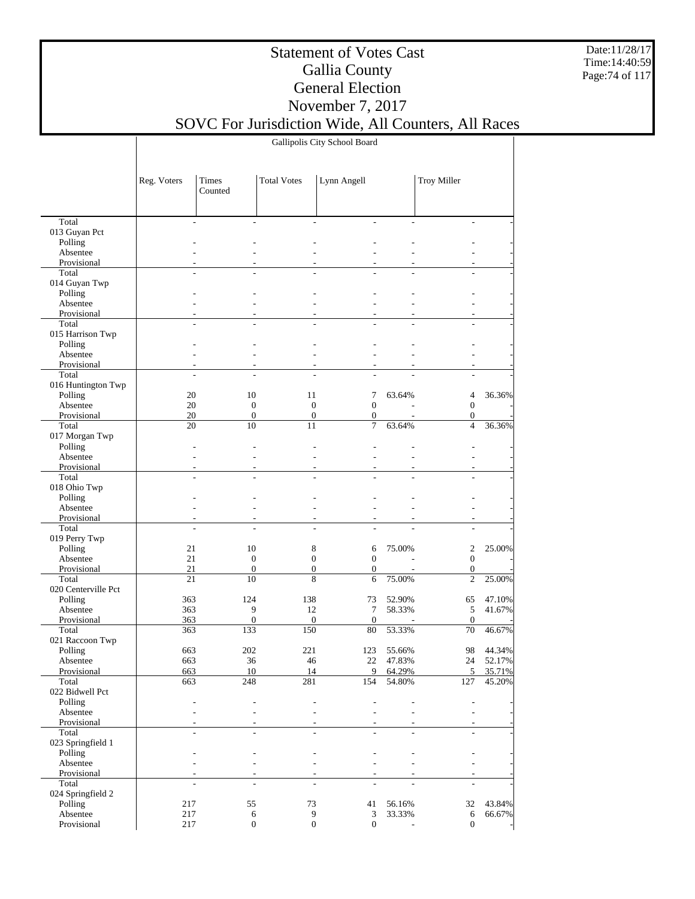# Statement of Votes Cast
## Gallia County
## General Election
## November 7, 2017
## SOVC For Jurisdiction Wide, All Counters, All Races

Gallipolis City School Board

| | Reg. Voters | Times Counted | Total Votes | Lynn Angell | | Troy Miller | |
|---|---|---|---|---|---|---|---|
| Total | - | - | - | - | - | - | - |
| 013 Guyan Pct | | | | | | | |
| Polling | - | - | - | - | - | - | - |
| Absentee | - | - | - | - | - | - | - |
| Provisional | - | - | - | - | - | - | - |
| Total | - | - | - | - | - | - | - |
| 014 Guyan Twp | | | | | | | |
| Polling | - | - | - | - | - | - | - |
| Absentee | - | - | - | - | - | - | - |
| Provisional | - | - | - | - | - | - | - |
| Total | - | - | - | - | - | - | - |
| 015 Harrison Twp | | | | | | | |
| Polling | - | - | - | - | - | - | - |
| Absentee | - | - | - | - | - | - | - |
| Provisional | - | - | - | - | - | - | - |
| Total | - | - | - | - | - | - | - |
| 016 Huntington Twp | | | | | | | |
| Polling | 20 | 10 | 11 | 7 | 63.64% | 4 | 36.36% |
| Absentee | 20 | 0 | 0 | 0 | - | 0 | - |
| Provisional | 20 | 0 | 0 | 0 | - | 0 | - |
| Total | 20 | 10 | 11 | 7 | 63.64% | 4 | 36.36% |
| 017 Morgan Twp | | | | | | | |
| Polling | - | - | - | - | - | - | - |
| Absentee | - | - | - | - | - | - | - |
| Provisional | - | - | - | - | - | - | - |
| Total | - | - | - | - | - | - | - |
| 018 Ohio Twp | | | | | | | |
| Polling | - | - | - | - | - | - | - |
| Absentee | - | - | - | - | - | - | - |
| Provisional | - | - | - | - | - | - | - |
| Total | - | - | - | - | - | - | - |
| 019 Perry Twp | | | | | | | |
| Polling | 21 | 10 | 8 | 6 | 75.00% | 2 | 25.00% |
| Absentee | 21 | 0 | 0 | 0 | - | 0 | - |
| Provisional | 21 | 0 | 0 | 0 | - | 0 | - |
| Total | 21 | 10 | 8 | 6 | 75.00% | 2 | 25.00% |
| 020 Centerville Pct | | | | | | | |
| Polling | 363 | 124 | 138 | 73 | 52.90% | 65 | 47.10% |
| Absentee | 363 | 9 | 12 | 7 | 58.33% | 5 | 41.67% |
| Provisional | 363 | 0 | 0 | 0 | - | 0 | - |
| Total | 363 | 133 | 150 | 80 | 53.33% | 70 | 46.67% |
| 021 Raccoon Twp | | | | | | | |
| Polling | 663 | 202 | 221 | 123 | 55.66% | 98 | 44.34% |
| Absentee | 663 | 36 | 46 | 22 | 47.83% | 24 | 52.17% |
| Provisional | 663 | 10 | 14 | 9 | 64.29% | 5 | 35.71% |
| Total | 663 | 248 | 281 | 154 | 54.80% | 127 | 45.20% |
| 022 Bidwell Pct | | | | | | | |
| Polling | - | - | - | - | - | - | - |
| Absentee | - | - | - | - | - | - | - |
| Provisional | - | - | - | - | - | - | - |
| Total | - | - | - | - | - | - | - |
| 023 Springfield 1 | | | | | | | |
| Polling | - | - | - | - | - | - | - |
| Absentee | - | - | - | - | - | - | - |
| Provisional | - | - | - | - | - | - | - |
| Total | - | - | - | - | - | - | - |
| 024 Springfield 2 | | | | | | | |
| Polling | 217 | 55 | 73 | 41 | 56.16% | 32 | 43.84% |
| Absentee | 217 | 6 | 9 | 3 | 33.33% | 6 | 66.67% |
| Provisional | 217 | 0 | 0 | 0 | - | 0 | - |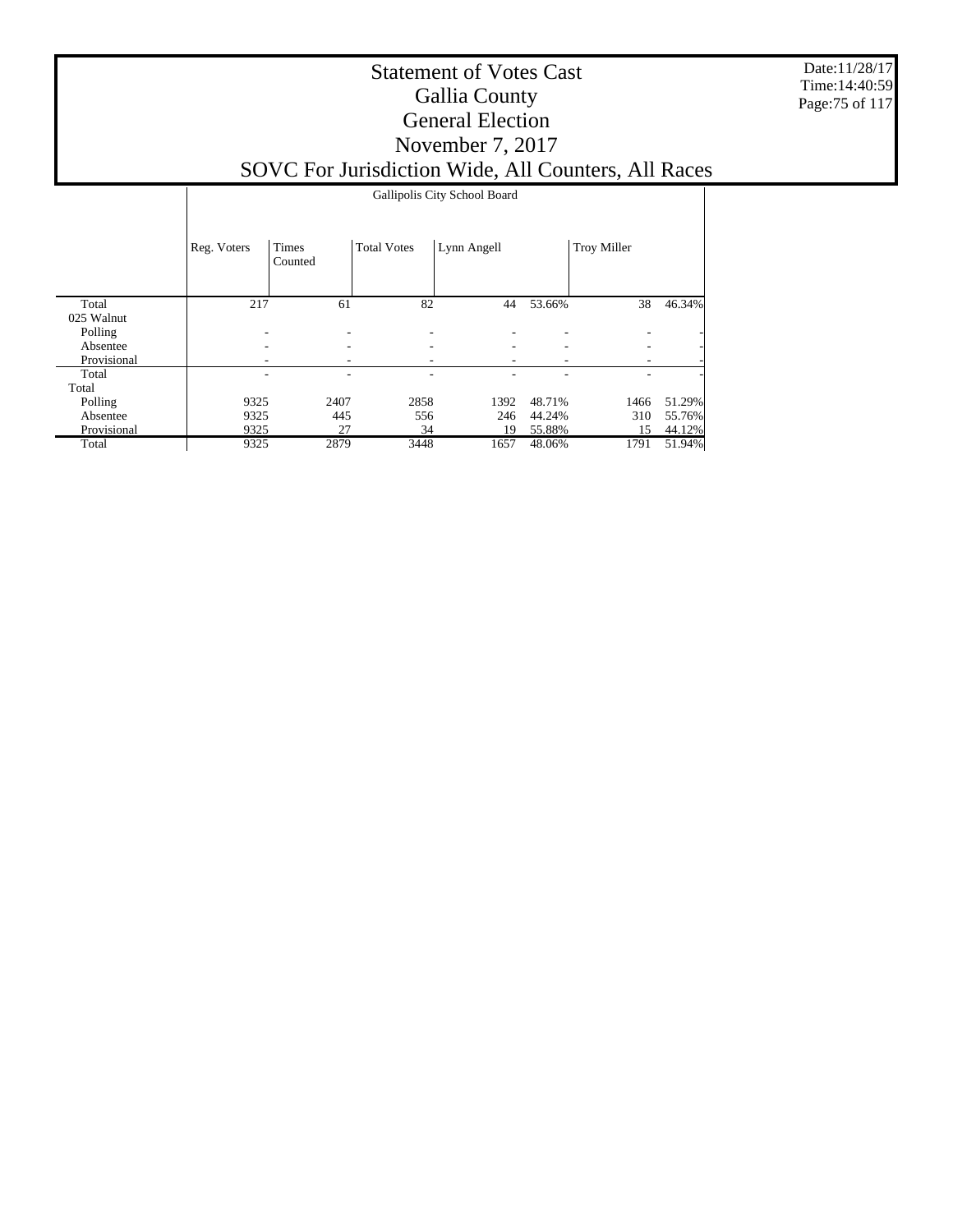# Statement of Votes Cast
## Gallia County
## General Election
## November 7, 2017
## SOVC For Jurisdiction Wide, All Counters, All Races

Date:11/28/17
Time:14:40:59

| | Gallipolis City School Board | | | | | | |
|---|---|---|---|---|---|---|---|
| | Reg. Voters | Times Counted | Total Votes | Lynn Angell | | Troy Miller | |
| Total | 217 | 61 | 82 | 44 | 53.66% | 38 | 46.34% |
| 025 Walnut | | | | | | | |
| Polling | - | - | - | - | - | - | - |
| Absentee | - | - | - | - | - | - | - |
| Provisional | - | - | - | - | - | - | - |
| Total | - | - | - | - | - | - | - |
| Total | | | | | | | |
| Polling | 9325 | 2407 | 2858 | 1392 | 48.71% | 1466 | 51.29% |
| Absentee | 9325 | 445 | 556 | 246 | 44.24% | 310 | 55.76% |
| Provisional | 9325 | 27 | 34 | 19 | 55.88% | 15 | 44.12% |
| Total | 9325 | 2879 | 3448 | 1657 | 48.06% | 1791 | 51.94% |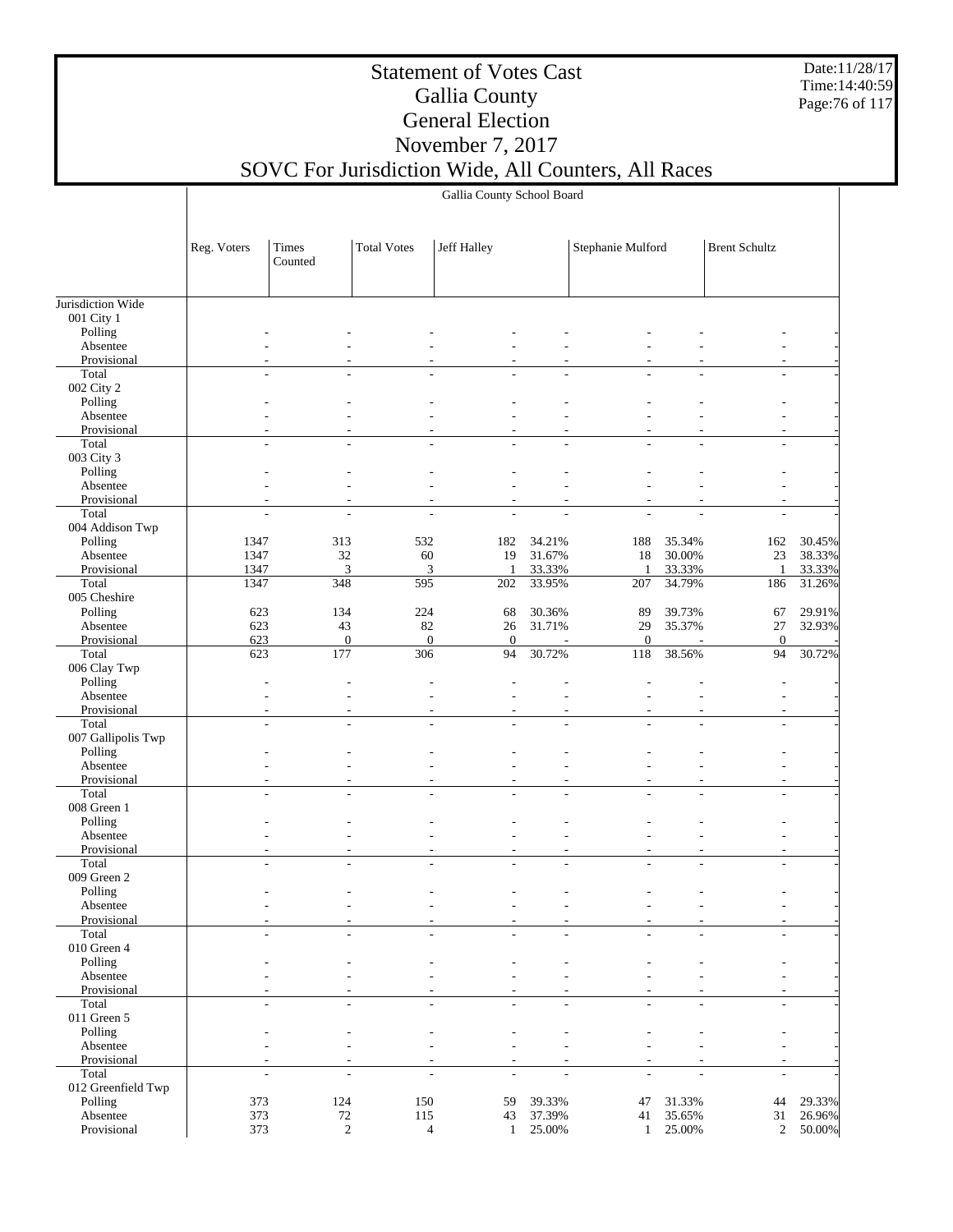# Statement of Votes Cast
## Gallia County
## General Election
## November 7, 2017
## SOVC For Jurisdiction Wide, All Counters, All Races

Gallia County School Board

| | Reg. Voters | Times Counted | Total Votes | Jeff Halley | | Stephanie Mulford | | Brent Schultz | |
|---|---|---|---|---|---|---|---|---|---|
| Jurisdiction Wide | | | | | | | | | |
| 001 City 1 | | | | | | | | | |
| Polling | - | - | - | - | - | - | - | - | - |
| Absentee | - | - | - | - | - | - | - | - | - |
| Provisional | - | - | - | - | - | - | - | - | - |
| Total | - | - | - | - | - | - | - | - | - |
| 002 City 2 | | | | | | | | | |
| Polling | - | - | - | - | - | - | - | - | - |
| Absentee | - | - | - | - | - | - | - | - | - |
| Provisional | - | - | - | - | - | - | - | - | - |
| Total | - | - | - | - | - | - | - | - | - |
| 003 City 3 | | | | | | | | | |
| Polling | - | - | - | - | - | - | - | - | - |
| Absentee | - | - | - | - | - | - | - | - | - |
| Provisional | - | - | - | - | - | - | - | - | - |
| Total | - | - | - | - | - | - | - | - | - |
| 004 Addison Twp | | | | | | | | | |
| Polling | 1347 | 313 | 532 | 182 | 34.21% | 188 | 35.34% | 162 | 30.45% |
| Absentee | 1347 | 32 | 60 | 19 | 31.67% | 18 | 30.00% | 23 | 38.33% |
| Provisional | 1347 | 3 | 3 | 1 | 33.33% | 1 | 33.33% | 1 | 33.33% |
| Total | 1347 | 348 | 595 | 202 | 33.95% | 207 | 34.79% | 186 | 31.26% |
| 005 Cheshire | | | | | | | | | |
| Polling | 623 | 134 | 224 | 68 | 30.36% | 89 | 39.73% | 67 | 29.91% |
| Absentee | 623 | 43 | 82 | 26 | 31.71% | 29 | 35.37% | 27 | 32.93% |
| Provisional | 623 | 0 | 0 | 0 | - | 0 | - | 0 | - |
| Total | 623 | 177 | 306 | 94 | 30.72% | 118 | 38.56% | 94 | 30.72% |
| 006 Clay Twp | | | | | | | | | |
| Polling | - | - | - | - | - | - | - | - | - |
| Absentee | - | - | - | - | - | - | - | - | - |
| Provisional | - | - | - | - | - | - | - | - | - |
| Total | - | - | - | - | - | - | - | - | - |
| 007 Gallipolis Twp | | | | | | | | | |
| Polling | - | - | - | - | - | - | - | - | - |
| Absentee | - | - | - | - | - | - | - | - | - |
| Provisional | - | - | - | - | - | - | - | - | - |
| Total | - | - | - | - | - | - | - | - | - |
| 008 Green 1 | | | | | | | | | |
| Polling | - | - | - | - | - | - | - | - | - |
| Absentee | - | - | - | - | - | - | - | - | - |
| Provisional | - | - | - | - | - | - | - | - | - |
| Total | - | - | - | - | - | - | - | - | - |
| 009 Green 2 | | | | | | | | | |
| Polling | - | - | - | - | - | - | - | - | - |
| Absentee | - | - | - | - | - | - | - | - | - |
| Provisional | - | - | - | - | - | - | - | - | - |
| Total | - | - | - | - | - | - | - | - | - |
| 010 Green 4 | | | | | | | | | |
| Polling | - | - | - | - | - | - | - | - | - |
| Absentee | - | - | - | - | - | - | - | - | - |
| Provisional | - | - | - | - | - | - | - | - | - |
| Total | - | - | - | - | - | - | - | - | - |
| 011 Green 5 | | | | | | | | | |
| Polling | - | - | - | - | - | - | - | - | - |
| Absentee | - | - | - | - | - | - | - | - | - |
| Provisional | - | - | - | - | - | - | - | - | - |
| Total | - | - | - | - | - | - | - | - | - |
| 012 Greenfield Twp | | | | | | | | | |
| Polling | 373 | 124 | 150 | 59 | 39.33% | 47 | 31.33% | 44 | 29.33% |
| Absentee | 373 | 72 | 115 | 43 | 37.39% | 41 | 35.65% | 31 | 26.96% |
| Provisional | 373 | 2 | 4 | 1 | 25.00% | 1 | 25.00% | 2 | 50.00% |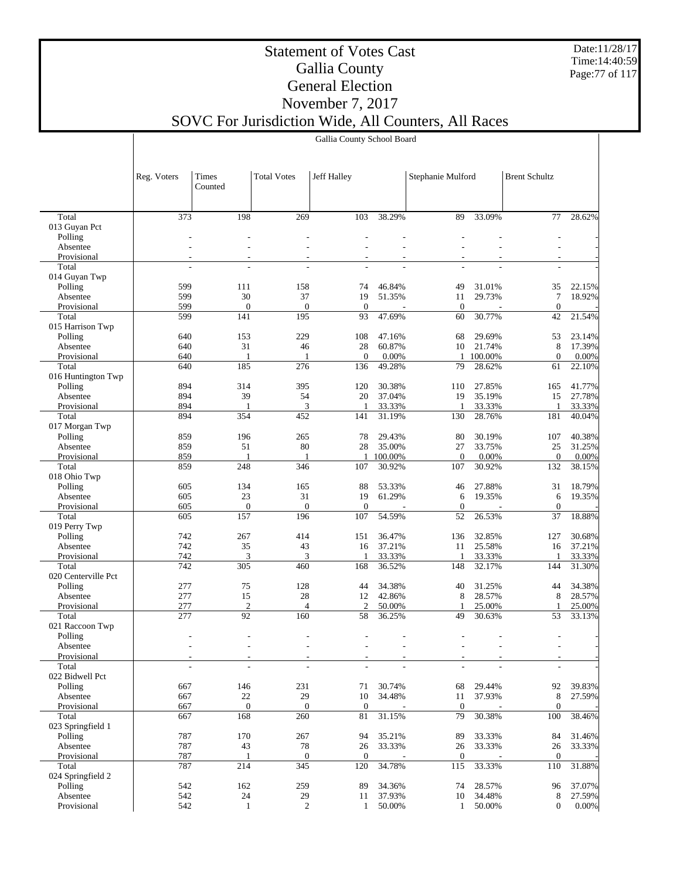# Statement of Votes Cast
## Gallia County
## General Election
## November 7, 2017
## SOVC For Jurisdiction Wide, All Counters, All Races

Gallia County School Board

| | Reg. Voters | Times Counted | Total Votes | Jeff Halley | | Stephanie Mulford | | Brent Schultz | |
|---|---|---|---|---|---|---|---|---|---|
| Total | 373 | 198 | 269 | 103 | 38.29% | 89 | 33.09% | 77 | 28.62% |
| 013 Guyan Pct | | | | | | | | | |
| Polling | - | - | - | - | - | - | - | - | - |
| Absentee | - | - | - | - | - | - | - | - | - |
| Provisional | - | - | - | - | - | - | - | - | - |
| Total | - | - | - | - | - | - | - | - | - |
| 014 Guyan Twp | | | | | | | | | |
| Polling | 599 | 111 | 158 | 74 | 46.84% | 49 | 31.01% | 35 | 22.15% |
| Absentee | 599 | 30 | 37 | 19 | 51.35% | 11 | 29.73% | 7 | 18.92% |
| Provisional | 599 | 0 | 0 | 0 | - | 0 | - | 0 | - |
| Total | 599 | 141 | 195 | 93 | 47.69% | 60 | 30.77% | 42 | 21.54% |
| 015 Harrison Twp | | | | | | | | | |
| Polling | 640 | 153 | 229 | 108 | 47.16% | 68 | 29.69% | 53 | 23.14% |
| Absentee | 640 | 31 | 46 | 28 | 60.87% | 10 | 21.74% | 8 | 17.39% |
| Provisional | 640 | 1 | 1 | 0 | 0.00% | 1 | 100.00% | 0 | 0.00% |
| Total | 640 | 185 | 276 | 136 | 49.28% | 79 | 28.62% | 61 | 22.10% |
| 016 Huntington Twp | | | | | | | | | |
| Polling | 894 | 314 | 395 | 120 | 30.38% | 110 | 27.85% | 165 | 41.77% |
| Absentee | 894 | 39 | 54 | 20 | 37.04% | 19 | 35.19% | 15 | 27.78% |
| Provisional | 894 | 1 | 3 | 1 | 33.33% | 1 | 33.33% | 1 | 33.33% |
| Total | 894 | 354 | 452 | 141 | 31.19% | 130 | 28.76% | 181 | 40.04% |
| 017 Morgan Twp | | | | | | | | | |
| Polling | 859 | 196 | 265 | 78 | 29.43% | 80 | 30.19% | 107 | 40.38% |
| Absentee | 859 | 51 | 80 | 28 | 35.00% | 27 | 33.75% | 25 | 31.25% |
| Provisional | 859 | 1 | 1 | 1 | 100.00% | 0 | 0.00% | 0 | 0.00% |
| Total | 859 | 248 | 346 | 107 | 30.92% | 107 | 30.92% | 132 | 38.15% |
| 018 Ohio Twp | | | | | | | | | |
| Polling | 605 | 134 | 165 | 88 | 53.33% | 46 | 27.88% | 31 | 18.79% |
| Absentee | 605 | 23 | 31 | 19 | 61.29% | 6 | 19.35% | 6 | 19.35% |
| Provisional | 605 | 0 | 0 | 0 | - | 0 | - | 0 | - |
| Total | 605 | 157 | 196 | 107 | 54.59% | 52 | 26.53% | 37 | 18.88% |
| 019 Perry Twp | | | | | | | | | |
| Polling | 742 | 267 | 414 | 151 | 36.47% | 136 | 32.85% | 127 | 30.68% |
| Absentee | 742 | 35 | 43 | 16 | 37.21% | 11 | 25.58% | 16 | 37.21% |
| Provisional | 742 | 3 | 3 | 1 | 33.33% | 1 | 33.33% | 1 | 33.33% |
| Total | 742 | 305 | 460 | 168 | 36.52% | 148 | 32.17% | 144 | 31.30% |
| 020 Centerville Pct | | | | | | | | | |
| Polling | 277 | 75 | 128 | 44 | 34.38% | 40 | 31.25% | 44 | 34.38% |
| Absentee | 277 | 15 | 28 | 12 | 42.86% | 8 | 28.57% | 8 | 28.57% |
| Provisional | 277 | 2 | 4 | 2 | 50.00% | 1 | 25.00% | 1 | 25.00% |
| Total | 277 | 92 | 160 | 58 | 36.25% | 49 | 30.63% | 53 | 33.13% |
| 021 Raccoon Twp | | | | | | | | | |
| Polling | - | - | - | - | - | - | - | - | - |
| Absentee | - | - | - | - | - | - | - | - | - |
| Provisional | - | - | - | - | - | - | - | - | - |
| Total | - | - | - | - | - | - | - | - | - |
| 022 Bidwell Pct | | | | | | | | | |
| Polling | 667 | 146 | 231 | 71 | 30.74% | 68 | 29.44% | 92 | 39.83% |
| Absentee | 667 | 22 | 29 | 10 | 34.48% | 11 | 37.93% | 8 | 27.59% |
| Provisional | 667 | 0 | 0 | 0 | - | 0 | - | 0 | - |
| Total | 667 | 168 | 260 | 81 | 31.15% | 79 | 30.38% | 100 | 38.46% |
| 023 Springfield 1 | | | | | | | | | |
| Polling | 787 | 170 | 267 | 94 | 35.21% | 89 | 33.33% | 84 | 31.46% |
| Absentee | 787 | 43 | 78 | 26 | 33.33% | 26 | 33.33% | 26 | 33.33% |
| Provisional | 787 | 1 | 0 | 0 | - | 0 | - | 0 | - |
| Total | 787 | 214 | 345 | 120 | 34.78% | 115 | 33.33% | 110 | 31.88% |
| 024 Springfield 2 | | | | | | | | | |
| Polling | 542 | 162 | 259 | 89 | 34.36% | 74 | 28.57% | 96 | 37.07% |
| Absentee | 542 | 24 | 29 | 11 | 37.93% | 10 | 34.48% | 8 | 27.59% |
| Provisional | 542 | 1 | 2 | 1 | 50.00% | 1 | 50.00% | 0 | 0.00% |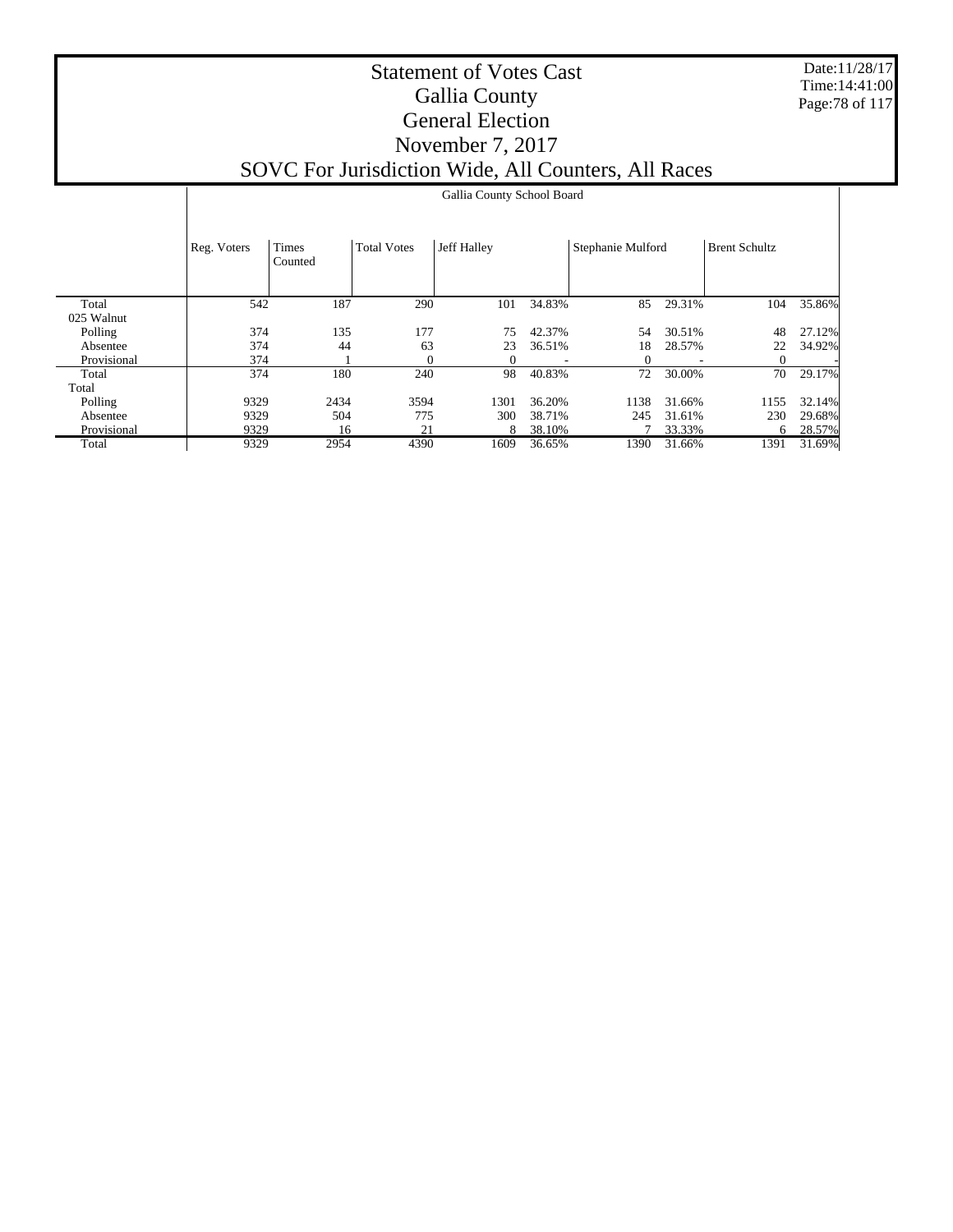# Statement of Votes Cast
## Gallia County
## General Election
## November 7, 2017
## SOVC For Jurisdiction Wide, All Counters, All Races

| | Gallia County School Board | | | | | | | | |
|---|---|---|---|---|---|---|---|---|---|
| | Reg. Voters | Times Counted | Total Votes | Jeff Halley | | Stephanie Mulford | | Brent Schultz | |
| Total | 542 | 187 | 290 | 101 | 34.83% | 85 | 29.31% | 104 | 35.86% |
| 025 Walnut | | | | | | | | | |
| Polling | 374 | 135 | 177 | 75 | 42.37% | 54 | 30.51% | 48 | 27.12% |
| Absentee | 374 | 44 | 63 | 23 | 36.51% | 18 | 28.57% | 22 | 34.92% |
| Provisional | 374 | 1 | 0 | 0 | - | 0 | - | 0 | - |
| Total | 374 | 180 | 240 | 98 | 40.83% | 72 | 30.00% | 70 | 29.17% |
| Total | | | | | | | | | |
| Polling | 9329 | 2434 | 3594 | 1301 | 36.20% | 1138 | 31.66% | 1155 | 32.14% |
| Absentee | 9329 | 504 | 775 | 300 | 38.71% | 245 | 31.61% | 230 | 29.68% |
| Provisional | 9329 | 16 | 21 | 8 | 38.10% | 7 | 33.33% | 6 | 28.57% |
| Total | 9329 | 2954 | 4390 | 1609 | 36.65% | 1390 | 31.66% | 1391 | 31.69% |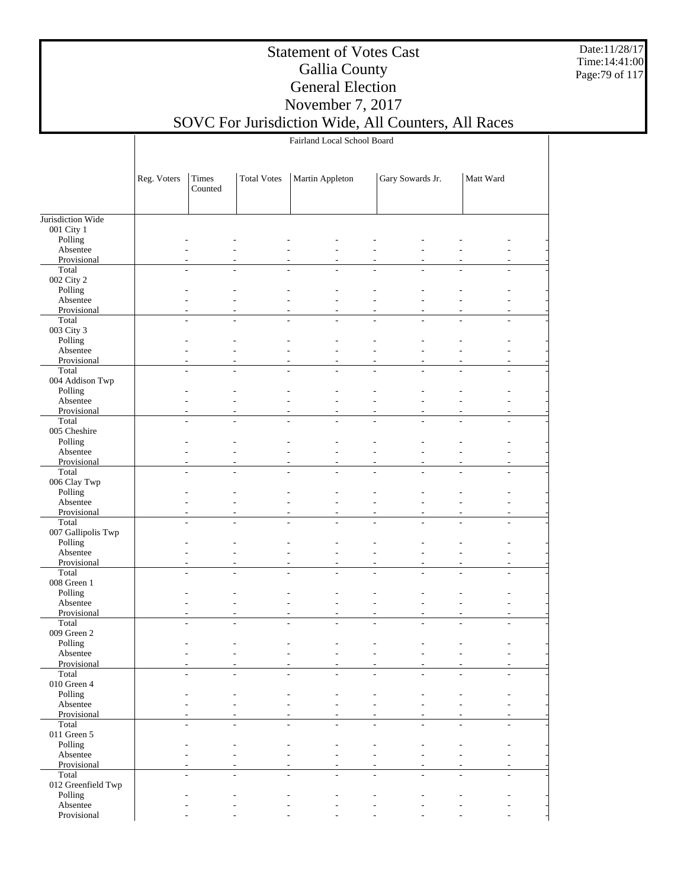# Statement of Votes Cast
## Gallia County
## General Election
## November 7, 2017
## SOVC For Jurisdiction Wide, All Counters, All Races

Date:11/28/17
Time:14:41:00

**Fairland Local School Board**

| | Reg. Voters | Times Counted | Total Votes | Martin Appleton | | Gary Sowards Jr. | | Matt Ward | |
|---|---|---|---|---|---|---|---|---|---|
| Jurisdiction Wide | | | | | | | | | |
| 001 City 1 | | | | | | | | | |
| Polling | - | - | - | - | - | - | - | - | - |
| Absentee | - | - | - | - | - | - | - | - | - |
| Provisional | - | - | - | - | - | - | - | - | - |
| Total | - | - | - | - | - | - | - | - | - |
| 002 City 2 | | | | | | | | | |
| Polling | - | - | - | - | - | - | - | - | - |
| Absentee | - | - | - | - | - | - | - | - | - |
| Provisional | - | - | - | - | - | - | - | - | - |
| Total | - | - | - | - | - | - | - | - | - |
| 003 City 3 | | | | | | | | | |
| Polling | - | - | - | - | - | - | - | - | - |
| Absentee | - | - | - | - | - | - | - | - | - |
| Provisional | - | - | - | - | - | - | - | - | - |
| Total | - | - | - | - | - | - | - | - | - |
| 004 Addison Twp | | | | | | | | | |
| Polling | - | - | - | - | - | - | - | - | - |
| Absentee | - | - | - | - | - | - | - | - | - |
| Provisional | - | - | - | - | - | - | - | - | - |
| Total | - | - | - | - | - | - | - | - | - |
| 005 Cheshire | | | | | | | | | |
| Polling | - | - | - | - | - | - | - | - | - |
| Absentee | - | - | - | - | - | - | - | - | - |
| Provisional | - | - | - | - | - | - | - | - | - |
| Total | - | - | - | - | - | - | - | - | - |
| 006 Clay Twp | | | | | | | | | |
| Polling | - | - | - | - | - | - | - | - | - |
| Absentee | - | - | - | - | - | - | - | - | - |
| Provisional | - | - | - | - | - | - | - | - | - |
| Total | - | - | - | - | - | - | - | - | - |
| 007 Gallipolis Twp | | | | | | | | | |
| Polling | - | - | - | - | - | - | - | - | - |
| Absentee | - | - | - | - | - | - | - | - | - |
| Provisional | - | - | - | - | - | - | - | - | - |
| Total | - | - | - | - | - | - | - | - | - |
| 008 Green 1 | | | | | | | | | |
| Polling | - | - | - | - | - | - | - | - | - |
| Absentee | - | - | - | - | - | - | - | - | - |
| Provisional | - | - | - | - | - | - | - | - | - |
| Total | - | - | - | - | - | - | - | - | - |
| 009 Green 2 | | | | | | | | | |
| Polling | - | - | - | - | - | - | - | - | - |
| Absentee | - | - | - | - | - | - | - | - | - |
| Provisional | - | - | - | - | - | - | - | - | - |
| Total | - | - | - | - | - | - | - | - | - |
| 010 Green 4 | | | | | | | | | |
| Polling | - | - | - | - | - | - | - | - | - |
| Absentee | - | - | - | - | - | - | - | - | - |
| Provisional | - | - | - | - | - | - | - | - | - |
| Total | - | - | - | - | - | - | - | - | - |
| 011 Green 5 | | | | | | | | | |
| Polling | - | - | - | - | - | - | - | - | - |
| Absentee | - | - | - | - | - | - | - | - | - |
| Provisional | - | - | - | - | - | - | - | - | - |
| Total | - | - | - | - | - | - | - | - | - |
| 012 Greenfield Twp | | | | | | | | | |
| Polling | - | - | - | - | - | - | - | - | - |
| Absentee | - | - | - | - | - | - | - | - | - |
| Provisional | - | - | - | - | - | - | - | - | - |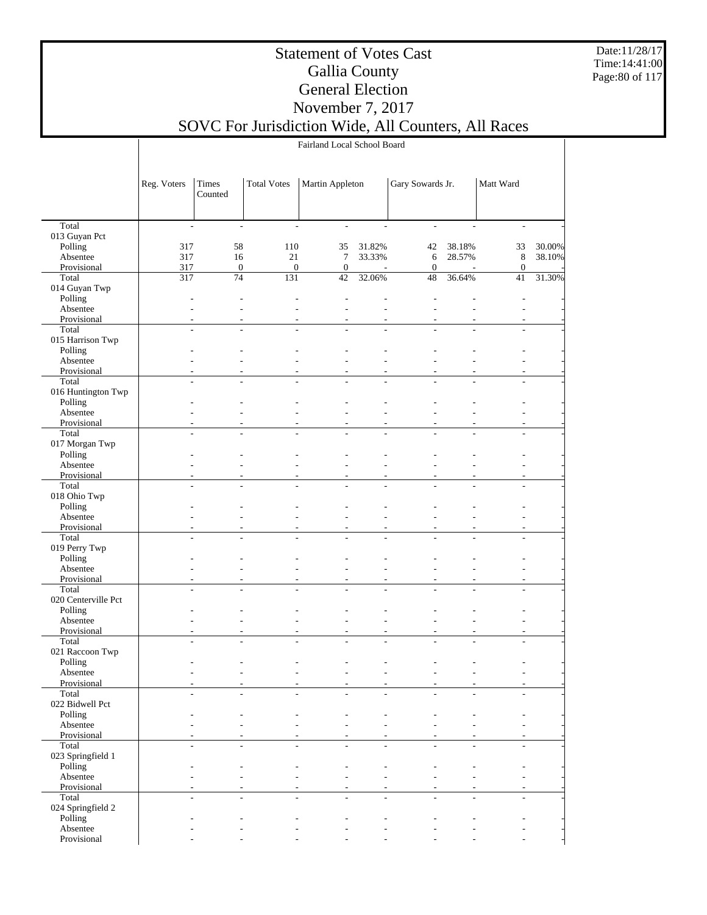# Statement of Votes Cast
## Gallia County
## General Election
## November 7, 2017
## SOVC For Jurisdiction Wide, All Counters, All Races

Date:11/28/17
Time:14:41:00

| | Fairland Local School Board | | | | | | | | |
|---|---|---|---|---|---|---|---|---|---|
| | Reg. Voters | Times Counted | Total Votes | Martin Appleton | | Gary Sowards Jr. | | Matt Ward | |
| Total | - | - | - | - | - | - | - | - | - |
| 013 Guyan Pct | | | | | | | | | |
| Polling | 317 | 58 | 110 | 35 | 31.82% | 42 | 38.18% | 33 | 30.00% |
| Absentee | 317 | 16 | 21 | 7 | 33.33% | 6 | 28.57% | 8 | 38.10% |
| Provisional | 317 | 0 | 0 | 0 | - | 0 | - | 0 | - |
| Total | 317 | 74 | 131 | 42 | 32.06% | 48 | 36.64% | 41 | 31.30% |
| 014 Guyan Twp | | | | | | | | | |
| Polling | - | - | - | - | - | - | - | - | - |
| Absentee | - | - | - | - | - | - | - | - | - |
| Provisional | - | - | - | - | - | - | - | - | - |
| Total | - | - | - | - | - | - | - | - | - |
| 015 Harrison Twp | | | | | | | | | |
| Polling | - | - | - | - | - | - | - | - | - |
| Absentee | - | - | - | - | - | - | - | - | - |
| Provisional | - | - | - | - | - | - | - | - | - |
| Total | - | - | - | - | - | - | - | - | - |
| 016 Huntington Twp | | | | | | | | | |
| Polling | - | - | - | - | - | - | - | - | - |
| Absentee | - | - | - | - | - | - | - | - | - |
| Provisional | - | - | - | - | - | - | - | - | - |
| Total | - | - | - | - | - | - | - | - | - |
| 017 Morgan Twp | | | | | | | | | |
| Polling | - | - | - | - | - | - | - | - | - |
| Absentee | - | - | - | - | - | - | - | - | - |
| Provisional | - | - | - | - | - | - | - | - | - |
| Total | - | - | - | - | - | - | - | - | - |
| 018 Ohio Twp | | | | | | | | | |
| Polling | - | - | - | - | - | - | - | - | - |
| Absentee | - | - | - | - | - | - | - | - | - |
| Provisional | - | - | - | - | - | - | - | - | - |
| Total | - | - | - | - | - | - | - | - | - |
| 019 Perry Twp | | | | | | | | | |
| Polling | - | - | - | - | - | - | - | - | - |
| Absentee | - | - | - | - | - | - | - | - | - |
| Provisional | - | - | - | - | - | - | - | - | - |
| Total | - | - | - | - | - | - | - | - | - |
| 020 Centerville Pct | | | | | | | | | |
| Polling | - | - | - | - | - | - | - | - | - |
| Absentee | - | - | - | - | - | - | - | - | - |
| Provisional | - | - | - | - | - | - | - | - | - |
| Total | - | - | - | - | - | - | - | - | - |
| 021 Raccoon Twp | | | | | | | | | |
| Polling | - | - | - | - | - | - | - | - | - |
| Absentee | - | - | - | - | - | - | - | - | - |
| Provisional | - | - | - | - | - | - | - | - | - |
| Total | - | - | - | - | - | - | - | - | - |
| 022 Bidwell Pct | | | | | | | | | |
| Polling | - | - | - | - | - | - | - | - | - |
| Absentee | - | - | - | - | - | - | - | - | - |
| Provisional | - | - | - | - | - | - | - | - | - |
| Total | - | - | - | - | - | - | - | - | - |
| 023 Springfield 1 | | | | | | | | | |
| Polling | - | - | - | - | - | - | - | - | - |
| Absentee | - | - | - | - | - | - | - | - | - |
| Provisional | - | - | - | - | - | - | - | - | - |
| Total | - | - | - | - | - | - | - | - | - |
| 024 Springfield 2 | | | | | | | | | |
| Polling | - | - | - | - | - | - | - | - | - |
| Absentee | - | - | - | - | - | - | - | - | - |
| Provisional | - | - | - | - | - | - | - | - | - |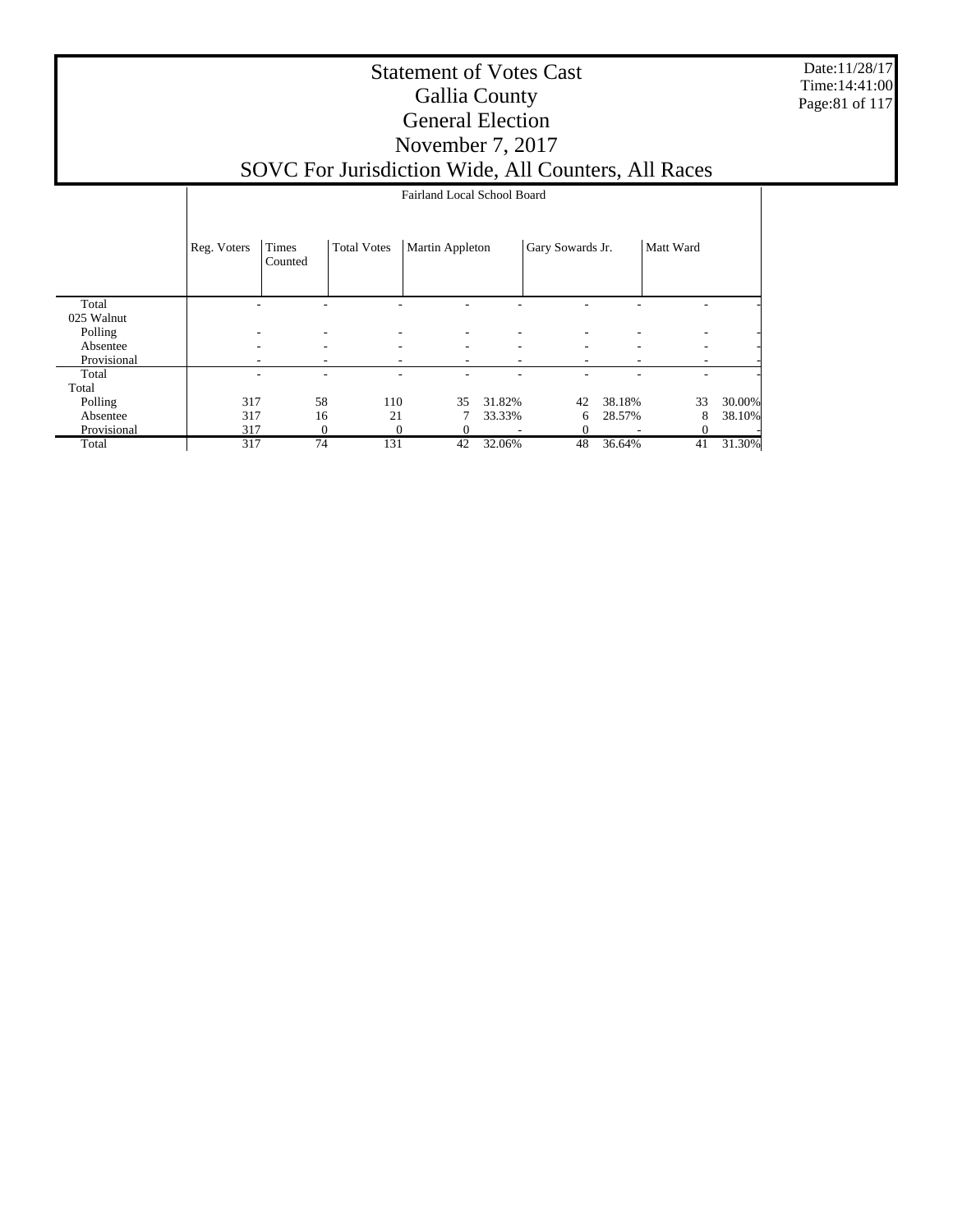# Statement of Votes Cast
## Gallia County
## General Election
## November 7, 2017
## SOVC For Jurisdiction Wide, All Counters, All Races

| | Fairland Local School Board | | | | | | | | |
|---|---|---|---|---|---|---|---|---|---|
| | Reg. Voters | Times Counted | Total Votes | Martin Appleton | | Gary Sowards Jr. | | Matt Ward | |
| Total | - | - | - | - | - | - | - | - | - |
| 025 Walnut | | | | | | | | | |
| Polling | - | - | - | - | - | - | - | - | - |
| Absentee | - | - | - | - | - | - | - | - | - |
| Provisional | - | - | - | - | - | - | - | - | - |
| Total | - | - | - | - | - | - | - | - | - |
| Total | | | | | | | | | |
| Polling | 317 | 58 | 110 | 35 | 31.82% | 42 | 38.18% | 33 | 30.00% |
| Absentee | 317 | 16 | 21 | 7 | 33.33% | 6 | 28.57% | 8 | 38.10% |
| Provisional | 317 | 0 | 0 | 0 | - | 0 | - | 0 | - |
| Total | 317 | 74 | 131 | 42 | 32.06% | 48 | 36.64% | 41 | 31.30% |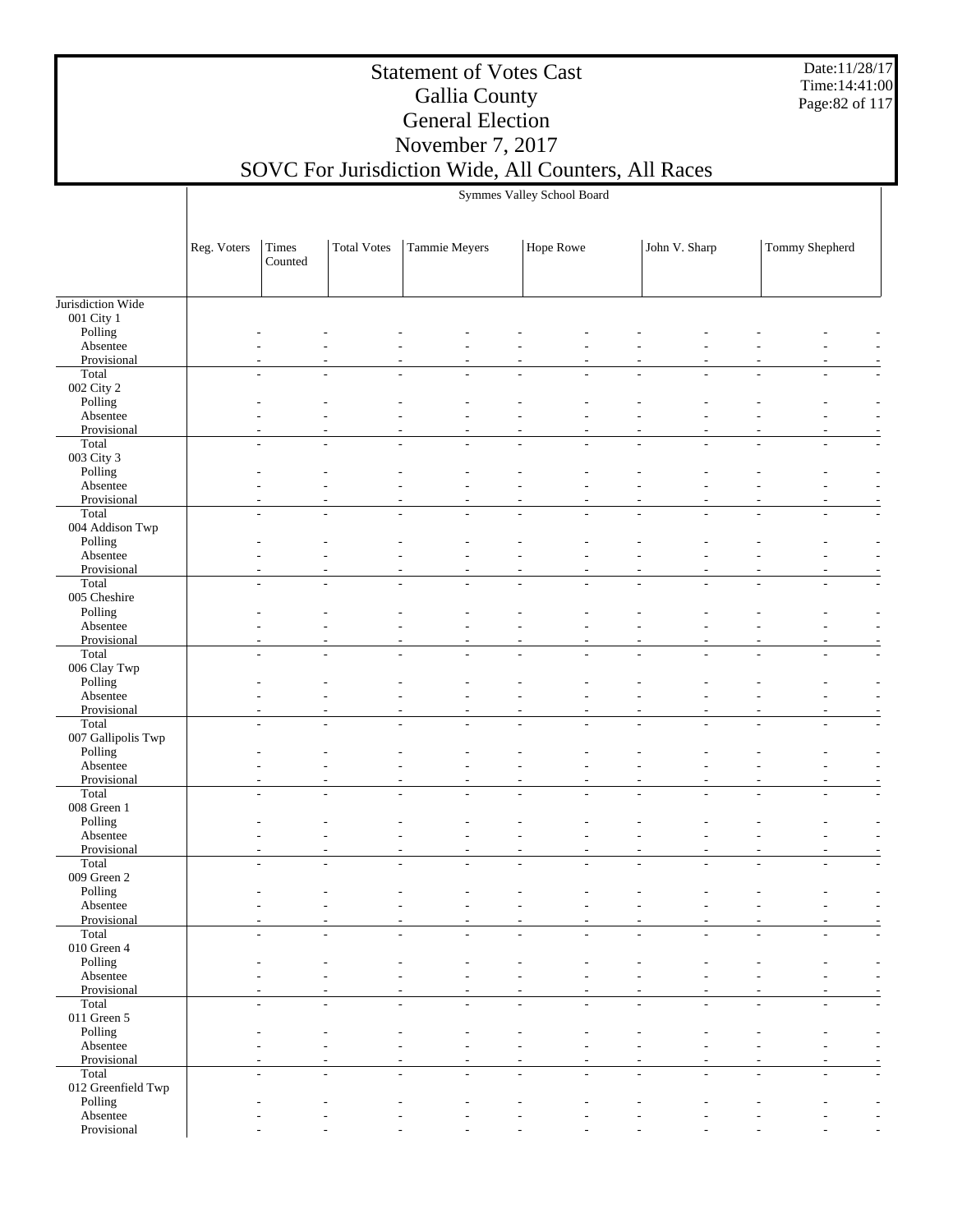# Statement of Votes Cast
## Gallia County
## General Election
## November 7, 2017
## SOVC For Jurisdiction Wide, All Counters, All Races

| | Symmes Valley School Board | | | | | | | | | | |
|---|---|---|---|---|---|---|---|---|---|---|---|
| | Reg. Voters | Times Counted | Total Votes | Tammie Meyers | | Hope Rowe | | John V. Sharp | | Tommy Shepherd | |
| Jurisdiction Wide | | | | | | | | | | | |
| 001 City 1 | | | | | | | | | | | |
| Polling | - | - | - | - | - | - | - | - | - | - | - |
| Absentee | - | - | - | - | - | - | - | - | - | - | - |
| Provisional | - | - | - | - | - | - | - | - | - | - | - |
| Total | - | - | - | - | - | - | - | - | - | - | - |
| 002 City 2 | | | | | | | | | | | |
| Polling | - | - | - | - | - | - | - | - | - | - | - |
| Absentee | - | - | - | - | - | - | - | - | - | - | - |
| Provisional | - | - | - | - | - | - | - | - | - | - | - |
| Total | - | - | - | - | - | - | - | - | - | - | - |
| 003 City 3 | | | | | | | | | | | |
| Polling | - | - | - | - | - | - | - | - | - | - | - |
| Absentee | - | - | - | - | - | - | - | - | - | - | - |
| Provisional | - | - | - | - | - | - | - | - | - | - | - |
| Total | - | - | - | - | - | - | - | - | - | - | - |
| 004 Addison Twp | | | | | | | | | | | |
| Polling | - | - | - | - | - | - | - | - | - | - | - |
| Absentee | - | - | - | - | - | - | - | - | - | - | - |
| Provisional | - | - | - | - | - | - | - | - | - | - | - |
| Total | - | - | - | - | - | - | - | - | - | - | - |
| 005 Cheshire | | | | | | | | | | | |
| Polling | - | - | - | - | - | - | - | - | - | - | - |
| Absentee | - | - | - | - | - | - | - | - | - | - | - |
| Provisional | - | - | - | - | - | - | - | - | - | - | - |
| Total | - | - | - | - | - | - | - | - | - | - | - |
| 006 Clay Twp | | | | | | | | | | | |
| Polling | - | - | - | - | - | - | - | - | - | - | - |
| Absentee | - | - | - | - | - | - | - | - | - | - | - |
| Provisional | - | - | - | - | - | - | - | - | - | - | - |
| Total | - | - | - | - | - | - | - | - | - | - | - |
| 007 Gallipolis Twp | | | | | | | | | | | |
| Polling | - | - | - | - | - | - | - | - | - | - | - |
| Absentee | - | - | - | - | - | - | - | - | - | - | - |
| Provisional | - | - | - | - | - | - | - | - | - | - | - |
| Total | - | - | - | - | - | - | - | - | - | - | - |
| 008 Green 1 | | | | | | | | | | | |
| Polling | - | - | - | - | - | - | - | - | - | - | - |
| Absentee | - | - | - | - | - | - | - | - | - | - | - |
| Provisional | - | - | - | - | - | - | - | - | - | - | - |
| Total | - | - | - | - | - | - | - | - | - | - | - |
| 009 Green 2 | | | | | | | | | | | |
| Polling | - | - | - | - | - | - | - | - | - | - | - |
| Absentee | - | - | - | - | - | - | - | - | - | - | - |
| Provisional | - | - | - | - | - | - | - | - | - | - | - |
| Total | - | - | - | - | - | - | - | - | - | - | - |
| 010 Green 4 | | | | | | | | | | | |
| Polling | - | - | - | - | - | - | - | - | - | - | - |
| Absentee | - | - | - | - | - | - | - | - | - | - | - |
| Provisional | - | - | - | - | - | - | - | - | - | - | - |
| Total | - | - | - | - | - | - | - | - | - | - | - |
| 011 Green 5 | | | | | | | | | | | |
| Polling | - | - | - | - | - | - | - | - | - | - | - |
| Absentee | - | - | - | - | - | - | - | - | - | - | - |
| Provisional | - | - | - | - | - | - | - | - | - | - | - |
| Total | - | - | - | - | - | - | - | - | - | - | - |
| 012 Greenfield Twp | | | | | | | | | | | |
| Polling | - | - | - | - | - | - | - | - | - | - | - |
| Absentee | - | - | - | - | - | - | - | - | - | - | - |
| Provisional | - | - | - | - | - | - | - | - | - | - | - |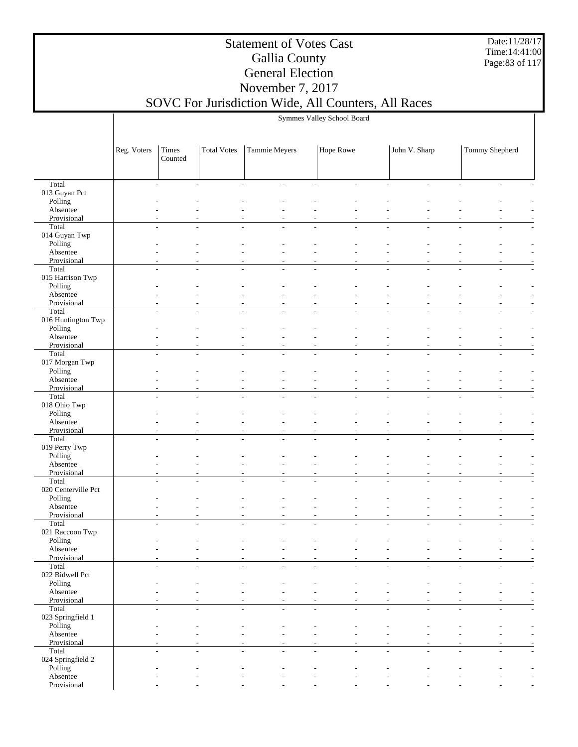| | Symmes Valley School Board | | | | | | | | | | |
|---|---|---|---|---|---|---|---|---|---|---|---|
| | Reg. Voters | Times Counted | Total Votes | Tammie Meyers | | Hope Rowe | | John V. Sharp | | Tommy Shepherd | |
| Total | - | - | - | - | - | - | - | - | - | - | - |
| 013 Guyan Pct | | | | | | | | | | | |
| Polling | - | - | - | - | - | - | - | - | - | - | - |
| Absentee | - | - | - | - | - | - | - | - | - | - | - |
| Provisional | - | - | - | - | - | - | - | - | - | - | - |
| Total | - | - | - | - | - | - | - | - | - | - | - |
| 014 Guyan Twp | | | | | | | | | | | |
| Polling | - | - | - | - | - | - | - | - | - | - | - |
| Absentee | - | - | - | - | - | - | - | - | - | - | - |
| Provisional | - | - | - | - | - | - | - | - | - | - | - |
| Total | - | - | - | - | - | - | - | - | - | - | - |
| 015 Harrison Twp | | | | | | | | | | | |
| Polling | - | - | - | - | - | - | - | - | - | - | - |
| Absentee | - | - | - | - | - | - | - | - | - | - | - |
| Provisional | - | - | - | - | - | - | - | - | - | - | - |
| Total | - | - | - | - | - | - | - | - | - | - | - |
| 016 Huntington Twp | | | | | | | | | | | |
| Polling | - | - | - | - | - | - | - | - | - | - | - |
| Absentee | - | - | - | - | - | - | - | - | - | - | - |
| Provisional | - | - | - | - | - | - | - | - | - | - | - |
| Total | - | - | - | - | - | - | - | - | - | - | - |
| 017 Morgan Twp | | | | | | | | | | | |
| Polling | - | - | - | - | - | - | - | - | - | - | - |
| Absentee | - | - | - | - | - | - | - | - | - | - | - |
| Provisional | - | - | - | - | - | - | - | - | - | - | - |
| Total | - | - | - | - | - | - | - | - | - | - | - |
| 018 Ohio Twp | | | | | | | | | | | |
| Polling | - | - | - | - | - | - | - | - | - | - | - |
| Absentee | - | - | - | - | - | - | - | - | - | - | - |
| Provisional | - | - | - | - | - | - | - | - | - | - | - |
| Total | - | - | - | - | - | - | - | - | - | - | - |
| 019 Perry Twp | | | | | | | | | | | |
| Polling | - | - | - | - | - | - | - | - | - | - | - |
| Absentee | - | - | - | - | - | - | - | - | - | - | - |
| Provisional | - | - | - | - | - | - | - | - | - | - | - |
| Total | - | - | - | - | - | - | - | - | - | - | - |
| 020 Centerville Pct | | | | | | | | | | | |
| Polling | - | - | - | - | - | - | - | - | - | - | - |
| Absentee | - | - | - | - | - | - | - | - | - | - | - |
| Provisional | - | - | - | - | - | - | - | - | - | - | - |
| Total | - | - | - | - | - | - | - | - | - | - | - |
| 021 Raccoon Twp | | | | | | | | | | | |
| Polling | - | - | - | - | - | - | - | - | - | - | - |
| Absentee | - | - | - | - | - | - | - | - | - | - | - |
| Provisional | - | - | - | - | - | - | - | - | - | - | - |
| Total | - | - | - | - | - | - | - | - | - | - | - |
| 022 Bidwell Pct | | | | | | | | | | | |
| Polling | - | - | - | - | - | - | - | - | - | - | - |
| Absentee | - | - | - | - | - | - | - | - | - | - | - |
| Provisional | - | - | - | - | - | - | - | - | - | - | - |
| Total | - | - | - | - | - | - | - | - | - | - | - |
| 023 Springfield 1 | | | | | | | | | | | |
| Polling | - | - | - | - | - | - | - | - | - | - | - |
| Absentee | - | - | - | - | - | - | - | - | - | - | - |
| Provisional | - | - | - | - | - | - | - | - | - | - | - |
| Total | - | - | - | - | - | - | - | - | - | - | - |
| 024 Springfield 2 | | | | | | | | | | | |
| Polling | - | - | - | - | - | - | - | - | - | - | - |
| Absentee | - | - | - | - | - | - | - | - | - | - | - |
| Provisional | - | - | - | - | - | - | - | - | - | - | - |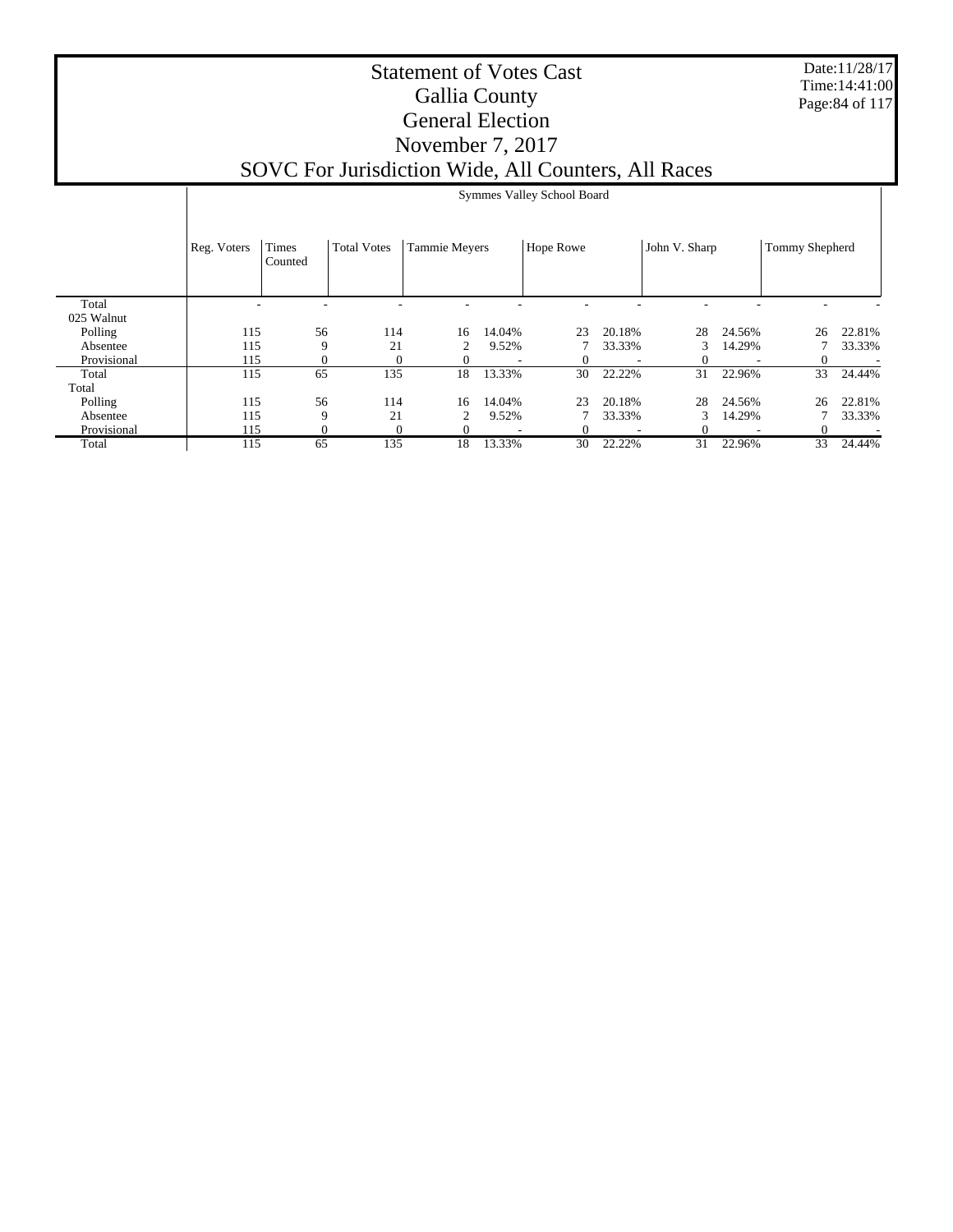# Statement of Votes Cast
## Gallia County
## General Election
## November 7, 2017
## SOVC For Jurisdiction Wide, All Counters, All Races

Date:11/28/17
Time:14:41:00

| | Symmes Valley School Board | | | | | | | | | | | |
|---|---|---|---|---|---|---|---|---|---|---|---|---|
| | Reg. Voters | Times Counted | Total Votes | Tammie Meyers | | Hope Rowe | | John V. Sharp | | Tommy Shepherd | | |
| Total | - | - | - | - | - | - | - | - | - | - | - | |
| 025 Walnut | | | | | | | | | | | | |
| Polling | 115 | 56 | 114 | 16 | 14.04% | 23 | 20.18% | 28 | 24.56% | 26 | 22.81% | |
| Absentee | 115 | 9 | 21 | 2 | 9.52% | 7 | 33.33% | 3 | 14.29% | 7 | 33.33% | |
| Provisional | 115 | 0 | 0 | 0 | - | 0 | - | 0 | - | 0 | - | |
| Total | 115 | 65 | 135 | 18 | 13.33% | 30 | 22.22% | 31 | 22.96% | 33 | 24.44% | |
| Total | | | | | | | | | | | | |
| Polling | 115 | 56 | 114 | 16 | 14.04% | 23 | 20.18% | 28 | 24.56% | 26 | 22.81% | |
| Absentee | 115 | 9 | 21 | 2 | 9.52% | 7 | 33.33% | 3 | 14.29% | 7 | 33.33% | |
| Provisional | 115 | 0 | 0 | 0 | - | 0 | - | 0 | - | 0 | - | |
| Total | 115 | 65 | 135 | 18 | 13.33% | 30 | 22.22% | 31 | 22.96% | 33 | 24.44% | |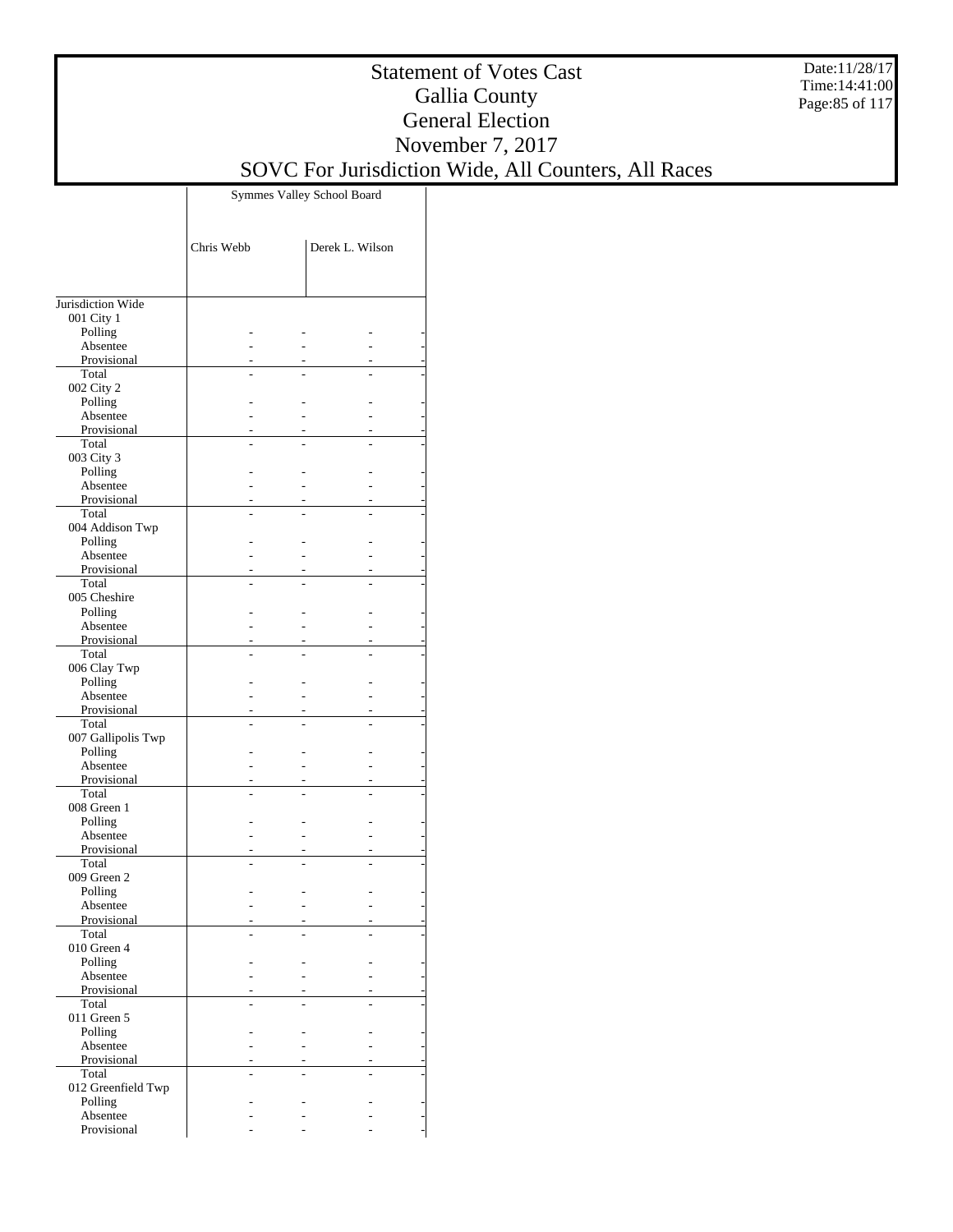# Statement of Votes Cast
## Gallia County
## General Election
## November 7, 2017
## SOVC For Jurisdiction Wide, All Counters, All Races

| | Symmes Valley School Board | | | |
|---|---|---|---|---|
| | Chris Webb | | Derek L. Wilson | |
| Jurisdiction Wide | | | | |
| 001 City 1 | | | | |
| Polling | - | - | - | - |
| Absentee | - | - | - | - |
| Provisional | - | - | - | - |
| Total | - | - | - | - |
| 002 City 2 | | | | |
| Polling | - | - | - | - |
| Absentee | - | - | - | - |
| Provisional | - | - | - | - |
| Total | - | - | - | - |
| 003 City 3 | | | | |
| Polling | - | - | - | - |
| Absentee | - | - | - | - |
| Provisional | - | - | - | - |
| Total | - | - | - | - |
| 004 Addison Twp | | | | |
| Polling | - | - | - | - |
| Absentee | - | - | - | - |
| Provisional | - | - | - | - |
| Total | - | - | - | - |
| 005 Cheshire | | | | |
| Polling | - | - | - | - |
| Absentee | - | - | - | - |
| Provisional | - | - | - | - |
| Total | - | - | - | - |
| 006 Clay Twp | | | | |
| Polling | - | - | - | - |
| Absentee | - | - | - | - |
| Provisional | - | - | - | - |
| Total | - | - | - | - |
| 007 Gallipolis Twp | | | | |
| Polling | - | - | - | - |
| Absentee | - | - | - | - |
| Provisional | - | - | - | - |
| Total | - | - | - | - |
| 008 Green 1 | | | | |
| Polling | - | - | - | - |
| Absentee | - | - | - | - |
| Provisional | - | - | - | - |
| Total | - | - | - | - |
| 009 Green 2 | | | | |
| Polling | - | - | - | - |
| Absentee | - | - | - | - |
| Provisional | - | - | - | - |
| Total | - | - | - | - |
| 010 Green 4 | | | | |
| Polling | - | - | - | - |
| Absentee | - | - | - | - |
| Provisional | - | - | - | - |
| Total | - | - | - | - |
| 011 Green 5 | | | | |
| Polling | - | - | - | - |
| Absentee | - | - | - | - |
| Provisional | - | - | - | - |
| Total | - | - | - | - |
| 012 Greenfield Twp | | | | |
| Polling | - | - | - | - |
| Absentee | - | - | - | - |
| Provisional | - | - | - | - |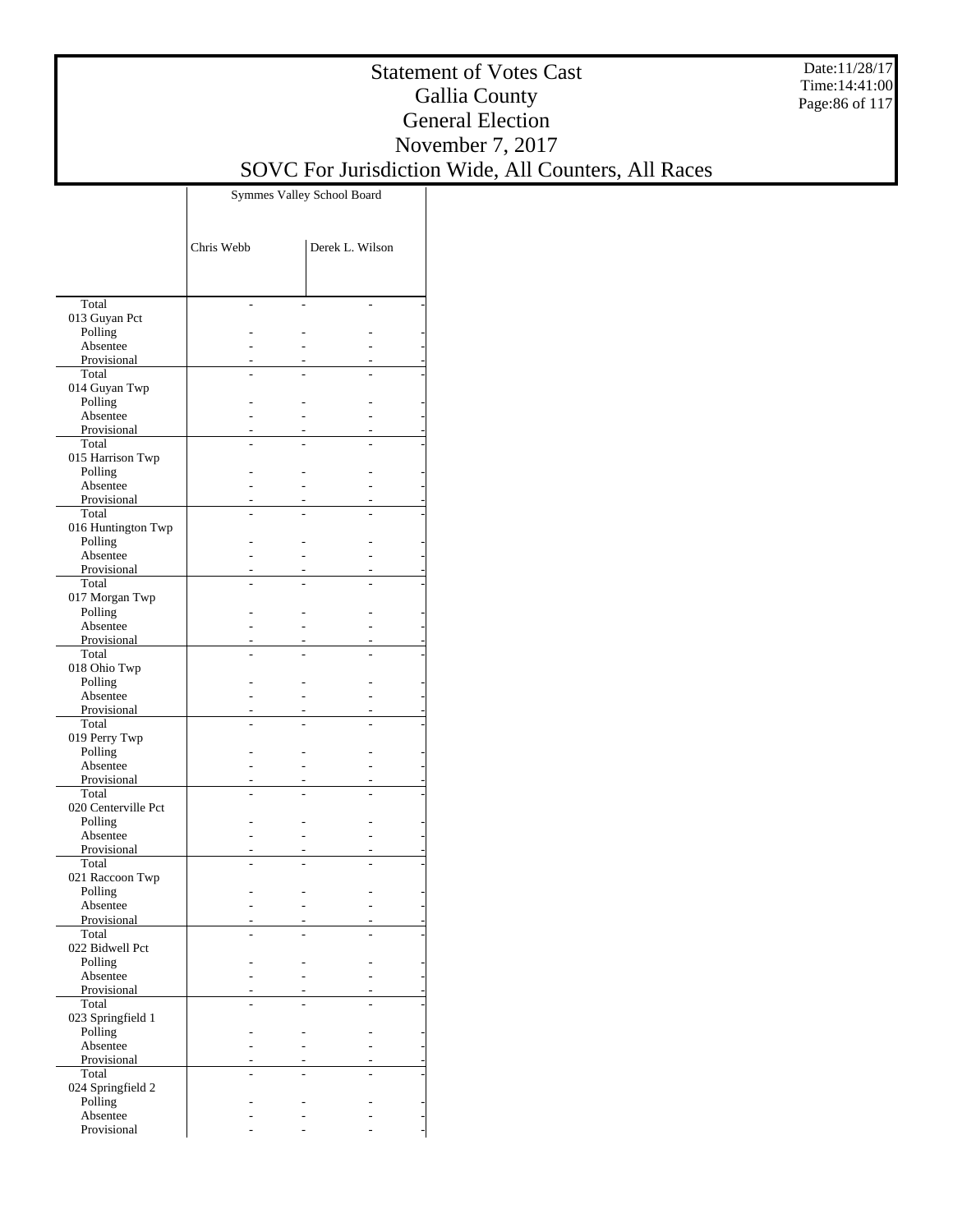# Statement of Votes Cast
## Gallia County
## General Election
## November 7, 2017
## SOVC For Jurisdiction Wide, All Counters, All Races

| | Symmes Valley School Board | | | |
|---|---|---|---|---|
| | Chris Webb | | Derek L. Wilson | |
| Total | - | - | - | - |
| 013 Guyan Pct | | | | |
| Polling | - | - | - | - |
| Absentee | - | - | - | - |
| Provisional | - | - | - | - |
| Total | - | - | - | - |
| 014 Guyan Twp | | | | |
| Polling | - | - | - | - |
| Absentee | - | - | - | - |
| Provisional | - | - | - | - |
| Total | - | - | - | - |
| 015 Harrison Twp | | | | |
| Polling | - | - | - | - |
| Absentee | - | - | - | - |
| Provisional | - | - | - | - |
| Total | - | - | - | - |
| 016 Huntington Twp | | | | |
| Polling | - | - | - | - |
| Absentee | - | - | - | - |
| Provisional | - | - | - | - |
| Total | - | - | - | - |
| 017 Morgan Twp | | | | |
| Polling | - | - | - | - |
| Absentee | - | - | - | - |
| Provisional | - | - | - | - |
| Total | - | - | - | - |
| 018 Ohio Twp | | | | |
| Polling | - | - | - | - |
| Absentee | - | - | - | - |
| Provisional | - | - | - | - |
| Total | - | - | - | - |
| 019 Perry Twp | | | | |
| Polling | - | - | - | - |
| Absentee | - | - | - | - |
| Provisional | - | - | - | - |
| Total | - | - | - | - |
| 020 Centerville Pct | | | | |
| Polling | - | - | - | - |
| Absentee | - | - | - | - |
| Provisional | - | - | - | - |
| Total | - | - | - | - |
| 021 Raccoon Twp | | | | |
| Polling | - | - | - | - |
| Absentee | - | - | - | - |
| Provisional | - | - | - | - |
| Total | - | - | - | - |
| 022 Bidwell Pct | | | | |
| Polling | - | - | - | - |
| Absentee | - | - | - | - |
| Provisional | - | - | - | - |
| Total | - | - | - | - |
| 023 Springfield 1 | | | | |
| Polling | - | - | - | - |
| Absentee | - | - | - | - |
| Provisional | - | - | - | - |
| Total | - | - | - | - |
| 024 Springfield 2 | | | | |
| Polling | - | - | - | - |
| Absentee | - | - | - | - |
| Provisional | - | - | - | - |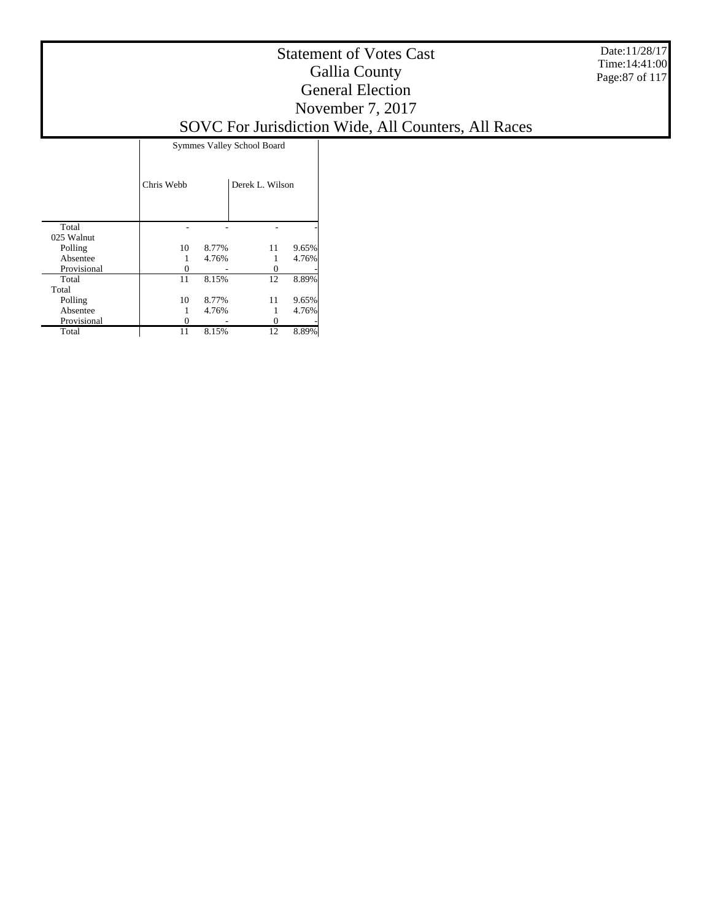# Statement of Votes Cast
## Gallia County
## General Election
## November 7, 2017
## SOVC For Jurisdiction Wide, All Counters, All Races

Date:11/28/17
Time:14:41:00

| | Symmes Valley School Board | | | |
|---|---|---|---|---|
| | Chris Webb | | Derek L. Wilson | |
| Total | - | - | - | - |
| 025 Walnut | | | | |
| Polling | 10 | 8.77% | 11 | 9.65% |
| Absentee | 1 | 4.76% | 1 | 4.76% |
| Provisional | 0 | - | 0 | - |
| Total | 11 | 8.15% | 12 | 8.89% |
| Total | | | | |
| Polling | 10 | 8.77% | 11 | 9.65% |
| Absentee | 1 | 4.76% | 1 | 4.76% |
| Provisional | 0 | - | 0 | - |
| Total | 11 | 8.15% | 12 | 8.89% |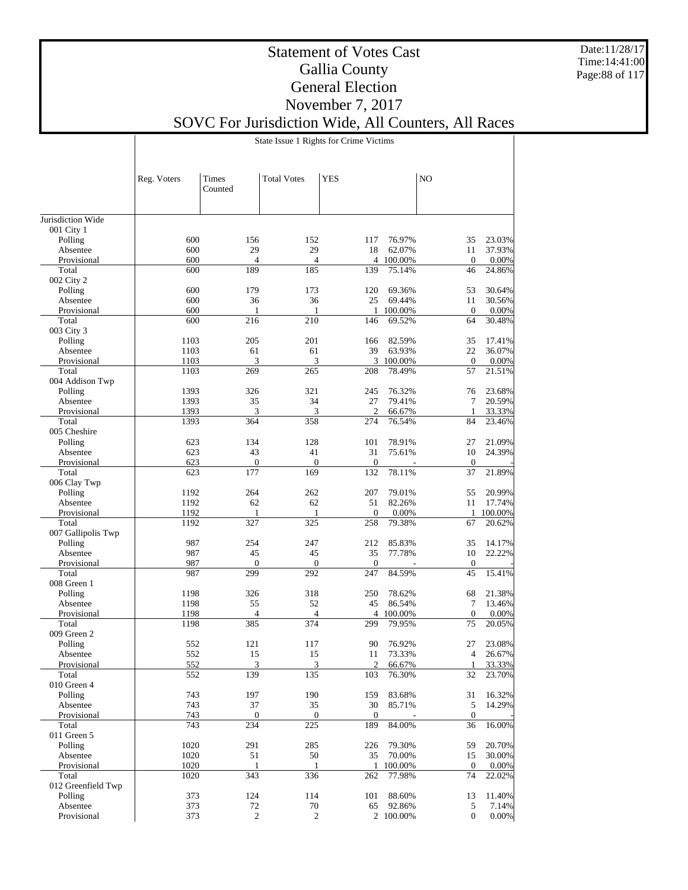# Statement of Votes Cast
## Gallia County
## General Election
## November 7, 2017
## SOVC For Jurisdiction Wide, All Counters, All Races

State Issue 1 Rights for Crime Victims

| | Reg. Voters | Times Counted | Total Votes | YES | | NO | |
|---|---|---|---|---|---|---|---|
| Jurisdiction Wide | | | | | | | |
| 001 City 1 | | | | | | | |
| Polling | 600 | 156 | 152 | 117 | 76.97% | 35 | 23.03% |
| Absentee | 600 | 29 | 29 | 18 | 62.07% | 11 | 37.93% |
| Provisional | 600 | 4 | 4 | 4 | 100.00% | 0 | 0.00% |
| Total | 600 | 189 | 185 | 139 | 75.14% | 46 | 24.86% |
| 002 City 2 | | | | | | | |
| Polling | 600 | 179 | 173 | 120 | 69.36% | 53 | 30.64% |
| Absentee | 600 | 36 | 36 | 25 | 69.44% | 11 | 30.56% |
| Provisional | 600 | 1 | 1 | 1 | 100.00% | 0 | 0.00% |
| Total | 600 | 216 | 210 | 146 | 69.52% | 64 | 30.48% |
| 003 City 3 | | | | | | | |
| Polling | 1103 | 205 | 201 | 166 | 82.59% | 35 | 17.41% |
| Absentee | 1103 | 61 | 61 | 39 | 63.93% | 22 | 36.07% |
| Provisional | 1103 | 3 | 3 | 3 | 100.00% | 0 | 0.00% |
| Total | 1103 | 269 | 265 | 208 | 78.49% | 57 | 21.51% |
| 004 Addison Twp | | | | | | | |
| Polling | 1393 | 326 | 321 | 245 | 76.32% | 76 | 23.68% |
| Absentee | 1393 | 35 | 34 | 27 | 79.41% | 7 | 20.59% |
| Provisional | 1393 | 3 | 3 | 2 | 66.67% | 1 | 33.33% |
| Total | 1393 | 364 | 358 | 274 | 76.54% | 84 | 23.46% |
| 005 Cheshire | | | | | | | |
| Polling | 623 | 134 | 128 | 101 | 78.91% | 27 | 21.09% |
| Absentee | 623 | 43 | 41 | 31 | 75.61% | 10 | 24.39% |
| Provisional | 623 | 0 | 0 | 0 | - | 0 | - |
| Total | 623 | 177 | 169 | 132 | 78.11% | 37 | 21.89% |
| 006 Clay Twp | | | | | | | |
| Polling | 1192 | 264 | 262 | 207 | 79.01% | 55 | 20.99% |
| Absentee | 1192 | 62 | 62 | 51 | 82.26% | 11 | 17.74% |
| Provisional | 1192 | 1 | 1 | 0 | 0.00% | 1 | 100.00% |
| Total | 1192 | 327 | 325 | 258 | 79.38% | 67 | 20.62% |
| 007 Gallipolis Twp | | | | | | | |
| Polling | 987 | 254 | 247 | 212 | 85.83% | 35 | 14.17% |
| Absentee | 987 | 45 | 45 | 35 | 77.78% | 10 | 22.22% |
| Provisional | 987 | 0 | 0 | 0 | - | 0 | - |
| Total | 987 | 299 | 292 | 247 | 84.59% | 45 | 15.41% |
| 008 Green 1 | | | | | | | |
| Polling | 1198 | 326 | 318 | 250 | 78.62% | 68 | 21.38% |
| Absentee | 1198 | 55 | 52 | 45 | 86.54% | 7 | 13.46% |
| Provisional | 1198 | 4 | 4 | 4 | 100.00% | 0 | 0.00% |
| Total | 1198 | 385 | 374 | 299 | 79.95% | 75 | 20.05% |
| 009 Green 2 | | | | | | | |
| Polling | 552 | 121 | 117 | 90 | 76.92% | 27 | 23.08% |
| Absentee | 552 | 15 | 15 | 11 | 73.33% | 4 | 26.67% |
| Provisional | 552 | 3 | 3 | 2 | 66.67% | 1 | 33.33% |
| Total | 552 | 139 | 135 | 103 | 76.30% | 32 | 23.70% |
| 010 Green 4 | | | | | | | |
| Polling | 743 | 197 | 190 | 159 | 83.68% | 31 | 16.32% |
| Absentee | 743 | 37 | 35 | 30 | 85.71% | 5 | 14.29% |
| Provisional | 743 | 0 | 0 | 0 | - | 0 | - |
| Total | 743 | 234 | 225 | 189 | 84.00% | 36 | 16.00% |
| 011 Green 5 | | | | | | | |
| Polling | 1020 | 291 | 285 | 226 | 79.30% | 59 | 20.70% |
| Absentee | 1020 | 51 | 50 | 35 | 70.00% | 15 | 30.00% |
| Provisional | 1020 | 1 | 1 | 1 | 100.00% | 0 | 0.00% |
| Total | 1020 | 343 | 336 | 262 | 77.98% | 74 | 22.02% |
| 012 Greenfield Twp | | | | | | | |
| Polling | 373 | 124 | 114 | 101 | 88.60% | 13 | 11.40% |
| Absentee | 373 | 72 | 70 | 65 | 92.86% | 5 | 7.14% |
| Provisional | 373 | 2 | 2 | 2 | 100.00% | 0 | 0.00% |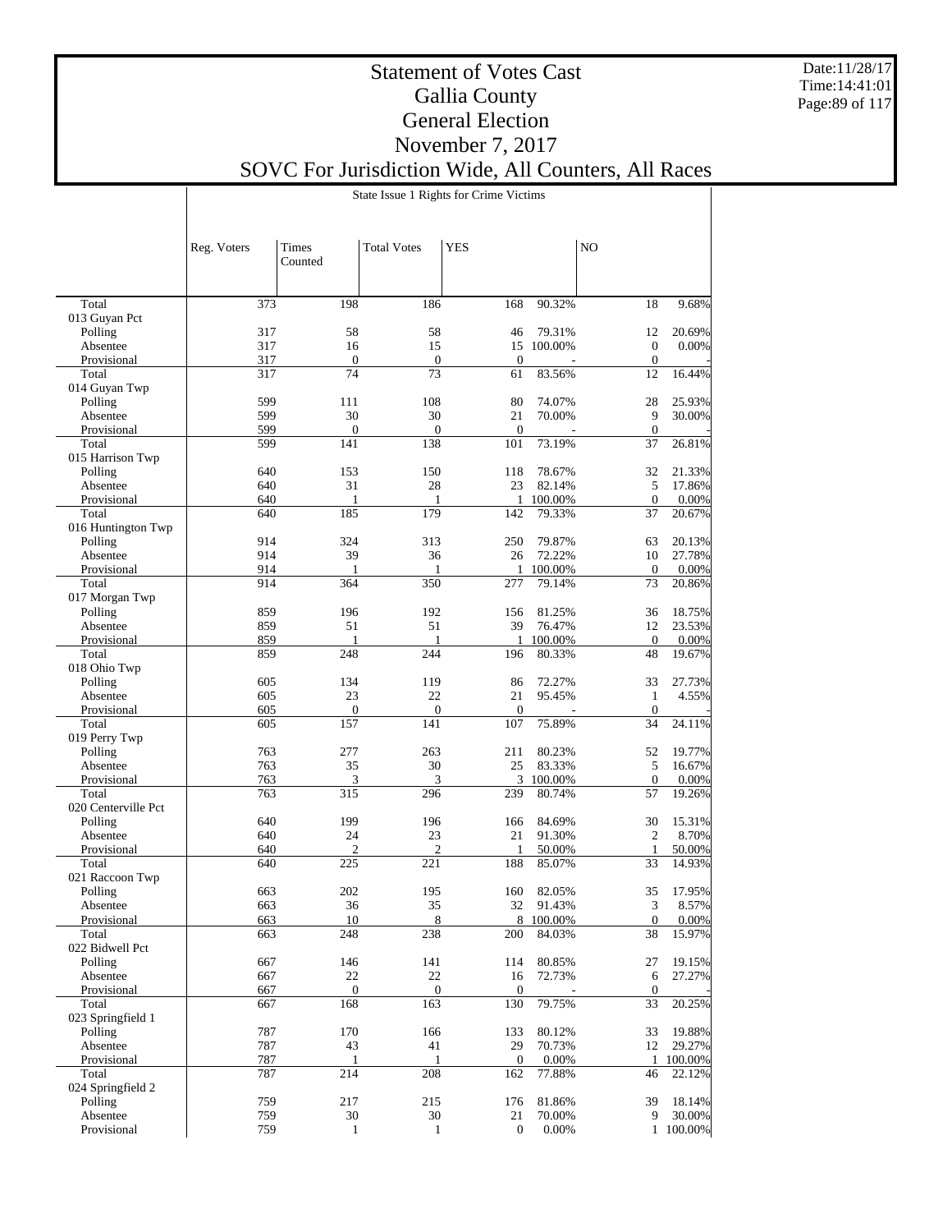# Statement of Votes Cast
## Gallia County
## General Election
## November 7, 2017
## SOVC For Jurisdiction Wide, All Counters, All Races

Date:11/28/17
Time:14:41:01

State Issue 1 Rights for Crime Victims

| | Reg. Voters | Times Counted | Total Votes | YES | | NO | |
|---|---|---|---|---|---|---|---|
| Total | 373 | 198 | 186 | 168 | 90.32% | 18 | 9.68% |
| 013 Guyan Pct | | | | | | | |
| Polling | 317 | 58 | 58 | 46 | 79.31% | 12 | 20.69% |
| Absentee | 317 | 16 | 15 | 15 | 100.00% | 0 | 0.00% |
| Provisional | 317 | 0 | 0 | 0 | - | 0 | - |
| Total | 317 | 74 | 73 | 61 | 83.56% | 12 | 16.44% |
| 014 Guyan Twp | | | | | | | |
| Polling | 599 | 111 | 108 | 80 | 74.07% | 28 | 25.93% |
| Absentee | 599 | 30 | 30 | 21 | 70.00% | 9 | 30.00% |
| Provisional | 599 | 0 | 0 | 0 | - | 0 | - |
| Total | 599 | 141 | 138 | 101 | 73.19% | 37 | 26.81% |
| 015 Harrison Twp | | | | | | | |
| Polling | 640 | 153 | 150 | 118 | 78.67% | 32 | 21.33% |
| Absentee | 640 | 31 | 28 | 23 | 82.14% | 5 | 17.86% |
| Provisional | 640 | 1 | 1 | 1 | 100.00% | 0 | 0.00% |
| Total | 640 | 185 | 179 | 142 | 79.33% | 37 | 20.67% |
| 016 Huntington Twp | | | | | | | |
| Polling | 914 | 324 | 313 | 250 | 79.87% | 63 | 20.13% |
| Absentee | 914 | 39 | 36 | 26 | 72.22% | 10 | 27.78% |
| Provisional | 914 | 1 | 1 | 1 | 100.00% | 0 | 0.00% |
| Total | 914 | 364 | 350 | 277 | 79.14% | 73 | 20.86% |
| 017 Morgan Twp | | | | | | | |
| Polling | 859 | 196 | 192 | 156 | 81.25% | 36 | 18.75% |
| Absentee | 859 | 51 | 51 | 39 | 76.47% | 12 | 23.53% |
| Provisional | 859 | 1 | 1 | 1 | 100.00% | 0 | 0.00% |
| Total | 859 | 248 | 244 | 196 | 80.33% | 48 | 19.67% |
| 018 Ohio Twp | | | | | | | |
| Polling | 605 | 134 | 119 | 86 | 72.27% | 33 | 27.73% |
| Absentee | 605 | 23 | 22 | 21 | 95.45% | 1 | 4.55% |
| Provisional | 605 | 0 | 0 | 0 | - | 0 | - |
| Total | 605 | 157 | 141 | 107 | 75.89% | 34 | 24.11% |
| 019 Perry Twp | | | | | | | |
| Polling | 763 | 277 | 263 | 211 | 80.23% | 52 | 19.77% |
| Absentee | 763 | 35 | 30 | 25 | 83.33% | 5 | 16.67% |
| Provisional | 763 | 3 | 3 | 3 | 100.00% | 0 | 0.00% |
| Total | 763 | 315 | 296 | 239 | 80.74% | 57 | 19.26% |
| 020 Centerville Pct | | | | | | | |
| Polling | 640 | 199 | 196 | 166 | 84.69% | 30 | 15.31% |
| Absentee | 640 | 24 | 23 | 21 | 91.30% | 2 | 8.70% |
| Provisional | 640 | 2 | 2 | 1 | 50.00% | 1 | 50.00% |
| Total | 640 | 225 | 221 | 188 | 85.07% | 33 | 14.93% |
| 021 Raccoon Twp | | | | | | | |
| Polling | 663 | 202 | 195 | 160 | 82.05% | 35 | 17.95% |
| Absentee | 663 | 36 | 35 | 32 | 91.43% | 3 | 8.57% |
| Provisional | 663 | 10 | 8 | 8 | 100.00% | 0 | 0.00% |
| Total | 663 | 248 | 238 | 200 | 84.03% | 38 | 15.97% |
| 022 Bidwell Pct | | | | | | | |
| Polling | 667 | 146 | 141 | 114 | 80.85% | 27 | 19.15% |
| Absentee | 667 | 22 | 22 | 16 | 72.73% | 6 | 27.27% |
| Provisional | 667 | 0 | 0 | 0 | - | 0 | - |
| Total | 667 | 168 | 163 | 130 | 79.75% | 33 | 20.25% |
| 023 Springfield 1 | | | | | | | |
| Polling | 787 | 170 | 166 | 133 | 80.12% | 33 | 19.88% |
| Absentee | 787 | 43 | 41 | 29 | 70.73% | 12 | 29.27% |
| Provisional | 787 | 1 | 1 | 0 | 0.00% | 1 | 100.00% |
| Total | 787 | 214 | 208 | 162 | 77.88% | 46 | 22.12% |
| 024 Springfield 2 | | | | | | | |
| Polling | 759 | 217 | 215 | 176 | 81.86% | 39 | 18.14% |
| Absentee | 759 | 30 | 30 | 21 | 70.00% | 9 | 30.00% |
| Provisional | 759 | 1 | 1 | 0 | 0.00% | 1 | 100.00% |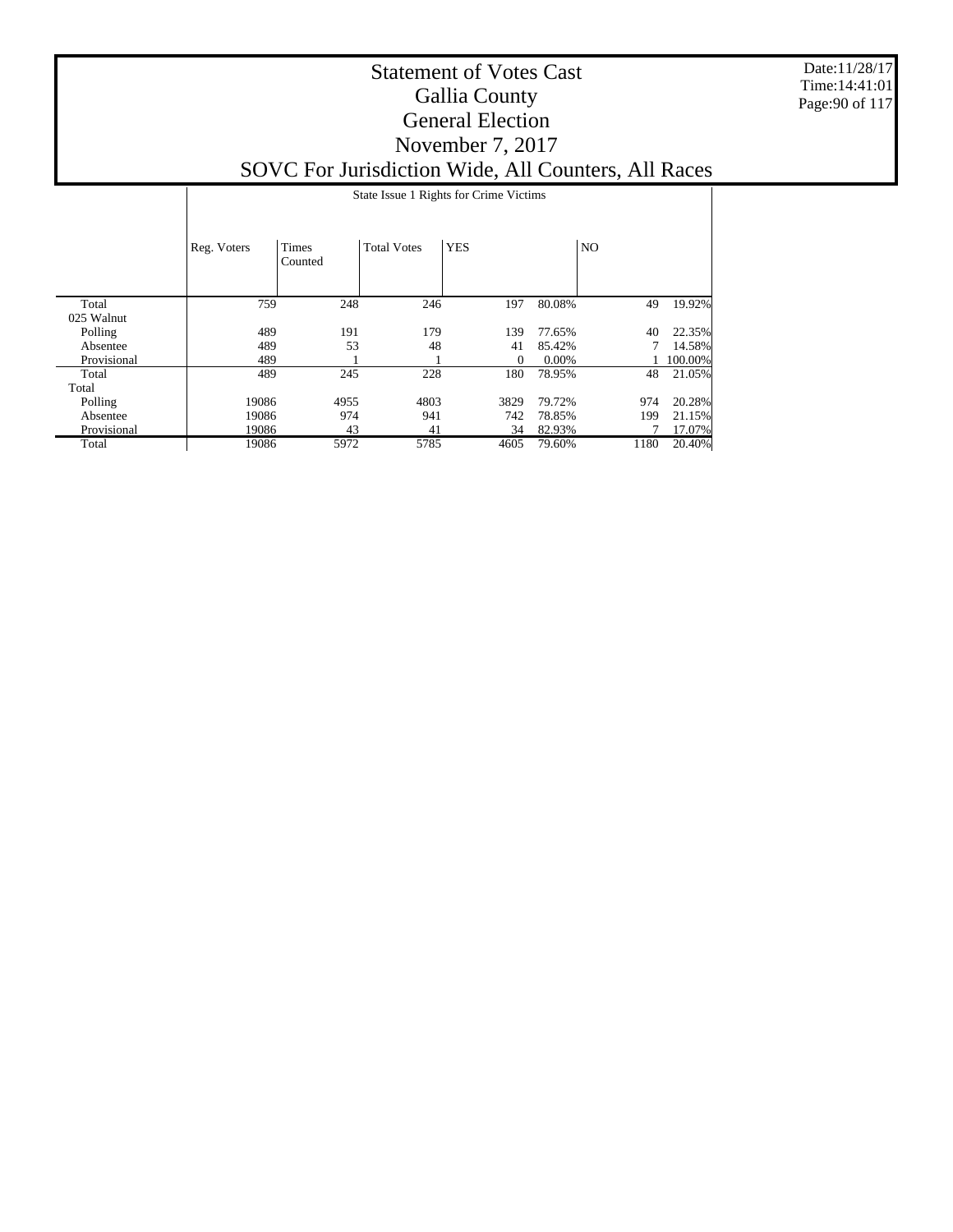# Statement of Votes Cast
## Gallia County
## General Election
## November 7, 2017
## SOVC For Jurisdiction Wide, All Counters, All Races

Date:11/28/17
Time:14:41:01

| | State Issue 1 Rights for Crime Victims | | | | | | |
|---|---|---|---|---|---|---|---|
| | Reg. Voters | Times Counted | Total Votes | YES | | NO | |
| Total | 759 | 248 | 246 | 197 | 80.08% | 49 | 19.92% |
| 025 Walnut | | | | | | | |
| Polling | 489 | 191 | 179 | 139 | 77.65% | 40 | 22.35% |
| Absentee | 489 | 53 | 48 | 41 | 85.42% | 7 | 14.58% |
| Provisional | 489 | 1 | 1 | 0 | 0.00% | 1 | 100.00% |
| Total | 489 | 245 | 228 | 180 | 78.95% | 48 | 21.05% |
| Total | | | | | | | |
| Polling | 19086 | 4955 | 4803 | 3829 | 79.72% | 974 | 20.28% |
| Absentee | 19086 | 974 | 941 | 742 | 78.85% | 199 | 21.15% |
| Provisional | 19086 | 43 | 41 | 34 | 82.93% | 7 | 17.07% |
| Total | 19086 | 5972 | 5785 | 4605 | 79.60% | 1180 | 20.40% |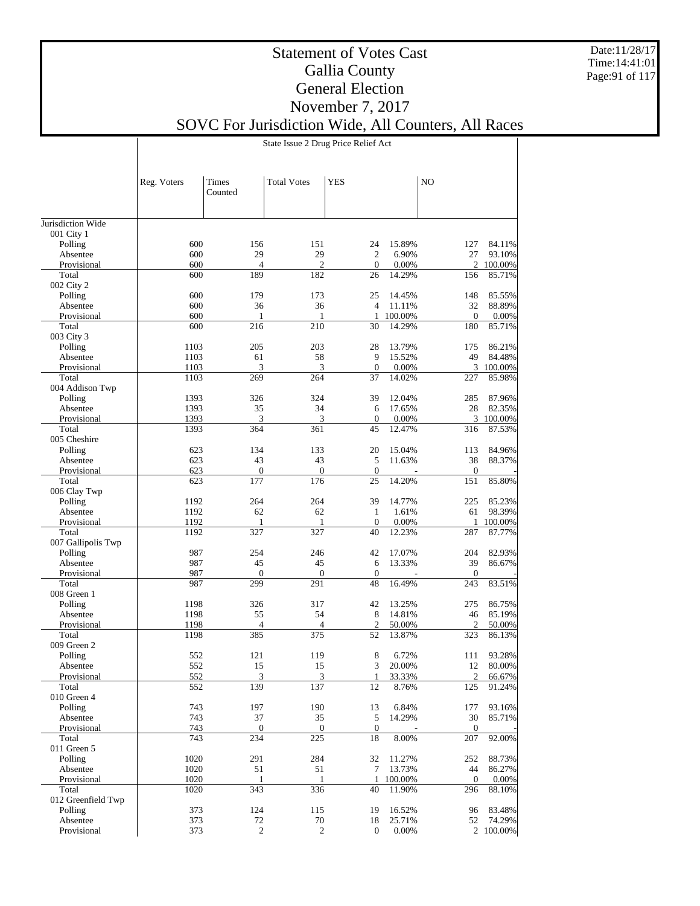# Statement of Votes Cast
## Gallia County
## General Election
## November 7, 2017
## SOVC For Jurisdiction Wide, All Counters, All Races

State Issue 2 Drug Price Relief Act

| | Reg. Voters | Times Counted | Total Votes | YES | | NO | |
|---|---|---|---|---|---|---|---|
| Jurisdiction Wide | | | | | | | |
| 001 City 1 | | | | | | | |
| Polling | 600 | 156 | 151 | 24 | 15.89% | 127 | 84.11% |
| Absentee | 600 | 29 | 29 | 2 | 6.90% | 27 | 93.10% |
| Provisional | 600 | 4 | 2 | 0 | 0.00% | 2 | 100.00% |
| Total | 600 | 189 | 182 | 26 | 14.29% | 156 | 85.71% |
| 002 City 2 | | | | | | | |
| Polling | 600 | 179 | 173 | 25 | 14.45% | 148 | 85.55% |
| Absentee | 600 | 36 | 36 | 4 | 11.11% | 32 | 88.89% |
| Provisional | 600 | 1 | 1 | 1 | 100.00% | 0 | 0.00% |
| Total | 600 | 216 | 210 | 30 | 14.29% | 180 | 85.71% |
| 003 City 3 | | | | | | | |
| Polling | 1103 | 205 | 203 | 28 | 13.79% | 175 | 86.21% |
| Absentee | 1103 | 61 | 58 | 9 | 15.52% | 49 | 84.48% |
| Provisional | 1103 | 3 | 3 | 0 | 0.00% | 3 | 100.00% |
| Total | 1103 | 269 | 264 | 37 | 14.02% | 227 | 85.98% |
| 004 Addison Twp | | | | | | | |
| Polling | 1393 | 326 | 324 | 39 | 12.04% | 285 | 87.96% |
| Absentee | 1393 | 35 | 34 | 6 | 17.65% | 28 | 82.35% |
| Provisional | 1393 | 3 | 3 | 0 | 0.00% | 3 | 100.00% |
| Total | 1393 | 364 | 361 | 45 | 12.47% | 316 | 87.53% |
| 005 Cheshire | | | | | | | |
| Polling | 623 | 134 | 133 | 20 | 15.04% | 113 | 84.96% |
| Absentee | 623 | 43 | 43 | 5 | 11.63% | 38 | 88.37% |
| Provisional | 623 | 0 | 0 | 0 | - | 0 | - |
| Total | 623 | 177 | 176 | 25 | 14.20% | 151 | 85.80% |
| 006 Clay Twp | | | | | | | |
| Polling | 1192 | 264 | 264 | 39 | 14.77% | 225 | 85.23% |
| Absentee | 1192 | 62 | 62 | 1 | 1.61% | 61 | 98.39% |
| Provisional | 1192 | 1 | 1 | 0 | 0.00% | 1 | 100.00% |
| Total | 1192 | 327 | 327 | 40 | 12.23% | 287 | 87.77% |
| 007 Gallipolis Twp | | | | | | | |
| Polling | 987 | 254 | 246 | 42 | 17.07% | 204 | 82.93% |
| Absentee | 987 | 45 | 45 | 6 | 13.33% | 39 | 86.67% |
| Provisional | 987 | 0 | 0 | 0 | - | 0 | - |
| Total | 987 | 299 | 291 | 48 | 16.49% | 243 | 83.51% |
| 008 Green 1 | | | | | | | |
| Polling | 1198 | 326 | 317 | 42 | 13.25% | 275 | 86.75% |
| Absentee | 1198 | 55 | 54 | 8 | 14.81% | 46 | 85.19% |
| Provisional | 1198 | 4 | 4 | 2 | 50.00% | 2 | 50.00% |
| Total | 1198 | 385 | 375 | 52 | 13.87% | 323 | 86.13% |
| 009 Green 2 | | | | | | | |
| Polling | 552 | 121 | 119 | 8 | 6.72% | 111 | 93.28% |
| Absentee | 552 | 15 | 15 | 3 | 20.00% | 12 | 80.00% |
| Provisional | 552 | 3 | 3 | 1 | 33.33% | 2 | 66.67% |
| Total | 552 | 139 | 137 | 12 | 8.76% | 125 | 91.24% |
| 010 Green 4 | | | | | | | |
| Polling | 743 | 197 | 190 | 13 | 6.84% | 177 | 93.16% |
| Absentee | 743 | 37 | 35 | 5 | 14.29% | 30 | 85.71% |
| Provisional | 743 | 0 | 0 | 0 | - | 0 | - |
| Total | 743 | 234 | 225 | 18 | 8.00% | 207 | 92.00% |
| 011 Green 5 | | | | | | | |
| Polling | 1020 | 291 | 284 | 32 | 11.27% | 252 | 88.73% |
| Absentee | 1020 | 51 | 51 | 7 | 13.73% | 44 | 86.27% |
| Provisional | 1020 | 1 | 1 | 1 | 100.00% | 0 | 0.00% |
| Total | 1020 | 343 | 336 | 40 | 11.90% | 296 | 88.10% |
| 012 Greenfield Twp | | | | | | | |
| Polling | 373 | 124 | 115 | 19 | 16.52% | 96 | 83.48% |
| Absentee | 373 | 72 | 70 | 18 | 25.71% | 52 | 74.29% |
| Provisional | 373 | 2 | 2 | 0 | 0.00% | 2 | 100.00% |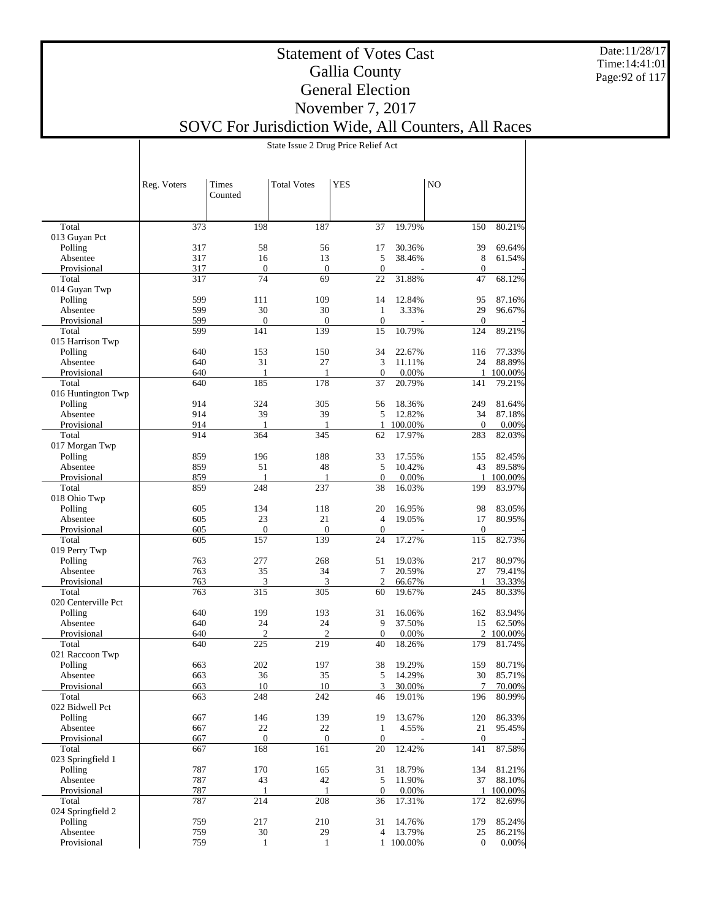# Statement of Votes Cast
# Gallia County
# General Election
# November 7, 2017
# SOVC For Jurisdiction Wide, All Counters, All Races

State Issue 2 Drug Price Relief Act

| | Reg. Voters | Times Counted | Total Votes | YES | | NO | |
|---|---|---|---|---|---|---|---|
| Total | 373 | 198 | 187 | 37 | 19.79% | 150 | 80.21% |
| 013 Guyan Pct | | | | | | | |
| Polling | 317 | 58 | 56 | 17 | 30.36% | 39 | 69.64% |
| Absentee | 317 | 16 | 13 | 5 | 38.46% | 8 | 61.54% |
| Provisional | 317 | 0 | 0 | 0 | - | 0 | - |
| Total | 317 | 74 | 69 | 22 | 31.88% | 47 | 68.12% |
| 014 Guyan Twp | | | | | | | |
| Polling | 599 | 111 | 109 | 14 | 12.84% | 95 | 87.16% |
| Absentee | 599 | 30 | 30 | 1 | 3.33% | 29 | 96.67% |
| Provisional | 599 | 0 | 0 | 0 | - | 0 | - |
| Total | 599 | 141 | 139 | 15 | 10.79% | 124 | 89.21% |
| 015 Harrison Twp | | | | | | | |
| Polling | 640 | 153 | 150 | 34 | 22.67% | 116 | 77.33% |
| Absentee | 640 | 31 | 27 | 3 | 11.11% | 24 | 88.89% |
| Provisional | 640 | 1 | 1 | 0 | 0.00% | 1 | 100.00% |
| Total | 640 | 185 | 178 | 37 | 20.79% | 141 | 79.21% |
| 016 Huntington Twp | | | | | | | |
| Polling | 914 | 324 | 305 | 56 | 18.36% | 249 | 81.64% |
| Absentee | 914 | 39 | 39 | 5 | 12.82% | 34 | 87.18% |
| Provisional | 914 | 1 | 1 | 1 | 100.00% | 0 | 0.00% |
| Total | 914 | 364 | 345 | 62 | 17.97% | 283 | 82.03% |
| 017 Morgan Twp | | | | | | | |
| Polling | 859 | 196 | 188 | 33 | 17.55% | 155 | 82.45% |
| Absentee | 859 | 51 | 48 | 5 | 10.42% | 43 | 89.58% |
| Provisional | 859 | 1 | 1 | 0 | 0.00% | 1 | 100.00% |
| Total | 859 | 248 | 237 | 38 | 16.03% | 199 | 83.97% |
| 018 Ohio Twp | | | | | | | |
| Polling | 605 | 134 | 118 | 20 | 16.95% | 98 | 83.05% |
| Absentee | 605 | 23 | 21 | 4 | 19.05% | 17 | 80.95% |
| Provisional | 605 | 0 | 0 | 0 | - | 0 | - |
| Total | 605 | 157 | 139 | 24 | 17.27% | 115 | 82.73% |
| 019 Perry Twp | | | | | | | |
| Polling | 763 | 277 | 268 | 51 | 19.03% | 217 | 80.97% |
| Absentee | 763 | 35 | 34 | 7 | 20.59% | 27 | 79.41% |
| Provisional | 763 | 3 | 3 | 2 | 66.67% | 1 | 33.33% |
| Total | 763 | 315 | 305 | 60 | 19.67% | 245 | 80.33% |
| 020 Centerville Pct | | | | | | | |
| Polling | 640 | 199 | 193 | 31 | 16.06% | 162 | 83.94% |
| Absentee | 640 | 24 | 24 | 9 | 37.50% | 15 | 62.50% |
| Provisional | 640 | 2 | 2 | 0 | 0.00% | 2 | 100.00% |
| Total | 640 | 225 | 219 | 40 | 18.26% | 179 | 81.74% |
| 021 Raccoon Twp | | | | | | | |
| Polling | 663 | 202 | 197 | 38 | 19.29% | 159 | 80.71% |
| Absentee | 663 | 36 | 35 | 5 | 14.29% | 30 | 85.71% |
| Provisional | 663 | 10 | 10 | 3 | 30.00% | 7 | 70.00% |
| Total | 663 | 248 | 242 | 46 | 19.01% | 196 | 80.99% |
| 022 Bidwell Pct | | | | | | | |
| Polling | 667 | 146 | 139 | 19 | 13.67% | 120 | 86.33% |
| Absentee | 667 | 22 | 22 | 1 | 4.55% | 21 | 95.45% |
| Provisional | 667 | 0 | 0 | 0 | - | 0 | - |
| Total | 667 | 168 | 161 | 20 | 12.42% | 141 | 87.58% |
| 023 Springfield 1 | | | | | | | |
| Polling | 787 | 170 | 165 | 31 | 18.79% | 134 | 81.21% |
| Absentee | 787 | 43 | 42 | 5 | 11.90% | 37 | 88.10% |
| Provisional | 787 | 1 | 1 | 0 | 0.00% | 1 | 100.00% |
| Total | 787 | 214 | 208 | 36 | 17.31% | 172 | 82.69% |
| 024 Springfield 2 | | | | | | | |
| Polling | 759 | 217 | 210 | 31 | 14.76% | 179 | 85.24% |
| Absentee | 759 | 30 | 29 | 4 | 13.79% | 25 | 86.21% |
| Provisional | 759 | 1 | 1 | 1 | 100.00% | 0 | 0.00% |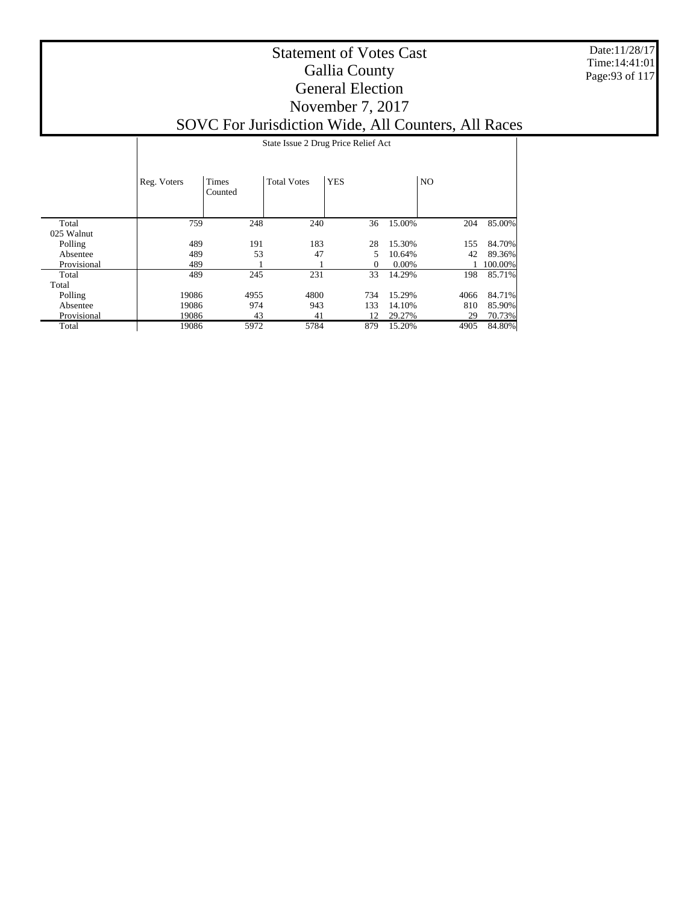# Statement of Votes Cast
## Gallia County
## General Election
## November 7, 2017
## SOVC For Jurisdiction Wide, All Counters, All Races

Date:11/28/17
Time:14:41:01

| | State Issue 2 Drug Price Relief Act | | | | | | |
|---|---|---|---|---|---|---|---|
| | Reg. Voters | Times Counted | Total Votes | YES | | NO | |
| Total | 759 | 248 | 240 | 36 | 15.00% | 204 | 85.00% |
| 025 Walnut | | | | | | | |
| Polling | 489 | 191 | 183 | 28 | 15.30% | 155 | 84.70% |
| Absentee | 489 | 53 | 47 | 5 | 10.64% | 42 | 89.36% |
| Provisional | 489 | 1 | 1 | 0 | 0.00% | 1 | 100.00% |
| Total | 489 | 245 | 231 | 33 | 14.29% | 198 | 85.71% |
| Total | | | | | | | |
| Polling | 19086 | 4955 | 4800 | 734 | 15.29% | 4066 | 84.71% |
| Absentee | 19086 | 974 | 943 | 133 | 14.10% | 810 | 85.90% |
| Provisional | 19086 | 43 | 41 | 12 | 29.27% | 29 | 70.73% |
| Total | 19086 | 5972 | 5784 | 879 | 15.20% | 4905 | 84.80% |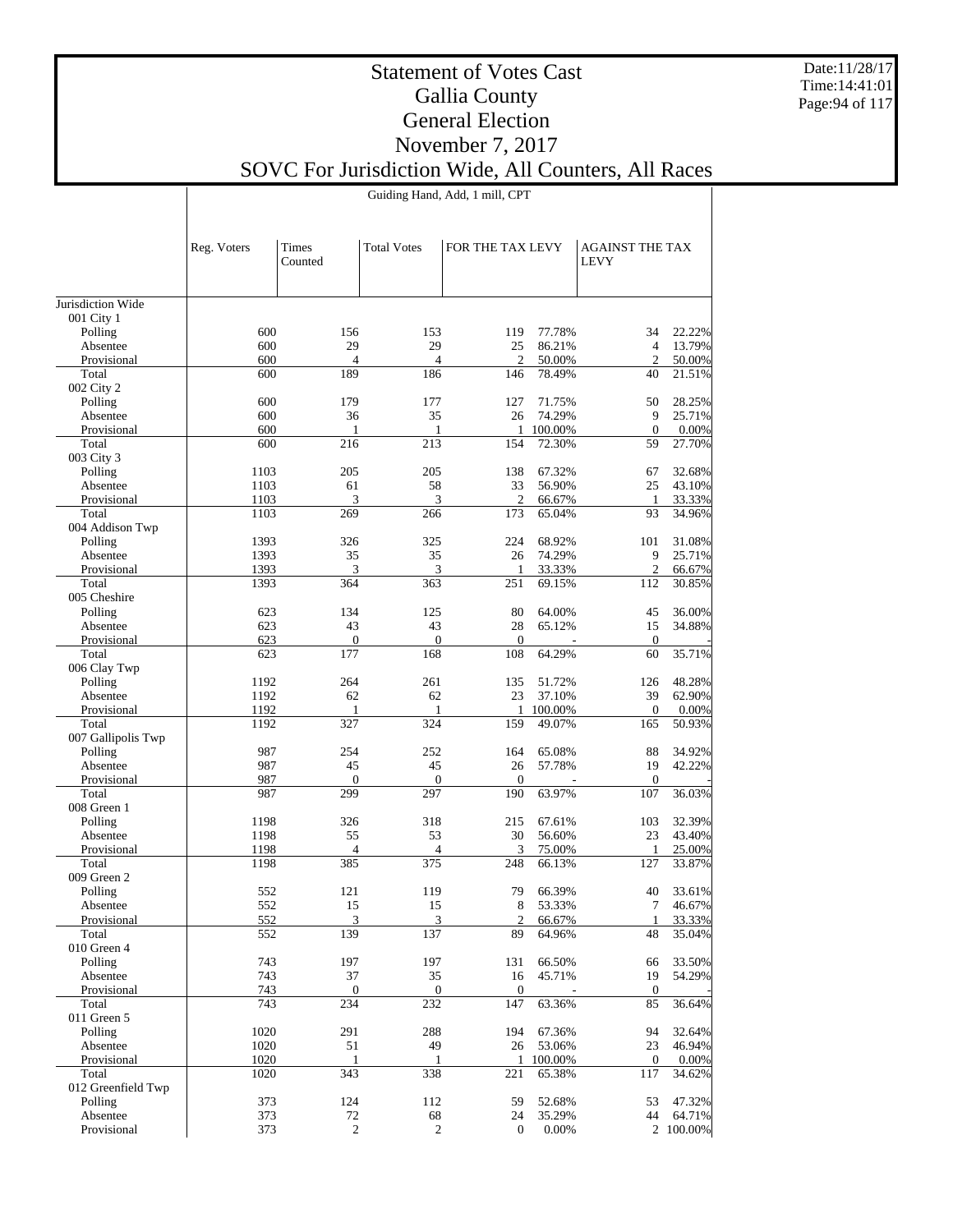# Statement of Votes Cast
# Gallia County
# General Election
# November 7, 2017
# SOVC For Jurisdiction Wide, All Counters, All Races

Guiding Hand, Add, 1 mill, CPT

| | Reg. Voters | Times Counted | Total Votes | FOR THE TAX LEVY | | AGAINST THE TAX LEVY | |
|---|---|---|---|---|---|---|---|
| Jurisdiction Wide | | | | | | | |
| 001 City 1 | | | | | | | |
| Polling | 600 | 156 | 153 | 119 | 77.78% | 34 | 22.22% |
| Absentee | 600 | 29 | 29 | 25 | 86.21% | 4 | 13.79% |
| Provisional | 600 | 4 | 4 | 2 | 50.00% | 2 | 50.00% |
| Total | 600 | 189 | 186 | 146 | 78.49% | 40 | 21.51% |
| 002 City 2 | | | | | | | |
| Polling | 600 | 179 | 177 | 127 | 71.75% | 50 | 28.25% |
| Absentee | 600 | 36 | 35 | 26 | 74.29% | 9 | 25.71% |
| Provisional | 600 | 1 | 1 | 1 | 100.00% | 0 | 0.00% |
| Total | 600 | 216 | 213 | 154 | 72.30% | 59 | 27.70% |
| 003 City 3 | | | | | | | |
| Polling | 1103 | 205 | 205 | 138 | 67.32% | 67 | 32.68% |
| Absentee | 1103 | 61 | 58 | 33 | 56.90% | 25 | 43.10% |
| Provisional | 1103 | 3 | 3 | 2 | 66.67% | 1 | 33.33% |
| Total | 1103 | 269 | 266 | 173 | 65.04% | 93 | 34.96% |
| 004 Addison Twp | | | | | | | |
| Polling | 1393 | 326 | 325 | 224 | 68.92% | 101 | 31.08% |
| Absentee | 1393 | 35 | 35 | 26 | 74.29% | 9 | 25.71% |
| Provisional | 1393 | 3 | 3 | 1 | 33.33% | 2 | 66.67% |
| Total | 1393 | 364 | 363 | 251 | 69.15% | 112 | 30.85% |
| 005 Cheshire | | | | | | | |
| Polling | 623 | 134 | 125 | 80 | 64.00% | 45 | 36.00% |
| Absentee | 623 | 43 | 43 | 28 | 65.12% | 15 | 34.88% |
| Provisional | 623 | 0 | 0 | 0 | - | 0 | - |
| Total | 623 | 177 | 168 | 108 | 64.29% | 60 | 35.71% |
| 006 Clay Twp | | | | | | | |
| Polling | 1192 | 264 | 261 | 135 | 51.72% | 126 | 48.28% |
| Absentee | 1192 | 62 | 62 | 23 | 37.10% | 39 | 62.90% |
| Provisional | 1192 | 1 | 1 | 1 | 100.00% | 0 | 0.00% |
| Total | 1192 | 327 | 324 | 159 | 49.07% | 165 | 50.93% |
| 007 Gallipolis Twp | | | | | | | |
| Polling | 987 | 254 | 252 | 164 | 65.08% | 88 | 34.92% |
| Absentee | 987 | 45 | 45 | 26 | 57.78% | 19 | 42.22% |
| Provisional | 987 | 0 | 0 | 0 | - | 0 | - |
| Total | 987 | 299 | 297 | 190 | 63.97% | 107 | 36.03% |
| 008 Green 1 | | | | | | | |
| Polling | 1198 | 326 | 318 | 215 | 67.61% | 103 | 32.39% |
| Absentee | 1198 | 55 | 53 | 30 | 56.60% | 23 | 43.40% |
| Provisional | 1198 | 4 | 4 | 3 | 75.00% | 1 | 25.00% |
| Total | 1198 | 385 | 375 | 248 | 66.13% | 127 | 33.87% |
| 009 Green 2 | | | | | | | |
| Polling | 552 | 121 | 119 | 79 | 66.39% | 40 | 33.61% |
| Absentee | 552 | 15 | 15 | 8 | 53.33% | 7 | 46.67% |
| Provisional | 552 | 3 | 3 | 2 | 66.67% | 1 | 33.33% |
| Total | 552 | 139 | 137 | 89 | 64.96% | 48 | 35.04% |
| 010 Green 4 | | | | | | | |
| Polling | 743 | 197 | 197 | 131 | 66.50% | 66 | 33.50% |
| Absentee | 743 | 37 | 35 | 16 | 45.71% | 19 | 54.29% |
| Provisional | 743 | 0 | 0 | 0 | - | 0 | - |
| Total | 743 | 234 | 232 | 147 | 63.36% | 85 | 36.64% |
| 011 Green 5 | | | | | | | |
| Polling | 1020 | 291 | 288 | 194 | 67.36% | 94 | 32.64% |
| Absentee | 1020 | 51 | 49 | 26 | 53.06% | 23 | 46.94% |
| Provisional | 1020 | 1 | 1 | 1 | 100.00% | 0 | 0.00% |
| Total | 1020 | 343 | 338 | 221 | 65.38% | 117 | 34.62% |
| 012 Greenfield Twp | | | | | | | |
| Polling | 373 | 124 | 112 | 59 | 52.68% | 53 | 47.32% |
| Absentee | 373 | 72 | 68 | 24 | 35.29% | 44 | 64.71% |
| Provisional | 373 | 2 | 2 | 0 | 0.00% | 2 | 100.00% |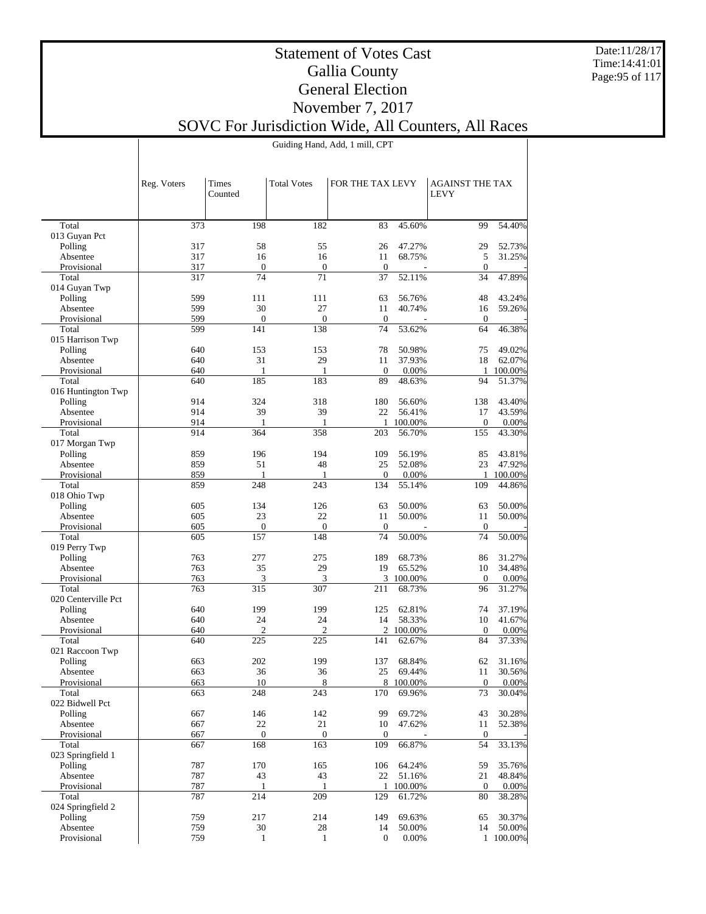# Statement of Votes Cast
## Gallia County
## General Election
## November 7, 2017
## SOVC For Jurisdiction Wide, All Counters, All Races

Guiding Hand, Add, 1 mill, CPT

| | Reg. Voters | Times Counted | Total Votes | FOR THE TAX LEVY | | AGAINST THE TAX LEVY | |
|---|---|---|---|---|---|---|---|
| Total | 373 | 198 | 182 | 83 | 45.60% | 99 | 54.40% |
| 013 Guyan Pct | | | | | | | |
| Polling | 317 | 58 | 55 | 26 | 47.27% | 29 | 52.73% |
| Absentee | 317 | 16 | 16 | 11 | 68.75% | 5 | 31.25% |
| Provisional | 317 | 0 | 0 | 0 | - | 0 | - |
| Total | 317 | 74 | 71 | 37 | 52.11% | 34 | 47.89% |
| 014 Guyan Twp | | | | | | | |
| Polling | 599 | 111 | 111 | 63 | 56.76% | 48 | 43.24% |
| Absentee | 599 | 30 | 27 | 11 | 40.74% | 16 | 59.26% |
| Provisional | 599 | 0 | 0 | 0 | - | 0 | - |
| Total | 599 | 141 | 138 | 74 | 53.62% | 64 | 46.38% |
| 015 Harrison Twp | | | | | | | |
| Polling | 640 | 153 | 153 | 78 | 50.98% | 75 | 49.02% |
| Absentee | 640 | 31 | 29 | 11 | 37.93% | 18 | 62.07% |
| Provisional | 640 | 1 | 1 | 0 | 0.00% | 1 | 100.00% |
| Total | 640 | 185 | 183 | 89 | 48.63% | 94 | 51.37% |
| 016 Huntington Twp | | | | | | | |
| Polling | 914 | 324 | 318 | 180 | 56.60% | 138 | 43.40% |
| Absentee | 914 | 39 | 39 | 22 | 56.41% | 17 | 43.59% |
| Provisional | 914 | 1 | 1 | 1 | 100.00% | 0 | 0.00% |
| Total | 914 | 364 | 358 | 203 | 56.70% | 155 | 43.30% |
| 017 Morgan Twp | | | | | | | |
| Polling | 859 | 196 | 194 | 109 | 56.19% | 85 | 43.81% |
| Absentee | 859 | 51 | 48 | 25 | 52.08% | 23 | 47.92% |
| Provisional | 859 | 1 | 1 | 0 | 0.00% | 1 | 100.00% |
| Total | 859 | 248 | 243 | 134 | 55.14% | 109 | 44.86% |
| 018 Ohio Twp | | | | | | | |
| Polling | 605 | 134 | 126 | 63 | 50.00% | 63 | 50.00% |
| Absentee | 605 | 23 | 22 | 11 | 50.00% | 11 | 50.00% |
| Provisional | 605 | 0 | 0 | 0 | - | 0 | - |
| Total | 605 | 157 | 148 | 74 | 50.00% | 74 | 50.00% |
| 019 Perry Twp | | | | | | | |
| Polling | 763 | 277 | 275 | 189 | 68.73% | 86 | 31.27% |
| Absentee | 763 | 35 | 29 | 19 | 65.52% | 10 | 34.48% |
| Provisional | 763 | 3 | 3 | 3 | 100.00% | 0 | 0.00% |
| Total | 763 | 315 | 307 | 211 | 68.73% | 96 | 31.27% |
| 020 Centerville Pct | | | | | | | |
| Polling | 640 | 199 | 199 | 125 | 62.81% | 74 | 37.19% |
| Absentee | 640 | 24 | 24 | 14 | 58.33% | 10 | 41.67% |
| Provisional | 640 | 2 | 2 | 2 | 100.00% | 0 | 0.00% |
| Total | 640 | 225 | 225 | 141 | 62.67% | 84 | 37.33% |
| 021 Raccoon Twp | | | | | | | |
| Polling | 663 | 202 | 199 | 137 | 68.84% | 62 | 31.16% |
| Absentee | 663 | 36 | 36 | 25 | 69.44% | 11 | 30.56% |
| Provisional | 663 | 10 | 8 | 8 | 100.00% | 0 | 0.00% |
| Total | 663 | 248 | 243 | 170 | 69.96% | 73 | 30.04% |
| 022 Bidwell Pct | | | | | | | |
| Polling | 667 | 146 | 142 | 99 | 69.72% | 43 | 30.28% |
| Absentee | 667 | 22 | 21 | 10 | 47.62% | 11 | 52.38% |
| Provisional | 667 | 0 | 0 | 0 | - | 0 | - |
| Total | 667 | 168 | 163 | 109 | 66.87% | 54 | 33.13% |
| 023 Springfield 1 | | | | | | | |
| Polling | 787 | 170 | 165 | 106 | 64.24% | 59 | 35.76% |
| Absentee | 787 | 43 | 43 | 22 | 51.16% | 21 | 48.84% |
| Provisional | 787 | 1 | 1 | 1 | 100.00% | 0 | 0.00% |
| Total | 787 | 214 | 209 | 129 | 61.72% | 80 | 38.28% |
| 024 Springfield 2 | | | | | | | |
| Polling | 759 | 217 | 214 | 149 | 69.63% | 65 | 30.37% |
| Absentee | 759 | 30 | 28 | 14 | 50.00% | 14 | 50.00% |
| Provisional | 759 | 1 | 1 | 0 | 0.00% | 1 | 100.00% |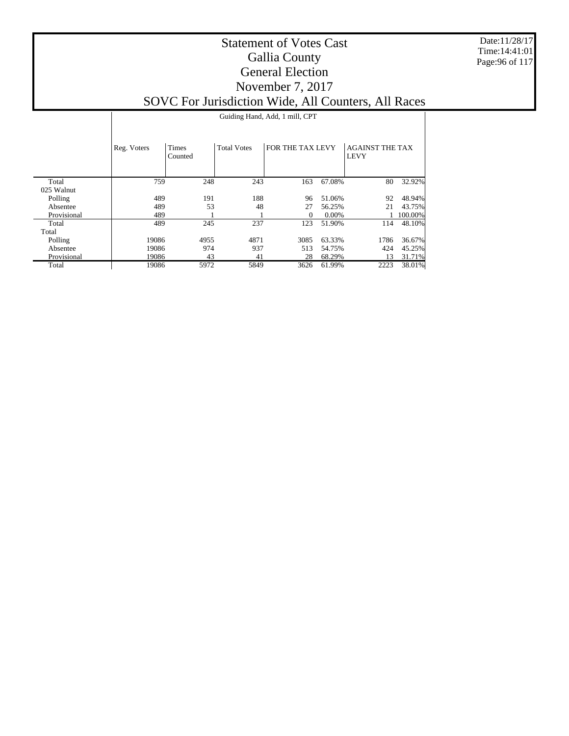# Statement of Votes Cast
## Gallia County
## General Election
## November 7, 2017
## SOVC For Jurisdiction Wide, All Counters, All Races

Date:11/28/17
Time:14:41:01

| | Guiding Hand, Add, 1 mill, CPT | | | | | | |
|---|---|---|---|---|---|---|---|
| | Reg. Voters | Times Counted | Total Votes | FOR THE TAX LEVY | | AGAINST THE TAX LEVY | |
| Total | 759 | 248 | 243 | 163 | 67.08% | 80 | 32.92% |
| 025 Walnut | | | | | | | |
| Polling | 489 | 191 | 188 | 96 | 51.06% | 92 | 48.94% |
| Absentee | 489 | 53 | 48 | 27 | 56.25% | 21 | 43.75% |
| Provisional | 489 | 1 | 1 | 0 | 0.00% | 1 | 100.00% |
| Total | 489 | 245 | 237 | 123 | 51.90% | 114 | 48.10% |
| Total | | | | | | | |
| Polling | 19086 | 4955 | 4871 | 3085 | 63.33% | 1786 | 36.67% |
| Absentee | 19086 | 974 | 937 | 513 | 54.75% | 424 | 45.25% |
| Provisional | 19086 | 43 | 41 | 28 | 68.29% | 13 | 31.71% |
| Total | 19086 | 5972 | 5849 | 3626 | 61.99% | 2223 | 38.01% |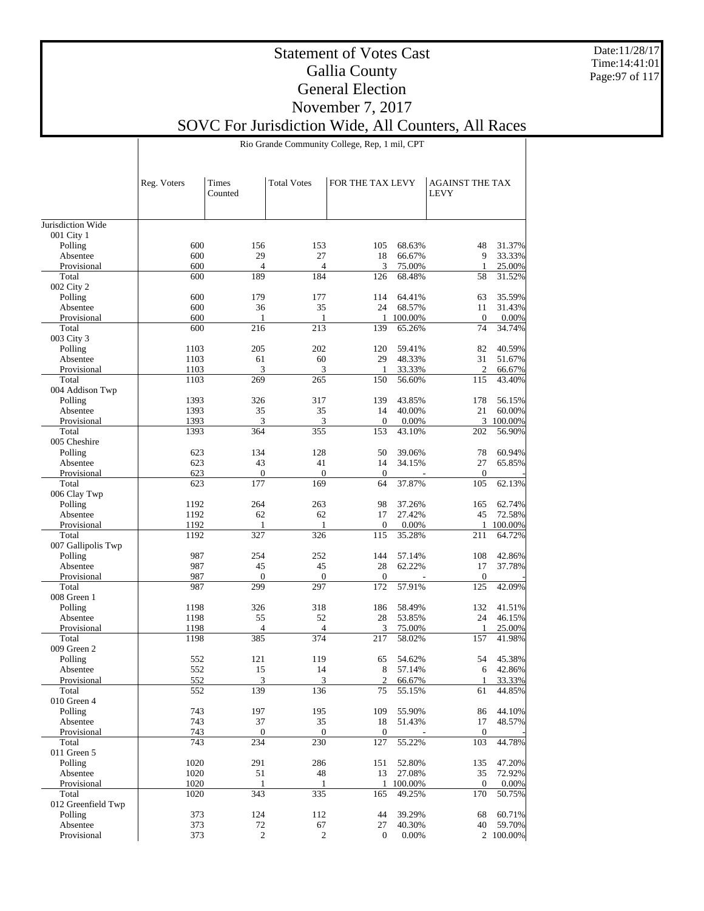# Statement of Votes Cast
## Gallia County
## General Election
## November 7, 2017
## SOVC For Jurisdiction Wide, All Counters, All Races

Rio Grande Community College, Rep, 1 mil, CPT

| | Reg. Voters | Times Counted | Total Votes | FOR THE TAX LEVY | | AGAINST THE TAX LEVY | |
|---|---|---|---|---|---|---|---|
| Jurisdiction Wide | | | | | | | |
| 001 City 1 | | | | | | | |
| Polling | 600 | 156 | 153 | 105 | 68.63% | 48 | 31.37% |
| Absentee | 600 | 29 | 27 | 18 | 66.67% | 9 | 33.33% |
| Provisional | 600 | 4 | 4 | 3 | 75.00% | 1 | 25.00% |
| Total | 600 | 189 | 184 | 126 | 68.48% | 58 | 31.52% |
| 002 City 2 | | | | | | | |
| Polling | 600 | 179 | 177 | 114 | 64.41% | 63 | 35.59% |
| Absentee | 600 | 36 | 35 | 24 | 68.57% | 11 | 31.43% |
| Provisional | 600 | 1 | 1 | 1 | 100.00% | 0 | 0.00% |
| Total | 600 | 216 | 213 | 139 | 65.26% | 74 | 34.74% |
| 003 City 3 | | | | | | | |
| Polling | 1103 | 205 | 202 | 120 | 59.41% | 82 | 40.59% |
| Absentee | 1103 | 61 | 60 | 29 | 48.33% | 31 | 51.67% |
| Provisional | 1103 | 3 | 3 | 1 | 33.33% | 2 | 66.67% |
| Total | 1103 | 269 | 265 | 150 | 56.60% | 115 | 43.40% |
| 004 Addison Twp | | | | | | | |
| Polling | 1393 | 326 | 317 | 139 | 43.85% | 178 | 56.15% |
| Absentee | 1393 | 35 | 35 | 14 | 40.00% | 21 | 60.00% |
| Provisional | 1393 | 3 | 3 | 0 | 0.00% | 3 | 100.00% |
| Total | 1393 | 364 | 355 | 153 | 43.10% | 202 | 56.90% |
| 005 Cheshire | | | | | | | |
| Polling | 623 | 134 | 128 | 50 | 39.06% | 78 | 60.94% |
| Absentee | 623 | 43 | 41 | 14 | 34.15% | 27 | 65.85% |
| Provisional | 623 | 0 | 0 | 0 | - | 0 | - |
| Total | 623 | 177 | 169 | 64 | 37.87% | 105 | 62.13% |
| 006 Clay Twp | | | | | | | |
| Polling | 1192 | 264 | 263 | 98 | 37.26% | 165 | 62.74% |
| Absentee | 1192 | 62 | 62 | 17 | 27.42% | 45 | 72.58% |
| Provisional | 1192 | 1 | 1 | 0 | 0.00% | 1 | 100.00% |
| Total | 1192 | 327 | 326 | 115 | 35.28% | 211 | 64.72% |
| 007 Gallipolis Twp | | | | | | | |
| Polling | 987 | 254 | 252 | 144 | 57.14% | 108 | 42.86% |
| Absentee | 987 | 45 | 45 | 28 | 62.22% | 17 | 37.78% |
| Provisional | 987 | 0 | 0 | 0 | - | 0 | - |
| Total | 987 | 299 | 297 | 172 | 57.91% | 125 | 42.09% |
| 008 Green 1 | | | | | | | |
| Polling | 1198 | 326 | 318 | 186 | 58.49% | 132 | 41.51% |
| Absentee | 1198 | 55 | 52 | 28 | 53.85% | 24 | 46.15% |
| Provisional | 1198 | 4 | 4 | 3 | 75.00% | 1 | 25.00% |
| Total | 1198 | 385 | 374 | 217 | 58.02% | 157 | 41.98% |
| 009 Green 2 | | | | | | | |
| Polling | 552 | 121 | 119 | 65 | 54.62% | 54 | 45.38% |
| Absentee | 552 | 15 | 14 | 8 | 57.14% | 6 | 42.86% |
| Provisional | 552 | 3 | 3 | 2 | 66.67% | 1 | 33.33% |
| Total | 552 | 139 | 136 | 75 | 55.15% | 61 | 44.85% |
| 010 Green 4 | | | | | | | |
| Polling | 743 | 197 | 195 | 109 | 55.90% | 86 | 44.10% |
| Absentee | 743 | 37 | 35 | 18 | 51.43% | 17 | 48.57% |
| Provisional | 743 | 0 | 0 | 0 | - | 0 | - |
| Total | 743 | 234 | 230 | 127 | 55.22% | 103 | 44.78% |
| 011 Green 5 | | | | | | | |
| Polling | 1020 | 291 | 286 | 151 | 52.80% | 135 | 47.20% |
| Absentee | 1020 | 51 | 48 | 13 | 27.08% | 35 | 72.92% |
| Provisional | 1020 | 1 | 1 | 1 | 100.00% | 0 | 0.00% |
| Total | 1020 | 343 | 335 | 165 | 49.25% | 170 | 50.75% |
| 012 Greenfield Twp | | | | | | | |
| Polling | 373 | 124 | 112 | 44 | 39.29% | 68 | 60.71% |
| Absentee | 373 | 72 | 67 | 27 | 40.30% | 40 | 59.70% |
| Provisional | 373 | 2 | 2 | 0 | 0.00% | 2 | 100.00% |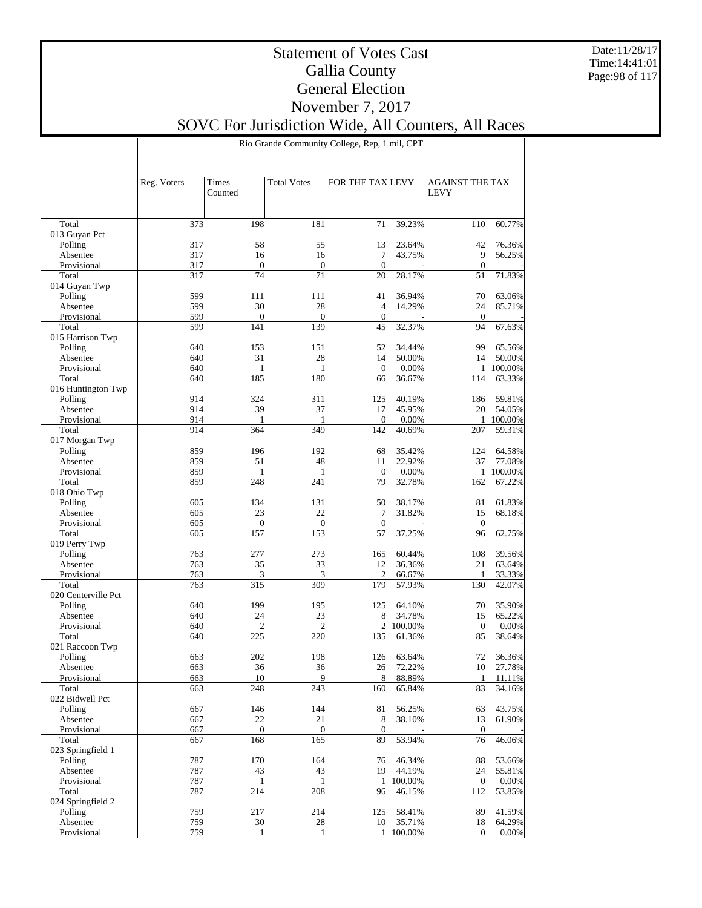# Statement of Votes Cast
## Gallia County
## General Election
## November 7, 2017
## SOVC For Jurisdiction Wide, All Counters, All Races

Rio Grande Community College, Rep, 1 mil, CPT

| | Reg. Voters | Times Counted | Total Votes | FOR THE TAX LEVY | | AGAINST THE TAX LEVY | |
|---|---|---|---|---|---|---|---|
| Total | 373 | 198 | 181 | 71 | 39.23% | 110 | 60.77% |
| 013 Guyan Pct | | | | | | | |
| Polling | 317 | 58 | 55 | 13 | 23.64% | 42 | 76.36% |
| Absentee | 317 | 16 | 16 | 7 | 43.75% | 9 | 56.25% |
| Provisional | 317 | 0 | 0 | 0 | - | 0 | - |
| Total | 317 | 74 | 71 | 20 | 28.17% | 51 | 71.83% |
| 014 Guyan Twp | | | | | | | |
| Polling | 599 | 111 | 111 | 41 | 36.94% | 70 | 63.06% |
| Absentee | 599 | 30 | 28 | 4 | 14.29% | 24 | 85.71% |
| Provisional | 599 | 0 | 0 | 0 | - | 0 | - |
| Total | 599 | 141 | 139 | 45 | 32.37% | 94 | 67.63% |
| 015 Harrison Twp | | | | | | | |
| Polling | 640 | 153 | 151 | 52 | 34.44% | 99 | 65.56% |
| Absentee | 640 | 31 | 28 | 14 | 50.00% | 14 | 50.00% |
| Provisional | 640 | 1 | 1 | 0 | 0.00% | 1 | 100.00% |
| Total | 640 | 185 | 180 | 66 | 36.67% | 114 | 63.33% |
| 016 Huntington Twp | | | | | | | |
| Polling | 914 | 324 | 311 | 125 | 40.19% | 186 | 59.81% |
| Absentee | 914 | 39 | 37 | 17 | 45.95% | 20 | 54.05% |
| Provisional | 914 | 1 | 1 | 0 | 0.00% | 1 | 100.00% |
| Total | 914 | 364 | 349 | 142 | 40.69% | 207 | 59.31% |
| 017 Morgan Twp | | | | | | | |
| Polling | 859 | 196 | 192 | 68 | 35.42% | 124 | 64.58% |
| Absentee | 859 | 51 | 48 | 11 | 22.92% | 37 | 77.08% |
| Provisional | 859 | 1 | 1 | 0 | 0.00% | 1 | 100.00% |
| Total | 859 | 248 | 241 | 79 | 32.78% | 162 | 67.22% |
| 018 Ohio Twp | | | | | | | |
| Polling | 605 | 134 | 131 | 50 | 38.17% | 81 | 61.83% |
| Absentee | 605 | 23 | 22 | 7 | 31.82% | 15 | 68.18% |
| Provisional | 605 | 0 | 0 | 0 | - | 0 | - |
| Total | 605 | 157 | 153 | 57 | 37.25% | 96 | 62.75% |
| 019 Perry Twp | | | | | | | |
| Polling | 763 | 277 | 273 | 165 | 60.44% | 108 | 39.56% |
| Absentee | 763 | 35 | 33 | 12 | 36.36% | 21 | 63.64% |
| Provisional | 763 | 3 | 3 | 2 | 66.67% | 1 | 33.33% |
| Total | 763 | 315 | 309 | 179 | 57.93% | 130 | 42.07% |
| 020 Centerville Pct | | | | | | | |
| Polling | 640 | 199 | 195 | 125 | 64.10% | 70 | 35.90% |
| Absentee | 640 | 24 | 23 | 8 | 34.78% | 15 | 65.22% |
| Provisional | 640 | 2 | 2 | 2 | 100.00% | 0 | 0.00% |
| Total | 640 | 225 | 220 | 135 | 61.36% | 85 | 38.64% |
| 021 Raccoon Twp | | | | | | | |
| Polling | 663 | 202 | 198 | 126 | 63.64% | 72 | 36.36% |
| Absentee | 663 | 36 | 36 | 26 | 72.22% | 10 | 27.78% |
| Provisional | 663 | 10 | 9 | 8 | 88.89% | 1 | 11.11% |
| Total | 663 | 248 | 243 | 160 | 65.84% | 83 | 34.16% |
| 022 Bidwell Pct | | | | | | | |
| Polling | 667 | 146 | 144 | 81 | 56.25% | 63 | 43.75% |
| Absentee | 667 | 22 | 21 | 8 | 38.10% | 13 | 61.90% |
| Provisional | 667 | 0 | 0 | 0 | - | 0 | - |
| Total | 667 | 168 | 165 | 89 | 53.94% | 76 | 46.06% |
| 023 Springfield 1 | | | | | | | |
| Polling | 787 | 170 | 164 | 76 | 46.34% | 88 | 53.66% |
| Absentee | 787 | 43 | 43 | 19 | 44.19% | 24 | 55.81% |
| Provisional | 787 | 1 | 1 | 1 | 100.00% | 0 | 0.00% |
| Total | 787 | 214 | 208 | 96 | 46.15% | 112 | 53.85% |
| 024 Springfield 2 | | | | | | | |
| Polling | 759 | 217 | 214 | 125 | 58.41% | 89 | 41.59% |
| Absentee | 759 | 30 | 28 | 10 | 35.71% | 18 | 64.29% |
| Provisional | 759 | 1 | 1 | 1 | 100.00% | 0 | 0.00% |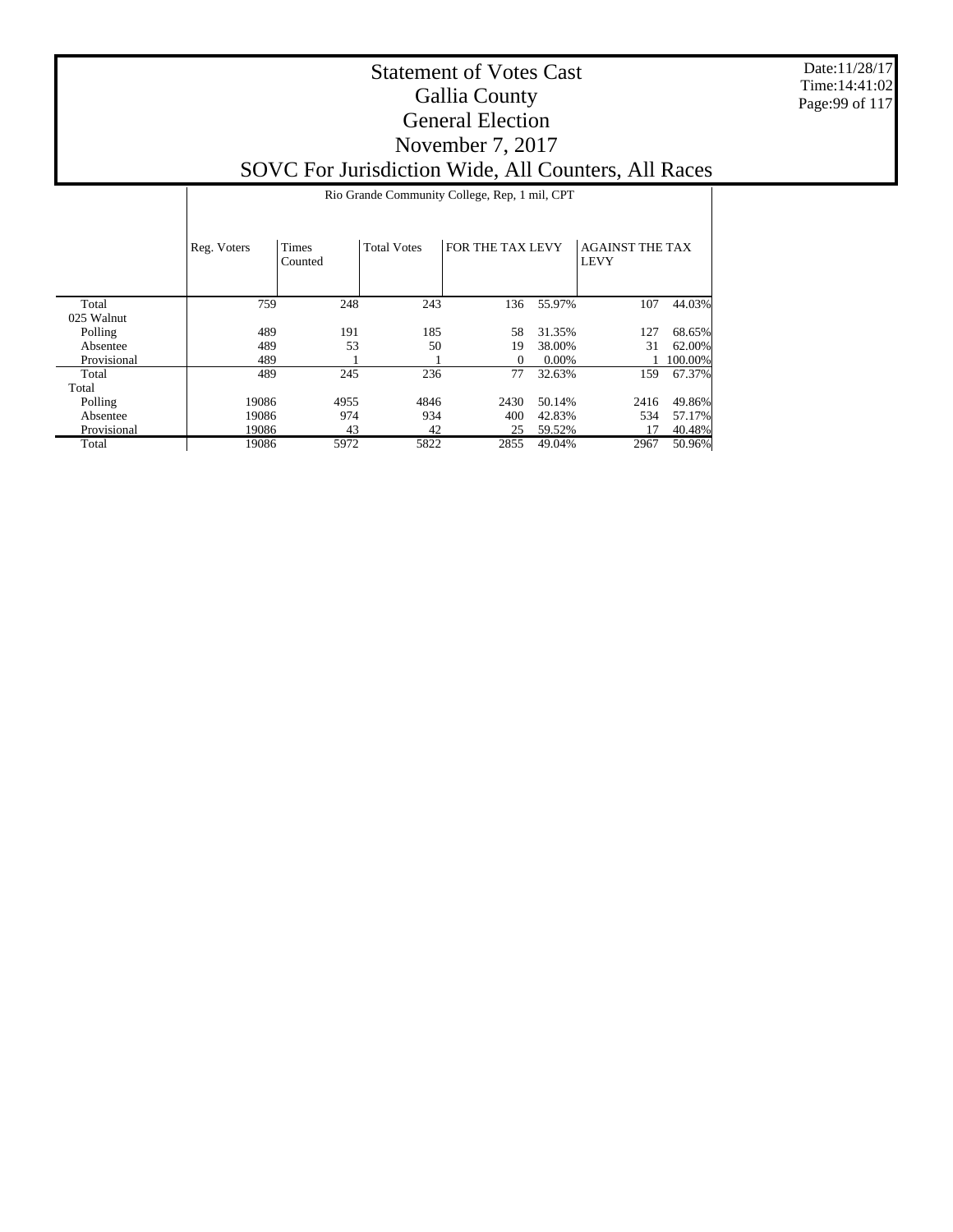# Statement of Votes Cast
## Gallia County
## General Election
## November 7, 2017
## SOVC For Jurisdiction Wide, All Counters, All Races

Date:11/28/17
Time:14:41:02

| | Rio Grande Community College, Rep, 1 mil, CPT | | | | | | |
|---|---|---|---|---|---|---|---|
| | Reg. Voters | Times Counted | Total Votes | FOR THE TAX LEVY | | AGAINST THE TAX LEVY | |
| Total | 759 | 248 | 243 | 136 | 55.97% | 107 | 44.03% |
| 025 Walnut | | | | | | | |
| Polling | 489 | 191 | 185 | 58 | 31.35% | 127 | 68.65% |
| Absentee | 489 | 53 | 50 | 19 | 38.00% | 31 | 62.00% |
| Provisional | 489 | 1 | 1 | 0 | 0.00% | 1 | 100.00% |
| Total | 489 | 245 | 236 | 77 | 32.63% | 159 | 67.37% |
| Total | | | | | | | |
| Polling | 19086 | 4955 | 4846 | 2430 | 50.14% | 2416 | 49.86% |
| Absentee | 19086 | 974 | 934 | 400 | 42.83% | 534 | 57.17% |
| Provisional | 19086 | 43 | 42 | 25 | 59.52% | 17 | 40.48% |
| Total | 19086 | 5972 | 5822 | 2855 | 49.04% | 2967 | 50.96% |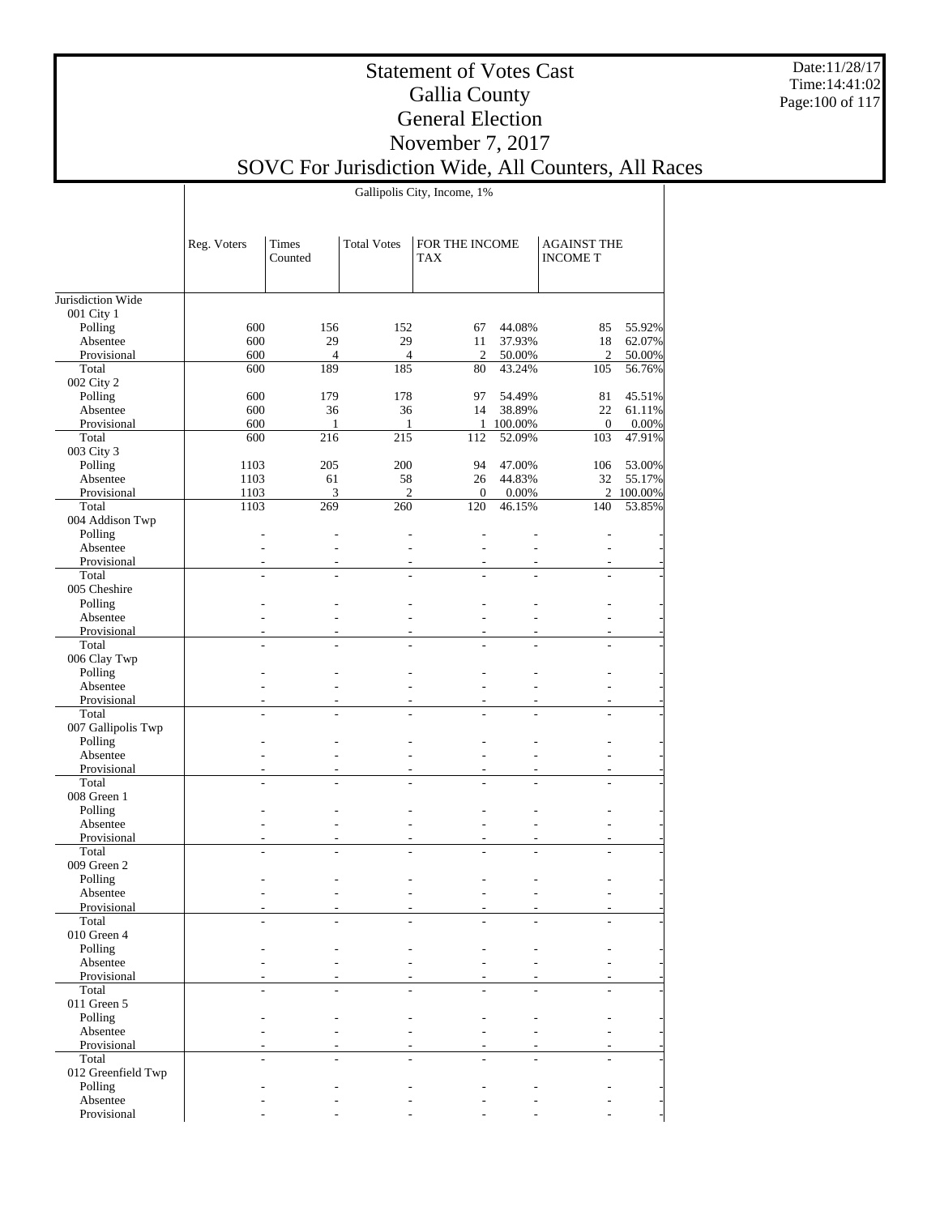# Statement of Votes Cast
## Gallia County
## General Election
## November 7, 2017
## SOVC For Jurisdiction Wide, All Counters, All Races

Gallipolis City, Income, 1%

| | Reg. Voters | Times Counted | Total Votes | FOR THE INCOME TAX | | AGAINST THE INCOME T | |
|---|---|---|---|---|---|---|---|
| Jurisdiction Wide | | | | | | | |
| 001 City 1 | | | | | | | |
| Polling | 600 | 156 | 152 | 67 | 44.08% | 85 | 55.92% |
| Absentee | 600 | 29 | 29 | 11 | 37.93% | 18 | 62.07% |
| Provisional | 600 | 4 | 4 | 2 | 50.00% | 2 | 50.00% |
| Total | 600 | 189 | 185 | 80 | 43.24% | 105 | 56.76% |
| 002 City 2 | | | | | | | |
| Polling | 600 | 179 | 178 | 97 | 54.49% | 81 | 45.51% |
| Absentee | 600 | 36 | 36 | 14 | 38.89% | 22 | 61.11% |
| Provisional | 600 | 1 | 1 | 1 | 100.00% | 0 | 0.00% |
| Total | 600 | 216 | 215 | 112 | 52.09% | 103 | 47.91% |
| 003 City 3 | | | | | | | |
| Polling | 1103 | 205 | 200 | 94 | 47.00% | 106 | 53.00% |
| Absentee | 1103 | 61 | 58 | 26 | 44.83% | 32 | 55.17% |
| Provisional | 1103 | 3 | 2 | 0 | 0.00% | 2 | 100.00% |
| Total | 1103 | 269 | 260 | 120 | 46.15% | 140 | 53.85% |
| 004 Addison Twp | | | | | | | |
| Polling | - | - | - | - | - | - | - |
| Absentee | - | - | - | - | - | - | - |
| Provisional | - | - | - | - | - | - | - |
| Total | - | - | - | - | - | - | - |
| 005 Cheshire | | | | | | | |
| Polling | - | - | - | - | - | - | - |
| Absentee | - | - | - | - | - | - | - |
| Provisional | - | - | - | - | - | - | - |
| Total | - | - | - | - | - | - | - |
| 006 Clay Twp | | | | | | | |
| Polling | - | - | - | - | - | - | - |
| Absentee | - | - | - | - | - | - | - |
| Provisional | - | - | - | - | - | - | - |
| Total | - | - | - | - | - | - | - |
| 007 Gallipolis Twp | | | | | | | |
| Polling | - | - | - | - | - | - | - |
| Absentee | - | - | - | - | - | - | - |
| Provisional | - | - | - | - | - | - | - |
| Total | - | - | - | - | - | - | - |
| 008 Green 1 | | | | | | | |
| Polling | - | - | - | - | - | - | - |
| Absentee | - | - | - | - | - | - | - |
| Provisional | - | - | - | - | - | - | - |
| Total | - | - | - | - | - | - | - |
| 009 Green 2 | | | | | | | |
| Polling | - | - | - | - | - | - | - |
| Absentee | - | - | - | - | - | - | - |
| Provisional | - | - | - | - | - | - | - |
| Total | - | - | - | - | - | - | - |
| 010 Green 4 | | | | | | | |
| Polling | - | - | - | - | - | - | - |
| Absentee | - | - | - | - | - | - | - |
| Provisional | - | - | - | - | - | - | - |
| Total | - | - | - | - | - | - | - |
| 011 Green 5 | | | | | | | |
| Polling | - | - | - | - | - | - | - |
| Absentee | - | - | - | - | - | - | - |
| Provisional | - | - | - | - | - | - | - |
| Total | - | - | - | - | - | - | - |
| 012 Greenfield Twp | | | | | | | |
| Polling | - | - | - | - | - | - | - |
| Absentee | - | - | - | - | - | - | - |
| Provisional | - | - | - | - | - | - | - |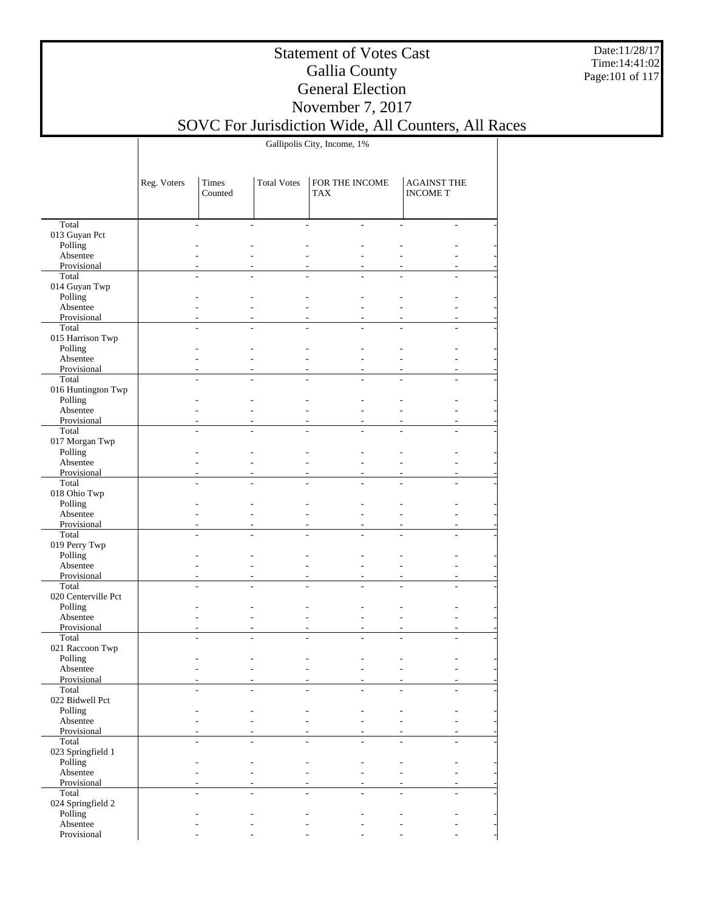# Statement of Votes Cast
# Gallia County
# General Election
# November 7, 2017
# SOVC For Jurisdiction Wide, All Counters, All Races

Date:11/28/17
Time:14:41:02

| | Gallipolis City, Income, 1% | | | | |
|---|---|---|---|---|---|
| | Reg. Voters | Times Counted | Total Votes | FOR THE INCOME TAX | AGAINST THE INCOME T |
| Total | - | - | - | - | - |
| 013 Guyan Pct | | | | | |
| Polling | - | - | - | - | - |
| Absentee | - | - | - | - | - |
| Provisional | - | - | - | - | - |
| Total | - | - | - | - | - |
| 014 Guyan Twp | | | | | |
| Polling | - | - | - | - | - |
| Absentee | - | - | - | - | - |
| Provisional | - | - | - | - | - |
| Total | - | - | - | - | - |
| 015 Harrison Twp | | | | | |
| Polling | - | - | - | - | - |
| Absentee | - | - | - | - | - |
| Provisional | - | - | - | - | - |
| Total | - | - | - | - | - |
| 016 Huntington Twp | | | | | |
| Polling | - | - | - | - | - |
| Absentee | - | - | - | - | - |
| Provisional | - | - | - | - | - |
| Total | - | - | - | - | - |
| 017 Morgan Twp | | | | | |
| Polling | - | - | - | - | - |
| Absentee | - | - | - | - | - |
| Provisional | - | - | - | - | - |
| Total | - | - | - | - | - |
| 018 Ohio Twp | | | | | |
| Polling | - | - | - | - | - |
| Absentee | - | - | - | - | - |
| Provisional | - | - | - | - | - |
| Total | - | - | - | - | - |
| 019 Perry Twp | | | | | |
| Polling | - | - | - | - | - |
| Absentee | - | - | - | - | - |
| Provisional | - | - | - | - | - |
| Total | - | - | - | - | - |
| 020 Centerville Pct | | | | | |
| Polling | - | - | - | - | - |
| Absentee | - | - | - | - | - |
| Provisional | - | - | - | - | - |
| Total | - | - | - | - | - |
| 021 Raccoon Twp | | | | | |
| Polling | - | - | - | - | - |
| Absentee | - | - | - | - | - |
| Provisional | - | - | - | - | - |
| Total | - | - | - | - | - |
| 022 Bidwell Pct | | | | | |
| Polling | - | - | - | - | - |
| Absentee | - | - | - | - | - |
| Provisional | - | - | - | - | - |
| Total | - | - | - | - | - |
| 023 Springfield 1 | | | | | |
| Polling | - | - | - | - | - |
| Absentee | - | - | - | - | - |
| Provisional | - | - | - | - | - |
| Total | - | - | - | - | - |
| 024 Springfield 2 | | | | | |
| Polling | - | - | - | - | - |
| Absentee | - | - | - | - | - |
| Provisional | - | - | - | - | - |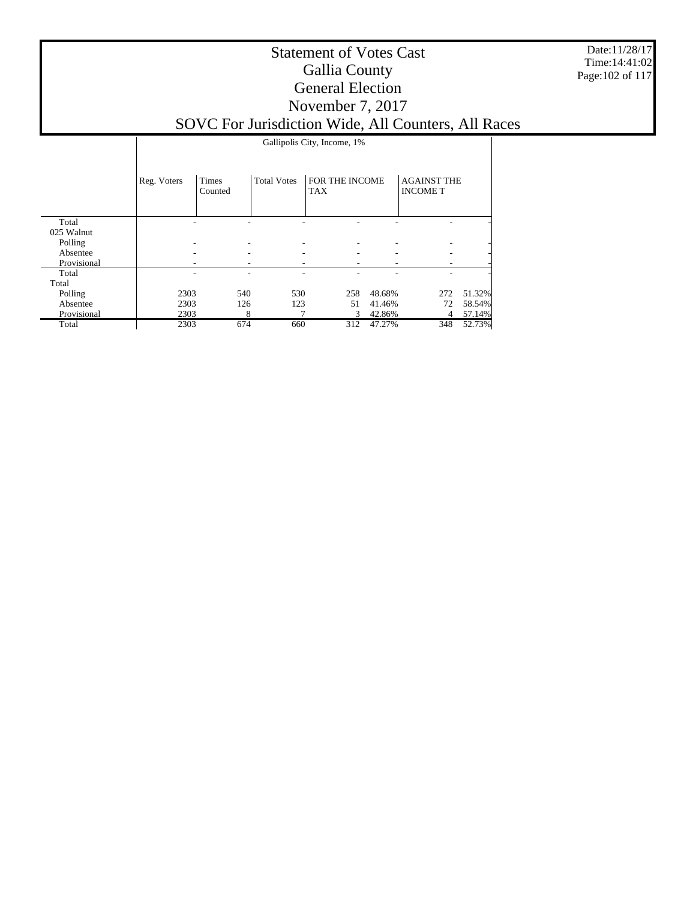# Statement of Votes Cast
## Gallia County
## General Election
## November 7, 2017
## SOVC For Jurisdiction Wide, All Counters, All Races

Date:11/28/17
Time:14:41:02

Gallipolis City, Income, 1%

| | Reg. Voters | Times Counted | Total Votes | FOR THE INCOME TAX | | AGAINST THE INCOME T | |
|---|---|---|---|---|---|---|---|
| Total | - | - | - | - | - | - | - |
| 025 Walnut | | | | | | | |
| Polling | - | - | - | - | - | - | - |
| Absentee | - | - | - | - | - | - | - |
| Provisional | - | - | - | - | - | - | - |
| Total | - | - | - | - | - | - | - |
| Total | | | | | | | |
| Polling | 2303 | 540 | 530 | 258 | 48.68% | 272 | 51.32% |
| Absentee | 2303 | 126 | 123 | 51 | 41.46% | 72 | 58.54% |
| Provisional | 2303 | 8 | 7 | 3 | 42.86% | 4 | 57.14% |
| Total | 2303 | 674 | 660 | 312 | 47.27% | 348 | 52.73% |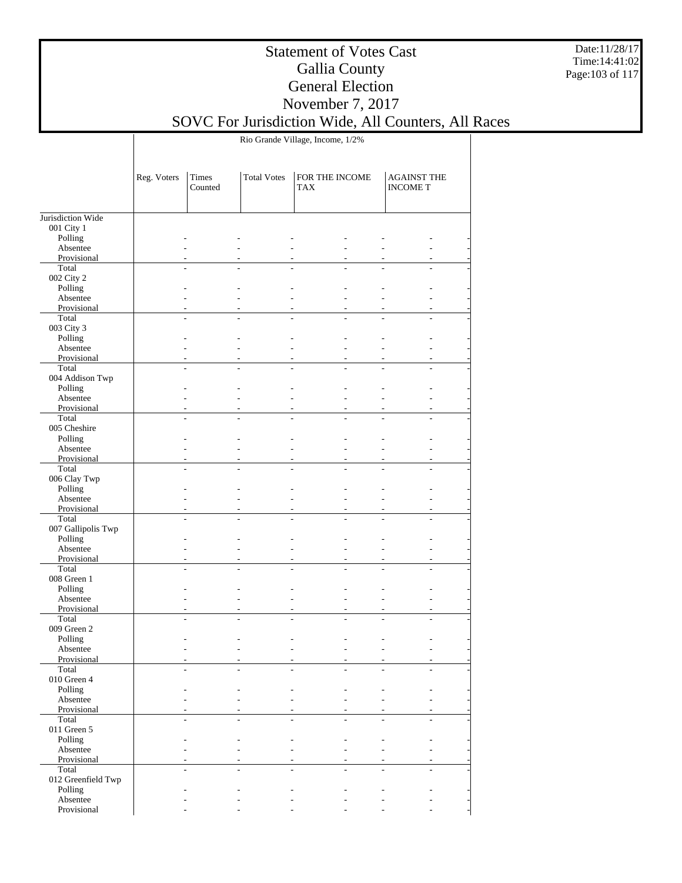Rio Grande Village, Income, 1/2%

| | Reg. Voters | Times Counted | Total Votes | FOR THE INCOME TAX | | AGAINST THE INCOME T | |
|---|---|---|---|---|---|---|---|
| Jurisdiction Wide | | | | | | | |
| 001 City 1 | | | | | | | |
| Polling | - | - | - | - | - | - | - |
| Absentee | - | - | - | - | - | - | - |
| Provisional | - | - | - | - | - | - | - |
| Total | - | - | - | - | - | - | - |
| 002 City 2 | | | | | | | |
| Polling | - | - | - | - | - | - | - |
| Absentee | - | - | - | - | - | - | - |
| Provisional | - | - | - | - | - | - | - |
| Total | - | - | - | - | - | - | - |
| 003 City 3 | | | | | | | |
| Polling | - | - | - | - | - | - | - |
| Absentee | - | - | - | - | - | - | - |
| Provisional | - | - | - | - | - | - | - |
| Total | - | - | - | - | - | - | - |
| 004 Addison Twp | | | | | | | |
| Polling | - | - | - | - | - | - | - |
| Absentee | - | - | - | - | - | - | - |
| Provisional | - | - | - | - | - | - | - |
| Total | - | - | - | - | - | - | - |
| 005 Cheshire | | | | | | | |
| Polling | - | - | - | - | - | - | - |
| Absentee | - | - | - | - | - | - | - |
| Provisional | - | - | - | - | - | - | - |
| Total | - | - | - | - | - | - | - |
| 006 Clay Twp | | | | | | | |
| Polling | - | - | - | - | - | - | - |
| Absentee | - | - | - | - | - | - | - |
| Provisional | - | - | - | - | - | - | - |
| Total | - | - | - | - | - | - | - |
| 007 Gallipolis Twp | | | | | | | |
| Polling | - | - | - | - | - | - | - |
| Absentee | - | - | - | - | - | - | - |
| Provisional | - | - | - | - | - | - | - |
| Total | - | - | - | - | - | - | - |
| 008 Green 1 | | | | | | | |
| Polling | - | - | - | - | - | - | - |
| Absentee | - | - | - | - | - | - | - |
| Provisional | - | - | - | - | - | - | - |
| Total | - | - | - | - | - | - | - |
| 009 Green 2 | | | | | | | |
| Polling | - | - | - | - | - | - | - |
| Absentee | - | - | - | - | - | - | - |
| Provisional | - | - | - | - | - | - | - |
| Total | - | - | - | - | - | - | - |
| 010 Green 4 | | | | | | | |
| Polling | - | - | - | - | - | - | - |
| Absentee | - | - | - | - | - | - | - |
| Provisional | - | - | - | - | - | - | - |
| Total | - | - | - | - | - | - | - |
| 011 Green 5 | | | | | | | |
| Polling | - | - | - | - | - | - | - |
| Absentee | - | - | - | - | - | - | - |
| Provisional | - | - | - | - | - | - | - |
| Total | - | - | - | - | - | - | - |
| 012 Greenfield Twp | | | | | | | |
| Polling | - | - | - | - | - | - | - |
| Absentee | - | - | - | - | - | - | - |
| Provisional | - | - | - | - | - | - | - |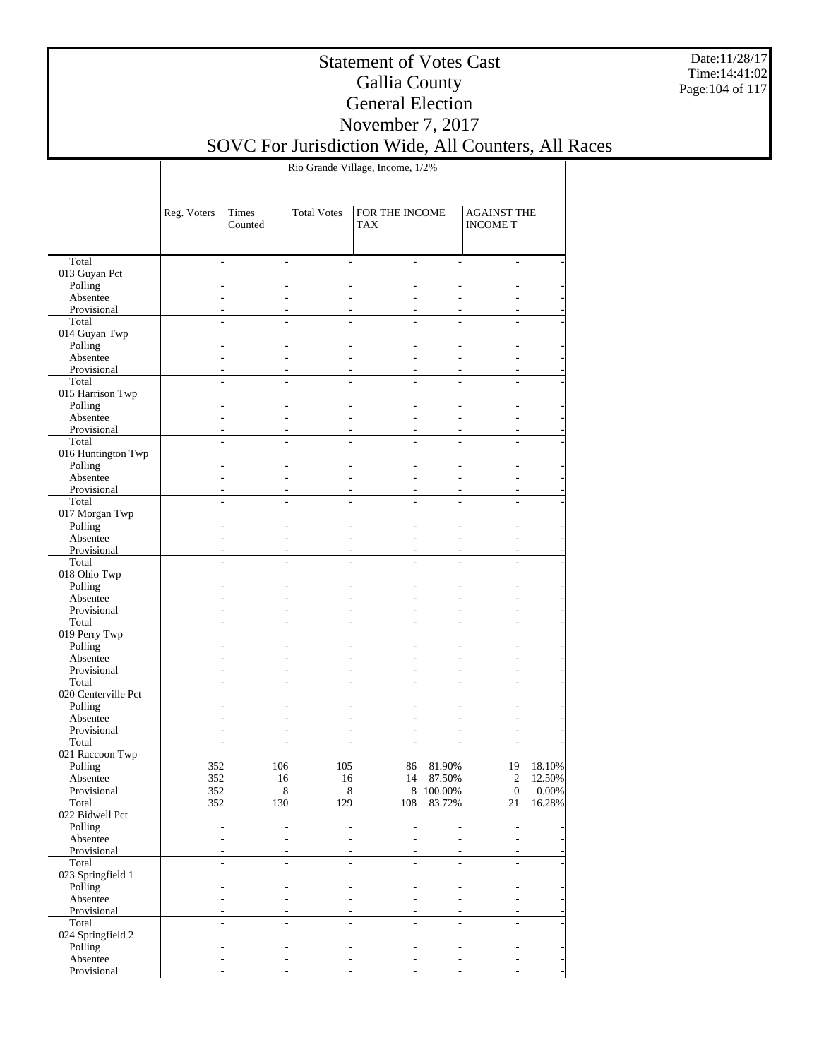# Statement of Votes Cast
# Gallia County
# General Election
# November 7, 2017
# SOVC For Jurisdiction Wide, All Counters, All Races

Date:11/28/17
Time:14:41:02

| | Rio Grande Village, Income, 1/2% | | | | | | |
|---|---|---|---|---|---|---|---|
| | Reg. Voters | Times Counted | Total Votes | FOR THE INCOME TAX | | AGAINST THE INCOME T | |
| Total | - | - | - | - | - | - | - |
| 013 Guyan Pct | | | | | | | |
| Polling | - | - | - | - | - | - | - |
| Absentee | - | - | - | - | - | - | - |
| Provisional | - | - | - | - | - | - | - |
| Total | - | - | - | - | - | - | - |
| 014 Guyan Twp | | | | | | | |
| Polling | - | - | - | - | - | - | - |
| Absentee | - | - | - | - | - | - | - |
| Provisional | - | - | - | - | - | - | - |
| Total | - | - | - | - | - | - | - |
| 015 Harrison Twp | | | | | | | |
| Polling | - | - | - | - | - | - | - |
| Absentee | - | - | - | - | - | - | - |
| Provisional | - | - | - | - | - | - | - |
| Total | - | - | - | - | - | - | - |
| 016 Huntington Twp | | | | | | | |
| Polling | - | - | - | - | - | - | - |
| Absentee | - | - | - | - | - | - | - |
| Provisional | - | - | - | - | - | - | - |
| Total | - | - | - | - | - | - | - |
| 017 Morgan Twp | | | | | | | |
| Polling | - | - | - | - | - | - | - |
| Absentee | - | - | - | - | - | - | - |
| Provisional | - | - | - | - | - | - | - |
| Total | - | - | - | - | - | - | - |
| 018 Ohio Twp | | | | | | | |
| Polling | - | - | - | - | - | - | - |
| Absentee | - | - | - | - | - | - | - |
| Provisional | - | - | - | - | - | - | - |
| Total | - | - | - | - | - | - | - |
| 019 Perry Twp | | | | | | | |
| Polling | - | - | - | - | - | - | - |
| Absentee | - | - | - | - | - | - | - |
| Provisional | - | - | - | - | - | - | - |
| Total | - | - | - | - | - | - | - |
| 020 Centerville Pct | | | | | | | |
| Polling | - | - | - | - | - | - | - |
| Absentee | - | - | - | - | - | - | - |
| Provisional | - | - | - | - | - | - | - |
| Total | - | - | - | - | - | - | - |
| 021 Raccoon Twp | | | | | | | |
| Polling | 352 | 106 | 105 | 86 | 81.90% | 19 | 18.10% |
| Absentee | 352 | 16 | 16 | 14 | 87.50% | 2 | 12.50% |
| Provisional | 352 | 8 | 8 | 8 | 100.00% | 0 | 0.00% |
| Total | 352 | 130 | 129 | 108 | 83.72% | 21 | 16.28% |
| 022 Bidwell Pct | | | | | | | |
| Polling | - | - | - | - | - | - | - |
| Absentee | - | - | - | - | - | - | - |
| Provisional | - | - | - | - | - | - | - |
| Total | - | - | - | - | - | - | - |
| 023 Springfield 1 | | | | | | | |
| Polling | - | - | - | - | - | - | - |
| Absentee | - | - | - | - | - | - | - |
| Provisional | - | - | - | - | - | - | - |
| Total | - | - | - | - | - | - | - |
| 024 Springfield 2 | | | | | | | |
| Polling | - | - | - | - | - | - | - |
| Absentee | - | - | - | - | - | - | - |
| Provisional | - | - | - | - | - | - | - |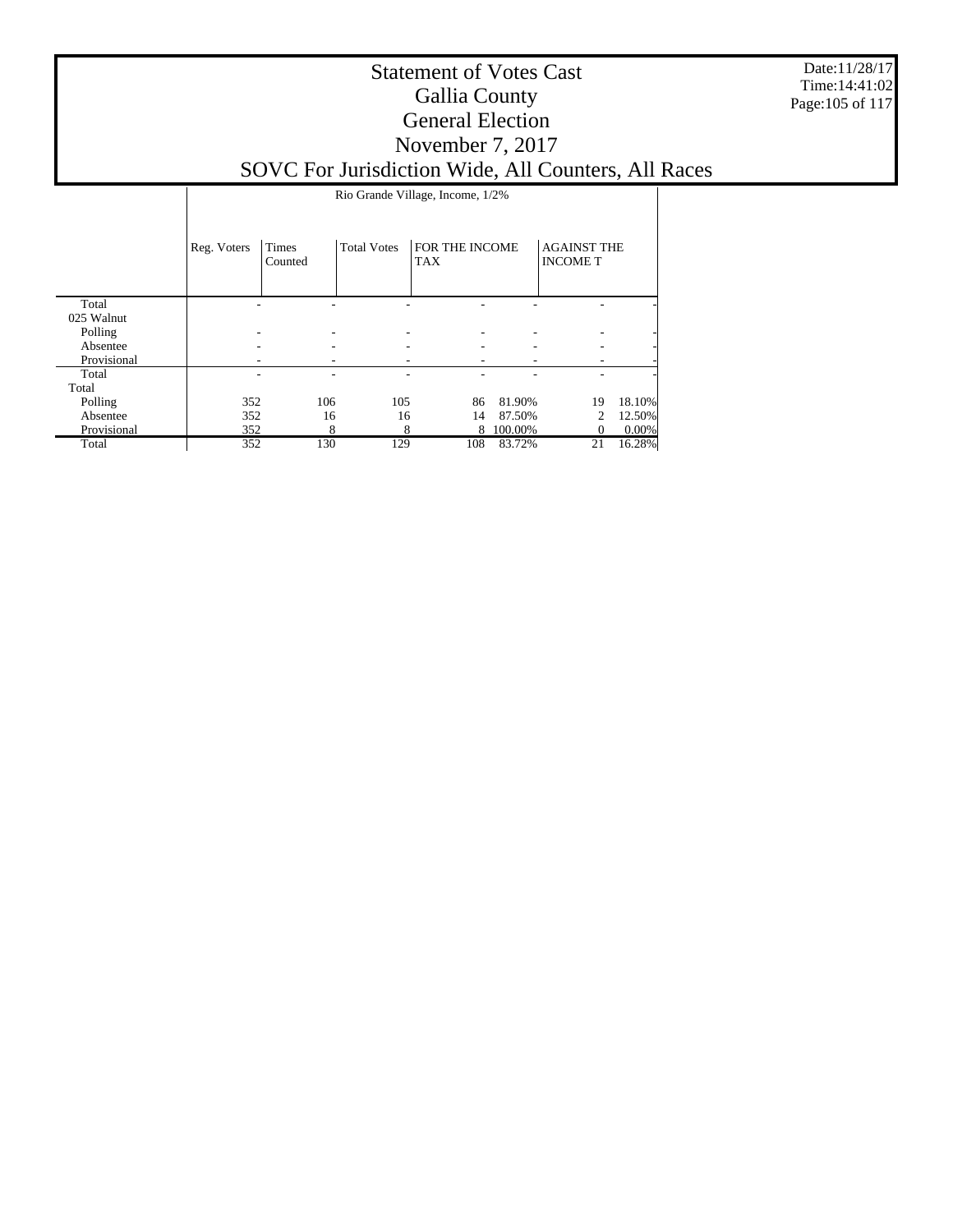# Statement of Votes Cast
## Gallia County
## General Election
## November 7, 2017
## SOVC For Jurisdiction Wide, All Counters, All Races

| | Rio Grande Village, Income, 1/2% | | | | | | |
|---|---|---|---|---|---|---|---|
| | Reg. Voters | Times Counted | Total Votes | FOR THE INCOME TAX | | AGAINST THE INCOME T | |
| Total | - | - | - | - | - | - | - |
| 025 Walnut | | | | | | | |
| Polling | - | - | - | - | - | - | - |
| Absentee | - | - | - | - | - | - | - |
| Provisional | - | - | - | - | - | - | - |
| Total | - | - | - | - | - | - | - |
| Total | | | | | | | |
| Polling | 352 | 106 | 105 | 86 | 81.90% | 19 | 18.10% |
| Absentee | 352 | 16 | 16 | 14 | 87.50% | 2 | 12.50% |
| Provisional | 352 | 8 | 8 | 8 | 100.00% | 0 | 0.00% |
| Total | 352 | 130 | 129 | 108 | 83.72% | 21 | 16.28% |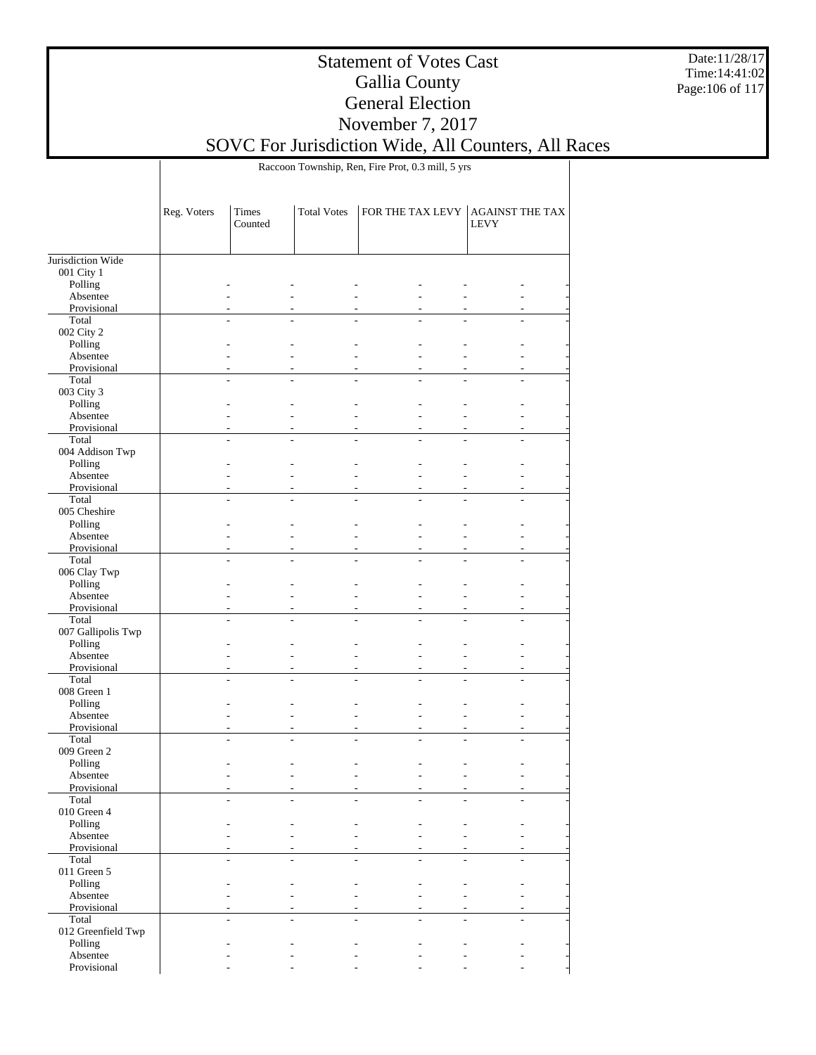# Statement of Votes Cast
## Gallia County
## General Election
## November 7, 2017
## SOVC For Jurisdiction Wide, All Counters, All Races

| | Raccoon Township, Ren, Fire Prot, 0.3 mill, 5 yrs | | | | |
|---|---|---|---|---|---|
| | Reg. Voters | Times Counted | Total Votes | FOR THE TAX LEVY | AGAINST THE TAX LEVY |
| Jurisdiction Wide | | | | | |
| 001 City 1 | | | | | |
| Polling | - | - | - | - | - |
| Absentee | - | - | - | - | - |
| Provisional | - | - | - | - | - |
| Total | - | - | - | - | - |
| 002 City 2 | | | | | |
| Polling | - | - | - | - | - |
| Absentee | - | - | - | - | - |
| Provisional | - | - | - | - | - |
| Total | - | - | - | - | - |
| 003 City 3 | | | | | |
| Polling | - | - | - | - | - |
| Absentee | - | - | - | - | - |
| Provisional | - | - | - | - | - |
| Total | - | - | - | - | - |
| 004 Addison Twp | | | | | |
| Polling | - | - | - | - | - |
| Absentee | - | - | - | - | - |
| Provisional | - | - | - | - | - |
| Total | - | - | - | - | - |
| 005 Cheshire | | | | | |
| Polling | - | - | - | - | - |
| Absentee | - | - | - | - | - |
| Provisional | - | - | - | - | - |
| Total | - | - | - | - | - |
| 006 Clay Twp | | | | | |
| Polling | - | - | - | - | - |
| Absentee | - | - | - | - | - |
| Provisional | - | - | - | - | - |
| Total | - | - | - | - | - |
| 007 Gallipolis Twp | | | | | |
| Polling | - | - | - | - | - |
| Absentee | - | - | - | - | - |
| Provisional | - | - | - | - | - |
| Total | - | - | - | - | - |
| 008 Green 1 | | | | | |
| Polling | - | - | - | - | - |
| Absentee | - | - | - | - | - |
| Provisional | - | - | - | - | - |
| Total | - | - | - | - | - |
| 009 Green 2 | | | | | |
| Polling | - | - | - | - | - |
| Absentee | - | - | - | - | - |
| Provisional | - | - | - | - | - |
| Total | - | - | - | - | - |
| 010 Green 4 | | | | | |
| Polling | - | - | - | - | - |
| Absentee | - | - | - | - | - |
| Provisional | - | - | - | - | - |
| Total | - | - | - | - | - |
| 011 Green 5 | | | | | |
| Polling | - | - | - | - | - |
| Absentee | - | - | - | - | - |
| Provisional | - | - | - | - | - |
| Total | - | - | - | - | - |
| 012 Greenfield Twp | | | | | |
| Polling | - | - | - | - | - |
| Absentee | - | - | - | - | - |
| Provisional | - | - | - | - | - |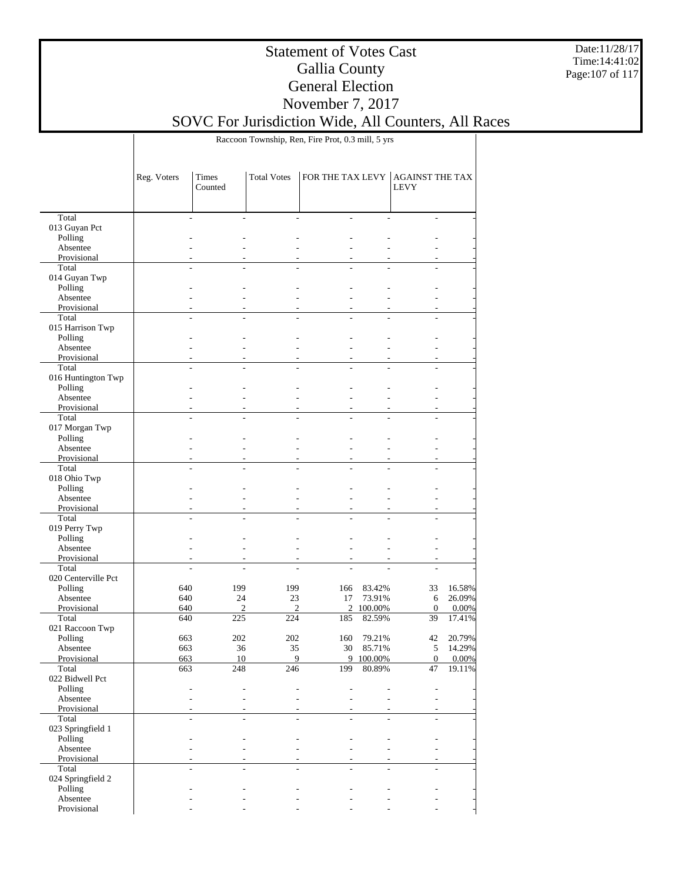# Statement of Votes Cast
# Gallia County
# General Election
# November 7, 2017
# SOVC For Jurisdiction Wide, All Counters, All Races

Date:11/28/17
Time:14:41:02

Raccoon Township, Ren, Fire Prot, 0.3 mill, 5 yrs

| | Reg. Voters | Times Counted | Total Votes | FOR THE TAX LEVY | | AGAINST THE TAX LEVY | |
|---|---|---|---|---|---|---|---|
| Total | - | - | - | - | - | - | - |
| 013 Guyan Pct | | | | | | | |
| Polling | - | - | - | - | - | - | - |
| Absentee | - | - | - | - | - | - | - |
| Provisional | - | - | - | - | - | - | - |
| Total | - | - | - | - | - | - | - |
| 014 Guyan Twp | | | | | | | |
| Polling | - | - | - | - | - | - | - |
| Absentee | - | - | - | - | - | - | - |
| Provisional | - | - | - | - | - | - | - |
| Total | - | - | - | - | - | - | - |
| 015 Harrison Twp | | | | | | | |
| Polling | - | - | - | - | - | - | - |
| Absentee | - | - | - | - | - | - | - |
| Provisional | - | - | - | - | - | - | - |
| Total | - | - | - | - | - | - | - |
| 016 Huntington Twp | | | | | | | |
| Polling | - | - | - | - | - | - | - |
| Absentee | - | - | - | - | - | - | - |
| Provisional | - | - | - | - | - | - | - |
| Total | - | - | - | - | - | - | - |
| 017 Morgan Twp | | | | | | | |
| Polling | - | - | - | - | - | - | - |
| Absentee | - | - | - | - | - | - | - |
| Provisional | - | - | - | - | - | - | - |
| Total | - | - | - | - | - | - | - |
| 018 Ohio Twp | | | | | | | |
| Polling | - | - | - | - | - | - | - |
| Absentee | - | - | - | - | - | - | - |
| Provisional | - | - | - | - | - | - | - |
| Total | - | - | - | - | - | - | - |
| 019 Perry Twp | | | | | | | |
| Polling | - | - | - | - | - | - | - |
| Absentee | - | - | - | - | - | - | - |
| Provisional | - | - | - | - | - | - | - |
| Total | - | - | - | - | - | - | - |
| 020 Centerville Pct | | | | | | | |
| Polling | 640 | 199 | 199 | 166 | 83.42% | 33 | 16.58% |
| Absentee | 640 | 24 | 23 | 17 | 73.91% | 6 | 26.09% |
| Provisional | 640 | 2 | 2 | 2 | 100.00% | 0 | 0.00% |
| Total | 640 | 225 | 224 | 185 | 82.59% | 39 | 17.41% |
| 021 Raccoon Twp | | | | | | | |
| Polling | 663 | 202 | 202 | 160 | 79.21% | 42 | 20.79% |
| Absentee | 663 | 36 | 35 | 30 | 85.71% | 5 | 14.29% |
| Provisional | 663 | 10 | 9 | 9 | 100.00% | 0 | 0.00% |
| Total | 663 | 248 | 246 | 199 | 80.89% | 47 | 19.11% |
| 022 Bidwell Pct | | | | | | | |
| Polling | - | - | - | - | - | - | - |
| Absentee | - | - | - | - | - | - | - |
| Provisional | - | - | - | - | - | - | - |
| Total | - | - | - | - | - | - | - |
| 023 Springfield 1 | | | | | | | |
| Polling | - | - | - | - | - | - | - |
| Absentee | - | - | - | - | - | - | - |
| Provisional | - | - | - | - | - | - | - |
| Total | - | - | - | - | - | - | - |
| 024 Springfield 2 | | | | | | | |
| Polling | - | - | - | - | - | - | - |
| Absentee | - | - | - | - | - | - | - |
| Provisional | - | - | - | - | - | - | - |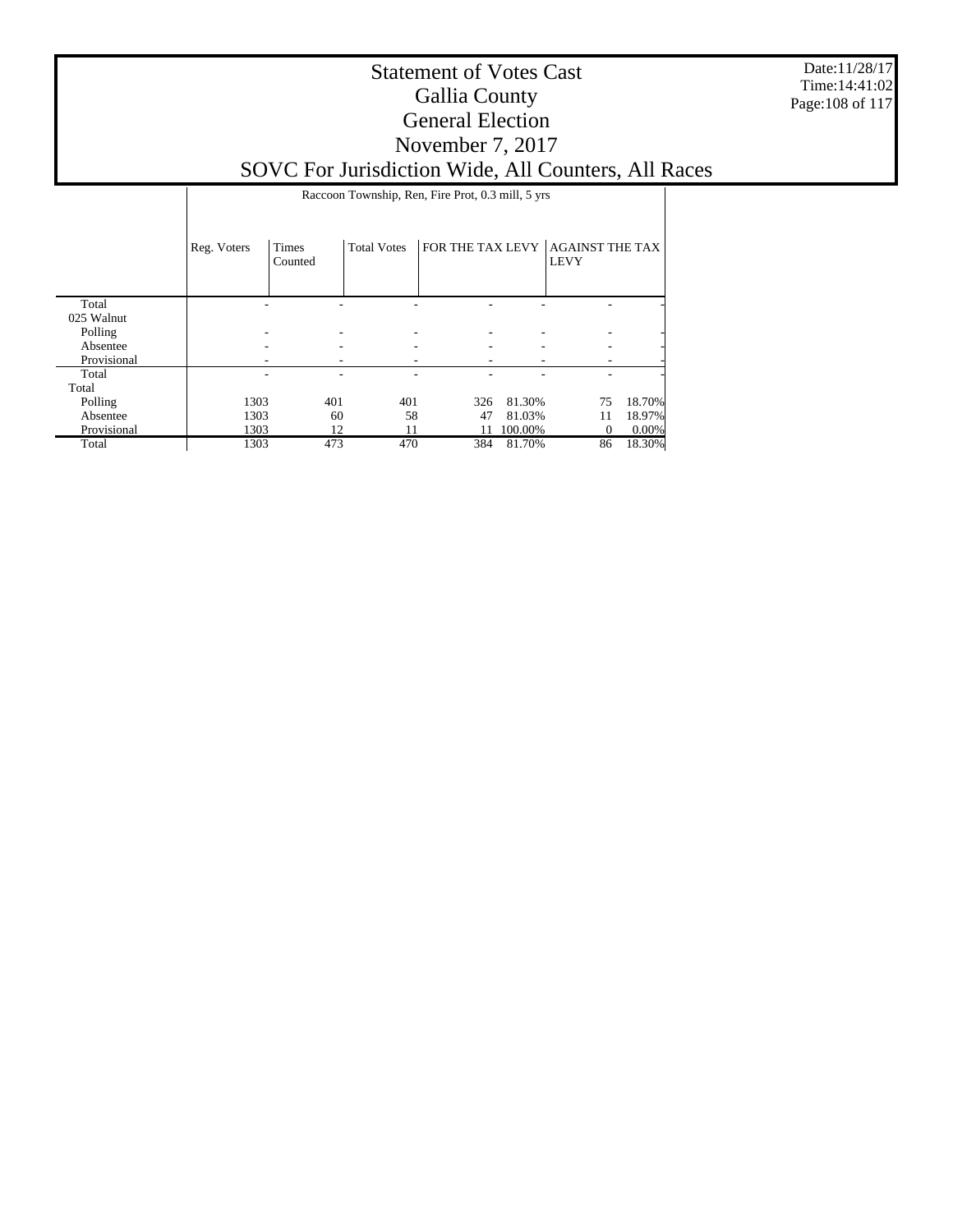# Statement of Votes Cast
## Gallia County
## General Election
## November 7, 2017
## SOVC For Jurisdiction Wide, All Counters, All Races

Date:11/28/17
Time:14:41:02

| | Raccoon Township, Ren, Fire Prot, 0.3 mill, 5 yrs | | | | | | |
|---|---|---|---|---|---|---|---|
| | Reg. Voters | Times Counted | Total Votes | FOR THE TAX LEVY | | AGAINST THE TAX LEVY | |
| Total | - | - | - | - | - | - | - |
| 025 Walnut | | | | | | | |
| Polling | - | - | - | - | - | - | - |
| Absentee | - | - | - | - | - | - | - |
| Provisional | - | - | - | - | - | - | - |
| Total | - | - | - | - | - | - | - |
| Total | | | | | | | |
| Polling | 1303 | 401 | 401 | 326 | 81.30% | 75 | 18.70% |
| Absentee | 1303 | 60 | 58 | 47 | 81.03% | 11 | 18.97% |
| Provisional | 1303 | 12 | 11 | 11 | 100.00% | 0 | 0.00% |
| Total | 1303 | 473 | 470 | 384 | 81.70% | 86 | 18.30% |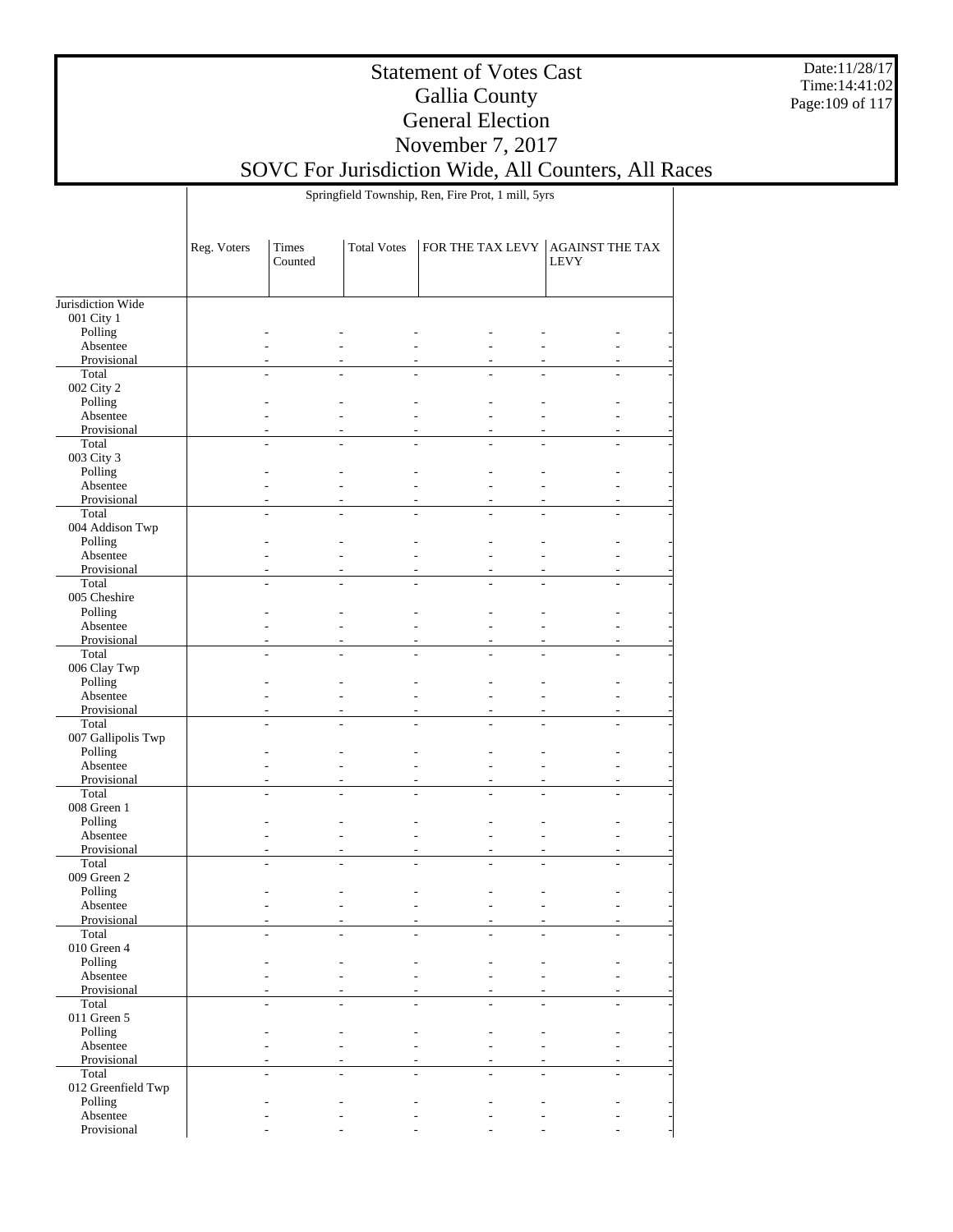# Statement of Votes Cast
## Gallia County
## General Election
## November 7, 2017
## SOVC For Jurisdiction Wide, All Counters, All Races

| | Springfield Township, Ren, Fire Prot, 1 mill, 5yrs | | | | |
|---|---|---|---|---|---|
| | Reg. Voters | Times Counted | Total Votes | FOR THE TAX LEVY | AGAINST THE TAX LEVY |
| Jurisdiction Wide | | | | | |
| 001 City 1 | | | | | |
| Polling | - | - | - | - | - |
| Absentee | - | - | - | - | - |
| Provisional | - | - | - | - | - |
| Total | - | - | - | - | - |
| 002 City 2 | | | | | |
| Polling | - | - | - | - | - |
| Absentee | - | - | - | - | - |
| Provisional | - | - | - | - | - |
| Total | - | - | - | - | - |
| 003 City 3 | | | | | |
| Polling | - | - | - | - | - |
| Absentee | - | - | - | - | - |
| Provisional | - | - | - | - | - |
| Total | - | - | - | - | - |
| 004 Addison Twp | | | | | |
| Polling | - | - | - | - | - |
| Absentee | - | - | - | - | - |
| Provisional | - | - | - | - | - |
| Total | - | - | - | - | - |
| 005 Cheshire | | | | | |
| Polling | - | - | - | - | - |
| Absentee | - | - | - | - | - |
| Provisional | - | - | - | - | - |
| Total | - | - | - | - | - |
| 006 Clay Twp | | | | | |
| Polling | - | - | - | - | - |
| Absentee | - | - | - | - | - |
| Provisional | - | - | - | - | - |
| Total | - | - | - | - | - |
| 007 Gallipolis Twp | | | | | |
| Polling | - | - | - | - | - |
| Absentee | - | - | - | - | - |
| Provisional | - | - | - | - | - |
| Total | - | - | - | - | - |
| 008 Green 1 | | | | | |
| Polling | - | - | - | - | - |
| Absentee | - | - | - | - | - |
| Provisional | - | - | - | - | - |
| Total | - | - | - | - | - |
| 009 Green 2 | | | | | |
| Polling | - | - | - | - | - |
| Absentee | - | - | - | - | - |
| Provisional | - | - | - | - | - |
| Total | - | - | - | - | - |
| 010 Green 4 | | | | | |
| Polling | - | - | - | - | - |
| Absentee | - | - | - | - | - |
| Provisional | - | - | - | - | - |
| Total | - | - | - | - | - |
| 011 Green 5 | | | | | |
| Polling | - | - | - | - | - |
| Absentee | - | - | - | - | - |
| Provisional | - | - | - | - | - |
| Total | - | - | - | - | - |
| 012 Greenfield Twp | | | | | |
| Polling | - | - | - | - | - |
| Absentee | - | - | - | - | - |
| Provisional | - | - | - | - | - |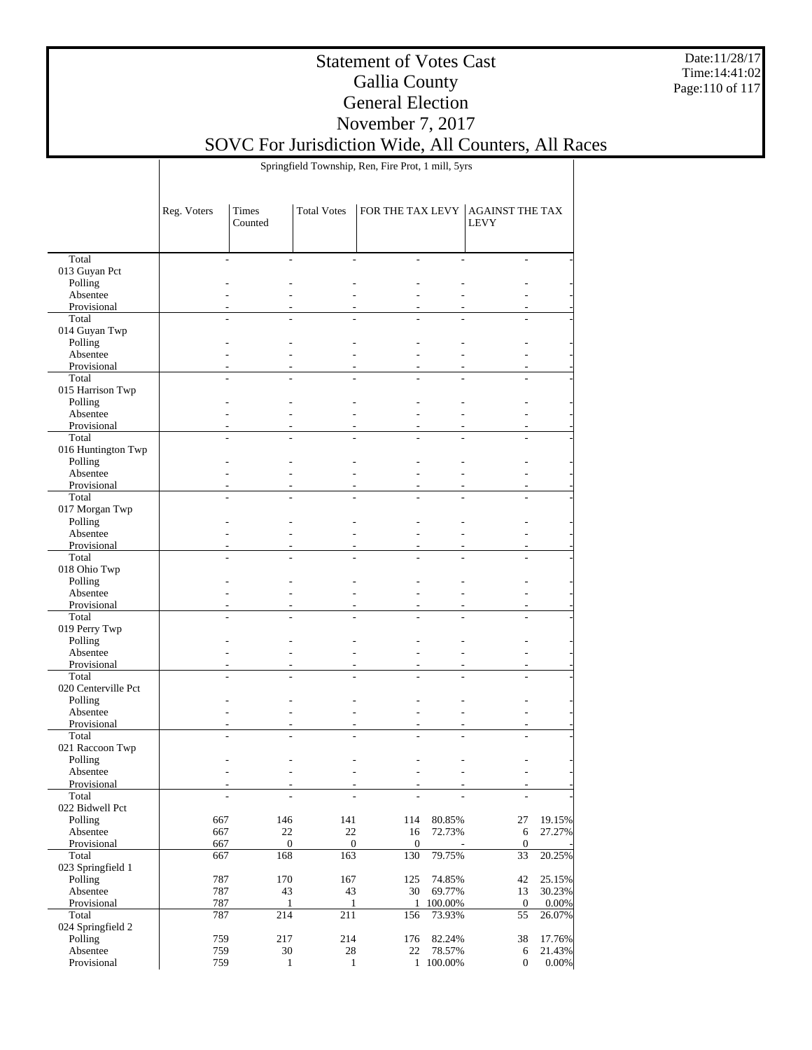# Statement of Votes Cast
# Gallia County
# General Election
# November 7, 2017
# SOVC For Jurisdiction Wide, All Counters, All Races

Date:11/28/17
Time:14:41:02

| | Springfield Township, Ren, Fire Prot, 1 mill, 5yrs | | | | | | |
|---|---|---|---|---|---|---|---|
| | Reg. Voters | Times Counted | Total Votes | FOR THE TAX LEVY | | AGAINST THE TAX LEVY | |
| Total | - | - | - | - | - | - | - |
| 013 Guyan Pct | | | | | | | |
| Polling | - | - | - | - | - | - | - |
| Absentee | - | - | - | - | - | - | - |
| Provisional | - | - | - | - | - | - | - |
| Total | - | - | - | - | - | - | - |
| 014 Guyan Twp | | | | | | | |
| Polling | - | - | - | - | - | - | - |
| Absentee | - | - | - | - | - | - | - |
| Provisional | - | - | - | - | - | - | - |
| Total | - | - | - | - | - | - | - |
| 015 Harrison Twp | | | | | | | |
| Polling | - | - | - | - | - | - | - |
| Absentee | - | - | - | - | - | - | - |
| Provisional | - | - | - | - | - | - | - |
| Total | - | - | - | - | - | - | - |
| 016 Huntington Twp | | | | | | | |
| Polling | - | - | - | - | - | - | - |
| Absentee | - | - | - | - | - | - | - |
| Provisional | - | - | - | - | - | - | - |
| Total | - | - | - | - | - | - | - |
| 017 Morgan Twp | | | | | | | |
| Polling | - | - | - | - | - | - | - |
| Absentee | - | - | - | - | - | - | - |
| Provisional | - | - | - | - | - | - | - |
| Total | - | - | - | - | - | - | - |
| 018 Ohio Twp | | | | | | | |
| Polling | - | - | - | - | - | - | - |
| Absentee | - | - | - | - | - | - | - |
| Provisional | - | - | - | - | - | - | - |
| Total | - | - | - | - | - | - | - |
| 019 Perry Twp | | | | | | | |
| Polling | - | - | - | - | - | - | - |
| Absentee | - | - | - | - | - | - | - |
| Provisional | - | - | - | - | - | - | - |
| Total | - | - | - | - | - | - | - |
| 020 Centerville Pct | | | | | | | |
| Polling | - | - | - | - | - | - | - |
| Absentee | - | - | - | - | - | - | - |
| Provisional | - | - | - | - | - | - | - |
| Total | - | - | - | - | - | - | - |
| 021 Raccoon Twp | | | | | | | |
| Polling | - | - | - | - | - | - | - |
| Absentee | - | - | - | - | - | - | - |
| Provisional | - | - | - | - | - | - | - |
| Total | - | - | - | - | - | - | - |
| 022 Bidwell Pct | | | | | | | |
| Polling | 667 | 146 | 141 | 114 | 80.85% | 27 | 19.15% |
| Absentee | 667 | 22 | 22 | 16 | 72.73% | 6 | 27.27% |
| Provisional | 667 | 0 | 0 | 0 | - | 0 | - |
| Total | 667 | 168 | 163 | 130 | 79.75% | 33 | 20.25% |
| 023 Springfield 1 | | | | | | | |
| Polling | 787 | 170 | 167 | 125 | 74.85% | 42 | 25.15% |
| Absentee | 787 | 43 | 43 | 30 | 69.77% | 13 | 30.23% |
| Provisional | 787 | 1 | 1 | 1 | 100.00% | 0 | 0.00% |
| Total | 787 | 214 | 211 | 156 | 73.93% | 55 | 26.07% |
| 024 Springfield 2 | | | | | | | |
| Polling | 759 | 217 | 214 | 176 | 82.24% | 38 | 17.76% |
| Absentee | 759 | 30 | 28 | 22 | 78.57% | 6 | 21.43% |
| Provisional | 759 | 1 | 1 | 1 | 100.00% | 0 | 0.00% |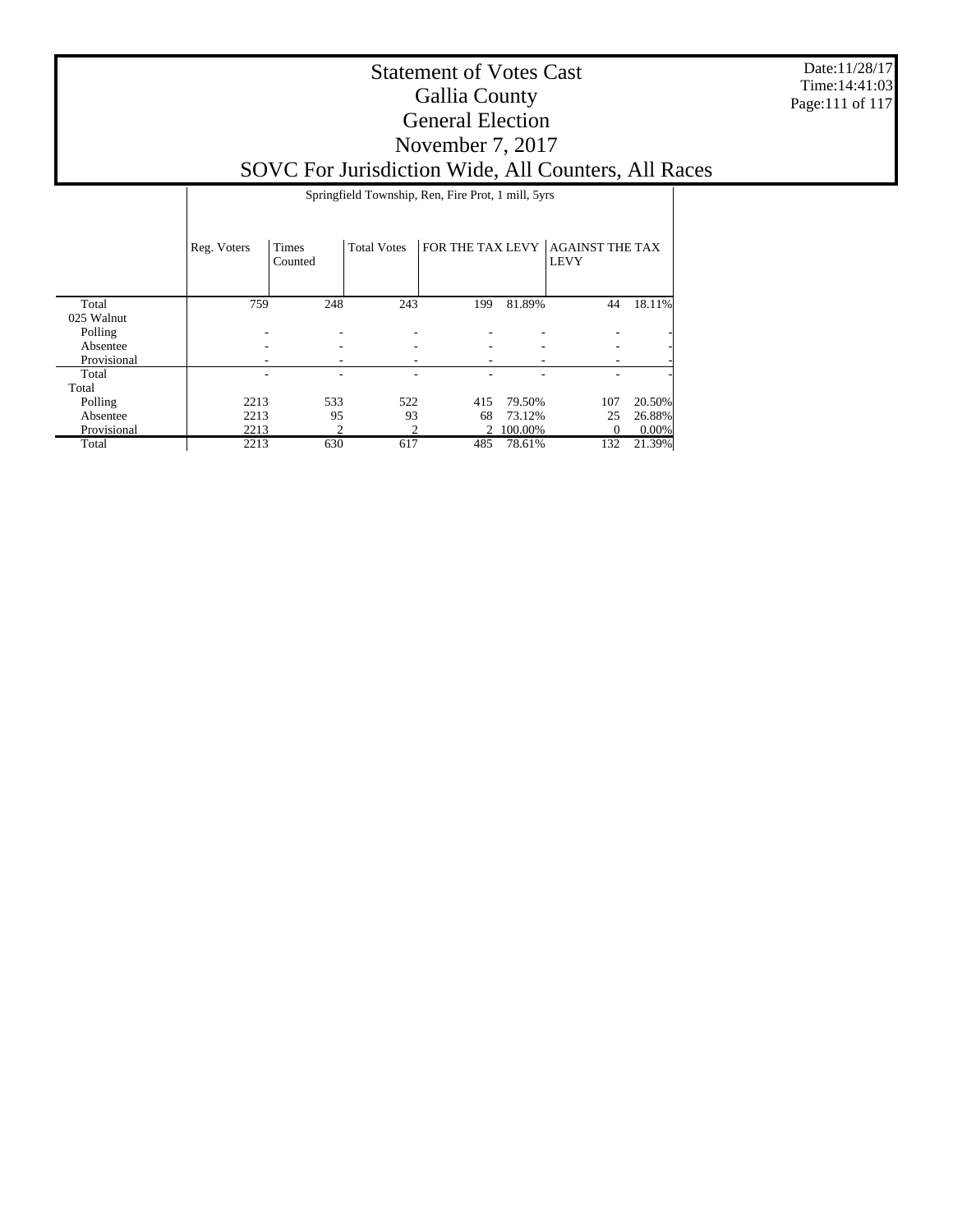# Statement of Votes Cast
## Gallia County
## General Election
## November 7, 2017
## SOVC For Jurisdiction Wide, All Counters, All Races

Date:11/28/17
Time:14:41:03

| | Springfield Township, Ren, Fire Prot, 1 mill, 5yrs | | | | | | |
|---|---|---|---|---|---|---|---|
| | Reg. Voters | Times Counted | Total Votes | FOR THE TAX LEVY | | AGAINST THE TAX LEVY | |
| Total | 759 | 248 | 243 | 199 | 81.89% | 44 | 18.11% |
| 025 Walnut | | | | | | | |
| Polling | - | - | - | - | - | - | - |
| Absentee | - | - | - | - | - | - | - |
| Provisional | - | - | - | - | - | - | - |
| Total | - | - | - | - | - | - | - |
| Total | | | | | | | |
| Polling | 2213 | 533 | 522 | 415 | 79.50% | 107 | 20.50% |
| Absentee | 2213 | 95 | 93 | 68 | 73.12% | 25 | 26.88% |
| Provisional | 2213 | 2 | 2 | 2 | 100.00% | 0 | 0.00% |
| Total | 2213 | 630 | 617 | 485 | 78.61% | 132 | 21.39% |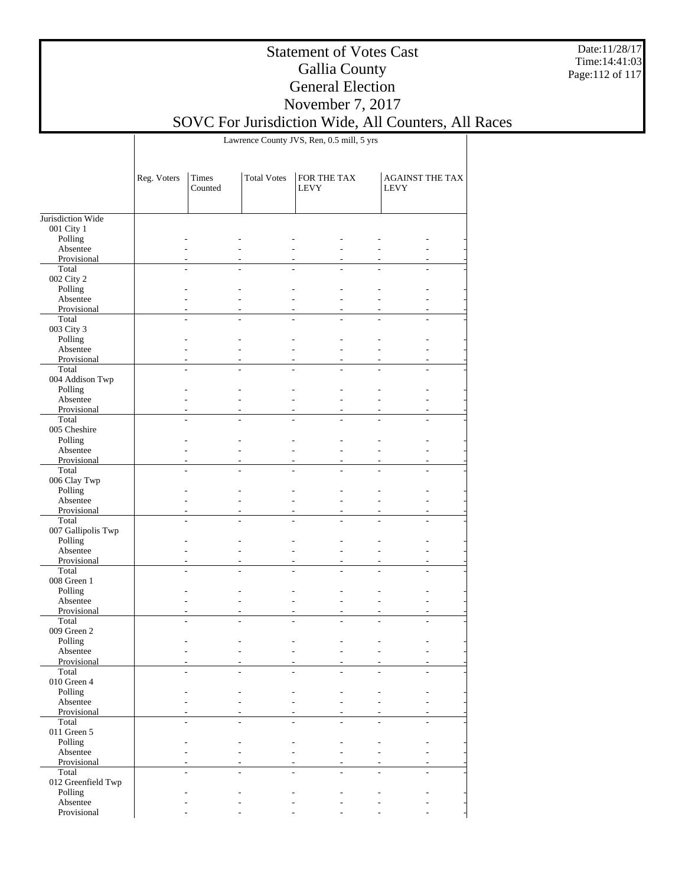# Statement of Votes Cast
# Gallia County
# General Election
# November 7, 2017
# SOVC For Jurisdiction Wide, All Counters, All Races

| | Lawrence County JVS, Ren, 0.5 mill, 5 yrs | | | | | | |
|---|---|---|---|---|---|---|---|
| | Reg. Voters | Times Counted | Total Votes | FOR THE TAX LEVY | | AGAINST THE TAX LEVY | |
| Jurisdiction Wide | | | | | | | |
| 001 City 1 | | | | | | | |
| Polling | - | - | - | - | - | - | - |
| Absentee | - | - | - | - | - | - | - |
| Provisional | - | - | - | - | - | - | - |
| Total | - | - | - | - | - | - | - |
| 002 City 2 | | | | | | | |
| Polling | - | - | - | - | - | - | - |
| Absentee | - | - | - | - | - | - | - |
| Provisional | - | - | - | - | - | - | - |
| Total | - | - | - | - | - | - | - |
| 003 City 3 | | | | | | | |
| Polling | - | - | - | - | - | - | - |
| Absentee | - | - | - | - | - | - | - |
| Provisional | - | - | - | - | - | - | - |
| Total | - | - | - | - | - | - | - |
| 004 Addison Twp | | | | | | | |
| Polling | - | - | - | - | - | - | - |
| Absentee | - | - | - | - | - | - | - |
| Provisional | - | - | - | - | - | - | - |
| Total | - | - | - | - | - | - | - |
| 005 Cheshire | | | | | | | |
| Polling | - | - | - | - | - | - | - |
| Absentee | - | - | - | - | - | - | - |
| Provisional | - | - | - | - | - | - | - |
| Total | - | - | - | - | - | - | - |
| 006 Clay Twp | | | | | | | |
| Polling | - | - | - | - | - | - | - |
| Absentee | - | - | - | - | - | - | - |
| Provisional | - | - | - | - | - | - | - |
| Total | - | - | - | - | - | - | - |
| 007 Gallipolis Twp | | | | | | | |
| Polling | - | - | - | - | - | - | - |
| Absentee | - | - | - | - | - | - | - |
| Provisional | - | - | - | - | - | - | - |
| Total | - | - | - | - | - | - | - |
| 008 Green 1 | | | | | | | |
| Polling | - | - | - | - | - | - | - |
| Absentee | - | - | - | - | - | - | - |
| Provisional | - | - | - | - | - | - | - |
| Total | - | - | - | - | - | - | - |
| 009 Green 2 | | | | | | | |
| Polling | - | - | - | - | - | - | - |
| Absentee | - | - | - | - | - | - | - |
| Provisional | - | - | - | - | - | - | - |
| Total | - | - | - | - | - | - | - |
| 010 Green 4 | | | | | | | |
| Polling | - | - | - | - | - | - | - |
| Absentee | - | - | - | - | - | - | - |
| Provisional | - | - | - | - | - | - | - |
| Total | - | - | - | - | - | - | - |
| 011 Green 5 | | | | | | | |
| Polling | - | - | - | - | - | - | - |
| Absentee | - | - | - | - | - | - | - |
| Provisional | - | - | - | - | - | - | - |
| Total | - | - | - | - | - | - | - |
| 012 Greenfield Twp | | | | | | | |
| Polling | - | - | - | - | - | - | - |
| Absentee | - | - | - | - | - | - | - |
| Provisional | - | - | - | - | - | - | - |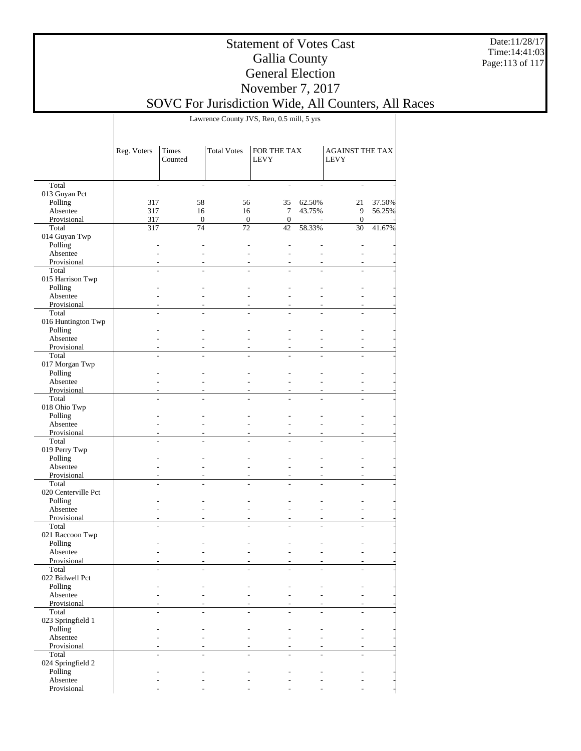# Statement of Votes Cast
## Gallia County
## General Election
## November 7, 2017
## SOVC For Jurisdiction Wide, All Counters, All Races

Date:11/28/17
Time:14:41:03

| | Lawrence County JVS, Ren, 0.5 mill, 5 yrs | | | | | | |
|---|---|---|---|---|---|---|---|
| | Reg. Voters | Times Counted | Total Votes | FOR THE TAX LEVY | | AGAINST THE TAX LEVY | |
| Total | - | - | - | - | - | - | - |
| 013 Guyan Pct | | | | | | | |
| Polling | 317 | 58 | 56 | 35 | 62.50% | 21 | 37.50% |
| Absentee | 317 | 16 | 16 | 7 | 43.75% | 9 | 56.25% |
| Provisional | 317 | 0 | 0 | 0 | - | 0 | - |
| Total | 317 | 74 | 72 | 42 | 58.33% | 30 | 41.67% |
| 014 Guyan Twp | | | | | | | |
| Polling | - | - | - | - | - | - | - |
| Absentee | - | - | - | - | - | - | - |
| Provisional | - | - | - | - | - | - | - |
| Total | - | - | - | - | - | - | - |
| 015 Harrison Twp | | | | | | | |
| Polling | - | - | - | - | - | - | - |
| Absentee | - | - | - | - | - | - | - |
| Provisional | - | - | - | - | - | - | - |
| Total | - | - | - | - | - | - | - |
| 016 Huntington Twp | | | | | | | |
| Polling | - | - | - | - | - | - | - |
| Absentee | - | - | - | - | - | - | - |
| Provisional | - | - | - | - | - | - | - |
| Total | - | - | - | - | - | - | - |
| 017 Morgan Twp | | | | | | | |
| Polling | - | - | - | - | - | - | - |
| Absentee | - | - | - | - | - | - | - |
| Provisional | - | - | - | - | - | - | - |
| Total | - | - | - | - | - | - | - |
| 018 Ohio Twp | | | | | | | |
| Polling | - | - | - | - | - | - | - |
| Absentee | - | - | - | - | - | - | - |
| Provisional | - | - | - | - | - | - | - |
| Total | - | - | - | - | - | - | - |
| 019 Perry Twp | | | | | | | |
| Polling | - | - | - | - | - | - | - |
| Absentee | - | - | - | - | - | - | - |
| Provisional | - | - | - | - | - | - | - |
| Total | - | - | - | - | - | - | - |
| 020 Centerville Pct | | | | | | | |
| Polling | - | - | - | - | - | - | - |
| Absentee | - | - | - | - | - | - | - |
| Provisional | - | - | - | - | - | - | - |
| Total | - | - | - | - | - | - | - |
| 021 Raccoon Twp | | | | | | | |
| Polling | - | - | - | - | - | - | - |
| Absentee | - | - | - | - | - | - | - |
| Provisional | - | - | - | - | - | - | - |
| Total | - | - | - | - | - | - | - |
| 022 Bidwell Pct | | | | | | | |
| Polling | - | - | - | - | - | - | - |
| Absentee | - | - | - | - | - | - | - |
| Provisional | - | - | - | - | - | - | - |
| Total | - | - | - | - | - | - | - |
| 023 Springfield 1 | | | | | | | |
| Polling | - | - | - | - | - | - | - |
| Absentee | - | - | - | - | - | - | - |
| Provisional | - | - | - | - | - | - | - |
| Total | - | - | - | - | - | - | - |
| 024 Springfield 2 | | | | | | | |
| Polling | - | - | - | - | - | - | - |
| Absentee | - | - | - | - | - | - | - |
| Provisional | - | - | - | - | - | - | - |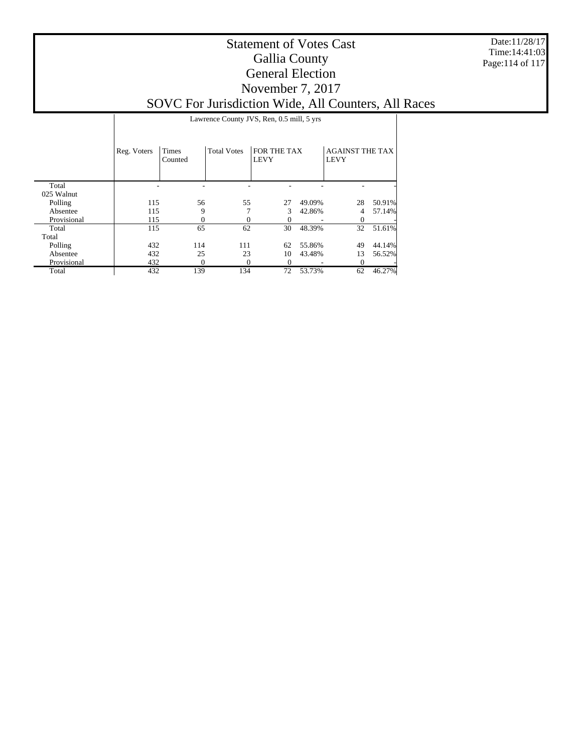# Statement of Votes Cast
## Gallia County
## General Election
## November 7, 2017
## SOVC For Jurisdiction Wide, All Counters, All Races

Date:11/28/17
Time:14:41:03

| | Lawrence County JVS, Ren, 0.5 mill, 5 yrs | | | | | | |
|---|---|---|---|---|---|---|---|
| | Reg. Voters | Times Counted | Total Votes | FOR THE TAX LEVY | | AGAINST THE TAX LEVY | |
| Total | - | - | - | - | - | - | - |
| 025 Walnut | | | | | | | |
| Polling | 115 | 56 | 55 | 27 | 49.09% | 28 | 50.91% |
| Absentee | 115 | 9 | 7 | 3 | 42.86% | 4 | 57.14% |
| Provisional | 115 | 0 | 0 | 0 | - | 0 | - |
| Total | 115 | 65 | 62 | 30 | 48.39% | 32 | 51.61% |
| Total | | | | | | | |
| Polling | 432 | 114 | 111 | 62 | 55.86% | 49 | 44.14% |
| Absentee | 432 | 25 | 23 | 10 | 43.48% | 13 | 56.52% |
| Provisional | 432 | 0 | 0 | 0 | - | 0 | - |
| Total | 432 | 139 | 134 | 72 | 53.73% | 62 | 46.27% |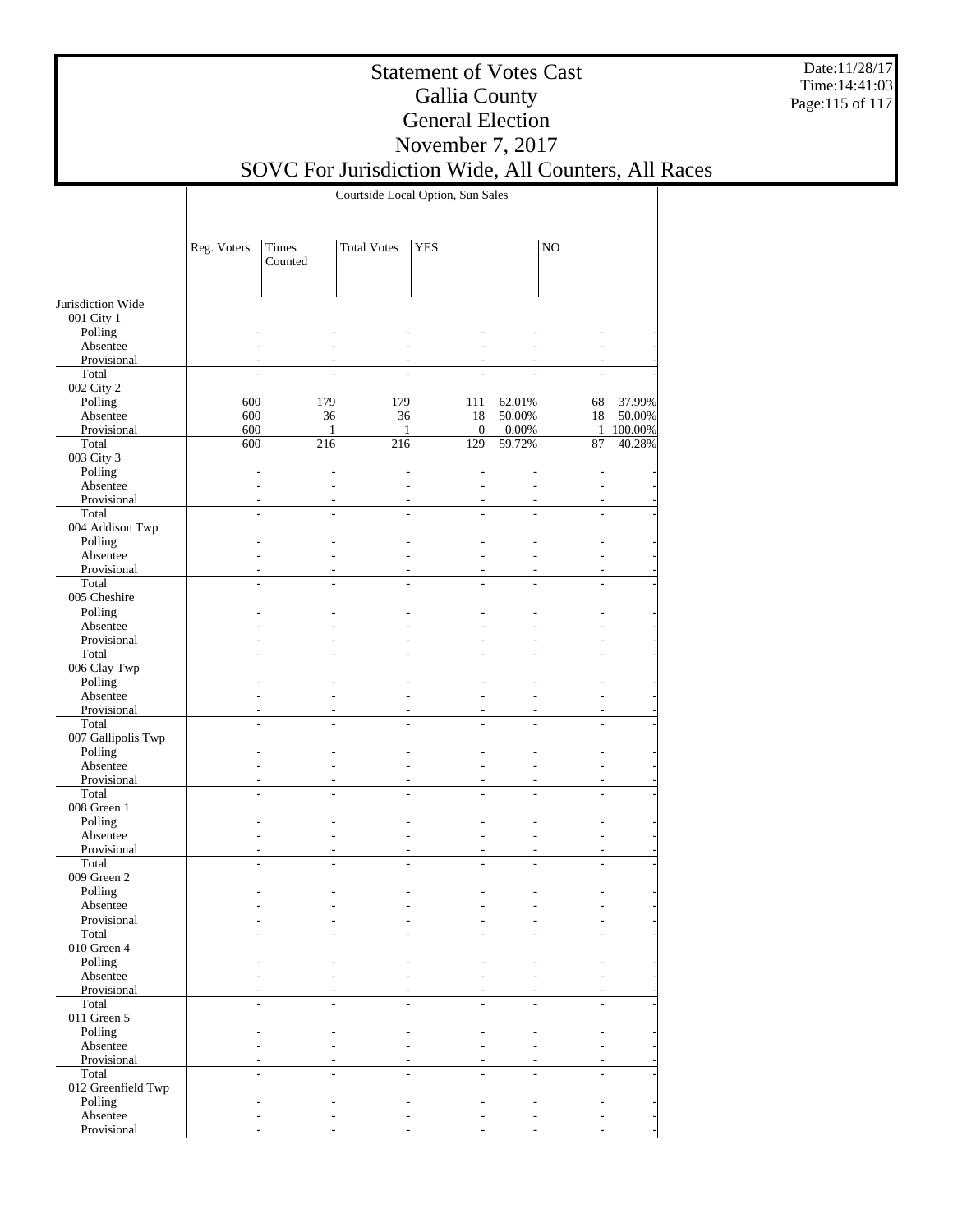# Statement of Votes Cast
# Gallia County
# General Election
# November 7, 2017
# SOVC For Jurisdiction Wide, All Counters, All Races

| | Courtside Local Option, Sun Sales | | | | | | |
|---|---|---|---|---|---|---|---|
| | Reg. Voters | Times Counted | Total Votes | YES | | NO | |
| Jurisdiction Wide | | | | | | | |
| 001 City 1 | | | | | | | |
| Polling | - | - | - | - | - | - | - |
| Absentee | - | - | - | - | - | - | - |
| Provisional | - | - | - | - | - | - | - |
| Total | - | - | - | - | - | - | - |
| 002 City 2 | | | | | | | |
| Polling | 600 | 179 | 179 | 111 | 62.01% | 68 | 37.99% |
| Absentee | 600 | 36 | 36 | 18 | 50.00% | 18 | 50.00% |
| Provisional | 600 | 1 | 1 | 0 | 0.00% | 1 | 100.00% |
| Total | 600 | 216 | 216 | 129 | 59.72% | 87 | 40.28% |
| 003 City 3 | | | | | | | |
| Polling | - | - | - | - | - | - | - |
| Absentee | - | - | - | - | - | - | - |
| Provisional | - | - | - | - | - | - | - |
| Total | - | - | - | - | - | - | - |
| 004 Addison Twp | | | | | | | |
| Polling | - | - | - | - | - | - | - |
| Absentee | - | - | - | - | - | - | - |
| Provisional | - | - | - | - | - | - | - |
| Total | - | - | - | - | - | - | - |
| 005 Cheshire | | | | | | | |
| Polling | - | - | - | - | - | - | - |
| Absentee | - | - | - | - | - | - | - |
| Provisional | - | - | - | - | - | - | - |
| Total | - | - | - | - | - | - | - |
| 006 Clay Twp | | | | | | | |
| Polling | - | - | - | - | - | - | - |
| Absentee | - | - | - | - | - | - | - |
| Provisional | - | - | - | - | - | - | - |
| Total | - | - | - | - | - | - | - |
| 007 Gallipolis Twp | | | | | | | |
| Polling | - | - | - | - | - | - | - |
| Absentee | - | - | - | - | - | - | - |
| Provisional | - | - | - | - | - | - | - |
| Total | - | - | - | - | - | - | - |
| 008 Green 1 | | | | | | | |
| Polling | - | - | - | - | - | - | - |
| Absentee | - | - | - | - | - | - | - |
| Provisional | - | - | - | - | - | - | - |
| Total | - | - | - | - | - | - | - |
| 009 Green 2 | | | | | | | |
| Polling | - | - | - | - | - | - | - |
| Absentee | - | - | - | - | - | - | - |
| Provisional | - | - | - | - | - | - | - |
| Total | - | - | - | - | - | - | - |
| 010 Green 4 | | | | | | | |
| Polling | - | - | - | - | - | - | - |
| Absentee | - | - | - | - | - | - | - |
| Provisional | - | - | - | - | - | - | - |
| Total | - | - | - | - | - | - | - |
| 011 Green 5 | | | | | | | |
| Polling | - | - | - | - | - | - | - |
| Absentee | - | - | - | - | - | - | - |
| Provisional | - | - | - | - | - | - | - |
| Total | - | - | - | - | - | - | - |
| 012 Greenfield Twp | | | | | | | |
| Polling | - | - | - | - | - | - | - |
| Absentee | - | - | - | - | - | - | - |
| Provisional | - | - | - | - | - | - | - |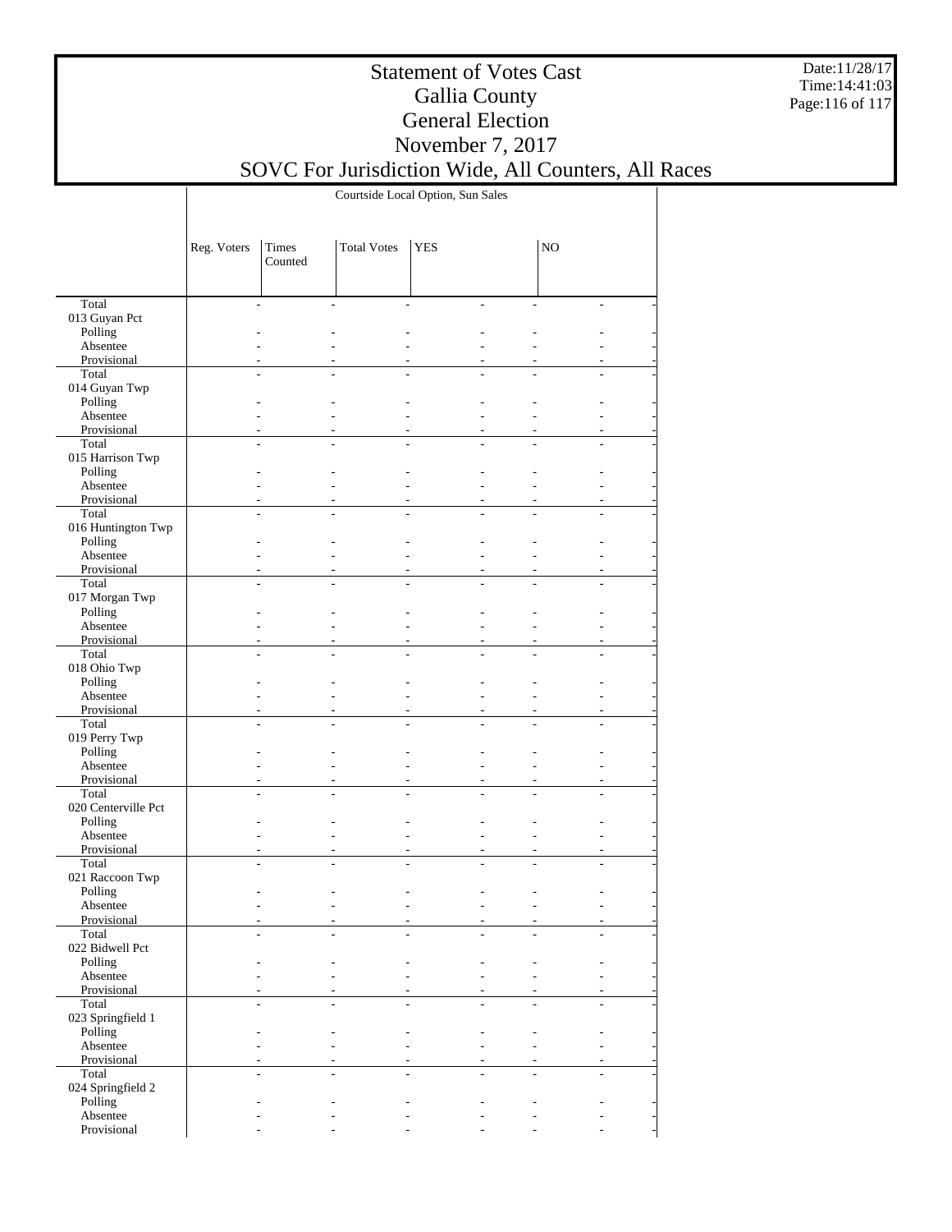| | Courtside Local Option, Sun Sales | | | | | | |
|---|---|---|---|---|---|---|---|
| | Reg. Voters | Times Counted | Total Votes | YES | | NO | |
| Total | - | - | - | - | - | - | - |
| 013 Guyan Pct | | | | | | | |
| Polling | - | - | - | - | - | - | - |
| Absentee | - | - | - | - | - | - | - |
| Provisional | - | - | - | - | - | - | - |
| Total | - | - | - | - | - | - | - |
| 014 Guyan Twp | | | | | | | |
| Polling | - | - | - | - | - | - | - |
| Absentee | - | - | - | - | - | - | - |
| Provisional | - | - | - | - | - | - | - |
| Total | - | - | - | - | - | - | - |
| 015 Harrison Twp | | | | | | | |
| Polling | - | - | - | - | - | - | - |
| Absentee | - | - | - | - | - | - | - |
| Provisional | - | - | - | - | - | - | - |
| Total | - | - | - | - | - | - | - |
| 016 Huntington Twp | | | | | | | |
| Polling | - | - | - | - | - | - | - |
| Absentee | - | - | - | - | - | - | - |
| Provisional | - | - | - | - | - | - | - |
| Total | - | - | - | - | - | - | - |
| 017 Morgan Twp | | | | | | | |
| Polling | - | - | - | - | - | - | - |
| Absentee | - | - | - | - | - | - | - |
| Provisional | - | - | - | - | - | - | - |
| Total | - | - | - | - | - | - | - |
| 018 Ohio Twp | | | | | | | |
| Polling | - | - | - | - | - | - | - |
| Absentee | - | - | - | - | - | - | - |
| Provisional | - | - | - | - | - | - | - |
| Total | - | - | - | - | - | - | - |
| 019 Perry Twp | | | | | | | |
| Polling | - | - | - | - | - | - | - |
| Absentee | - | - | - | - | - | - | - |
| Provisional | - | - | - | - | - | - | - |
| Total | - | - | - | - | - | - | - |
| 020 Centerville Pct | | | | | | | |
| Polling | - | - | - | - | - | - | - |
| Absentee | - | - | - | - | - | - | - |
| Provisional | - | - | - | - | - | - | - |
| Total | - | - | - | - | - | - | - |
| 021 Raccoon Twp | | | | | | | |
| Polling | - | - | - | - | - | - | - |
| Absentee | - | - | - | - | - | - | - |
| Provisional | - | - | - | - | - | - | - |
| Total | - | - | - | - | - | - | - |
| 022 Bidwell Pct | | | | | | | |
| Polling | - | - | - | - | - | - | - |
| Absentee | - | - | - | - | - | - | - |
| Provisional | - | - | - | - | - | - | - |
| Total | - | - | - | - | - | - | - |
| 023 Springfield 1 | | | | | | | |
| Polling | - | - | - | - | - | - | - |
| Absentee | - | - | - | - | - | - | - |
| Provisional | - | - | - | - | - | - | - |
| Total | - | - | - | - | - | - | - |
| 024 Springfield 2 | | | | | | | |
| Polling | - | - | - | - | - | - | - |
| Absentee | - | - | - | - | - | - | - |
| Provisional | - | - | - | - | - | - | - |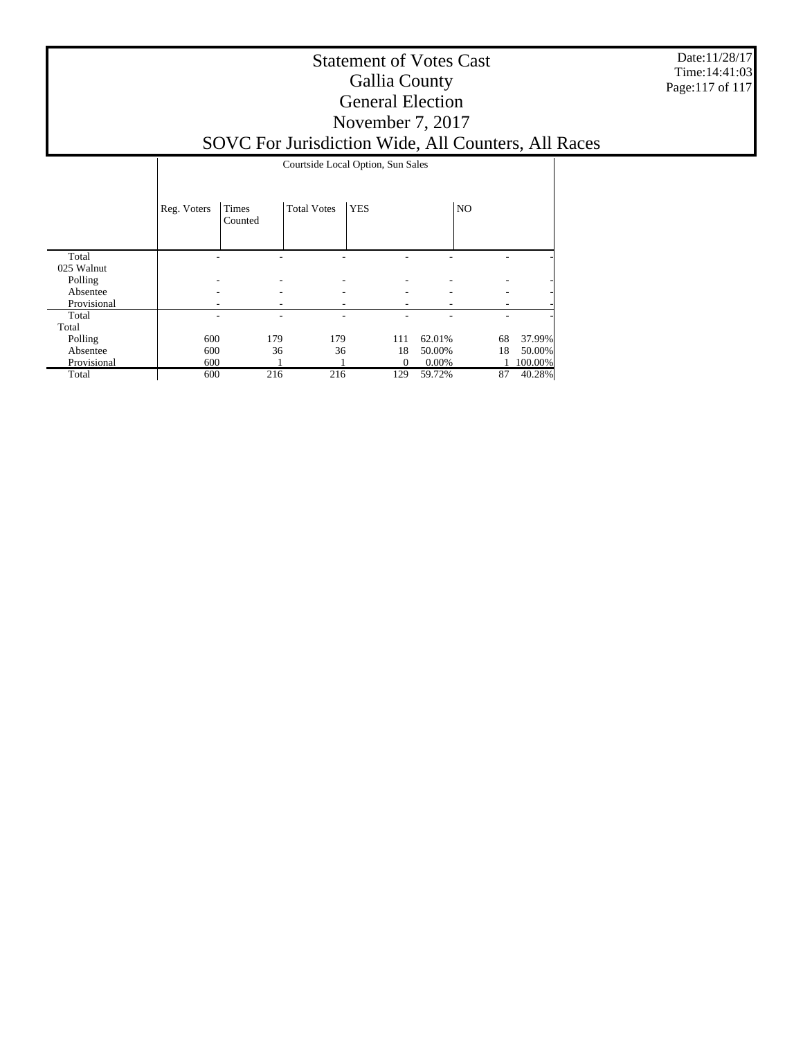# Statement of Votes Cast
# Gallia County
# General Election
# November 7, 2017
# SOVC For Jurisdiction Wide, All Counters, All Races

Date:11/28/17
Time:14:41:03

| | Courtside Local Option, Sun Sales | | | | | | |
|---|---|---|---|---|---|---|---|
| | Reg. Voters | Times Counted | Total Votes | YES | | NO | |
| Total | - | - | - | - | - | - | - |
| 025 Walnut | | | | | | | |
| Polling | - | - | - | - | - | - | - |
| Absentee | - | - | - | - | - | - | - |
| Provisional | - | - | - | - | - | - | - |
| Total | - | - | - | - | - | - | - |
| Total | | | | | | | |
| Polling | 600 | 179 | 179 | 111 | 62.01% | 68 | 37.99% |
| Absentee | 600 | 36 | 36 | 18 | 50.00% | 18 | 50.00% |
| Provisional | 600 | 1 | 1 | 0 | 0.00% | 1 | 100.00% |
| Total | 600 | 216 | 216 | 129 | 59.72% | 87 | 40.28% |